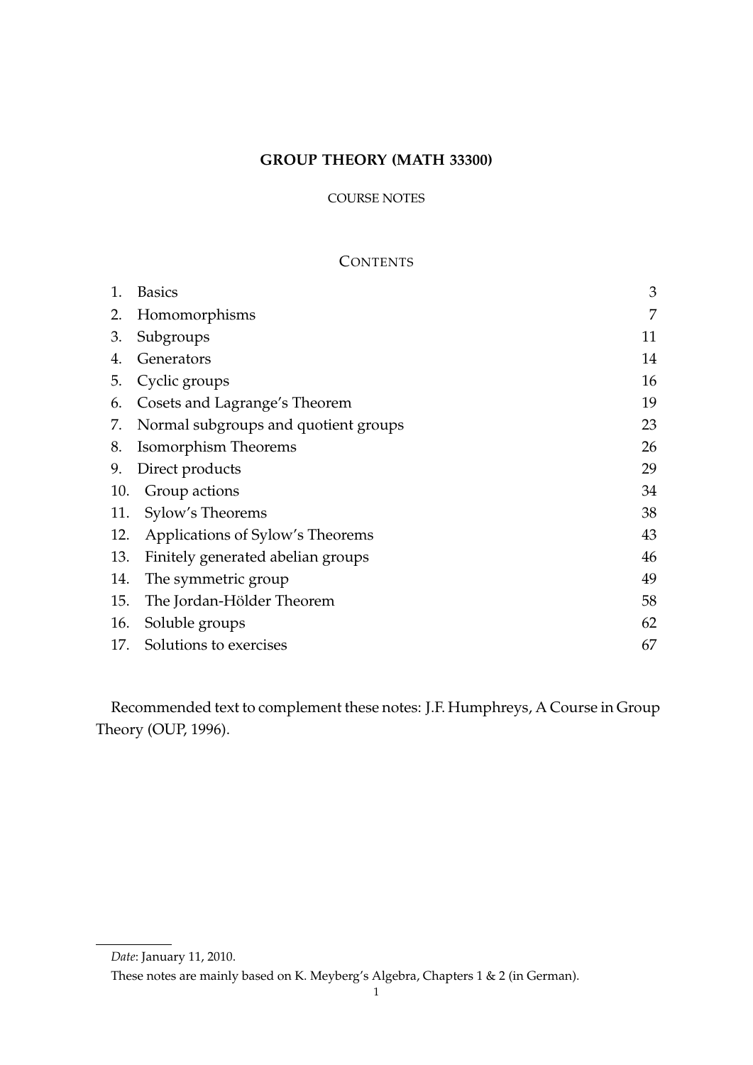# GROUP THEORY (MATH 33300)

COURSE NOTES

## CONTENTS

| | | |
|---|---|---|
| 1. | Basics | 3 |
| 2. | Homomorphisms | 7 |
| 3. | Subgroups | 11 |
| 4. | Generators | 14 |
| 5. | Cyclic groups | 16 |
| 6. | Cosets and Lagrange's Theorem | 19 |
| 7. | Normal subgroups and quotient groups | 23 |
| 8. | Isomorphism Theorems | 26 |
| 9. | Direct products | 29 |
| 10. | Group actions | 34 |
| 11. | Sylow's Theorems | 38 |
| 12. | Applications of Sylow's Theorems | 43 |
| 13. | Finitely generated abelian groups | 46 |
| 14. | The symmetric group | 49 |
| 15. | The Jordan-Hölder Theorem | 58 |
| 16. | Soluble groups | 62 |
| 17. | Solutions to exercises | 67 |

Recommended text to complement these notes: J.F. Humphreys, A Course in Group Theory (OUP, 1996).

---

*Date*: January 11, 2010.

These notes are mainly based on K. Meyberg's Algebra, Chapters 1 & 2 (in German).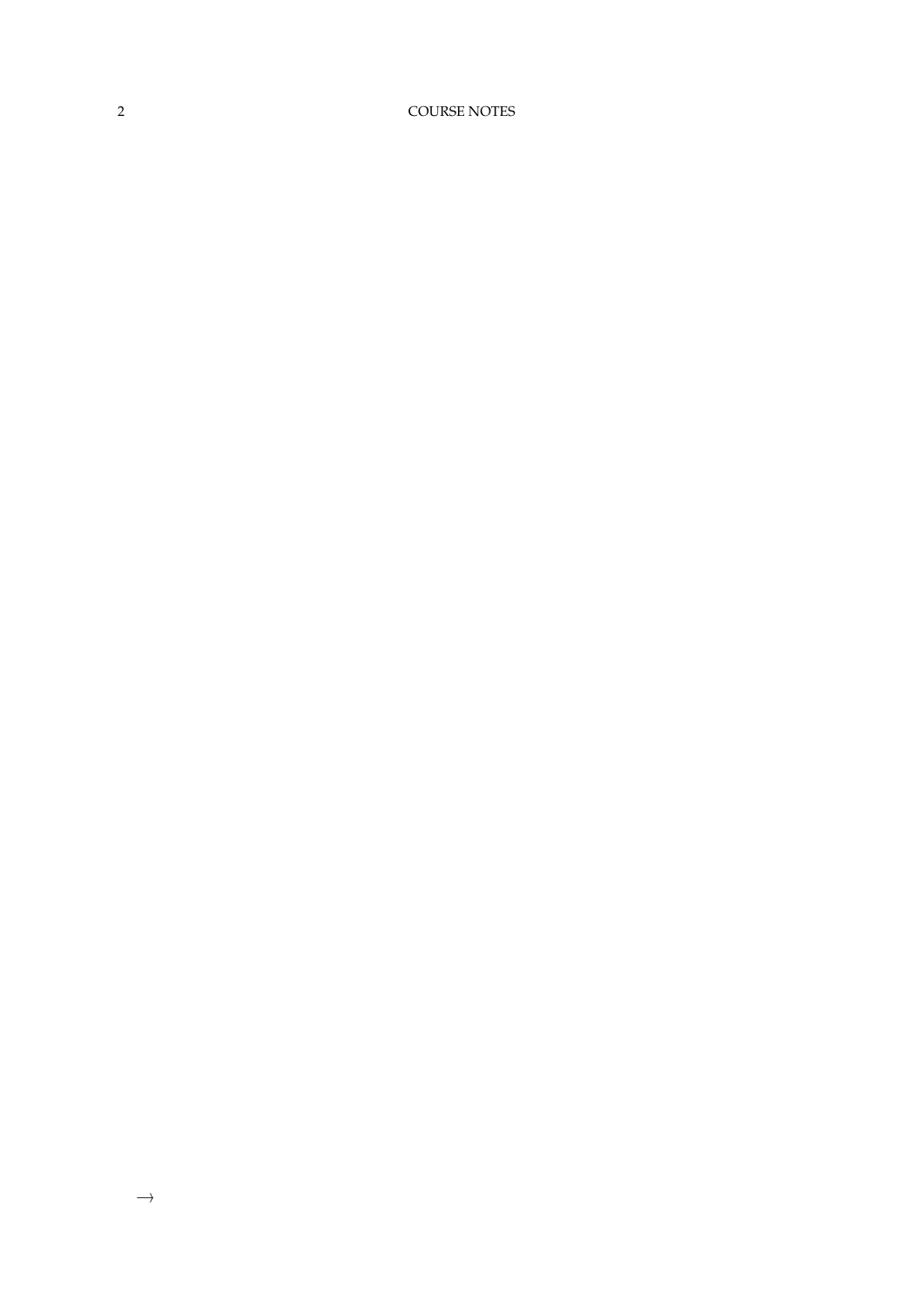$\longrightarrow$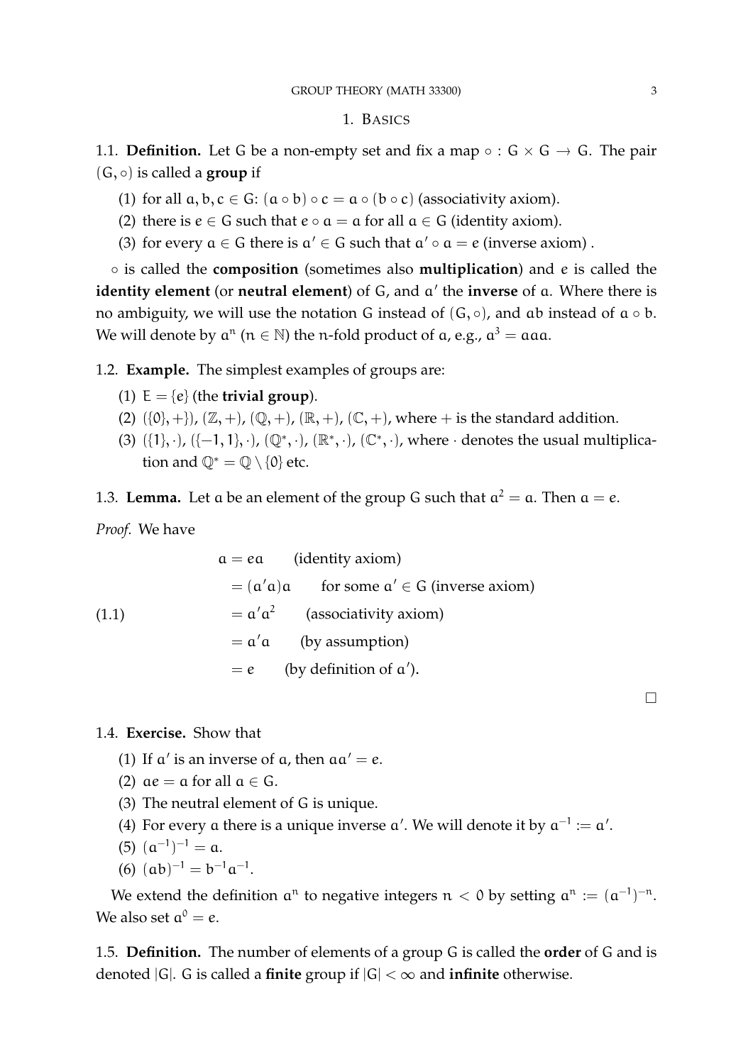## 1. Basics

1.1. **Definition.** Let $G$ be a non-empty set and fix a map $\circ : G \times G \to G$. The pair $(G, \circ)$ is called a **group** if

1. for all $a, b, c \in G$: $(a \circ b) \circ c = a \circ (b \circ c)$ (associativity axiom).
2. there is $e \in G$ such that $e \circ a = a$ for all $a \in G$ (identity axiom).
3. for every $a \in G$ there is $a' \in G$ such that $a' \circ a = e$ (inverse axiom) .

$\circ$ is called the **composition** (sometimes also **multiplication**) and $e$ is called the **identity element** (or **neutral element**) of $G$, and $a'$ the **inverse** of $a$. Where there is no ambiguity, we will use the notation $G$ instead of $(G, \circ)$, and $ab$ instead of $a \circ b$. We will denote by $a^n$ ($n \in \mathbb{N}$) the $n$-fold product of $a$, e.g., $a^3 = aaa$.

1.2. **Example.** The simplest examples of groups are:

1. $E = \{e\}$ (the **trivial group**).
2. $(\{0\}, +)$, $(\mathbb{Z}, +)$, $(\mathbb{Q}, +)$, $(\mathbb{R}, +)$, $(\mathbb{C}, +)$, where $+$ is the standard addition.
3. $(\{1\}, \cdot)$, $(\{-1, 1\}, \cdot)$, $(\mathbb{Q}^*, \cdot)$, $(\mathbb{R}^*, \cdot)$, $(\mathbb{C}^*, \cdot)$, where $\cdot$ denotes the usual multiplication and $\mathbb{Q}^* = \mathbb{Q} \setminus \{0\}$ etc.

1.3. **Lemma.** Let $a$ be an element of the group $G$ such that $a^2 = a$. Then $a = e$.

*Proof.* We have

$$
\begin{aligned}
a &= ea \qquad \text{(identity axiom)} \\
&= (a'a)a \qquad \text{for some } a' \in G \text{ (inverse axiom)} \\
&= a'a^2 \qquad \text{(associativity axiom)} \\
&= a'a \qquad \text{(by assumption)} \\
&= e \qquad \text{(by definition of } a'\text{)}.
\end{aligned}
\tag{1.1}
$$

$\square$

1.4. **Exercise.** Show that

1. If $a'$ is an inverse of $a$, then $aa' = e$.
2. $ae = a$ for all $a \in G$.
3. The neutral element of $G$ is unique.
4. For every $a$ there is a unique inverse $a'$. We will denote it by $a^{-1} := a'$.
5. $(a^{-1})^{-1} = a$.
6. $(ab)^{-1} = b^{-1}a^{-1}$.

We extend the definition $a^n$ to negative integers $n < 0$ by setting $a^n := (a^{-1})^{-n}$. We also set $a^0 = e$.

1.5. **Definition.** The number of elements of a group $G$ is called the **order** of $G$ and is denoted $|G|$. $G$ is called a **finite** group if $|G| < \infty$ and **infinite** otherwise.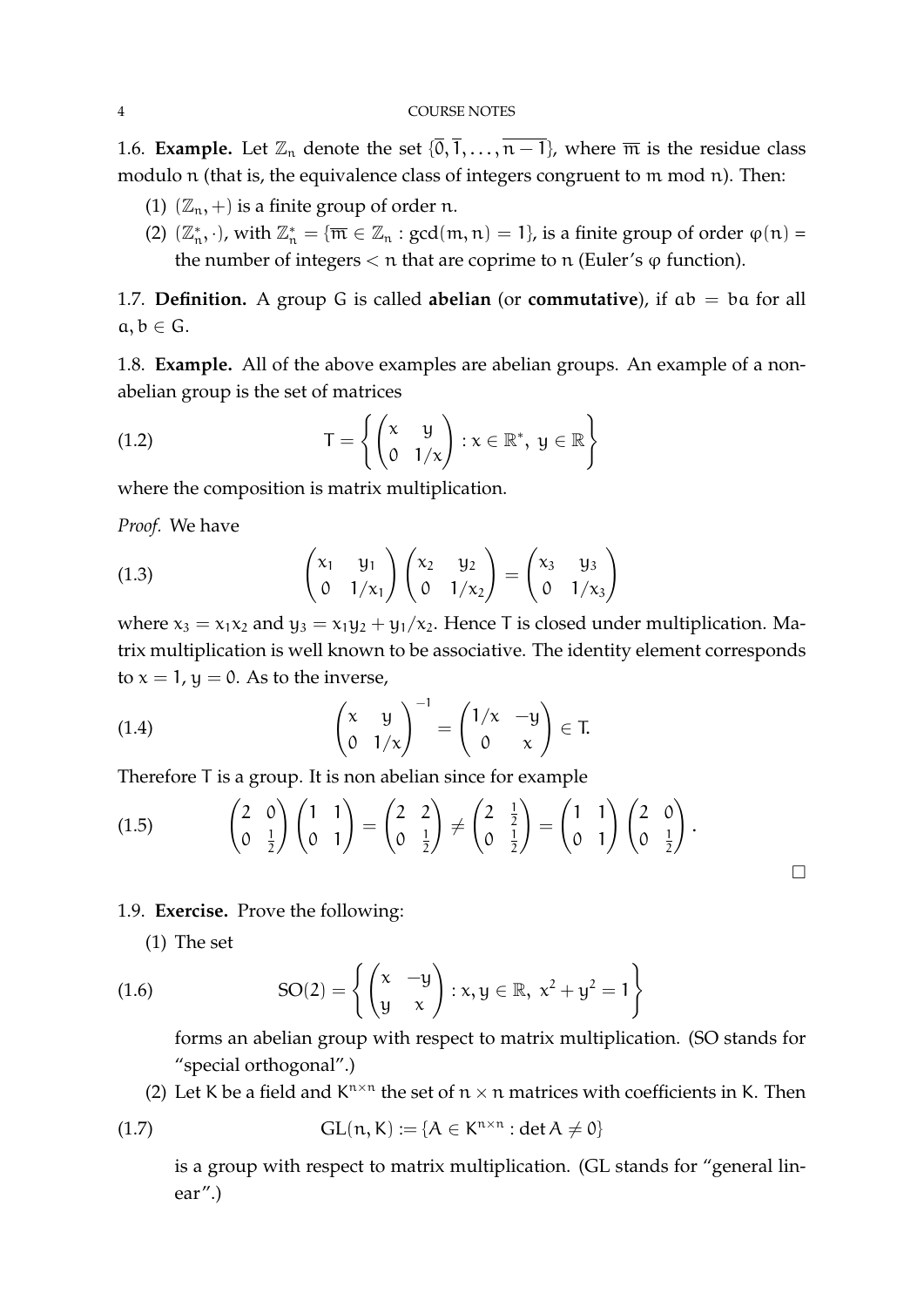1.6. **Example.** Let $\mathbb{Z}_n$ denote the set $\{\overline{0}, \overline{1}, \ldots, \overline{n-1}\}$, where $\overline{m}$ is the residue class modulo $n$ (that is, the equivalence class of integers congruent to $m$ mod $n$). Then:

(1) $(\mathbb{Z}_n, +)$ is a finite group of order $n$.

(2) $(\mathbb{Z}_n^*, \cdot)$, with $\mathbb{Z}_n^* = \{\overline{m} \in \mathbb{Z}_n : \gcd(m, n) = 1\}$, is a finite group of order $\varphi(n)$ = the number of integers $< n$ that are coprime to $n$ (Euler's $\varphi$ function).

1.7. **Definition.** A group $G$ is called **abelian** (or **commutative**), if $ab = ba$ for all $a, b \in G$.

1.8. **Example.** All of the above examples are abelian groups. An example of a non-abelian group is the set of matrices

$$T = \left\{ \begin{pmatrix} x & y \\ 0 & 1/x \end{pmatrix} : x \in \mathbb{R}^*,\ y \in \mathbb{R} \right\} \tag{1.2}$$

where the composition is matrix multiplication.

*Proof.* We have

$$\begin{pmatrix} x_1 & y_1 \\ 0 & 1/x_1 \end{pmatrix} \begin{pmatrix} x_2 & y_2 \\ 0 & 1/x_2 \end{pmatrix} = \begin{pmatrix} x_3 & y_3 \\ 0 & 1/x_3 \end{pmatrix} \tag{1.3}$$

where $x_3 = x_1 x_2$ and $y_3 = x_1 y_2 + y_1/x_2$. Hence $T$ is closed under multiplication. Matrix multiplication is well known to be associative. The identity element corresponds to $x = 1$, $y = 0$. As to the inverse,

$$\begin{pmatrix} x & y \\ 0 & 1/x \end{pmatrix}^{-1} = \begin{pmatrix} 1/x & -y \\ 0 & x \end{pmatrix} \in T. \tag{1.4}$$

Therefore $T$ is a group. It is non abelian since for example

$$\begin{pmatrix} 2 & 0 \\ 0 & \frac{1}{2} \end{pmatrix} \begin{pmatrix} 1 & 1 \\ 0 & 1 \end{pmatrix} = \begin{pmatrix} 2 & 2 \\ 0 & \frac{1}{2} \end{pmatrix} \neq \begin{pmatrix} 2 & \frac{1}{2} \\ 0 & \frac{1}{2} \end{pmatrix} = \begin{pmatrix} 1 & 1 \\ 0 & 1 \end{pmatrix} \begin{pmatrix} 2 & 0 \\ 0 & \frac{1}{2} \end{pmatrix}. \tag{1.5}$$

□

1.9. **Exercise.** Prove the following:

(1) The set

$$\mathrm{SO}(2) = \left\{ \begin{pmatrix} x & -y \\ y & x \end{pmatrix} : x, y \in \mathbb{R},\ x^2 + y^2 = 1 \right\} \tag{1.6}$$

forms an abelian group with respect to matrix multiplication. (SO stands for "special orthogonal".)

(2) Let $K$ be a field and $K^{n \times n}$ the set of $n \times n$ matrices with coefficients in $K$. Then

$$\mathrm{GL}(n, K) := \{A \in K^{n \times n} : \det A \neq 0\} \tag{1.7}$$

is a group with respect to matrix multiplication. (GL stands for "general linear".)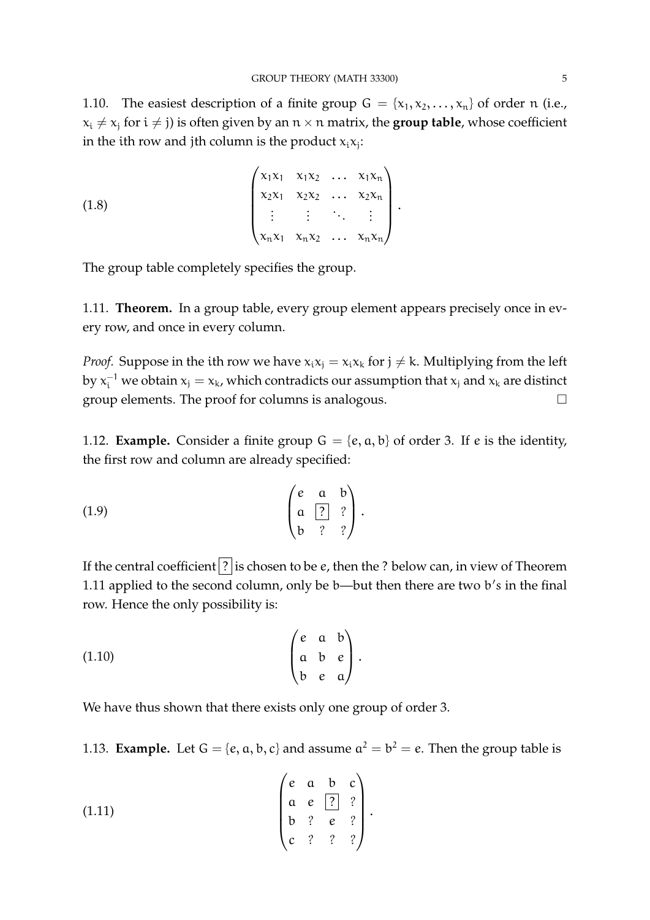1.10. The easiest description of a finite group $G = \{x_1, x_2, \ldots, x_n\}$ of order $n$ (i.e., $x_i \neq x_j$ for $i \neq j$) is often given by an $n \times n$ matrix, the **group table**, whose coefficient in the $i$th row and $j$th column is the product $x_i x_j$:

$$
\begin{pmatrix}
x_1x_1 & x_1x_2 & \ldots & x_1x_n \\
x_2x_1 & x_2x_2 & \ldots & x_2x_n \\
\vdots & \vdots & \ddots & \vdots \\
x_nx_1 & x_nx_2 & \ldots & x_nx_n
\end{pmatrix}. \tag{1.8}
$$

The group table completely specifies the group.

1.11. **Theorem.** In a group table, every group element appears precisely once in every row, and once in every column.

*Proof.* Suppose in the $i$th row we have $x_i x_j = x_i x_k$ for $j \neq k$. Multiplying from the left by $x_i^{-1}$ we obtain $x_j = x_k$, which contradicts our assumption that $x_j$ and $x_k$ are distinct group elements. The proof for columns is analogous. □

1.12. **Example.** Consider a finite group $G = \{e, a, b\}$ of order 3. If $e$ is the identity, the first row and column are already specified:

$$
\begin{pmatrix}
e & a & b \\
a & \boxed{?} & ? \\
b & ? & ?
\end{pmatrix}. \tag{1.9}
$$

If the central coefficient $\boxed{?}$ is chosen to be $e$, then the ? below can, in view of Theorem 1.11 applied to the second column, only be $b$—but then there are two $b$'s in the final row. Hence the only possibility is:

$$
\begin{pmatrix}
e & a & b \\
a & b & e \\
b & e & a
\end{pmatrix}. \tag{1.10}
$$

We have thus shown that there exists only one group of order 3.

1.13. **Example.** Let $G = \{e, a, b, c\}$ and assume $a^2 = b^2 = e$. Then the group table is

$$
\begin{pmatrix}
e & a & b & c \\
a & e & \boxed{?} & ? \\
b & ? & e & ? \\
c & ? & ? & ?
\end{pmatrix}. \tag{1.11}
$$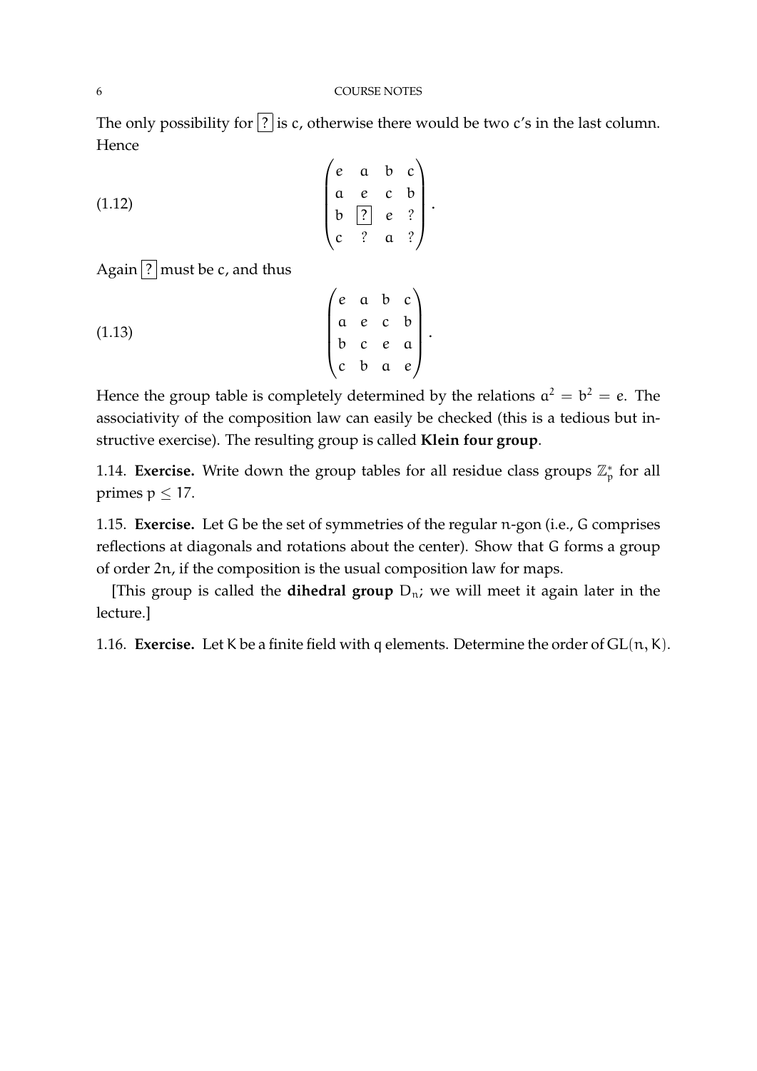The only possibility for $\boxed{?}$ is c, otherwise there would be two c's in the last column. Hence

$$\begin{pmatrix} e & a & b & c \\ a & e & c & b \\ b & \boxed{?} & e & ? \\ c & ? & a & ? \end{pmatrix}. \tag{1.12}$$

Again $\boxed{?}$ must be c, and thus

$$\begin{pmatrix} e & a & b & c \\ a & e & c & b \\ b & c & e & a \\ c & b & a & e \end{pmatrix}. \tag{1.13}$$

Hence the group table is completely determined by the relations $a^2 = b^2 = e$. The associativity of the composition law can easily be checked (this is a tedious but instructive exercise). The resulting group is called **Klein four group**.

1.14. **Exercise.** Write down the group tables for all residue class groups $\mathbb{Z}_p^*$ for all primes $p \leq 17$.

1.15. **Exercise.** Let G be the set of symmetries of the regular n-gon (i.e., G comprises reflections at diagonals and rotations about the center). Show that G forms a group of order $2n$, if the composition is the usual composition law for maps.

[This group is called the **dihedral group** $D_n$; we will meet it again later in the lecture.]

1.16. **Exercise.** Let K be a finite field with q elements. Determine the order of $GL(n, K)$.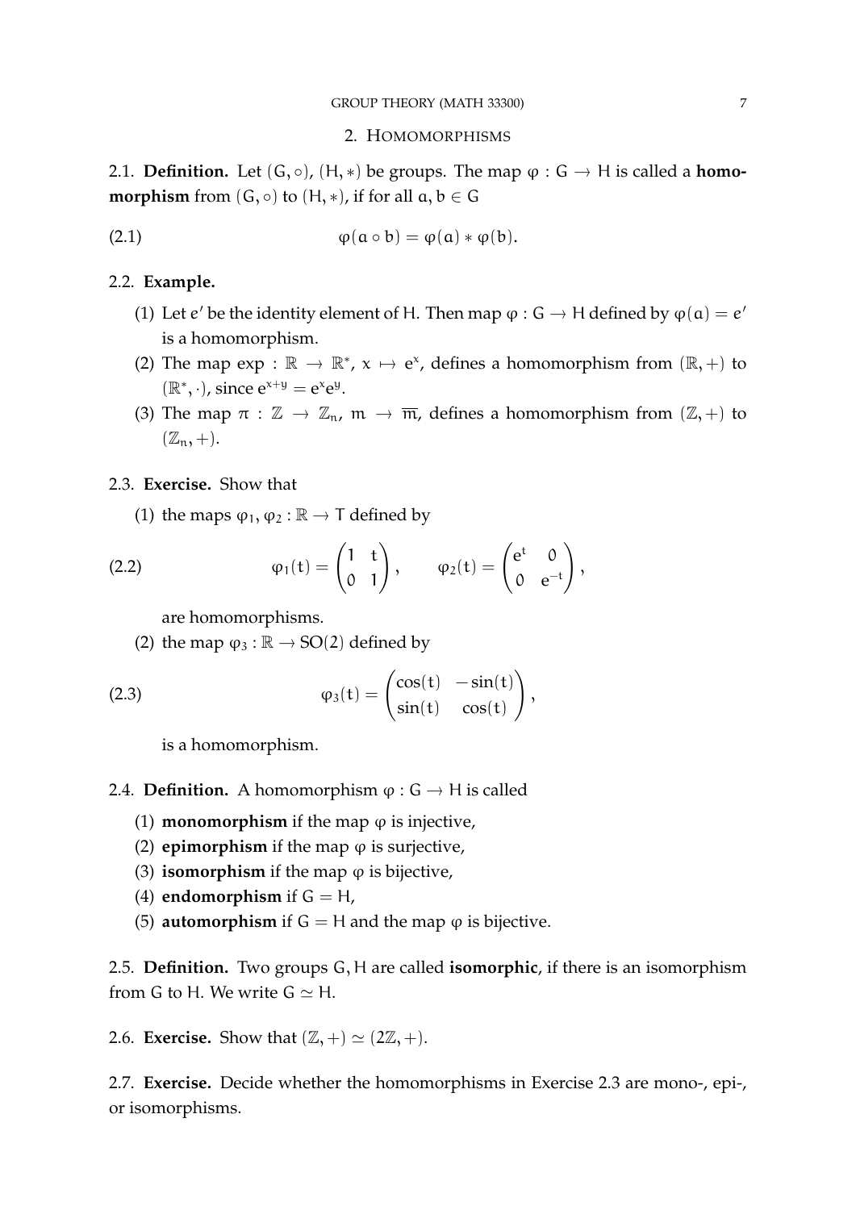## 2. Homomorphisms

2.1. **Definition.** Let $(G, \circ)$, $(H, *)$ be groups. The map $\varphi : G \to H$ is called a **homomorphism** from $(G, \circ)$ to $(H, *)$, if for all $a, b \in G$

$$\varphi(a \circ b) = \varphi(a) * \varphi(b). \tag{2.1}$$

2.2. **Example.**

(1) Let $e'$ be the identity element of $H$. Then map $\varphi : G \to H$ defined by $\varphi(a) = e'$ is a homomorphism.

(2) The map $\exp : \mathbb{R} \to \mathbb{R}^*$, $x \mapsto e^x$, defines a homomorphism from $(\mathbb{R}, +)$ to $(\mathbb{R}^*, \cdot)$, since $e^{x+y} = e^x e^y$.

(3) The map $\pi : \mathbb{Z} \to \mathbb{Z}_n$, $m \to \overline{m}$, defines a homomorphism from $(\mathbb{Z}, +)$ to $(\mathbb{Z}_n, +)$.

2.3. **Exercise.** Show that

(1) the maps $\varphi_1, \varphi_2 : \mathbb{R} \to T$ defined by

$$\varphi_1(t) = \begin{pmatrix} 1 & t \\ 0 & 1 \end{pmatrix}, \qquad \varphi_2(t) = \begin{pmatrix} e^t & 0 \\ 0 & e^{-t} \end{pmatrix}, \tag{2.2}$$

are homomorphisms.

(2) the map $\varphi_3 : \mathbb{R} \to SO(2)$ defined by

$$\varphi_3(t) = \begin{pmatrix} \cos(t) & -\sin(t) \\ \sin(t) & \cos(t) \end{pmatrix}, \tag{2.3}$$

is a homomorphism.

2.4. **Definition.** A homomorphism $\varphi : G \to H$ is called

(1) **monomorphism** if the map $\varphi$ is injective,

(2) **epimorphism** if the map $\varphi$ is surjective,

(3) **isomorphism** if the map $\varphi$ is bijective,

(4) **endomorphism** if $G = H$,

(5) **automorphism** if $G = H$ and the map $\varphi$ is bijective.

2.5. **Definition.** Two groups $G, H$ are called **isomorphic**, if there is an isomorphism from $G$ to $H$. We write $G \simeq H$.

2.6. **Exercise.** Show that $(\mathbb{Z}, +) \simeq (2\mathbb{Z}, +)$.

2.7. **Exercise.** Decide whether the homomorphisms in Exercise 2.3 are mono-, epi-, or isomorphisms.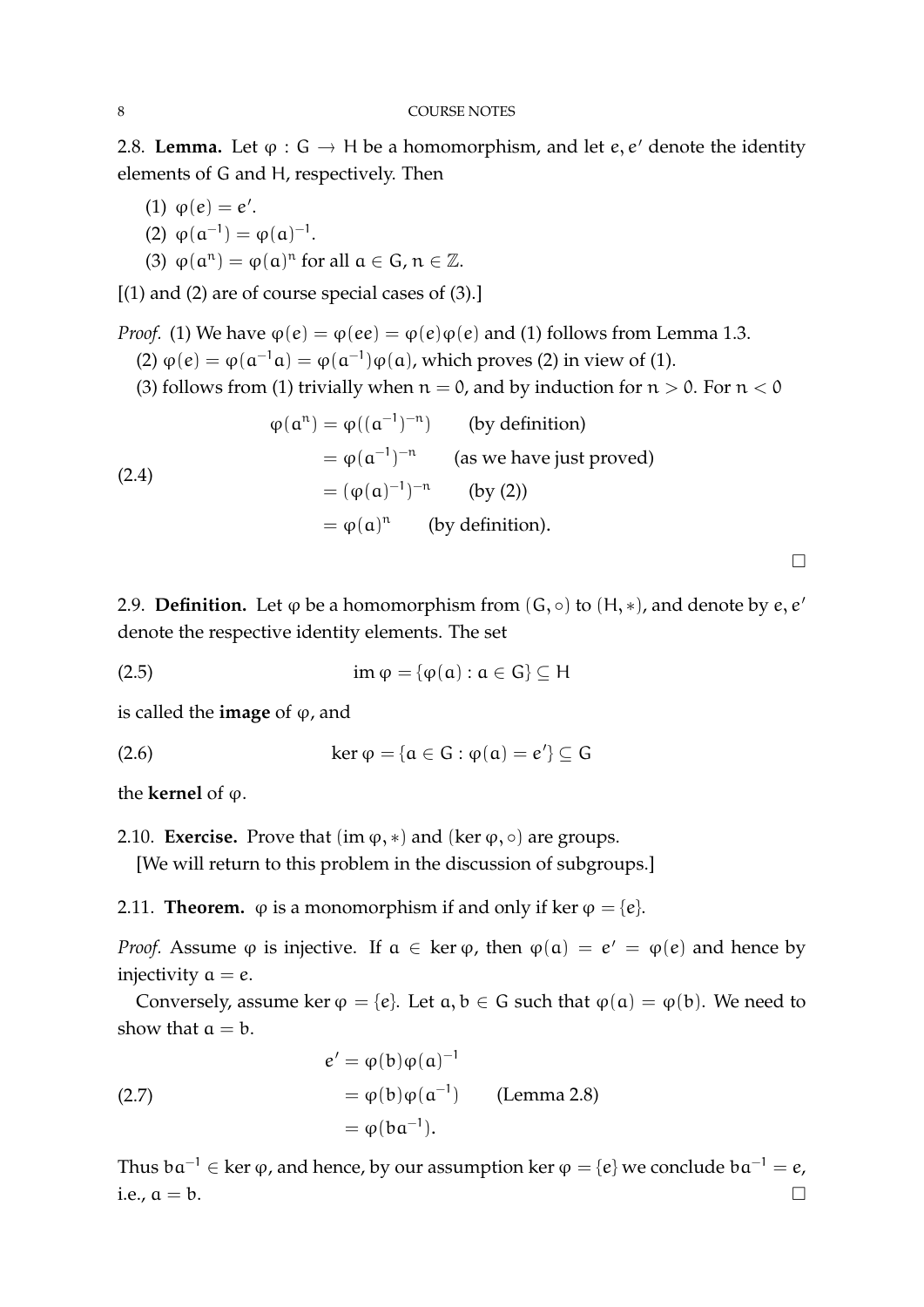2.8. **Lemma.** Let $\varphi : G \to H$ be a homomorphism, and let $e, e'$ denote the identity elements of $G$ and $H$, respectively. Then

(1) $\varphi(e) = e'$.
(2) $\varphi(a^{-1}) = \varphi(a)^{-1}$.
(3) $\varphi(a^n) = \varphi(a)^n$ for all $a \in G$, $n \in \mathbb{Z}$.

[(1) and (2) are of course special cases of (3).]

*Proof.* (1) We have $\varphi(e) = \varphi(ee) = \varphi(e)\varphi(e)$ and (1) follows from Lemma 1.3.

(2) $\varphi(e) = \varphi(a^{-1}a) = \varphi(a^{-1})\varphi(a)$, which proves (2) in view of (1).

(3) follows from (1) trivially when $n = 0$, and by induction for $n > 0$. For $n < 0$

$$
\begin{aligned}
\varphi(a^n) &= \varphi((a^{-1})^{-n}) && \text{(by definition)} \\
&= \varphi(a^{-1})^{-n} && \text{(as we have just proved)} \\
&= (\varphi(a)^{-1})^{-n} && \text{(by (2))} \\
&= \varphi(a)^n && \text{(by definition).}
\end{aligned}
\tag{2.4}
$$

□

2.9. **Definition.** Let $\varphi$ be a homomorphism from $(G, \circ)$ to $(H, *)$, and denote by $e, e'$ denote the respective identity elements. The set

$$\operatorname{im} \varphi = \{\varphi(a) : a \in G\} \subseteq H \tag{2.5}$$

is called the **image** of $\varphi$, and

$$\ker \varphi = \{a \in G : \varphi(a) = e'\} \subseteq G \tag{2.6}$$

the **kernel** of $\varphi$.

2.10. **Exercise.** Prove that $(\operatorname{im} \varphi, *)$ and $(\ker \varphi, \circ)$ are groups.

[We will return to this problem in the discussion of subgroups.]

2.11. **Theorem.** $\varphi$ is a monomorphism if and only if $\ker \varphi = \{e\}$.

*Proof.* Assume $\varphi$ is injective. If $a \in \ker \varphi$, then $\varphi(a) = e' = \varphi(e)$ and hence by injectivity $a = e$.

Conversely, assume $\ker \varphi = \{e\}$. Let $a, b \in G$ such that $\varphi(a) = \varphi(b)$. We need to show that $a = b$.

$$
\begin{aligned}
e' &= \varphi(b)\varphi(a)^{-1} \\
&= \varphi(b)\varphi(a^{-1}) && \text{(Lemma 2.8)} \\
&= \varphi(ba^{-1}).
\end{aligned}
\tag{2.7}
$$

Thus $ba^{-1} \in \ker \varphi$, and hence, by our assumption $\ker \varphi = \{e\}$ we conclude $ba^{-1} = e$, i.e., $a = b$. □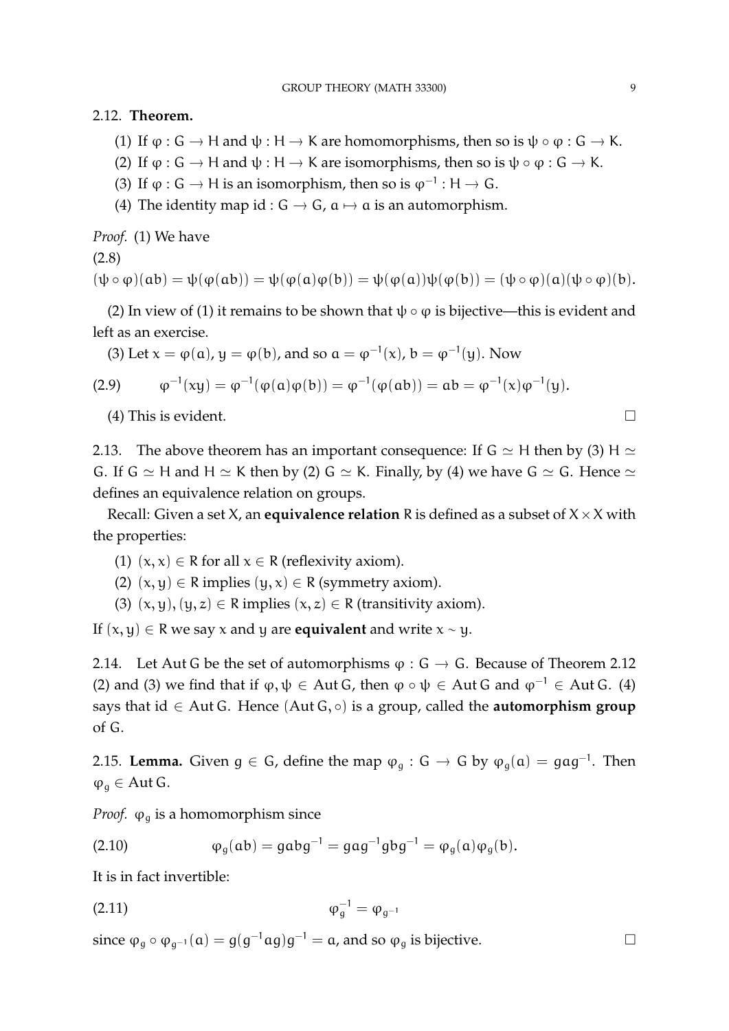2.12. **Theorem.**

(1) If $\varphi : G \to H$ and $\psi : H \to K$ are homomorphisms, then so is $\psi \circ \varphi : G \to K$.
(2) If $\varphi : G \to H$ and $\psi : H \to K$ are isomorphisms, then so is $\psi \circ \varphi : G \to K$.
(3) If $\varphi : G \to H$ is an isomorphism, then so is $\varphi^{-1} : H \to G$.
(4) The identity map $\mathrm{id} : G \to G$, $a \mapsto a$ is an automorphism.

*Proof.* (1) We have

(2.8)

$$(\psi \circ \varphi)(ab) = \psi(\varphi(ab)) = \psi(\varphi(a)\varphi(b)) = \psi(\varphi(a))\psi(\varphi(b)) = (\psi \circ \varphi)(a)(\psi \circ \varphi)(b).$$

(2) In view of (1) it remains to be shown that $\psi \circ \varphi$ is bijective—this is evident and left as an exercise.

(3) Let $x = \varphi(a)$, $y = \varphi(b)$, and so $a = \varphi^{-1}(x)$, $b = \varphi^{-1}(y)$. Now

$$\varphi^{-1}(xy) = \varphi^{-1}(\varphi(a)\varphi(b)) = \varphi^{-1}(\varphi(ab)) = ab = \varphi^{-1}(x)\varphi^{-1}(y). \tag{2.9}$$

(4) This is evident. □

2.13. The above theorem has an important consequence: If $G \simeq H$ then by (3) $H \simeq G$. If $G \simeq H$ and $H \simeq K$ then by (2) $G \simeq K$. Finally, by (4) we have $G \simeq G$. Hence $\simeq$ defines an equivalence relation on groups.

Recall: Given a set $X$, an **equivalence relation** $R$ is defined as a subset of $X \times X$ with the properties:

(1) $(x, x) \in R$ for all $x \in R$ (reflexivity axiom).
(2) $(x, y) \in R$ implies $(y, x) \in R$ (symmetry axiom).
(3) $(x, y), (y, z) \in R$ implies $(x, z) \in R$ (transitivity axiom).

If $(x, y) \in R$ we say $x$ and $y$ are **equivalent** and write $x \sim y$.

2.14. Let $\operatorname{Aut} G$ be the set of automorphisms $\varphi : G \to G$. Because of Theorem 2.12 (2) and (3) we find that if $\varphi, \psi \in \operatorname{Aut} G$, then $\varphi \circ \psi \in \operatorname{Aut} G$ and $\varphi^{-1} \in \operatorname{Aut} G$. (4) says that $\mathrm{id} \in \operatorname{Aut} G$. Hence $(\operatorname{Aut} G, \circ)$ is a group, called the **automorphism group** of $G$.

2.15. **Lemma.** Given $g \in G$, define the map $\varphi_g : G \to G$ by $\varphi_g(a) = gag^{-1}$. Then $\varphi_g \in \operatorname{Aut} G$.

*Proof.* $\varphi_g$ is a homomorphism since

$$\varphi_g(ab) = gabg^{-1} = gag^{-1}gbg^{-1} = \varphi_g(a)\varphi_g(b). \tag{2.10}$$

It is in fact invertible:

$$\varphi_g^{-1} = \varphi_{g^{-1}} \tag{2.11}$$

since $\varphi_g \circ \varphi_{g^{-1}}(a) = g(g^{-1}ag)g^{-1} = a$, and so $\varphi_g$ is bijective. □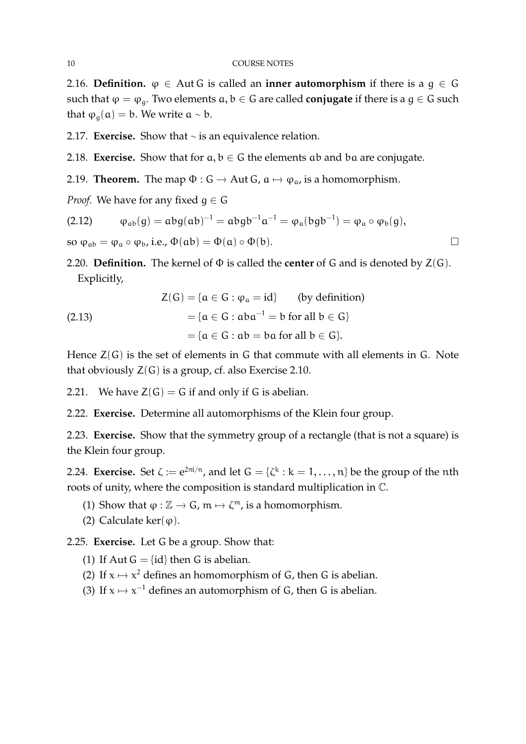2.16. **Definition.** $\varphi \in \operatorname{Aut} G$ is called an **inner automorphism** if there is a $g \in G$ such that $\varphi = \varphi_g$. Two elements $a, b \in G$ are called **conjugate** if there is a $g \in G$ such that $\varphi_g(a) = b$. We write $a \sim b$.

2.17. **Exercise.** Show that $\sim$ is an equivalence relation.

2.18. **Exercise.** Show that for $a, b \in G$ the elements $ab$ and $ba$ are conjugate.

2.19. **Theorem.** The map $\Phi : G \to \operatorname{Aut} G$, $a \mapsto \varphi_a$, is a homomorphism.

*Proof.* We have for any fixed $g \in G$

$$\varphi_{ab}(g) = abg(ab)^{-1} = abgb^{-1}a^{-1} = \varphi_a(bgb^{-1}) = \varphi_a \circ \varphi_b(g), \tag{2.12}$$

so $\varphi_{ab} = \varphi_a \circ \varphi_b$, i.e., $\Phi(ab) = \Phi(a) \circ \Phi(b)$. $\square$

2.20. **Definition.** The kernel of $\Phi$ is called the **center** of G and is denoted by $Z(G)$. Explicitly,

$$\begin{aligned} Z(G) &= \{a \in G : \varphi_a = \mathrm{id}\} \qquad \text{(by definition)} \\ &= \{a \in G : aba^{-1} = b \text{ for all } b \in G\} \\ &= \{a \in G : ab = ba \text{ for all } b \in G\}. \end{aligned} \tag{2.13}$$

Hence $Z(G)$ is the set of elements in G that commute with all elements in G. Note that obviously $Z(G)$ is a group, cf. also Exercise 2.10.

2.21. We have $Z(G) = G$ if and only if G is abelian.

2.22. **Exercise.** Determine all automorphisms of the Klein four group.

2.23. **Exercise.** Show that the symmetry group of a rectangle (that is not a square) is the Klein four group.

2.24. **Exercise.** Set $\zeta := e^{2\pi i/n}$, and let $G = \{\zeta^k : k = 1, \dots, n\}$ be the group of the $n$th roots of unity, where the composition is standard multiplication in $\mathbb{C}$.

1. Show that $\varphi : \mathbb{Z} \to G$, $m \mapsto \zeta^m$, is a homomorphism.
2. Calculate $\ker(\varphi)$.

2.25. **Exercise.** Let G be a group. Show that:

1. If $\operatorname{Aut} G = \{\mathrm{id}\}$ then G is abelian.
2. If $x \mapsto x^2$ defines an homomorphism of G, then G is abelian.
3. If $x \mapsto x^{-1}$ defines an automorphism of G, then G is abelian.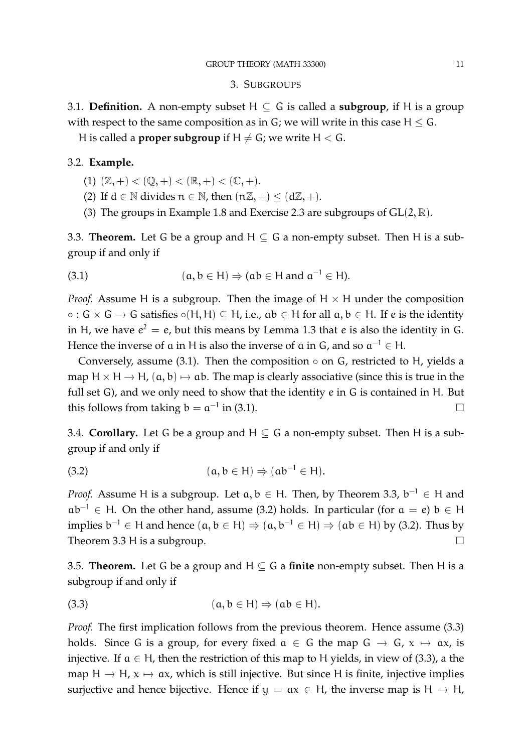## 3. Subgroups

3.1. **Definition.** A non-empty subset $H \subseteq G$ is called a **subgroup**, if $H$ is a group with respect to the same composition as in $G$; we will write in this case $H \leq G$.

$H$ is called a **proper subgroup** if $H \neq G$; we write $H < G$.

3.2. **Example.**

(1) $(\mathbb{Z}, +) < (\mathbb{Q}, +) < (\mathbb{R}, +) < (\mathbb{C}, +)$.

(2) If $d \in \mathbb{N}$ divides $n \in \mathbb{N}$, then $(n\mathbb{Z}, +) \leq (d\mathbb{Z}, +)$.

(3) The groups in Example 1.8 and Exercise 2.3 are subgroups of $GL(2, \mathbb{R})$.

3.3. **Theorem.** Let $G$ be a group and $H \subseteq G$ a non-empty subset. Then $H$ is a subgroup if and only if

$$(a, b \in H) \Rightarrow (ab \in H \text{ and } a^{-1} \in H). \tag{3.1}$$

*Proof.* Assume $H$ is a subgroup. Then the image of $H \times H$ under the composition $\circ : G \times G \to G$ satisfies $\circ(H, H) \subseteq H$, i.e., $ab \in H$ for all $a, b \in H$. If $e$ is the identity in $H$, we have $e^2 = e$, but this means by Lemma 1.3 that $e$ is also the identity in $G$. Hence the inverse of $a$ in $H$ is also the inverse of $a$ in $G$, and so $a^{-1} \in H$.

Conversely, assume (3.1). Then the composition $\circ$ on $G$, restricted to $H$, yields a map $H \times H \to H$, $(a, b) \mapsto ab$. The map is clearly associative (since this is true in the full set $G$), and we only need to show that the identity $e$ in $G$ is contained in $H$. But this follows from taking $b = a^{-1}$ in (3.1). □

3.4. **Corollary.** Let $G$ be a group and $H \subseteq G$ a non-empty subset. Then $H$ is a subgroup if and only if

$$(a, b \in H) \Rightarrow (ab^{-1} \in H). \tag{3.2}$$

*Proof.* Assume $H$ is a subgroup. Let $a, b \in H$. Then, by Theorem 3.3, $b^{-1} \in H$ and $ab^{-1} \in H$. On the other hand, assume (3.2) holds. In particular (for $a = e$) $b \in H$ implies $b^{-1} \in H$ and hence $(a, b \in H) \Rightarrow (a, b^{-1} \in H) \Rightarrow (ab \in H)$ by (3.2). Thus by Theorem 3.3 $H$ is a subgroup. □

3.5. **Theorem.** Let $G$ be a group and $H \subseteq G$ a **finite** non-empty subset. Then $H$ is a subgroup if and only if

$$(a, b \in H) \Rightarrow (ab \in H). \tag{3.3}$$

*Proof.* The first implication follows from the previous theorem. Hence assume (3.3) holds. Since $G$ is a group, for every fixed $a \in G$ the map $G \to G$, $x \mapsto ax$, is injective. If $a \in H$, then the restriction of this map to $H$ yields, in view of (3.3), a the map $H \to H$, $x \mapsto ax$, which is still injective. But since $H$ is finite, injective implies surjective and hence bijective. Hence if $y = ax \in H$, the inverse map is $H \to H$,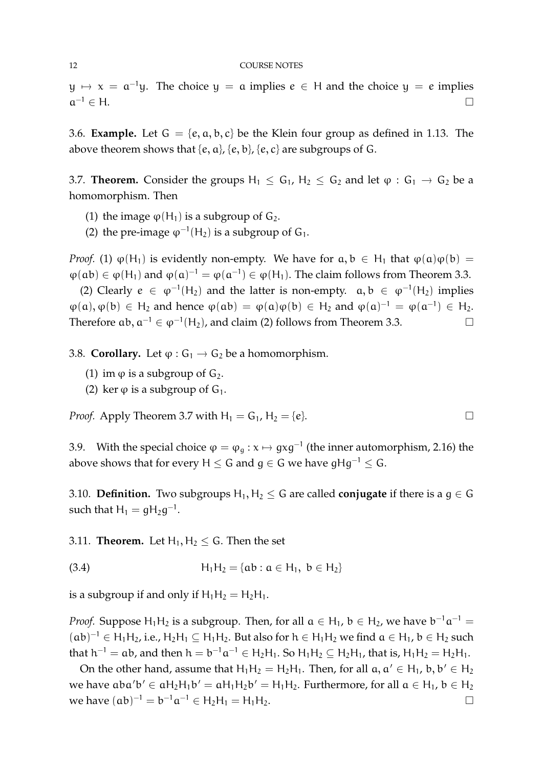$y \mapsto x = a^{-1}y$. The choice $y = a$ implies $e \in H$ and the choice $y = e$ implies $a^{-1} \in H$. ☐

3.6. **Example.** Let $G = \{e, a, b, c\}$ be the Klein four group as defined in 1.13. The above theorem shows that $\{e, a\}, \{e, b\}, \{e, c\}$ are subgroups of G.

3.7. **Theorem.** Consider the groups $H_1 \leq G_1$, $H_2 \leq G_2$ and let $\varphi : G_1 \to G_2$ be a homomorphism. Then

(1) the image $\varphi(H_1)$ is a subgroup of $G_2$.
(2) the pre-image $\varphi^{-1}(H_2)$ is a subgroup of $G_1$.

*Proof.* (1) $\varphi(H_1)$ is evidently non-empty. We have for $a, b \in H_1$ that $\varphi(a)\varphi(b) = \varphi(ab) \in \varphi(H_1)$ and $\varphi(a)^{-1} = \varphi(a^{-1}) \in \varphi(H_1)$. The claim follows from Theorem 3.3.

(2) Clearly $e \in \varphi^{-1}(H_2)$ and the latter is non-empty. $a, b \in \varphi^{-1}(H_2)$ implies $\varphi(a), \varphi(b) \in H_2$ and hence $\varphi(ab) = \varphi(a)\varphi(b) \in H_2$ and $\varphi(a)^{-1} = \varphi(a^{-1}) \in H_2$. Therefore $ab, a^{-1} \in \varphi^{-1}(H_2)$, and claim (2) follows from Theorem 3.3. ☐

3.8. **Corollary.** Let $\varphi : G_1 \to G_2$ be a homomorphism.

(1) $\operatorname{im} \varphi$ is a subgroup of $G_2$.
(2) $\ker \varphi$ is a subgroup of $G_1$.

*Proof.* Apply Theorem 3.7 with $H_1 = G_1$, $H_2 = \{e\}$. ☐

3.9. With the special choice $\varphi = \varphi_g : x \mapsto gxg^{-1}$ (the inner automorphism, 2.16) the above shows that for every $H \leq G$ and $g \in G$ we have $gHg^{-1} \leq G$.

3.10. **Definition.** Two subgroups $H_1, H_2 \leq G$ are called **conjugate** if there is a $g \in G$ such that $H_1 = gH_2g^{-1}$.

3.11. **Theorem.** Let $H_1, H_2 \leq G$. Then the set

$$H_1H_2 = \{ab : a \in H_1,\ b \in H_2\} \tag{3.4}$$

is a subgroup if and only if $H_1H_2 = H_2H_1$.

*Proof.* Suppose $H_1H_2$ is a subgroup. Then, for all $a \in H_1$, $b \in H_2$, we have $b^{-1}a^{-1} = (ab)^{-1} \in H_1H_2$, i.e., $H_2H_1 \subseteq H_1H_2$. But also for $h \in H_1H_2$ we find $a \in H_1$, $b \in H_2$ such that $h^{-1} = ab$, and then $h = b^{-1}a^{-1} \in H_2H_1$. So $H_1H_2 \subseteq H_2H_1$, that is, $H_1H_2 = H_2H_1$.

On the other hand, assume that $H_1H_2 = H_2H_1$. Then, for all $a, a' \in H_1$, $b, b' \in H_2$ we have $aba'b' \in aH_2H_1b' = aH_1H_2b' = H_1H_2$. Furthermore, for all $a \in H_1$, $b \in H_2$ we have $(ab)^{-1} = b^{-1}a^{-1} \in H_2H_1 = H_1H_2$. ☐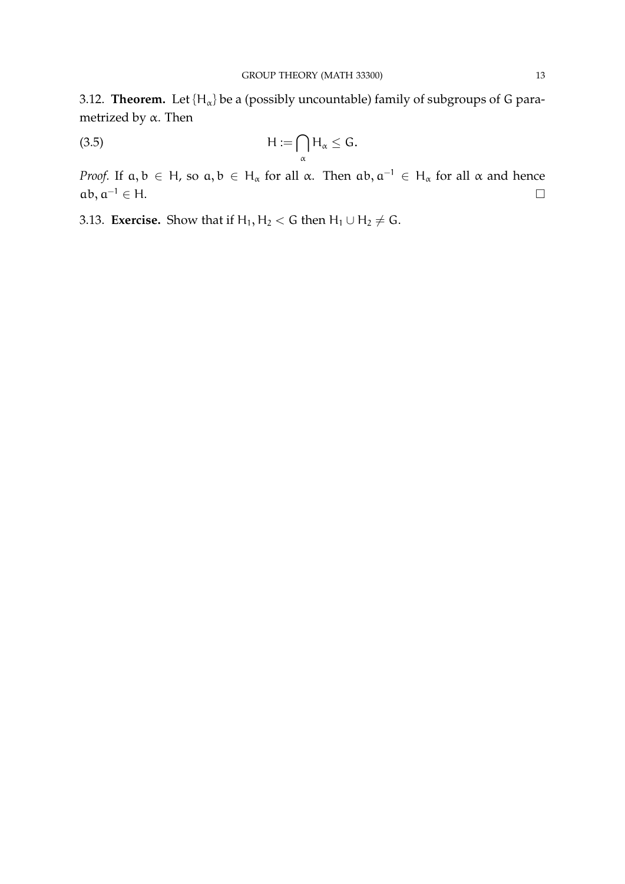3.12. **Theorem.** Let $\{H_\alpha\}$ be a (possibly uncountable) family of subgroups of $G$ parametrized by $\alpha$. Then

$$H := \bigcap_\alpha H_\alpha \leq G. \tag{3.5}$$

*Proof.* If $a, b \in H$, so $a, b \in H_\alpha$ for all $\alpha$. Then $ab, a^{-1} \in H_\alpha$ for all $\alpha$ and hence $ab, a^{-1} \in H$. □

3.13. **Exercise.** Show that if $H_1, H_2 < G$ then $H_1 \cup H_2 \neq G$.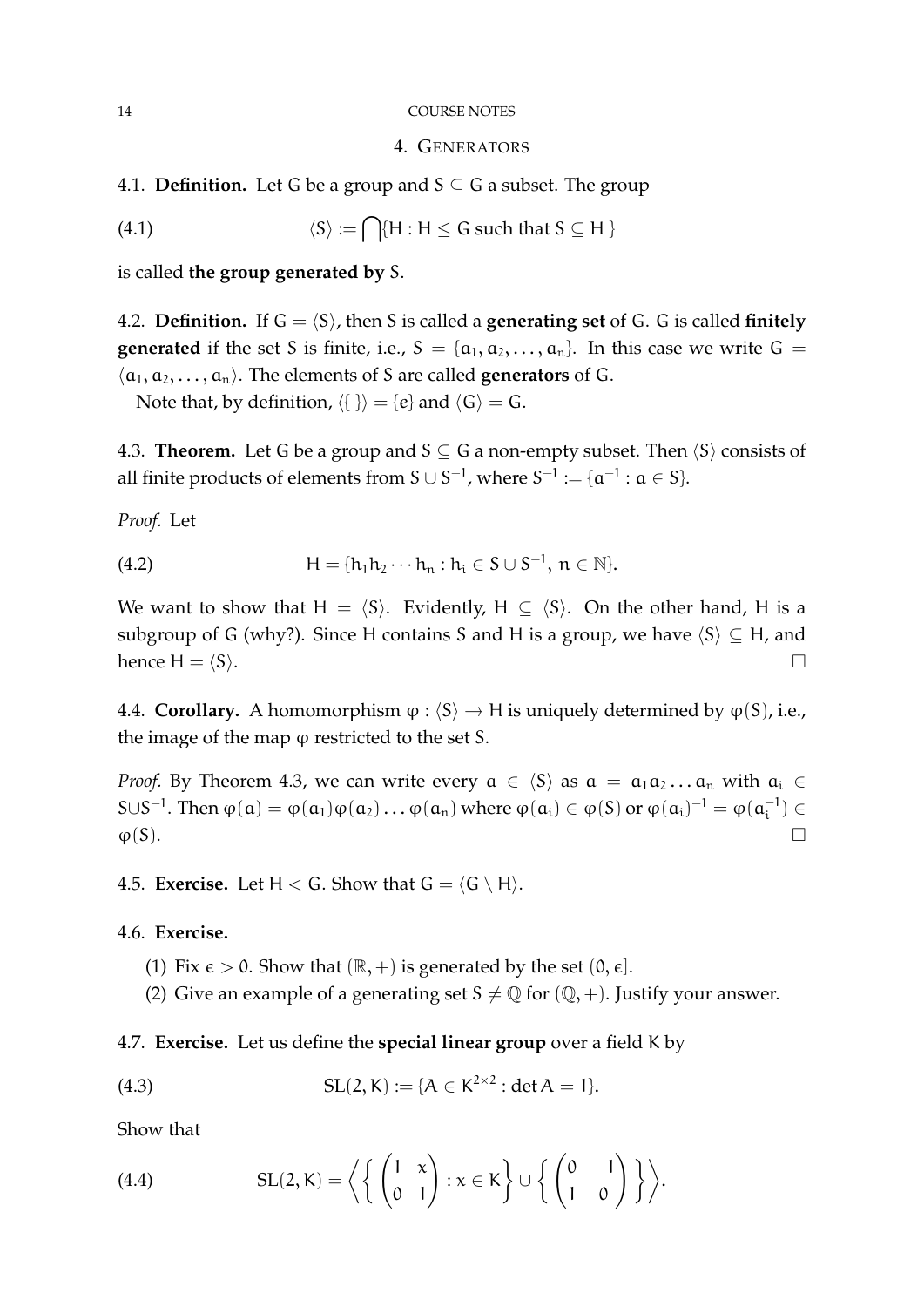## 4. Generators

**4.1. Definition.** Let $G$ be a group and $S \subseteq G$ a subset. The group

$$\langle S \rangle := \bigcap \{H : H \leq G \text{ such that } S \subseteq H \} \tag{4.1}$$

is called **the group generated by** $S$.

**4.2. Definition.** If $G = \langle S \rangle$, then $S$ is called a **generating set** of $G$. $G$ is called **finitely generated** if the set $S$ is finite, i.e., $S = \{a_1, a_2, \ldots, a_n\}$. In this case we write $G = \langle a_1, a_2, \ldots, a_n \rangle$. The elements of $S$ are called **generators** of $G$.

Note that, by definition, $\langle \{ \} \rangle = \{e\}$ and $\langle G \rangle = G$.

**4.3. Theorem.** Let $G$ be a group and $S \subseteq G$ a non-empty subset. Then $\langle S \rangle$ consists of all finite products of elements from $S \cup S^{-1}$, where $S^{-1} := \{a^{-1} : a \in S\}$.

*Proof.* Let

$$H = \{h_1 h_2 \cdots h_n : h_i \in S \cup S^{-1},\ n \in \mathbb{N}\}. \tag{4.2}$$

We want to show that $H = \langle S \rangle$. Evidently, $H \subseteq \langle S \rangle$. On the other hand, $H$ is a subgroup of $G$ (why?). Since $H$ contains $S$ and $H$ is a group, we have $\langle S \rangle \subseteq H$, and hence $H = \langle S \rangle$. □

**4.4. Corollary.** A homomorphism $\varphi : \langle S \rangle \to H$ is uniquely determined by $\varphi(S)$, i.e., the image of the map $\varphi$ restricted to the set $S$.

*Proof.* By Theorem 4.3, we can write every $a \in \langle S \rangle$ as $a = a_1 a_2 \ldots a_n$ with $a_i \in S \cup S^{-1}$. Then $\varphi(a) = \varphi(a_1)\varphi(a_2)\ldots\varphi(a_n)$ where $\varphi(a_i) \in \varphi(S)$ or $\varphi(a_i)^{-1} = \varphi(a_i^{-1}) \in \varphi(S)$. □

**4.5. Exercise.** Let $H < G$. Show that $G = \langle G \setminus H \rangle$.

**4.6. Exercise.**

(1) Fix $\epsilon > 0$. Show that $(\mathbb{R}, +)$ is generated by the set $(0, \epsilon]$.
(2) Give an example of a generating set $S \neq \mathbb{Q}$ for $(\mathbb{Q}, +)$. Justify your answer.

**4.7. Exercise.** Let us define the **special linear group** over a field $K$ by

$$\mathrm{SL}(2, K) := \{A \in K^{2\times 2} : \det A = 1\}. \tag{4.3}$$

Show that

$$\mathrm{SL}(2, K) = \left\langle \left\{ \begin{pmatrix} 1 & x \\ 0 & 1 \end{pmatrix} : x \in K \right\} \cup \left\{ \begin{pmatrix} 0 & -1 \\ 1 & 0 \end{pmatrix} \right\} \right\rangle. \tag{4.4}$$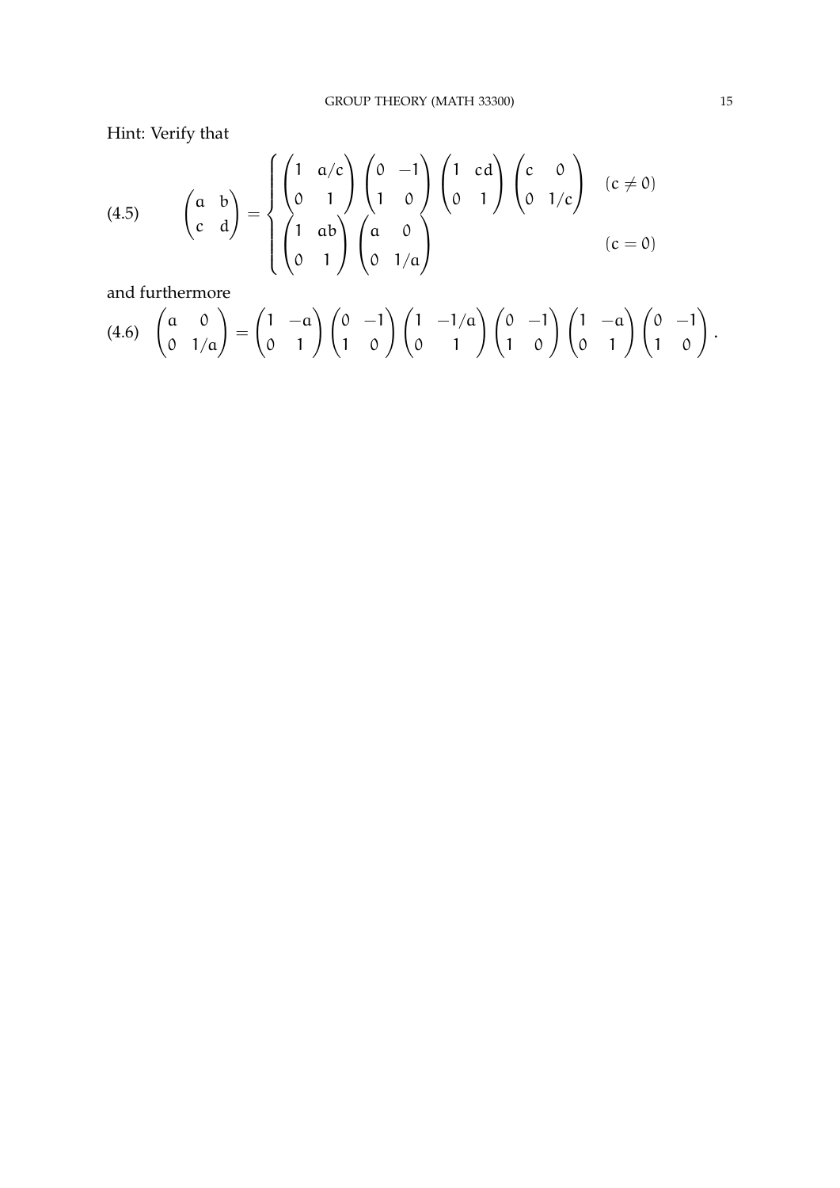Hint: Verify that

$$
\begin{pmatrix} a & b \\ c & d \end{pmatrix} = \begin{cases} \begin{pmatrix} 1 & a/c \\ 0 & 1 \end{pmatrix} \begin{pmatrix} 0 & -1 \\ 1 & 0 \end{pmatrix} \begin{pmatrix} 1 & cd \\ 0 & 1 \end{pmatrix} \begin{pmatrix} c & 0 \\ 0 & 1/c \end{pmatrix} & (c \neq 0) \\ \begin{pmatrix} 1 & ab \\ 0 & 1 \end{pmatrix} \begin{pmatrix} a & 0 \\ 0 & 1/a \end{pmatrix} & (c = 0) \end{cases} \tag{4.5}
$$

and furthermore

$$
\begin{pmatrix} a & 0 \\ 0 & 1/a \end{pmatrix} = \begin{pmatrix} 1 & -a \\ 0 & 1 \end{pmatrix} \begin{pmatrix} 0 & -1 \\ 1 & 0 \end{pmatrix} \begin{pmatrix} 1 & -1/a \\ 0 & 1 \end{pmatrix} \begin{pmatrix} 0 & -1 \\ 1 & 0 \end{pmatrix} \begin{pmatrix} 1 & -a \\ 0 & 1 \end{pmatrix} \begin{pmatrix} 0 & -1 \\ 1 & 0 \end{pmatrix}. \tag{4.6}
$$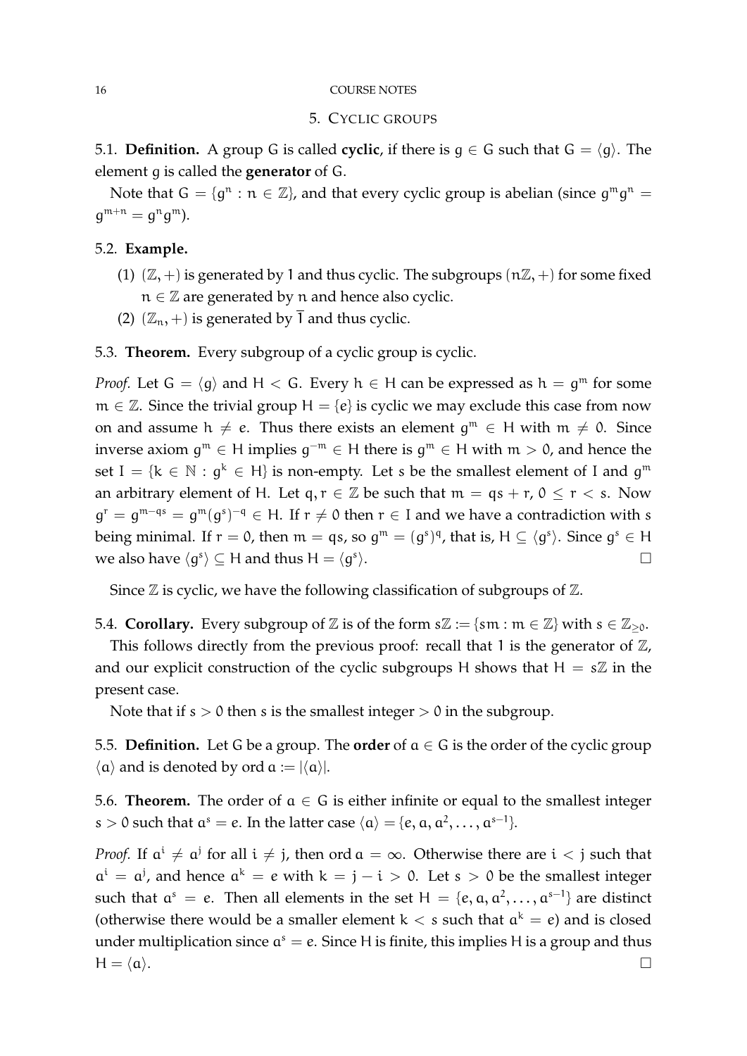## 5. Cyclic groups

5.1. **Definition.** A group $G$ is called **cyclic**, if there is $g \in G$ such that $G = \langle g \rangle$. The element $g$ is called the **generator** of $G$.

Note that $G = \{g^n : n \in \mathbb{Z}\}$, and that every cyclic group is abelian (since $g^m g^n = g^{m+n} = g^n g^m$).

5.2. **Example.**

1. $(\mathbb{Z}, +)$ is generated by $1$ and thus cyclic. The subgroups $(n\mathbb{Z}, +)$ for some fixed $n \in \mathbb{Z}$ are generated by $n$ and hence also cyclic.
2. $(\mathbb{Z}_n, +)$ is generated by $\overline{1}$ and thus cyclic.

5.3. **Theorem.** Every subgroup of a cyclic group is cyclic.

*Proof.* Let $G = \langle g \rangle$ and $H < G$. Every $h \in H$ can be expressed as $h = g^m$ for some $m \in \mathbb{Z}$. Since the trivial group $H = \{e\}$ is cyclic we may exclude this case from now on and assume $h \neq e$. Thus there exists an element $g^m \in H$ with $m \neq 0$. Since inverse axiom $g^m \in H$ implies $g^{-m} \in H$ there is $g^m \in H$ with $m > 0$, and hence the set $I = \{k \in \mathbb{N} : g^k \in H\}$ is non-empty. Let $s$ be the smallest element of $I$ and $g^m$ an arbitrary element of $H$. Let $q, r \in \mathbb{Z}$ be such that $m = qs + r$, $0 \leq r < s$. Now $g^r = g^{m-qs} = g^m(g^s)^{-q} \in H$. If $r \neq 0$ then $r \in I$ and we have a contradiction with $s$ being minimal. If $r = 0$, then $m = qs$, so $g^m = (g^s)^q$, that is, $H \subseteq \langle g^s \rangle$. Since $g^s \in H$ we also have $\langle g^s \rangle \subseteq H$ and thus $H = \langle g^s \rangle$. $\square$

Since $\mathbb{Z}$ is cyclic, we have the following classification of subgroups of $\mathbb{Z}$.

5.4. **Corollary.** Every subgroup of $\mathbb{Z}$ is of the form $s\mathbb{Z} := \{sm : m \in \mathbb{Z}\}$ with $s \in \mathbb{Z}_{\geq 0}$.

This follows directly from the previous proof: recall that $1$ is the generator of $\mathbb{Z}$, and our explicit construction of the cyclic subgroups $H$ shows that $H = s\mathbb{Z}$ in the present case.

Note that if $s > 0$ then $s$ is the smallest integer $> 0$ in the subgroup.

5.5. **Definition.** Let $G$ be a group. The **order** of $a \in G$ is the order of the cyclic group $\langle a \rangle$ and is denoted by $\operatorname{ord} a := |\langle a \rangle|$.

5.6. **Theorem.** The order of $a \in G$ is either infinite or equal to the smallest integer $s > 0$ such that $a^s = e$. In the latter case $\langle a \rangle = \{e, a, a^2, \ldots, a^{s-1}\}$.

*Proof.* If $a^i \neq a^j$ for all $i \neq j$, then $\operatorname{ord} a = \infty$. Otherwise there are $i < j$ such that $a^i = a^j$, and hence $a^k = e$ with $k = j - i > 0$. Let $s > 0$ be the smallest integer such that $a^s = e$. Then all elements in the set $H = \{e, a, a^2, \ldots, a^{s-1}\}$ are distinct (otherwise there would be a smaller element $k < s$ such that $a^k = e$) and is closed under multiplication since $a^s = e$. Since $H$ is finite, this implies $H$ is a group and thus $H = \langle a \rangle$. $\square$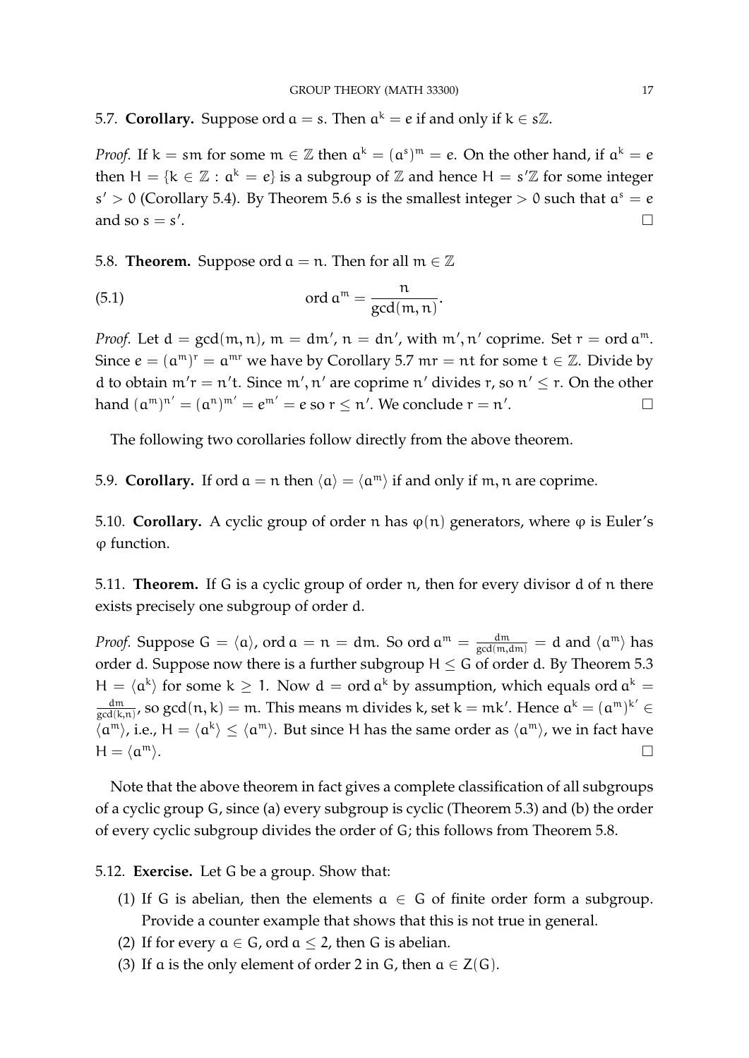5.7. **Corollary.** Suppose $\operatorname{ord} a = s$. Then $a^k = e$ if and only if $k \in s\mathbb{Z}$.

*Proof.* If $k = sm$ for some $m \in \mathbb{Z}$ then $a^k = (a^s)^m = e$. On the other hand, if $a^k = e$ then $H = \{k \in \mathbb{Z} : a^k = e\}$ is a subgroup of $\mathbb{Z}$ and hence $H = s'\mathbb{Z}$ for some integer $s' > 0$ (Corollary 5.4). By Theorem 5.6 $s$ is the smallest integer $> 0$ such that $a^s = e$ and so $s = s'$. □

5.8. **Theorem.** Suppose $\operatorname{ord} a = n$. Then for all $m \in \mathbb{Z}$

$$\operatorname{ord} a^m = \frac{n}{\gcd(m,n)}. \tag{5.1}$$

*Proof.* Let $d = \gcd(m,n)$, $m = dm'$, $n = dn'$, with $m', n'$ coprime. Set $r = \operatorname{ord} a^m$. Since $e = (a^m)^r = a^{mr}$ we have by Corollary 5.7 $mr = nt$ for some $t \in \mathbb{Z}$. Divide by $d$ to obtain $m'r = n't$. Since $m', n'$ are coprime $n'$ divides $r$, so $n' \leq r$. On the other hand $(a^m)^{n'} = (a^n)^{m'} = e^{m'} = e$ so $r \leq n'$. We conclude $r = n'$. □

The following two corollaries follow directly from the above theorem.

5.9. **Corollary.** If $\operatorname{ord} a = n$ then $\langle a \rangle = \langle a^m \rangle$ if and only if $m, n$ are coprime.

5.10. **Corollary.** A cyclic group of order $n$ has $\varphi(n)$ generators, where $\varphi$ is Euler's $\varphi$ function.

5.11. **Theorem.** If $G$ is a cyclic group of order $n$, then for every divisor $d$ of $n$ there exists precisely one subgroup of order $d$.

*Proof.* Suppose $G = \langle a \rangle$, $\operatorname{ord} a = n = dm$. So $\operatorname{ord} a^m = \frac{dm}{\gcd(m,dm)} = d$ and $\langle a^m \rangle$ has order $d$. Suppose now there is a further subgroup $H \leq G$ of order $d$. By Theorem 5.3 $H = \langle a^k \rangle$ for some $k \geq 1$. Now $d = \operatorname{ord} a^k$ by assumption, which equals $\operatorname{ord} a^k = \frac{dm}{\gcd(k,n)}$, so $\gcd(n,k) = m$. This means $m$ divides $k$, set $k = mk'$. Hence $a^k = (a^m)^{k'} \in \langle a^m \rangle$, i.e., $H = \langle a^k \rangle \leq \langle a^m \rangle$. But since $H$ has the same order as $\langle a^m \rangle$, we in fact have $H = \langle a^m \rangle$. □

Note that the above theorem in fact gives a complete classification of all subgroups of a cyclic group $G$, since (a) every subgroup is cyclic (Theorem 5.3) and (b) the order of every cyclic subgroup divides the order of $G$; this follows from Theorem 5.8.

5.12. **Exercise.** Let $G$ be a group. Show that:

1. If $G$ is abelian, then the elements $a \in G$ of finite order form a subgroup. Provide a counter example that shows that this is not true in general.
2. If for every $a \in G$, $\operatorname{ord} a \leq 2$, then $G$ is abelian.
3. If $a$ is the only element of order 2 in $G$, then $a \in Z(G)$.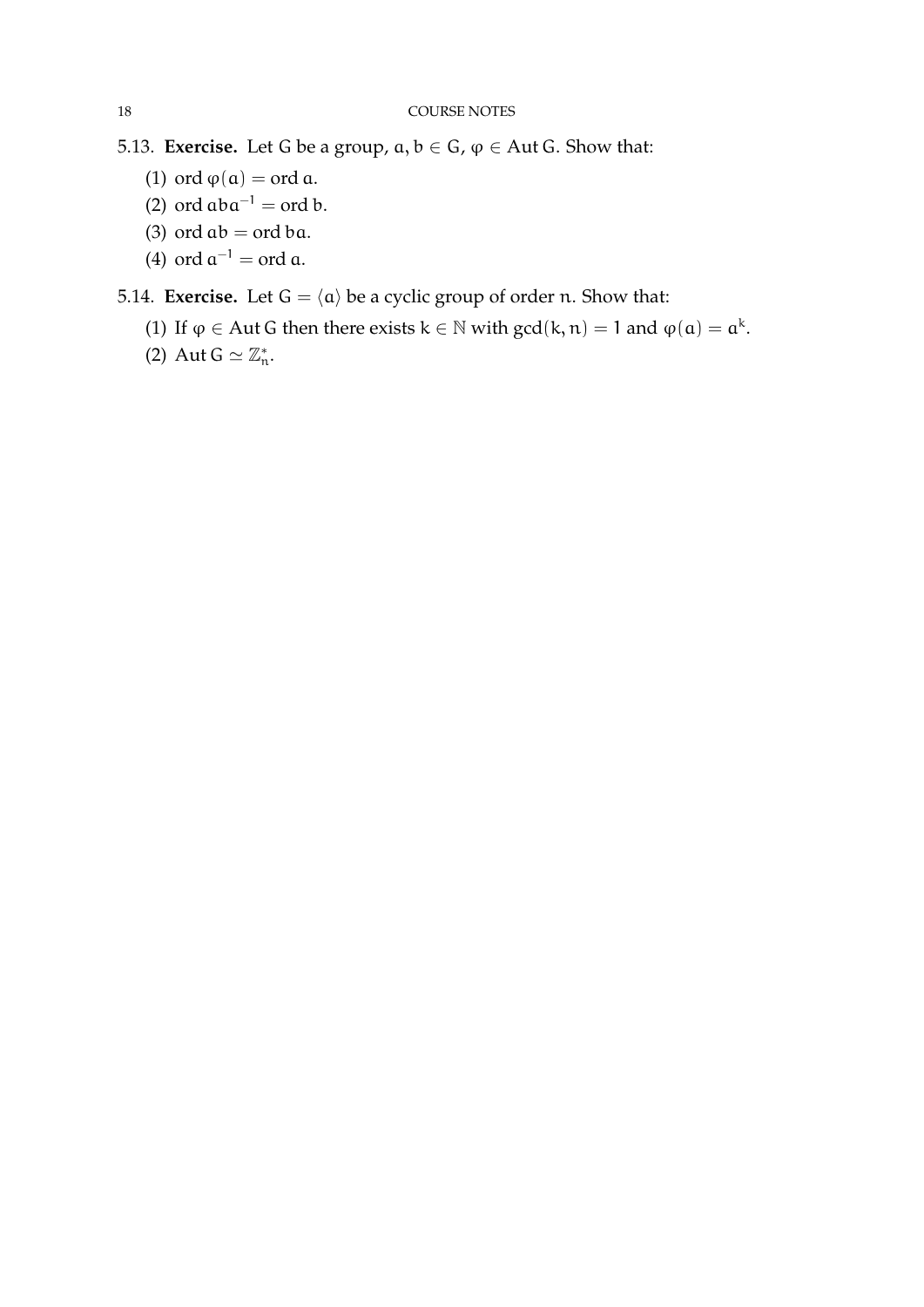5.13. **Exercise.** Let $G$ be a group, $a, b \in G$, $\varphi \in \operatorname{Aut} G$. Show that:

(1) $\operatorname{ord} \varphi(a) = \operatorname{ord} a$.
(2) $\operatorname{ord} aba^{-1} = \operatorname{ord} b$.
(3) $\operatorname{ord} ab = \operatorname{ord} ba$.
(4) $\operatorname{ord} a^{-1} = \operatorname{ord} a$.

5.14. **Exercise.** Let $G = \langle a \rangle$ be a cyclic group of order $n$. Show that:

(1) If $\varphi \in \operatorname{Aut} G$ then there exists $k \in \mathbb{N}$ with $\gcd(k, n) = 1$ and $\varphi(a) = a^k$.
(2) $\operatorname{Aut} G \simeq \mathbb{Z}_n^*$.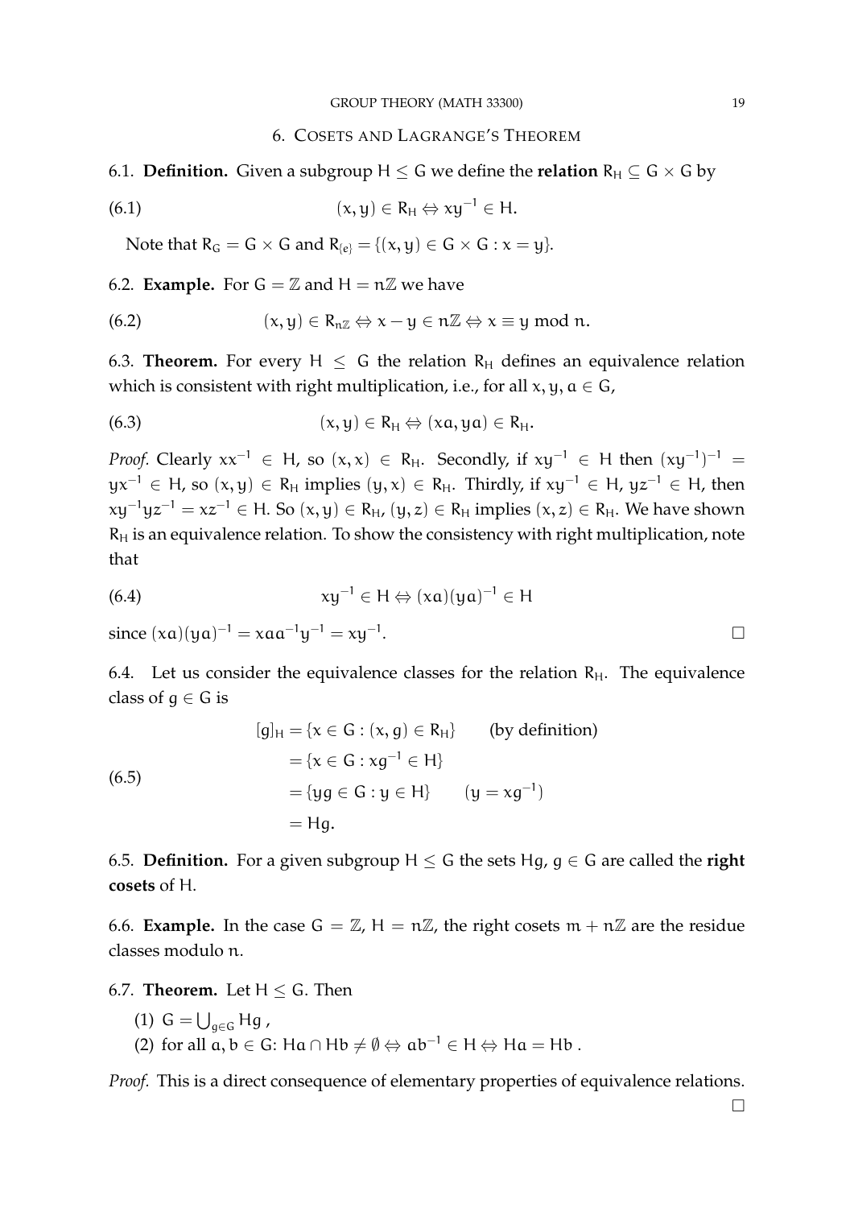## 6. Cosets and Lagrange's Theorem

6.1. **Definition.** Given a subgroup $H \leq G$ we define the **relation** $R_H \subseteq G \times G$ by

$$(x, y) \in R_H \Leftrightarrow xy^{-1} \in H. \tag{6.1}$$

Note that $R_G = G \times G$ and $R_{\{e\}} = \{(x, y) \in G \times G : x = y\}$.

6.2. **Example.** For $G = \mathbb{Z}$ and $H = n\mathbb{Z}$ we have

$$(x, y) \in R_{n\mathbb{Z}} \Leftrightarrow x - y \in n\mathbb{Z} \Leftrightarrow x \equiv y \bmod n. \tag{6.2}$$

6.3. **Theorem.** For every $H \leq G$ the relation $R_H$ defines an equivalence relation which is consistent with right multiplication, i.e., for all $x, y, a \in G$,

$$(x, y) \in R_H \Leftrightarrow (xa, ya) \in R_H. \tag{6.3}$$

*Proof.* Clearly $xx^{-1} \in H$, so $(x, x) \in R_H$. Secondly, if $xy^{-1} \in H$ then $(xy^{-1})^{-1} = yx^{-1} \in H$, so $(x, y) \in R_H$ implies $(y, x) \in R_H$. Thirdly, if $xy^{-1} \in H$, $yz^{-1} \in H$, then $xy^{-1}yz^{-1} = xz^{-1} \in H$. So $(x, y) \in R_H$, $(y, z) \in R_H$ implies $(x, z) \in R_H$. We have shown $R_H$ is an equivalence relation. To show the consistency with right multiplication, note that

$$xy^{-1} \in H \Leftrightarrow (xa)(ya)^{-1} \in H \tag{6.4}$$

since $(xa)(ya)^{-1} = xaa^{-1}y^{-1} = xy^{-1}$. □

6.4. Let us consider the equivalence classes for the relation $R_H$. The equivalence class of $g \in G$ is

$$\begin{aligned}
[g]_H &= \{x \in G : (x, g) \in R_H\} \qquad \text{(by definition)} \\
&= \{x \in G : xg^{-1} \in H\} \\
&= \{yg \in G : y \in H\} \qquad (y = xg^{-1}) \\
&= Hg.
\end{aligned} \tag{6.5}$$

6.5. **Definition.** For a given subgroup $H \leq G$ the sets $Hg$, $g \in G$ are called the **right cosets** of $H$.

6.6. **Example.** In the case $G = \mathbb{Z}$, $H = n\mathbb{Z}$, the right cosets $m + n\mathbb{Z}$ are the residue classes modulo $n$.

6.7. **Theorem.** Let $H \leq G$. Then

(1) $G = \bigcup_{g \in G} Hg$ ,
(2) for all $a, b \in G$: $Ha \cap Hb \neq \emptyset \Leftrightarrow ab^{-1} \in H \Leftrightarrow Ha = Hb$ .

*Proof.* This is a direct consequence of elementary properties of equivalence relations. □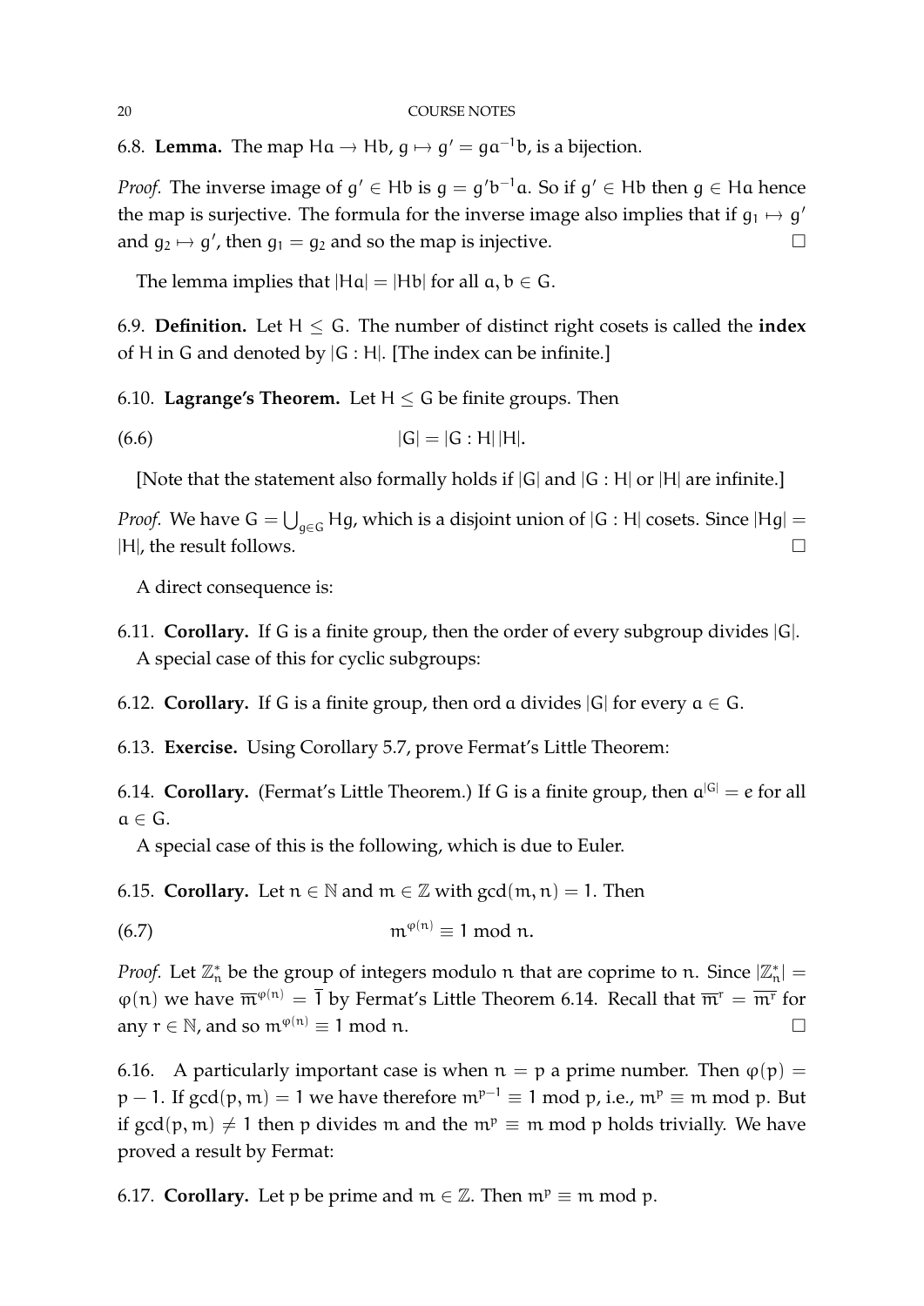6.8. **Lemma.** The map $Ha \to Hb$, $g \mapsto g' = ga^{-1}b$, is a bijection.

*Proof.* The inverse image of $g' \in Hb$ is $g = g'b^{-1}a$. So if $g' \in Hb$ then $g \in Ha$ hence the map is surjective. The formula for the inverse image also implies that if $g_1 \mapsto g'$ and $g_2 \mapsto g'$, then $g_1 = g_2$ and so the map is injective. □

The lemma implies that $|Ha| = |Hb|$ for all $a, b \in G$.

6.9. **Definition.** Let $H \leq G$. The number of distinct right cosets is called the **index** of $H$ in $G$ and denoted by $|G : H|$. [The index can be infinite.]

6.10. **Lagrange's Theorem.** Let $H \leq G$ be finite groups. Then

$$|G| = |G : H|\,|H|. \tag{6.6}$$

[Note that the statement also formally holds if $|G|$ and $|G : H|$ or $|H|$ are infinite.]

*Proof.* We have $G = \bigcup_{g \in G} Hg$, which is a disjoint union of $|G : H|$ cosets. Since $|Hg| = |H|$, the result follows. □

A direct consequence is:

6.11. **Corollary.** If $G$ is a finite group, then the order of every subgroup divides $|G|$.

A special case of this for cyclic subgroups:

6.12. **Corollary.** If $G$ is a finite group, then $\operatorname{ord} a$ divides $|G|$ for every $a \in G$.

6.13. **Exercise.** Using Corollary 5.7, prove Fermat's Little Theorem:

6.14. **Corollary.** (Fermat's Little Theorem.) If $G$ is a finite group, then $a^{|G|} = e$ for all $a \in G$.

A special case of this is the following, which is due to Euler.

6.15. **Corollary.** Let $n \in \mathbb{N}$ and $m \in \mathbb{Z}$ with $\gcd(m, n) = 1$. Then

$$m^{\varphi(n)} \equiv 1 \bmod n. \tag{6.7}$$

*Proof.* Let $\mathbb{Z}_n^*$ be the group of integers modulo $n$ that are coprime to $n$. Since $|\mathbb{Z}_n^*| = \varphi(n)$ we have $\overline{m}^{\varphi(n)} = \overline{1}$ by Fermat's Little Theorem 6.14. Recall that $\overline{m}^r = \overline{m^r}$ for any $r \in \mathbb{N}$, and so $m^{\varphi(n)} \equiv 1 \bmod n$. □

6.16. A particularly important case is when $n = p$ a prime number. Then $\varphi(p) = p - 1$. If $\gcd(p, m) = 1$ we have therefore $m^{p-1} \equiv 1 \bmod p$, i.e., $m^p \equiv m \bmod p$. But if $\gcd(p, m) \neq 1$ then $p$ divides $m$ and the $m^p \equiv m \bmod p$ holds trivially. We have proved a result by Fermat:

6.17. **Corollary.** Let $p$ be prime and $m \in \mathbb{Z}$. Then $m^p \equiv m \bmod p$.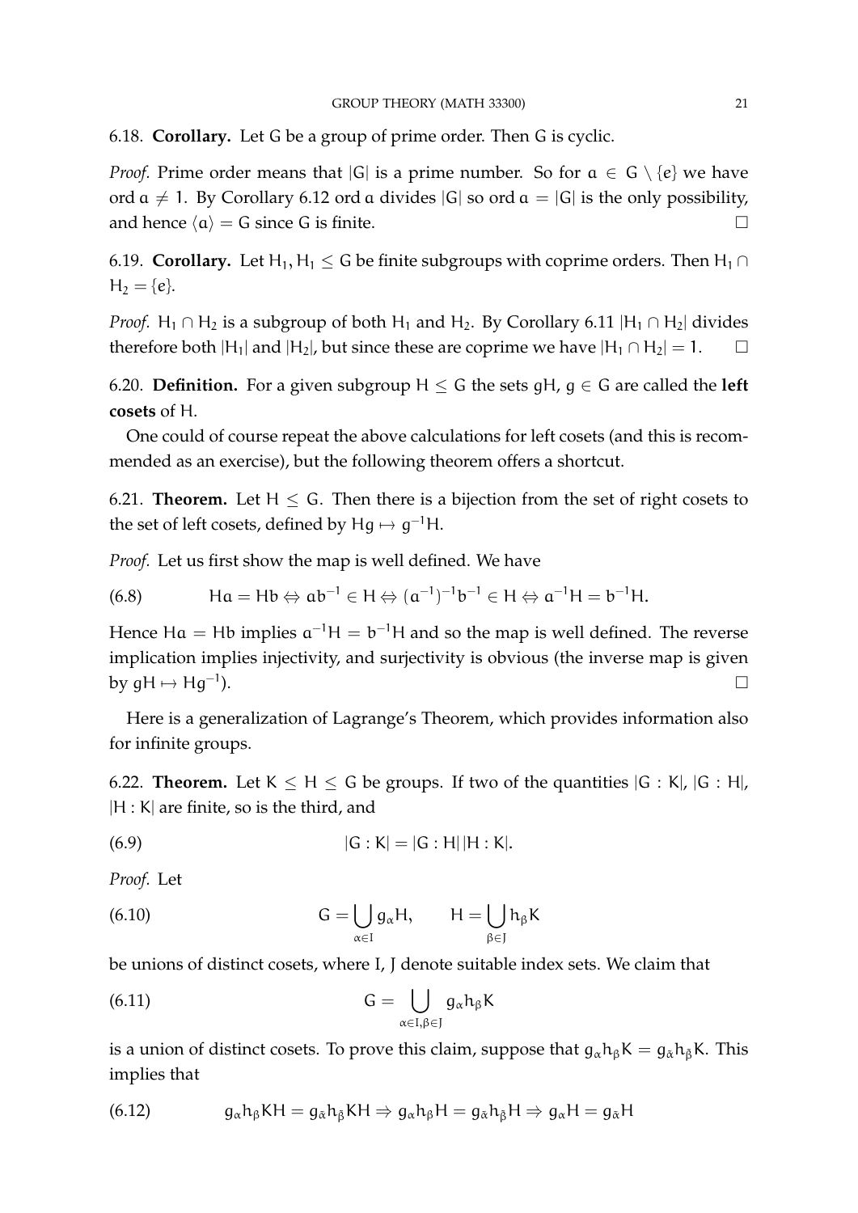6.18. **Corollary.** Let G be a group of prime order. Then G is cyclic.

*Proof.* Prime order means that $|G|$ is a prime number. So for $a \in G \setminus \{e\}$ we have $\operatorname{ord} a \neq 1$. By Corollary 6.12 $\operatorname{ord} a$ divides $|G|$ so $\operatorname{ord} a = |G|$ is the only possibility, and hence $\langle a \rangle = G$ since G is finite. □

6.19. **Corollary.** Let $H_1, H_1 \leq G$ be finite subgroups with coprime orders. Then $H_1 \cap H_2 = \{e\}$.

*Proof.* $H_1 \cap H_2$ is a subgroup of both $H_1$ and $H_2$. By Corollary 6.11 $|H_1 \cap H_2|$ divides therefore both $|H_1|$ and $|H_2|$, but since these are coprime we have $|H_1 \cap H_2| = 1$. □

6.20. **Definition.** For a given subgroup $H \leq G$ the sets $gH$, $g \in G$ are called the **left cosets** of H.

One could of course repeat the above calculations for left cosets (and this is recommended as an exercise), but the following theorem offers a shortcut.

6.21. **Theorem.** Let $H \leq G$. Then there is a bijection from the set of right cosets to the set of left cosets, defined by $Hg \mapsto g^{-1}H$.

*Proof.* Let us first show the map is well defined. We have

$$Ha = Hb \Leftrightarrow ab^{-1} \in H \Leftrightarrow (a^{-1})^{-1}b^{-1} \in H \Leftrightarrow a^{-1}H = b^{-1}H. \tag{6.8}$$

Hence $Ha = Hb$ implies $a^{-1}H = b^{-1}H$ and so the map is well defined. The reverse implication implies injectivity, and surjectivity is obvious (the inverse map is given by $gH \mapsto Hg^{-1}$). □

Here is a generalization of Lagrange's Theorem, which provides information also for infinite groups.

6.22. **Theorem.** Let $K \leq H \leq G$ be groups. If two of the quantities $|G : K|$, $|G : H|$, $|H : K|$ are finite, so is the third, and

$$|G : K| = |G : H|\,|H : K|. \tag{6.9}$$

*Proof.* Let

$$G = \bigcup_{\alpha \in I} g_\alpha H, \qquad H = \bigcup_{\beta \in J} h_\beta K \tag{6.10}$$

be unions of distinct cosets, where I, J denote suitable index sets. We claim that

$$G = \bigcup_{\alpha \in I, \beta \in J} g_\alpha h_\beta K \tag{6.11}$$

is a union of distinct cosets. To prove this claim, suppose that $g_\alpha h_\beta K = g_{\tilde{\alpha}} h_{\tilde{\beta}} K$. This implies that

$$g_\alpha h_\beta K H = g_{\tilde{\alpha}} h_{\tilde{\beta}} K H \Rightarrow g_\alpha h_\beta H = g_{\tilde{\alpha}} h_{\tilde{\beta}} H \Rightarrow g_\alpha H = g_{\tilde{\alpha}} H \tag{6.12}$$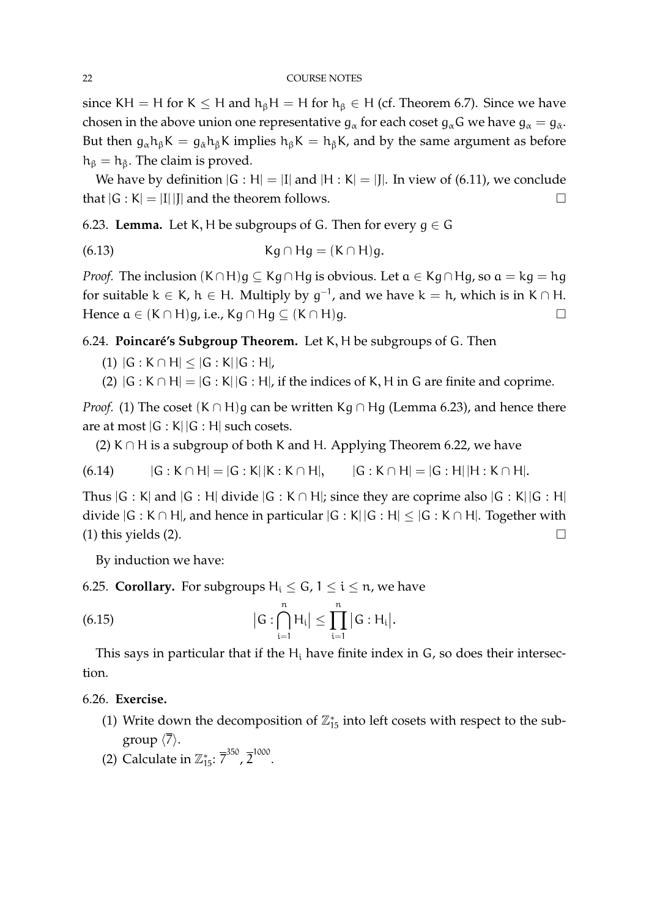since $KH = H$ for $K \leq H$ and $h_\beta H = H$ for $h_\beta \in H$ (cf. Theorem 6.7). Since we have chosen in the above union one representative $g_\alpha$ for each coset $g_\alpha G$ we have $g_\alpha = g_{\tilde{\alpha}}$. But then $g_\alpha h_\beta K = g_{\tilde{\alpha}} h_{\tilde{\beta}} K$ implies $h_\beta K = h_{\tilde{\beta}} K$, and by the same argument as before $h_\beta = h_{\tilde{\beta}}$. The claim is proved.

We have by definition $|G : H| = |I|$ and $|H : K| = |J|$. In view of (6.11), we conclude that $|G : K| = |I|\,|J|$ and the theorem follows. $\square$

6.23. **Lemma.** Let $K, H$ be subgroups of $G$. Then for every $g \in G$

$$Kg \cap Hg = (K \cap H)g. \tag{6.13}$$

*Proof.* The inclusion $(K \cap H)g \subseteq Kg \cap Hg$ is obvious. Let $a \in Kg \cap Hg$, so $a = kg = hg$ for suitable $k \in K$, $h \in H$. Multiply by $g^{-1}$, and we have $k = h$, which is in $K \cap H$. Hence $a \in (K \cap H)g$, i.e., $Kg \cap Hg \subseteq (K \cap H)g$. $\square$

6.24. **Poincaré's Subgroup Theorem.** Let $K, H$ be subgroups of $G$. Then

(1) $|G : K \cap H| \leq |G : K|\,|G : H|$,

(2) $|G : K \cap H| = |G : K|\,|G : H|$, if the indices of $K, H$ in $G$ are finite and coprime.

*Proof.* (1) The coset $(K \cap H)g$ can be written $Kg \cap Hg$ (Lemma 6.23), and hence there are at most $|G : K|\,|G : H|$ such cosets.

(2) $K \cap H$ is a subgroup of both $K$ and $H$. Applying Theorem 6.22, we have

$$|G : K \cap H| = |G : K|\,|K : K \cap H|, \qquad |G : K \cap H| = |G : H|\,|H : K \cap H|. \tag{6.14}$$

Thus $|G : K|$ and $|G : H|$ divide $|G : K \cap H|$; since they are coprime also $|G : K|\,|G : H|$ divide $|G : K \cap H|$, and hence in particular $|G : K|\,|G : H| \leq |G : K \cap H|$. Together with (1) this yields (2). $\square$

By induction we have:

6.25. **Corollary.** For subgroups $H_i \leq G$, $1 \leq i \leq n$, we have

$$\Big|G : \bigcap_{i=1}^{n} H_i\Big| \leq \prod_{i=1}^{n} \big|G : H_i\big|. \tag{6.15}$$

This says in particular that if the $H_i$ have finite index in $G$, so does their intersection.

6.26. **Exercise.**

(1) Write down the decomposition of $\mathbb{Z}_{15}^*$ into left cosets with respect to the subgroup $\langle \overline{7} \rangle$.

(2) Calculate in $\mathbb{Z}_{15}^*$: $\overline{7}^{350}$, $\overline{2}^{1000}$.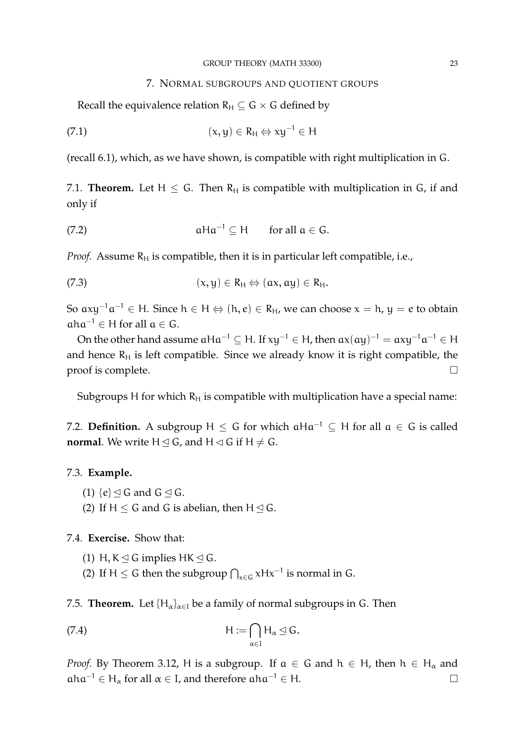## 7. Normal subgroups and quotient groups

Recall the equivalence relation $R_H \subseteq G \times G$ defined by

$$(x, y) \in R_H \Leftrightarrow xy^{-1} \in H \tag{7.1}$$

(recall 6.1), which, as we have shown, is compatible with right multiplication in G.

7.1. **Theorem.** Let $H \leq G$. Then $R_H$ is compatible with multiplication in G, if and only if

$$aHa^{-1} \subseteq H \qquad \text{for all } a \in G. \tag{7.2}$$

*Proof.* Assume $R_H$ is compatible, then it is in particular left compatible, i.e.,

$$(x, y) \in R_H \Leftrightarrow (ax, ay) \in R_H. \tag{7.3}$$

So $axy^{-1}a^{-1} \in H$. Since $h \in H \Leftrightarrow (h, e) \in R_H$, we can choose $x = h$, $y = e$ to obtain $aha^{-1} \in H$ for all $a \in G$.

On the other hand assume $aHa^{-1} \subseteq H$. If $xy^{-1} \in H$, then $ax(ay)^{-1} = axy^{-1}a^{-1} \in H$ and hence $R_H$ is left compatible. Since we already know it is right compatible, the proof is complete. □

Subgroups H for which $R_H$ is compatible with multiplication have a special name:

7.2. **Definition.** A subgroup $H \leq G$ for which $aHa^{-1} \subseteq H$ for all $a \in G$ is called **normal**. We write $H \trianglelefteq G$, and $H \triangleleft G$ if $H \neq G$.

7.3. **Example.**

(1) $\{e\} \trianglelefteq G$ and $G \trianglelefteq G$.
(2) If $H \leq G$ and G is abelian, then $H \trianglelefteq G$.

7.4. **Exercise.** Show that:

(1) $H, K \trianglelefteq G$ implies $HK \trianglelefteq G$.
(2) If $H \leq G$ then the subgroup $\bigcap_{x \in G} xHx^{-1}$ is normal in G.

7.5. **Theorem.** Let $\{H_\alpha\}_{\alpha \in I}$ be a family of normal subgroups in G. Then

$$H := \bigcap_{\alpha \in I} H_\alpha \trianglelefteq G. \tag{7.4}$$

*Proof.* By Theorem 3.12, H is a subgroup. If $a \in G$ and $h \in H$, then $h \in H_\alpha$ and $aha^{-1} \in H_\alpha$ for all $\alpha \in I$, and therefore $aha^{-1} \in H$. □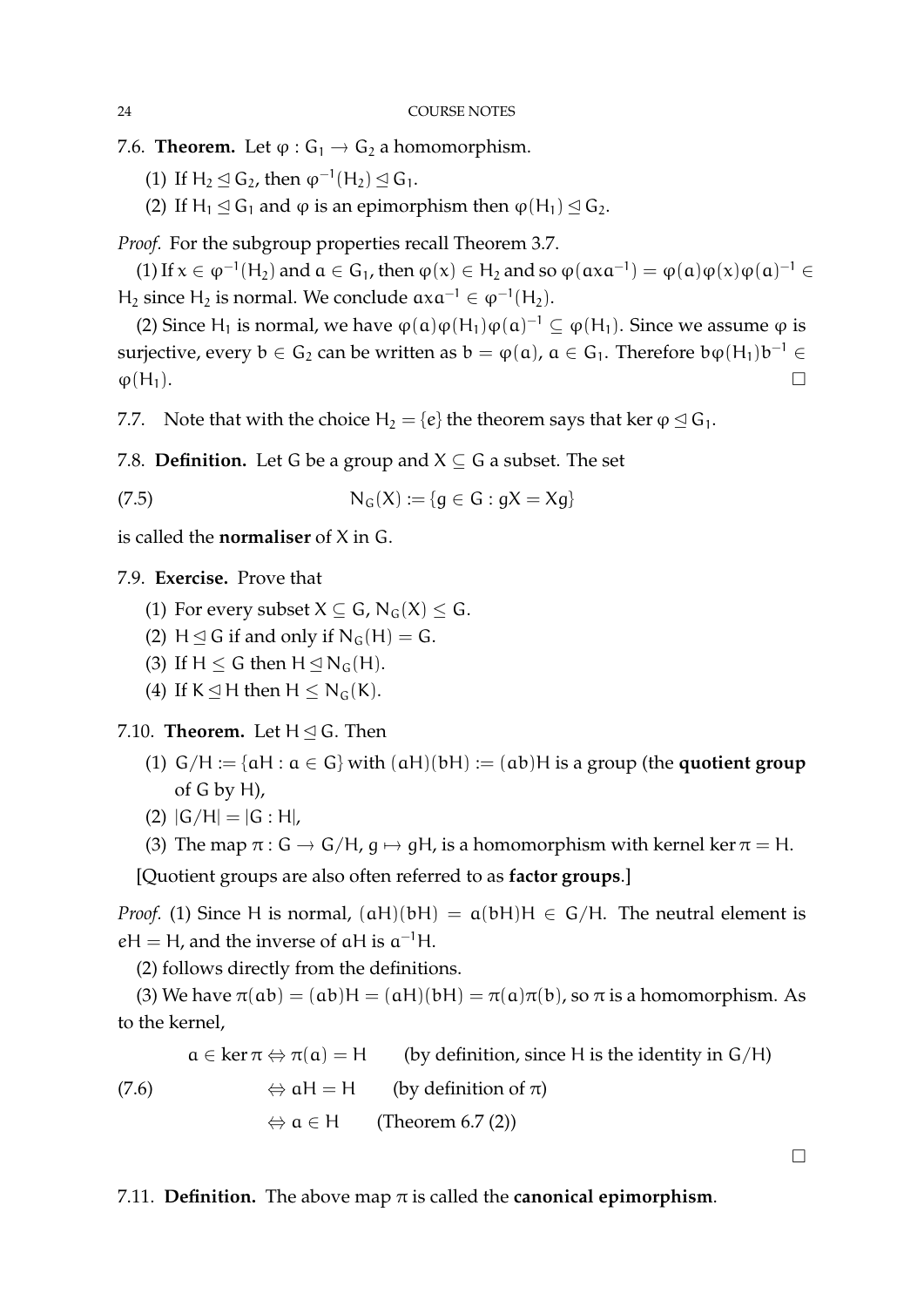**7.6. Theorem.** Let $\varphi : G_1 \to G_2$ a homomorphism.

(1) If $H_2 \trianglelefteq G_2$, then $\varphi^{-1}(H_2) \trianglelefteq G_1$.

(2) If $H_1 \trianglelefteq G_1$ and $\varphi$ is an epimorphism then $\varphi(H_1) \trianglelefteq G_2$.

*Proof.* For the subgroup properties recall Theorem 3.7.

(1) If $x \in \varphi^{-1}(H_2)$ and $a \in G_1$, then $\varphi(x) \in H_2$ and so $\varphi(axa^{-1}) = \varphi(a)\varphi(x)\varphi(a)^{-1} \in H_2$ since $H_2$ is normal. We conclude $axa^{-1} \in \varphi^{-1}(H_2)$.

(2) Since $H_1$ is normal, we have $\varphi(a)\varphi(H_1)\varphi(a)^{-1} \subseteq \varphi(H_1)$. Since we assume $\varphi$ is surjective, every $b \in G_2$ can be written as $b = \varphi(a)$, $a \in G_1$. Therefore $b\varphi(H_1)b^{-1} \in \varphi(H_1)$. $\square$

7.7. Note that with the choice $H_2 = \{e\}$ the theorem says that $\ker \varphi \trianglelefteq G_1$.

**7.8. Definition.** Let $G$ be a group and $X \subseteq G$ a subset. The set

$$N_G(X) := \{g \in G : gX = Xg\} \tag{7.5}$$

is called the **normaliser** of $X$ in $G$.

**7.9. Exercise.** Prove that

(1) For every subset $X \subseteq G$, $N_G(X) \leq G$.

(2) $H \trianglelefteq G$ if and only if $N_G(H) = G$.

(3) If $H \leq G$ then $H \trianglelefteq N_G(H)$.

(4) If $K \trianglelefteq H$ then $H \leq N_G(K)$.

**7.10. Theorem.** Let $H \trianglelefteq G$. Then

(1) $G/H := \{aH : a \in G\}$ with $(aH)(bH) := (ab)H$ is a group (the **quotient group** of $G$ by $H$),

(2) $|G/H| = |G : H|$,

(3) The map $\pi : G \to G/H$, $g \mapsto gH$, is a homomorphism with kernel $\ker \pi = H$.

[Quotient groups are also often referred to as **factor groups**.]

*Proof.* (1) Since $H$ is normal, $(aH)(bH) = a(bH)H \in G/H$. The neutral element is $eH = H$, and the inverse of $aH$ is $a^{-1}H$.

(2) follows directly from the definitions.

(3) We have $\pi(ab) = (ab)H = (aH)(bH) = \pi(a)\pi(b)$, so $\pi$ is a homomorphism. As to the kernel,

$$\begin{aligned} a \in \ker \pi &\Leftrightarrow \pi(a) = H \qquad \text{(by definition, since } H \text{ is the identity in } G/H) \\ &\Leftrightarrow aH = H \qquad \text{(by definition of } \pi) \\ &\Leftrightarrow a \in H \qquad \text{(Theorem 6.7 (2))} \end{aligned} \tag{7.6}$$

$\square$

**7.11. Definition.** The above map $\pi$ is called the **canonical epimorphism**.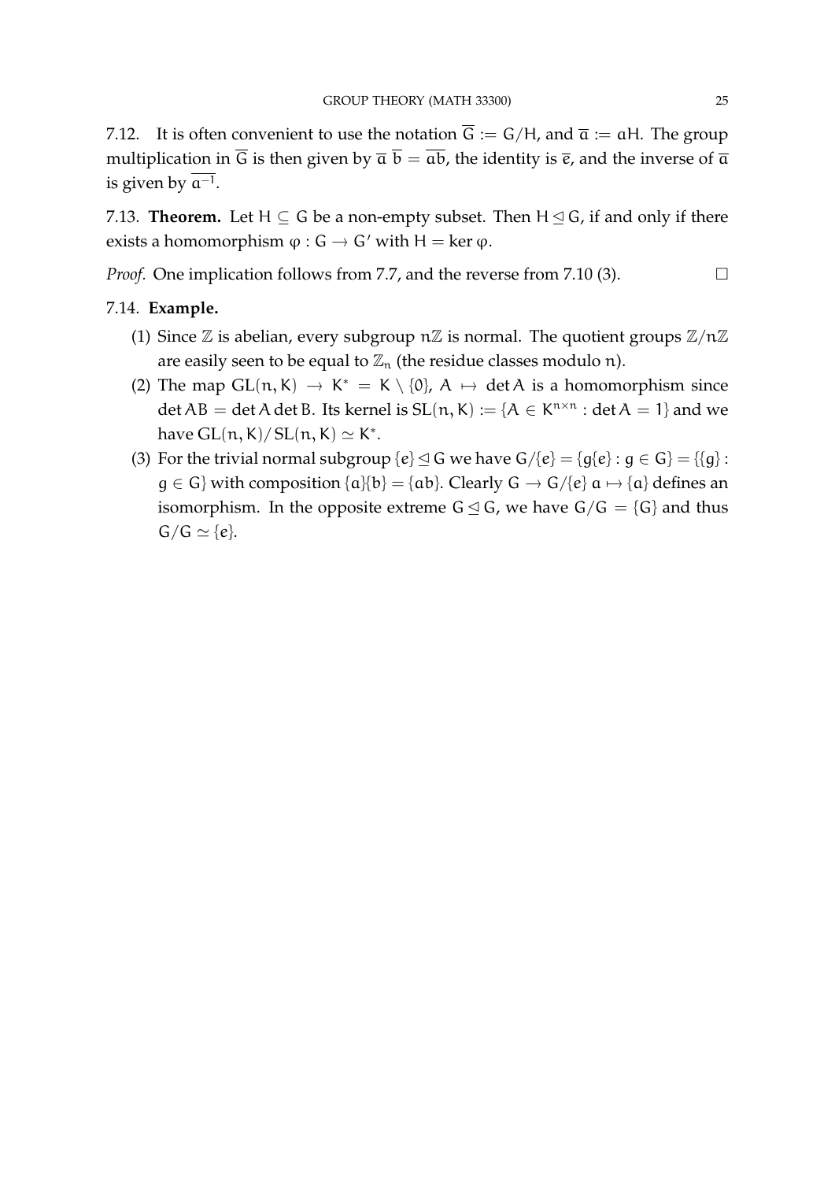7.12. It is often convenient to use the notation $\overline{G} := G/H$, and $\overline{a} := aH$. The group multiplication in $\overline{G}$ is then given by $\overline{a}\,\overline{b} = \overline{ab}$, the identity is $\overline{e}$, and the inverse of $\overline{a}$ is given by $\overline{a^{-1}}$.

7.13. **Theorem.** Let $H \subseteq G$ be a non-empty subset. Then $H \trianglelefteq G$, if and only if there exists a homomorphism $\varphi : G \to G'$ with $H = \ker \varphi$.

*Proof.* One implication follows from 7.7, and the reverse from 7.10 (3). $\square$

7.14. **Example.**

(1) Since $\mathbb{Z}$ is abelian, every subgroup $n\mathbb{Z}$ is normal. The quotient groups $\mathbb{Z}/n\mathbb{Z}$ are easily seen to be equal to $\mathbb{Z}_n$ (the residue classes modulo $n$).

(2) The map $\mathrm{GL}(n, K) \to K^* = K \setminus \{0\}$, $A \mapsto \det A$ is a homomorphism since $\det AB = \det A \det B$. Its kernel is $\mathrm{SL}(n, K) := \{A \in K^{n \times n} : \det A = 1\}$ and we have $\mathrm{GL}(n, K)/\mathrm{SL}(n, K) \simeq K^*$.

(3) For the trivial normal subgroup $\{e\} \trianglelefteq G$ we have $G/\{e\} = \{g\{e\} : g \in G\} = \{\{g\} : g \in G\}$ with composition $\{a\}\{b\} = \{ab\}$. Clearly $G \to G/\{e\}$ $a \mapsto \{a\}$ defines an isomorphism. In the opposite extreme $G \trianglelefteq G$, we have $G/G = \{G\}$ and thus $G/G \simeq \{e\}$.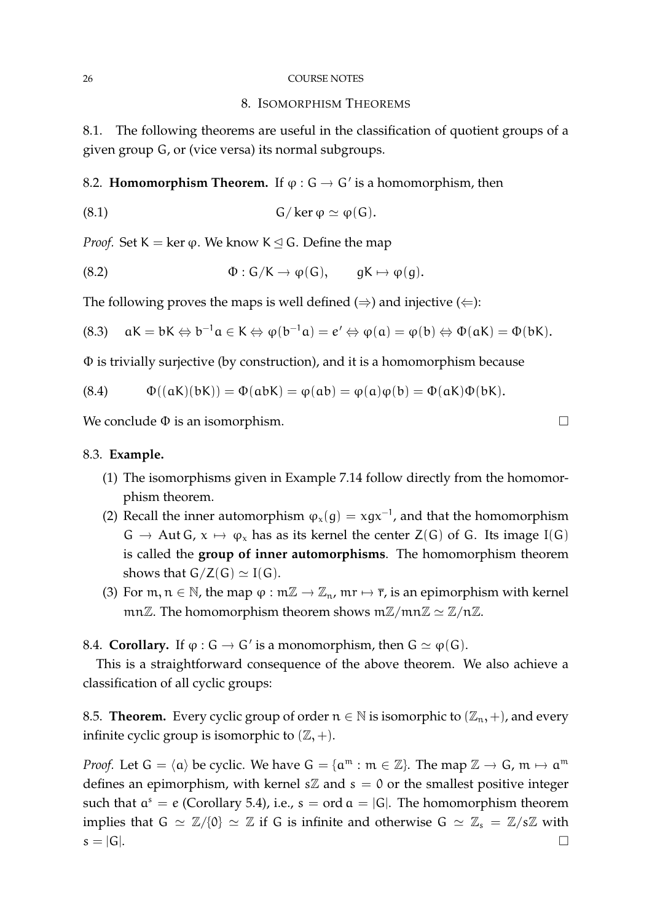## 8. Isomorphism Theorems

8.1. The following theorems are useful in the classification of quotient groups of a given group G, or (vice versa) its normal subgroups.

8.2. **Homomorphism Theorem.** If $\varphi : G \to G'$ is a homomorphism, then

$$G/\ker\varphi \simeq \varphi(G). \tag{8.1}$$

*Proof.* Set $K = \ker\varphi$. We know $K \trianglelefteq G$. Define the map

$$\Phi : G/K \to \varphi(G), \qquad gK \mapsto \varphi(g). \tag{8.2}$$

The following proves the maps is well defined ($\Rightarrow$) and injective ($\Leftarrow$):

$$aK = bK \Leftrightarrow b^{-1}a \in K \Leftrightarrow \varphi(b^{-1}a) = e' \Leftrightarrow \varphi(a) = \varphi(b) \Leftrightarrow \Phi(aK) = \Phi(bK). \tag{8.3}$$

$\Phi$ is trivially surjective (by construction), and it is a homomorphism because

$$\Phi((aK)(bK)) = \Phi(abK) = \varphi(ab) = \varphi(a)\varphi(b) = \Phi(aK)\Phi(bK). \tag{8.4}$$

We conclude $\Phi$ is an isomorphism. $\square$

8.3. **Example.**

1. The isomorphisms given in Example 7.14 follow directly from the homomorphism theorem.
2. Recall the inner automorphism $\varphi_x(g) = xgx^{-1}$, and that the homomorphism $G \to \operatorname{Aut} G$, $x \mapsto \varphi_x$ has as its kernel the center $Z(G)$ of G. Its image $I(G)$ is called the **group of inner automorphisms**. The homomorphism theorem shows that $G/Z(G) \simeq I(G)$.
3. For $m, n \in \mathbb{N}$, the map $\varphi : m\mathbb{Z} \to \mathbb{Z}_n$, $mr \mapsto \overline{r}$, is an epimorphism with kernel $mn\mathbb{Z}$. The homomorphism theorem shows $m\mathbb{Z}/mn\mathbb{Z} \simeq \mathbb{Z}/n\mathbb{Z}$.

8.4. **Corollary.** If $\varphi : G \to G'$ is a monomorphism, then $G \simeq \varphi(G)$.

This is a straightforward consequence of the above theorem. We also achieve a classification of all cyclic groups:

8.5. **Theorem.** Every cyclic group of order $n \in \mathbb{N}$ is isomorphic to $(\mathbb{Z}_n, +)$, and every infinite cyclic group is isomorphic to $(\mathbb{Z}, +)$.

*Proof.* Let $G = \langle a \rangle$ be cyclic. We have $G = \{a^m : m \in \mathbb{Z}\}$. The map $\mathbb{Z} \to G$, $m \mapsto a^m$ defines an epimorphism, with kernel $s\mathbb{Z}$ and $s = 0$ or the smallest positive integer such that $a^s = e$ (Corollary 5.4), i.e., $s = \operatorname{ord} a = |G|$. The homomorphism theorem implies that $G \simeq \mathbb{Z}/\{0\} \simeq \mathbb{Z}$ if G is infinite and otherwise $G \simeq \mathbb{Z}_s = \mathbb{Z}/s\mathbb{Z}$ with $s = |G|$. $\square$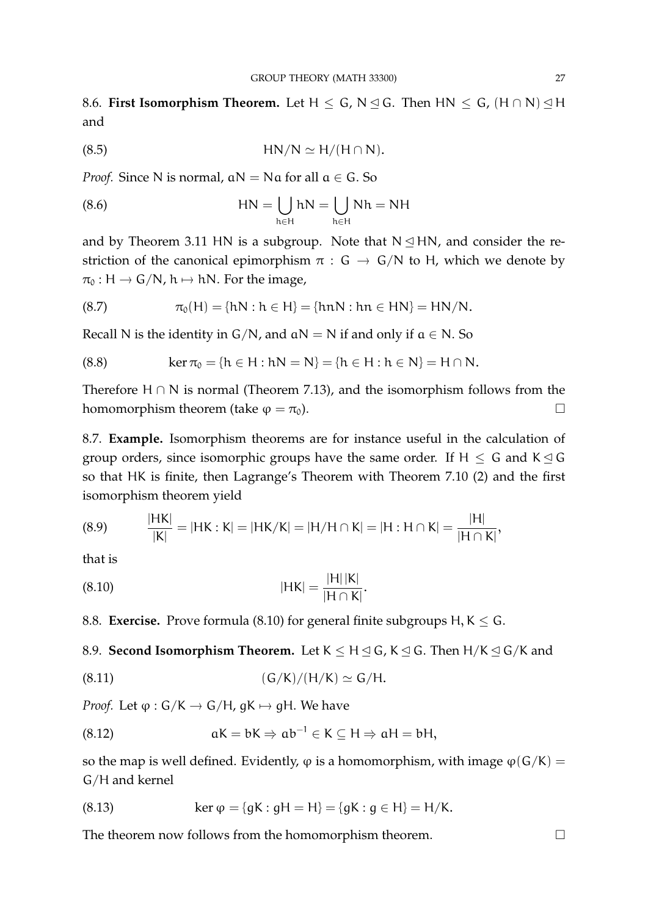8.6. **First Isomorphism Theorem.** Let $H \leq G$, $N \trianglelefteq G$. Then $HN \leq G$, $(H \cap N) \trianglelefteq H$ and

$$HN/N \simeq H/(H \cap N). \tag{8.5}$$

*Proof.* Since N is normal, $aN = Na$ for all $a \in G$. So

$$HN = \bigcup_{h \in H} hN = \bigcup_{h \in H} Nh = NH \tag{8.6}$$

and by Theorem 3.11 HN is a subgroup. Note that $N \trianglelefteq HN$, and consider the restriction of the canonical epimorphism $\pi : G \to G/N$ to H, which we denote by $\pi_0 : H \to G/N$, $h \mapsto hN$. For the image,

$$\pi_0(H) = \{hN : h \in H\} = \{hnN : hn \in HN\} = HN/N. \tag{8.7}$$

Recall N is the identity in $G/N$, and $aN = N$ if and only if $a \in N$. So

$$\ker \pi_0 = \{h \in H : hN = N\} = \{h \in H : h \in N\} = H \cap N. \tag{8.8}$$

Therefore $H \cap N$ is normal (Theorem 7.13), and the isomorphism follows from the homomorphism theorem (take $\varphi = \pi_0$). $\square$

8.7. **Example.** Isomorphism theorems are for instance useful in the calculation of group orders, since isomorphic groups have the same order. If $H \leq G$ and $K \trianglelefteq G$ so that HK is finite, then Lagrange's Theorem with Theorem 7.10 (2) and the first isomorphism theorem yield

$$\frac{|HK|}{|K|} = |HK : K| = |HK/K| = |H/H \cap K| = |H : H \cap K| = \frac{|H|}{|H \cap K|}, \tag{8.9}$$

that is

$$|HK| = \frac{|H|\,|K|}{|H \cap K|}. \tag{8.10}$$

8.8. **Exercise.** Prove formula (8.10) for general finite subgroups $H, K \leq G$.

8.9. **Second Isomorphism Theorem.** Let $K \leq H \trianglelefteq G$, $K \trianglelefteq G$. Then $H/K \trianglelefteq G/K$ and

$$(G/K)/(H/K) \simeq G/H. \tag{8.11}$$

*Proof.* Let $\varphi : G/K \to G/H$, $gK \mapsto gH$. We have

$$aK = bK \Rightarrow ab^{-1} \in K \subseteq H \Rightarrow aH = bH, \tag{8.12}$$

so the map is well defined. Evidently, $\varphi$ is a homomorphism, with image $\varphi(G/K) = G/H$ and kernel

$$\ker \varphi = \{gK : gH = H\} = \{gK : g \in H\} = H/K. \tag{8.13}$$

The theorem now follows from the homomorphism theorem. $\square$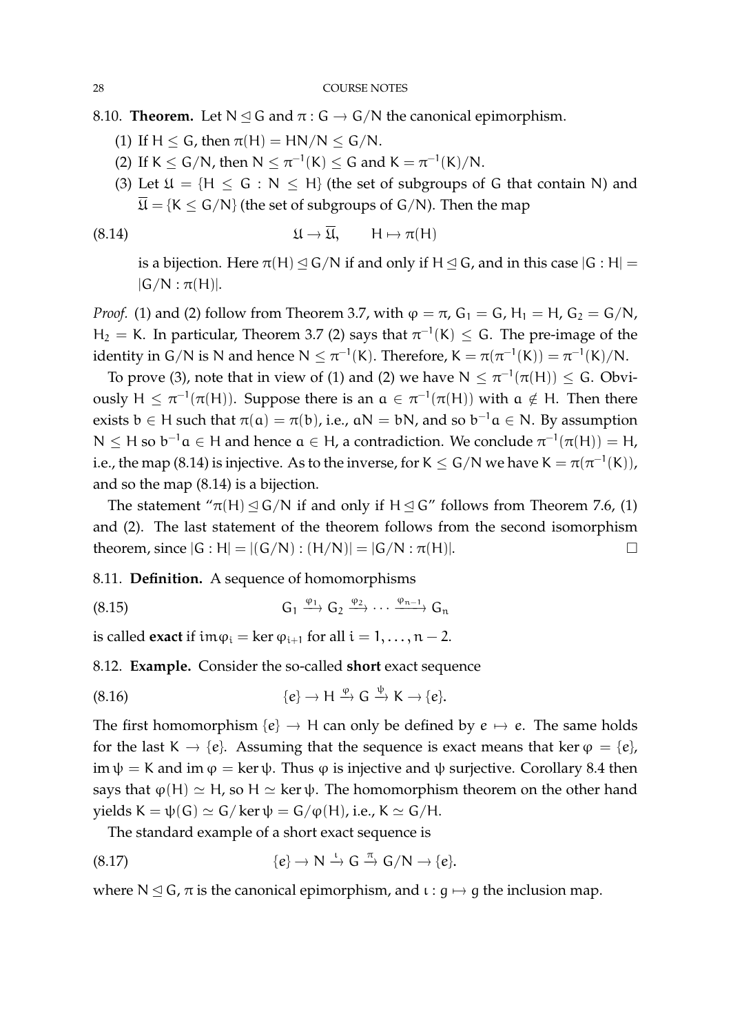**8.10. Theorem.** Let $N \trianglelefteq G$ and $\pi : G \to G/N$ the canonical epimorphism.

(1) If $H \leq G$, then $\pi(H) = HN/N \leq G/N$.

(2) If $K \leq G/N$, then $N \leq \pi^{-1}(K) \leq G$ and $K = \pi^{-1}(K)/N$.

(3) Let $\mathfrak{U} = \{H \leq G : N \leq H\}$ (the set of subgroups of $G$ that contain $N$) and $\overline{\mathfrak{U}} = \{K \leq G/N\}$ (the set of subgroups of $G/N$). Then the map

$$\mathfrak{U} \to \overline{\mathfrak{U}}, \qquad H \mapsto \pi(H) \tag{8.14}$$

is a bijection. Here $\pi(H) \trianglelefteq G/N$ if and only if $H \trianglelefteq G$, and in this case $|G : H| = |G/N : \pi(H)|$.

*Proof.* (1) and (2) follow from Theorem 3.7, with $\varphi = \pi$, $G_1 = G$, $H_1 = H$, $G_2 = G/N$, $H_2 = K$. In particular, Theorem 3.7 (2) says that $\pi^{-1}(K) \leq G$. The pre-image of the identity in $G/N$ is $N$ and hence $N \leq \pi^{-1}(K)$. Therefore, $K = \pi(\pi^{-1}(K)) = \pi^{-1}(K)/N$.

To prove (3), note that in view of (1) and (2) we have $N \leq \pi^{-1}(\pi(H)) \leq G$. Obviously $H \leq \pi^{-1}(\pi(H))$. Suppose there is an $a \in \pi^{-1}(\pi(H))$ with $a \notin H$. Then there exists $b \in H$ such that $\pi(a) = \pi(b)$, i.e., $aN = bN$, and so $b^{-1}a \in N$. By assumption $N \leq H$ so $b^{-1}a \in H$ and hence $a \in H$, a contradiction. We conclude $\pi^{-1}(\pi(H)) = H$, i.e., the map (8.14) is injective. As to the inverse, for $K \leq G/N$ we have $K = \pi(\pi^{-1}(K))$, and so the map (8.14) is a bijection.

The statement "$\pi(H) \trianglelefteq G/N$ if and only if $H \trianglelefteq G$" follows from Theorem 7.6, (1) and (2). The last statement of the theorem follows from the second isomorphism theorem, since $|G : H| = |(G/N) : (H/N)| = |G/N : \pi(H)|$. $\square$

**8.11. Definition.** A sequence of homomorphisms

$$G_1 \xrightarrow{\varphi_1} G_2 \xrightarrow{\varphi_2} \cdots \xrightarrow{\varphi_{n-1}} G_n \tag{8.15}$$

is called **exact** if $\operatorname{im} \varphi_i = \ker \varphi_{i+1}$ for all $i = 1, \ldots, n-2$.

**8.12. Example.** Consider the so-called **short** exact sequence

$$\{e\} \to H \xrightarrow{\varphi} G \xrightarrow{\psi} K \to \{e\}. \tag{8.16}$$

The first homomorphism $\{e\} \to H$ can only be defined by $e \mapsto e$. The same holds for the last $K \to \{e\}$. Assuming that the sequence is exact means that $\ker \varphi = \{e\}$, $\operatorname{im} \psi = K$ and $\operatorname{im} \varphi = \ker \psi$. Thus $\varphi$ is injective and $\psi$ surjective. Corollary 8.4 then says that $\varphi(H) \simeq H$, so $H \simeq \ker \psi$. The homomorphism theorem on the other hand yields $K = \psi(G) \simeq G/\ker \psi = G/\varphi(H)$, i.e., $K \simeq G/H$.

The standard example of a short exact sequence is

$$\{e\} \to N \xrightarrow{\iota} G \xrightarrow{\pi} G/N \to \{e\}. \tag{8.17}$$

where $N \trianglelefteq G$, $\pi$ is the canonical epimorphism, and $\iota : g \mapsto g$ the inclusion map.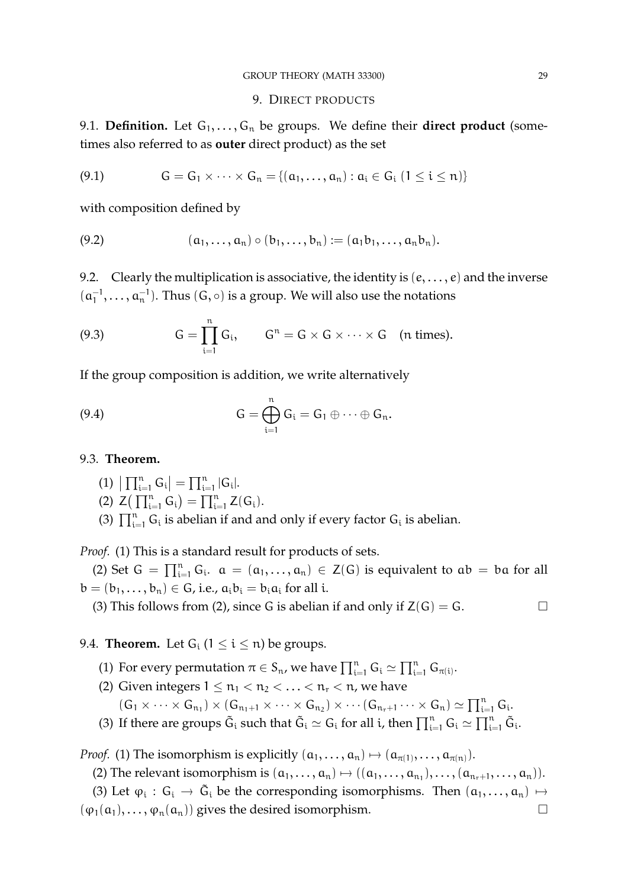## 9. Direct products

9.1. **Definition.** Let $G_1, \dots, G_n$ be groups. We define their **direct product** (sometimes also referred to as **outer** direct product) as the set

$$G = G_1 \times \cdots \times G_n = \{(a_1, \dots, a_n) : a_i \in G_i \ (1 \le i \le n)\} \tag{9.1}$$

with composition defined by

$$(a_1, \dots, a_n) \circ (b_1, \dots, b_n) := (a_1 b_1, \dots, a_n b_n). \tag{9.2}$$

9.2. Clearly the multiplication is associative, the identity is $(e, \dots, e)$ and the inverse $(a_1^{-1}, \dots, a_n^{-1})$. Thus $(G, \circ)$ is a group. We will also use the notations

$$G = \prod_{i=1}^{n} G_i, \qquad G^n = G \times G \times \cdots \times G \quad (n \text{ times}). \tag{9.3}$$

If the group composition is addition, we write alternatively

$$G = \bigoplus_{i=1}^{n} G_i = G_1 \oplus \cdots \oplus G_n. \tag{9.4}$$

9.3. **Theorem.**

(1) $\big| \prod_{i=1}^n G_i \big| = \prod_{i=1}^n |G_i|$.
(2) $Z\big( \prod_{i=1}^n G_i \big) = \prod_{i=1}^n Z(G_i)$.
(3) $\prod_{i=1}^n G_i$ is abelian if and and only if every factor $G_i$ is abelian.

*Proof.* (1) This is a standard result for products of sets.

(2) Set $G = \prod_{i=1}^n G_i$. $a = (a_1, \dots, a_n) \in Z(G)$ is equivalent to $ab = ba$ for all $b = (b_1, \dots, b_n) \in G$, i.e., $a_i b_i = b_i a_i$ for all $i$.

(3) This follows from (2), since $G$ is abelian if and only if $Z(G) = G$. $\square$

9.4. **Theorem.** Let $G_i$ $(1 \le i \le n)$ be groups.

(1) For every permutation $\pi \in S_n$, we have $\prod_{i=1}^n G_i \simeq \prod_{i=1}^n G_{\pi(i)}$.
(2) Given integers $1 \le n_1 < n_2 < \ldots < n_r < n$, we have
$(G_1 \times \cdots \times G_{n_1}) \times (G_{n_1+1} \times \cdots \times G_{n_2}) \times \cdots (G_{n_r+1} \cdots \times G_n) \simeq \prod_{i=1}^n G_i$.
(3) If there are groups $\tilde{G}_i$ such that $\tilde{G}_i \simeq G_i$ for all $i$, then $\prod_{i=1}^n G_i \simeq \prod_{i=1}^n \tilde{G}_i$.

*Proof.* (1) The isomorphism is explicitly $(a_1, \dots, a_n) \mapsto (a_{\pi(1)}, \dots, a_{\pi(n)})$.

(2) The relevant isomorphism is $(a_1, \dots, a_n) \mapsto ((a_1, \dots, a_{n_1}), \dots, (a_{n_r+1}, \dots, a_n))$.

(3) Let $\varphi_i : G_i \to \tilde{G}_i$ be the corresponding isomorphisms. Then $(a_1, \dots, a_n) \mapsto (\varphi_1(a_1), \dots, \varphi_n(a_n))$ gives the desired isomorphism. $\square$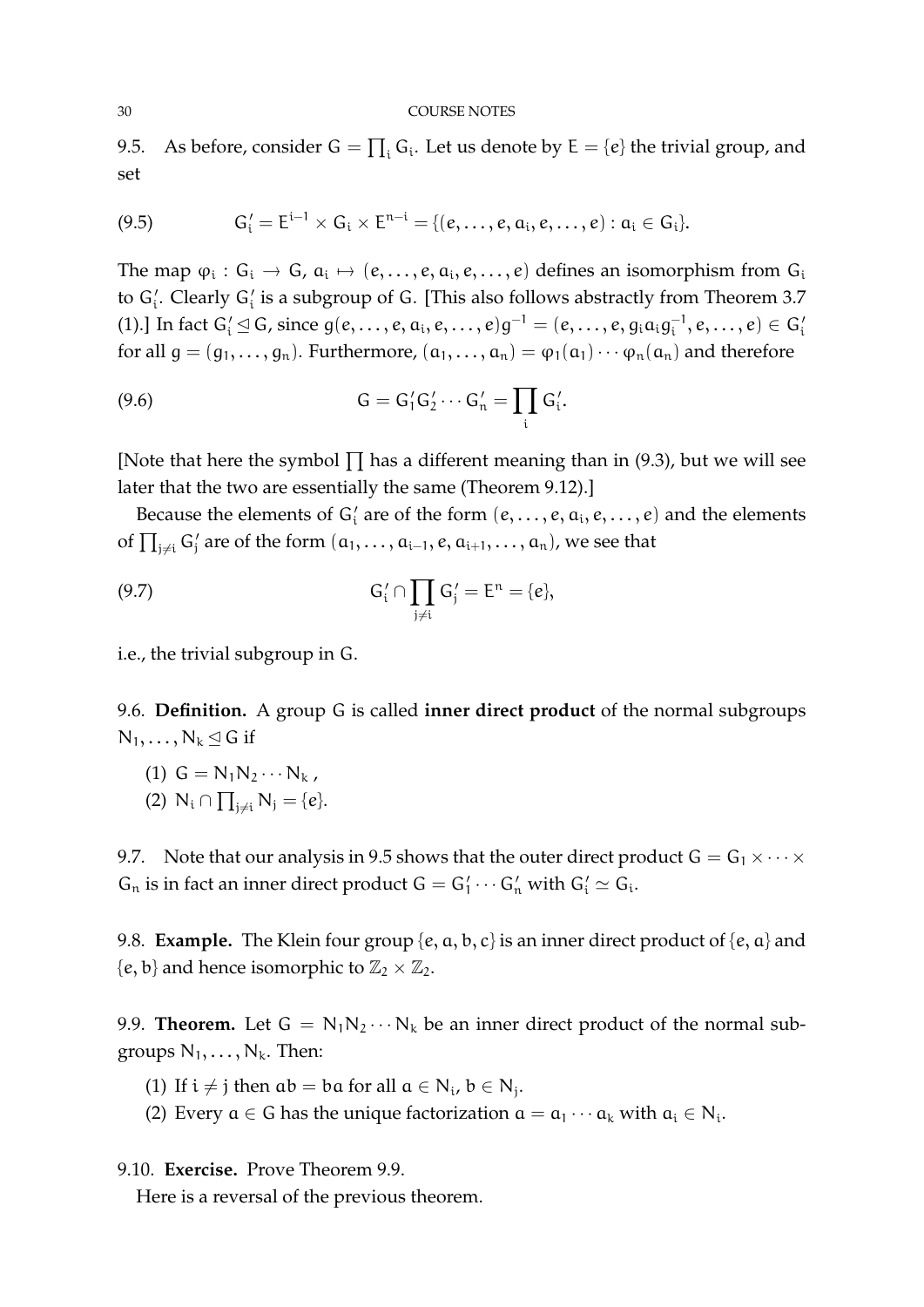9.5. As before, consider $G = \prod_i G_i$. Let us denote by $E = \{e\}$ the trivial group, and set

$$G_i' = E^{i-1} \times G_i \times E^{n-i} = \{(e, \dots, e, a_i, e, \dots, e) : a_i \in G_i\}. \tag{9.5}$$

The map $\varphi_i : G_i \to G$, $a_i \mapsto (e, \dots, e, a_i, e, \dots, e)$ defines an isomorphism from $G_i$ to $G_i'$. Clearly $G_i'$ is a subgroup of $G$. [This also follows abstractly from Theorem 3.7 (1).] In fact $G_i' \trianglelefteq G$, since $g(e, \dots, e, a_i, e, \dots, e)g^{-1} = (e, \dots, e, g_i a_i g_i^{-1}, e, \dots, e) \in G_i'$ for all $g = (g_1, \dots, g_n)$. Furthermore, $(a_1, \dots, a_n) = \varphi_1(a_1) \cdots \varphi_n(a_n)$ and therefore

$$G = G_1' G_2' \cdots G_n' = \prod_i G_i'. \tag{9.6}$$

[Note that here the symbol $\prod$ has a different meaning than in (9.3), but we will see later that the two are essentially the same (Theorem 9.12).]

Because the elements of $G_i'$ are of the form $(e, \dots, e, a_i, e, \dots, e)$ and the elements of $\prod_{j \neq i} G_j'$ are of the form $(a_1, \dots, a_{i-1}, e, a_{i+1}, \dots, a_n)$, we see that

$$G_i' \cap \prod_{j \neq i} G_j' = E^n = \{e\}, \tag{9.7}$$

i.e., the trivial subgroup in $G$.

9.6. **Definition.** A group $G$ is called **inner direct product** of the normal subgroups $N_1, \dots, N_k \trianglelefteq G$ if

(1) $G = N_1 N_2 \cdots N_k$ ,
(2) $N_i \cap \prod_{j \neq i} N_j = \{e\}$.

9.7. Note that our analysis in 9.5 shows that the outer direct product $G = G_1 \times \cdots \times G_n$ is in fact an inner direct product $G = G_1' \cdots G_n'$ with $G_i' \simeq G_i$.

9.8. **Example.** The Klein four group $\{e, a, b, c\}$ is an inner direct product of $\{e, a\}$ and $\{e, b\}$ and hence isomorphic to $\mathbb{Z}_2 \times \mathbb{Z}_2$.

9.9. **Theorem.** Let $G = N_1 N_2 \cdots N_k$ be an inner direct product of the normal subgroups $N_1, \dots, N_k$. Then:

(1) If $i \neq j$ then $ab = ba$ for all $a \in N_i$, $b \in N_j$.
(2) Every $a \in G$ has the unique factorization $a = a_1 \cdots a_k$ with $a_i \in N_i$.

9.10. **Exercise.** Prove Theorem 9.9.

Here is a reversal of the previous theorem.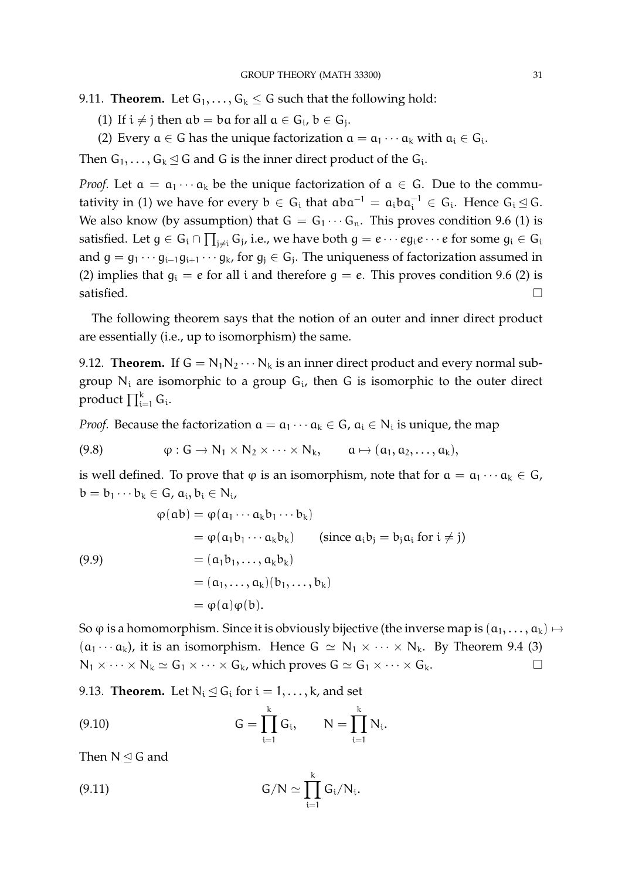9.11. **Theorem.** Let $G_1, \dots, G_k \leq G$ such that the following hold:

(1) If $i \neq j$ then $ab = ba$ for all $a \in G_i$, $b \in G_j$.

(2) Every $a \in G$ has the unique factorization $a = a_1 \cdots a_k$ with $a_i \in G_i$.

Then $G_1, \dots, G_k \trianglelefteq G$ and $G$ is the inner direct product of the $G_i$.

*Proof.* Let $a = a_1 \cdots a_k$ be the unique factorization of $a \in G$. Due to the commutativity in (1) we have for every $b \in G_i$ that $aba^{-1} = a_i b a_i^{-1} \in G_i$. Hence $G_i \trianglelefteq G$. We also know (by assumption) that $G = G_1 \cdots G_n$. This proves condition 9.6 (1) is satisfied. Let $g \in G_i \cap \prod_{j \neq i} G_j$, i.e., we have both $g = e \cdots e g_i e \cdots e$ for some $g_i \in G_i$ and $g = g_1 \cdots g_{i-1} g_{i+1} \cdots g_k$, for $g_j \in G_j$. The uniqueness of factorization assumed in (2) implies that $g_i = e$ for all $i$ and therefore $g = e$. This proves condition 9.6 (2) is satisfied. □

The following theorem says that the notion of an outer and inner direct product are essentially (i.e., up to isomorphism) the same.

9.12. **Theorem.** If $G = N_1 N_2 \cdots N_k$ is an inner direct product and every normal subgroup $N_i$ are isomorphic to a group $G_i$, then $G$ is isomorphic to the outer direct product $\prod_{i=1}^k G_i$.

*Proof.* Because the factorization $a = a_1 \cdots a_k \in G$, $a_i \in N_i$ is unique, the map

$$\varphi : G \to N_1 \times N_2 \times \cdots \times N_k, \qquad a \mapsto (a_1, a_2, \dots, a_k), \tag{9.8}$$

is well defined. To prove that $\varphi$ is an isomorphism, note that for $a = a_1 \cdots a_k \in G$, $b = b_1 \cdots b_k \in G$, $a_i, b_i \in N_i$,

$$\begin{aligned}
\varphi(ab) &= \varphi(a_1 \cdots a_k b_1 \cdots b_k) \\
&= \varphi(a_1 b_1 \cdots a_k b_k) \qquad (\text{since } a_i b_j = b_j a_i \text{ for } i \neq j) \\
&= (a_1 b_1, \dots, a_k b_k) \\
&= (a_1, \dots, a_k)(b_1, \dots, b_k) \\
&= \varphi(a)\varphi(b).
\end{aligned} \tag{9.9}$$

So $\varphi$ is a homomorphism. Since it is obviously bijective (the inverse map is $(a_1, \dots, a_k) \mapsto (a_1 \cdots a_k)$, it is an isomorphism. Hence $G \simeq N_1 \times \cdots \times N_k$. By Theorem 9.4 (3) $N_1 \times \cdots \times N_k \simeq G_1 \times \cdots \times G_k$, which proves $G \simeq G_1 \times \cdots \times G_k$. □

9.13. **Theorem.** Let $N_i \trianglelefteq G_i$ for $i = 1, \dots, k$, and set

$$G = \prod_{i=1}^k G_i, \qquad N = \prod_{i=1}^k N_i. \tag{9.10}$$

Then $N \trianglelefteq G$ and

$$G/N \simeq \prod_{i=1}^k G_i/N_i. \tag{9.11}$$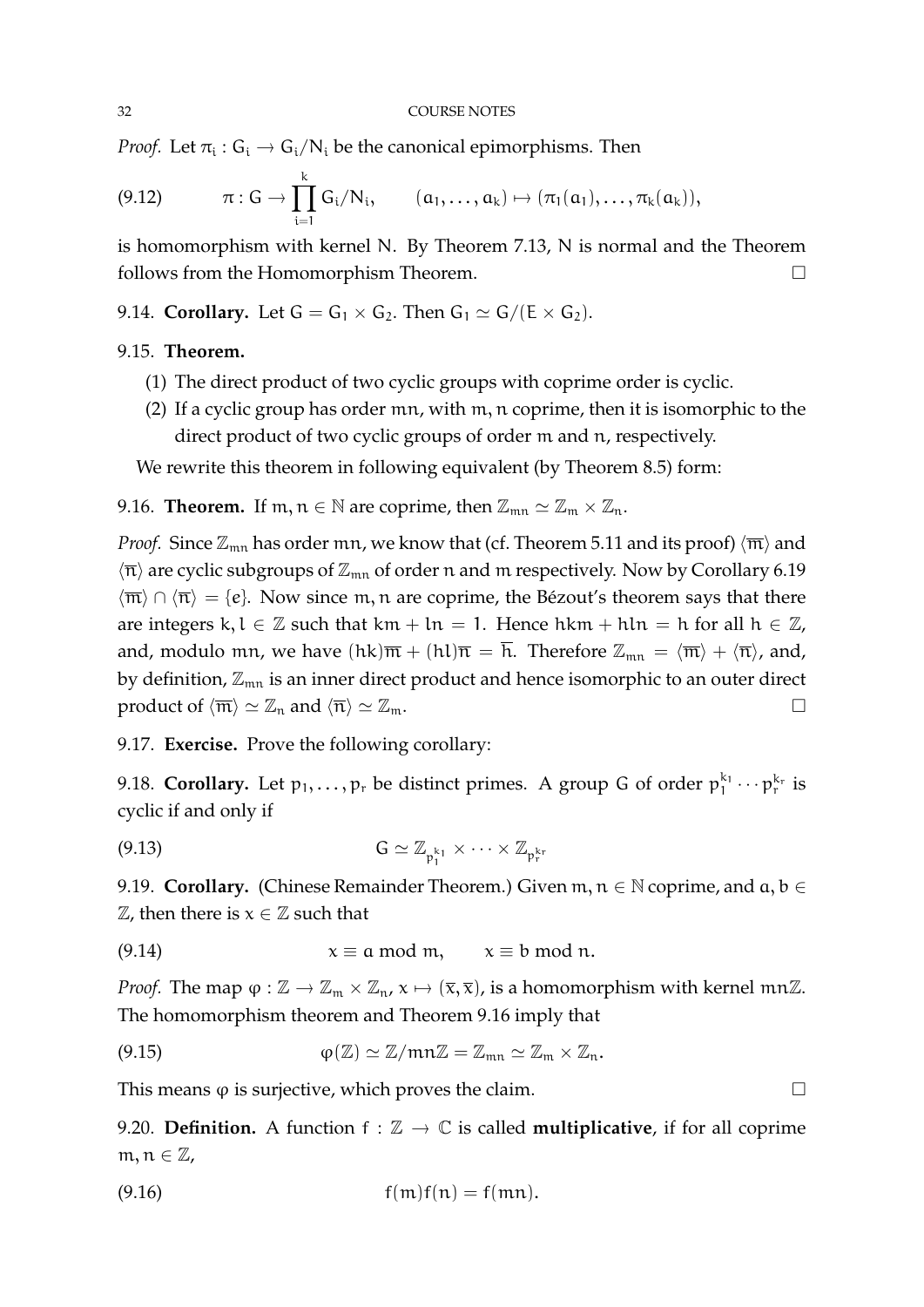*Proof.* Let $\pi_i : G_i \to G_i/N_i$ be the canonical epimorphisms. Then

$$\pi : G \to \prod_{i=1}^{k} G_i/N_i, \qquad (a_1, \dots, a_k) \mapsto (\pi_1(a_1), \dots, \pi_k(a_k)), \tag{9.12}$$

is homomorphism with kernel $N$. By Theorem 7.13, $N$ is normal and the Theorem follows from the Homomorphism Theorem. $\square$

9.14. **Corollary.** Let $G = G_1 \times G_2$. Then $G_1 \simeq G/(E \times G_2)$.

9.15. **Theorem.**

1. The direct product of two cyclic groups with coprime order is cyclic.
2. If a cyclic group has order $mn$, with $m, n$ coprime, then it is isomorphic to the direct product of two cyclic groups of order $m$ and $n$, respectively.

We rewrite this theorem in following equivalent (by Theorem 8.5) form:

9.16. **Theorem.** If $m, n \in \mathbb{N}$ are coprime, then $\mathbb{Z}_{mn} \simeq \mathbb{Z}_m \times \mathbb{Z}_n$.

*Proof.* Since $\mathbb{Z}_{mn}$ has order $mn$, we know that (cf. Theorem 5.11 and its proof) $\langle \overline{m} \rangle$ and $\langle \overline{n} \rangle$ are cyclic subgroups of $\mathbb{Z}_{mn}$ of order $n$ and $m$ respectively. Now by Corollary 6.19 $\langle \overline{m} \rangle \cap \langle \overline{n} \rangle = \{e\}$. Now since $m, n$ are coprime, the Bézout's theorem says that there are integers $k, l \in \mathbb{Z}$ such that $km + ln = 1$. Hence $hkm + hln = h$ for all $h \in \mathbb{Z}$, and, modulo $mn$, we have $(hk)\overline{m} + (hl)\overline{n} = \overline{h}$. Therefore $\mathbb{Z}_{mn} = \langle \overline{m} \rangle + \langle \overline{n} \rangle$, and, by definition, $\mathbb{Z}_{mn}$ is an inner direct product and hence isomorphic to an outer direct product of $\langle \overline{m} \rangle \simeq \mathbb{Z}_n$ and $\langle \overline{n} \rangle \simeq \mathbb{Z}_m$. $\square$

9.17. **Exercise.** Prove the following corollary:

9.18. **Corollary.** Let $p_1, \dots, p_r$ be distinct primes. A group $G$ of order $p_1^{k_1} \cdots p_r^{k_r}$ is cyclic if and only if

$$G \simeq \mathbb{Z}_{p_1^{k_1}} \times \cdots \mathbb{Z}_{p_r^{k_r}} \tag{9.13}$$

9.19. **Corollary.** (Chinese Remainder Theorem.) Given $m, n \in \mathbb{N}$ coprime, and $a, b \in \mathbb{Z}$, then there is $x \in \mathbb{Z}$ such that

$$x \equiv a \bmod m, \qquad x \equiv b \bmod n. \tag{9.14}$$

*Proof.* The map $\varphi : \mathbb{Z} \to \mathbb{Z}_m \times \mathbb{Z}_n$, $x \mapsto (\overline{x}, \overline{x})$, is a homomorphism with kernel $mn\mathbb{Z}$. The homomorphism theorem and Theorem 9.16 imply that

$$\varphi(\mathbb{Z}) \simeq \mathbb{Z}/mn\mathbb{Z} = \mathbb{Z}_{mn} \simeq \mathbb{Z}_m \times \mathbb{Z}_n. \tag{9.15}$$

This means $\varphi$ is surjective, which proves the claim. $\square$

9.20. **Definition.** A function $f : \mathbb{Z} \to \mathbb{C}$ is called **multiplicative**, if for all coprime $m, n \in \mathbb{Z}$,

$$f(m)f(n) = f(mn). \tag{9.16}$$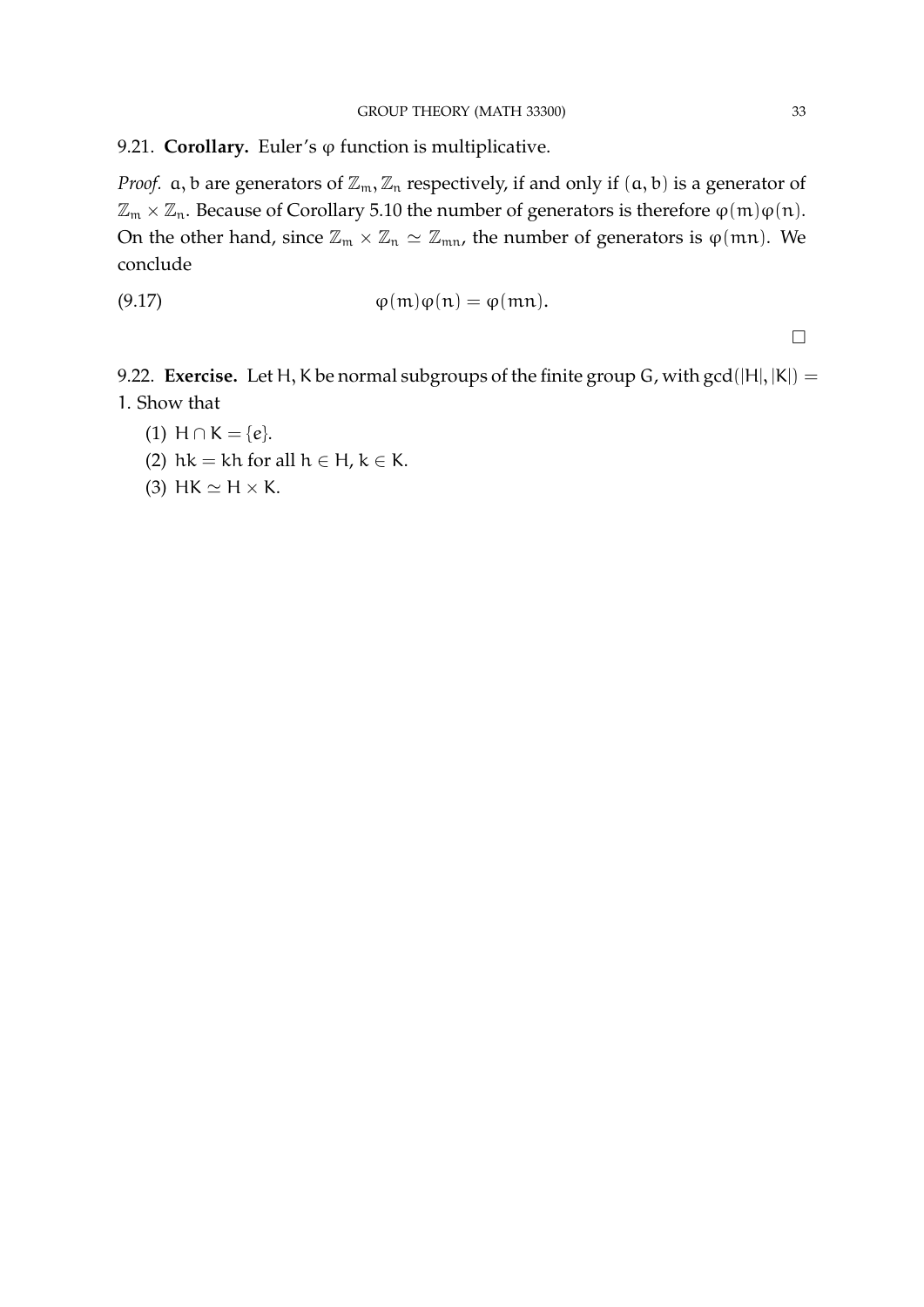9.21. **Corollary.** Euler's $\varphi$ function is multiplicative.

*Proof.* $a, b$ are generators of $\mathbb{Z}_m, \mathbb{Z}_n$ respectively, if and only if $(a, b)$ is a generator of $\mathbb{Z}_m \times \mathbb{Z}_n$. Because of Corollary 5.10 the number of generators is therefore $\varphi(m)\varphi(n)$. On the other hand, since $\mathbb{Z}_m \times \mathbb{Z}_n \simeq \mathbb{Z}_{mn}$, the number of generators is $\varphi(mn)$. We conclude

$$\varphi(m)\varphi(n) = \varphi(mn). \tag{9.17}$$

□

9.22. **Exercise.** Let $H, K$ be normal subgroups of the finite group $G$, with $\gcd(|H|, |K|) = 1$. Show that

(1) $H \cap K = \{e\}$.
(2) $hk = kh$ for all $h \in H$, $k \in K$.
(3) $HK \simeq H \times K$.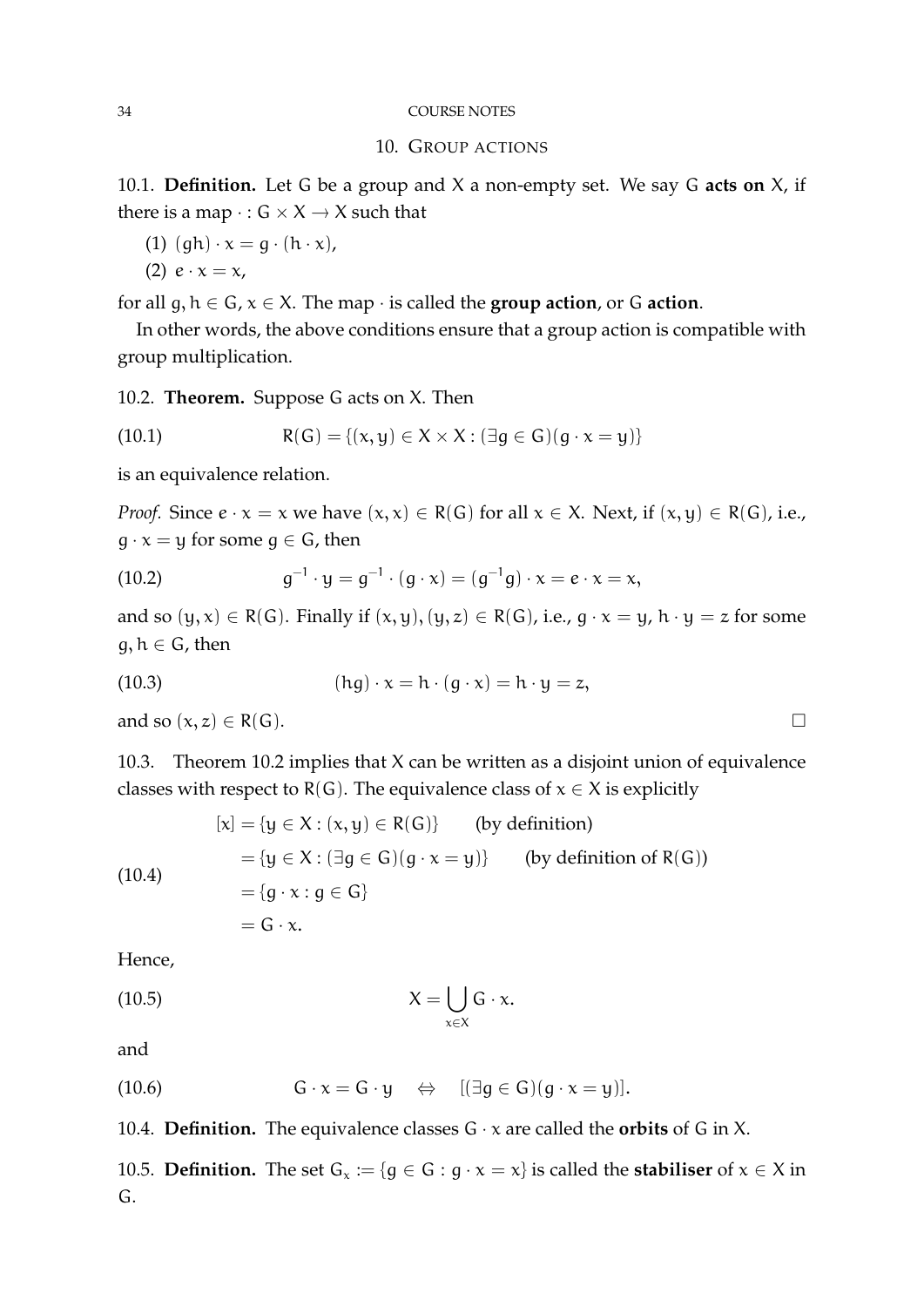## 10. Group actions

10.1. **Definition.** Let $G$ be a group and $X$ a non-empty set. We say $G$ **acts on** $X$, if there is a map $\cdot : G \times X \to X$ such that

(1) $(gh) \cdot x = g \cdot (h \cdot x)$,

(2) $e \cdot x = x$,

for all $g, h \in G$, $x \in X$. The map $\cdot$ is called the **group action**, or $G$ **action**.

In other words, the above conditions ensure that a group action is compatible with group multiplication.

10.2. **Theorem.** Suppose $G$ acts on $X$. Then

$$R(G) = \{(x, y) \in X \times X : (\exists g \in G)(g \cdot x = y)\} \tag{10.1}$$

is an equivalence relation.

*Proof.* Since $e \cdot x = x$ we have $(x, x) \in R(G)$ for all $x \in X$. Next, if $(x, y) \in R(G)$, i.e., $g \cdot x = y$ for some $g \in G$, then

$$g^{-1} \cdot y = g^{-1} \cdot (g \cdot x) = (g^{-1}g) \cdot x = e \cdot x = x, \tag{10.2}$$

and so $(y, x) \in R(G)$. Finally if $(x, y), (y, z) \in R(G)$, i.e., $g \cdot x = y$, $h \cdot y = z$ for some $g, h \in G$, then

$$(hg) \cdot x = h \cdot (g \cdot x) = h \cdot y = z, \tag{10.3}$$

and so $(x, z) \in R(G)$. □

10.3. Theorem 10.2 implies that $X$ can be written as a disjoint union of equivalence classes with respect to $R(G)$. The equivalence class of $x \in X$ is explicitly

$$\begin{aligned} [x] &= \{y \in X : (x, y) \in R(G)\} \qquad \text{(by definition)} \\ &= \{y \in X : (\exists g \in G)(g \cdot x = y)\} \qquad \text{(by definition of } R(G)\text{)} \\ &= \{g \cdot x : g \in G\} \\ &= G \cdot x. \end{aligned} \tag{10.4}$$

Hence,

$$X = \bigcup_{x \in X} G \cdot x. \tag{10.5}$$

and

$$G \cdot x = G \cdot y \quad \Leftrightarrow \quad [(\exists g \in G)(g \cdot x = y)]. \tag{10.6}$$

10.4. **Definition.** The equivalence classes $G \cdot x$ are called the **orbits** of $G$ in $X$.

10.5. **Definition.** The set $G_x := \{g \in G : g \cdot x = x\}$ is called the **stabiliser** of $x \in X$ in $G$.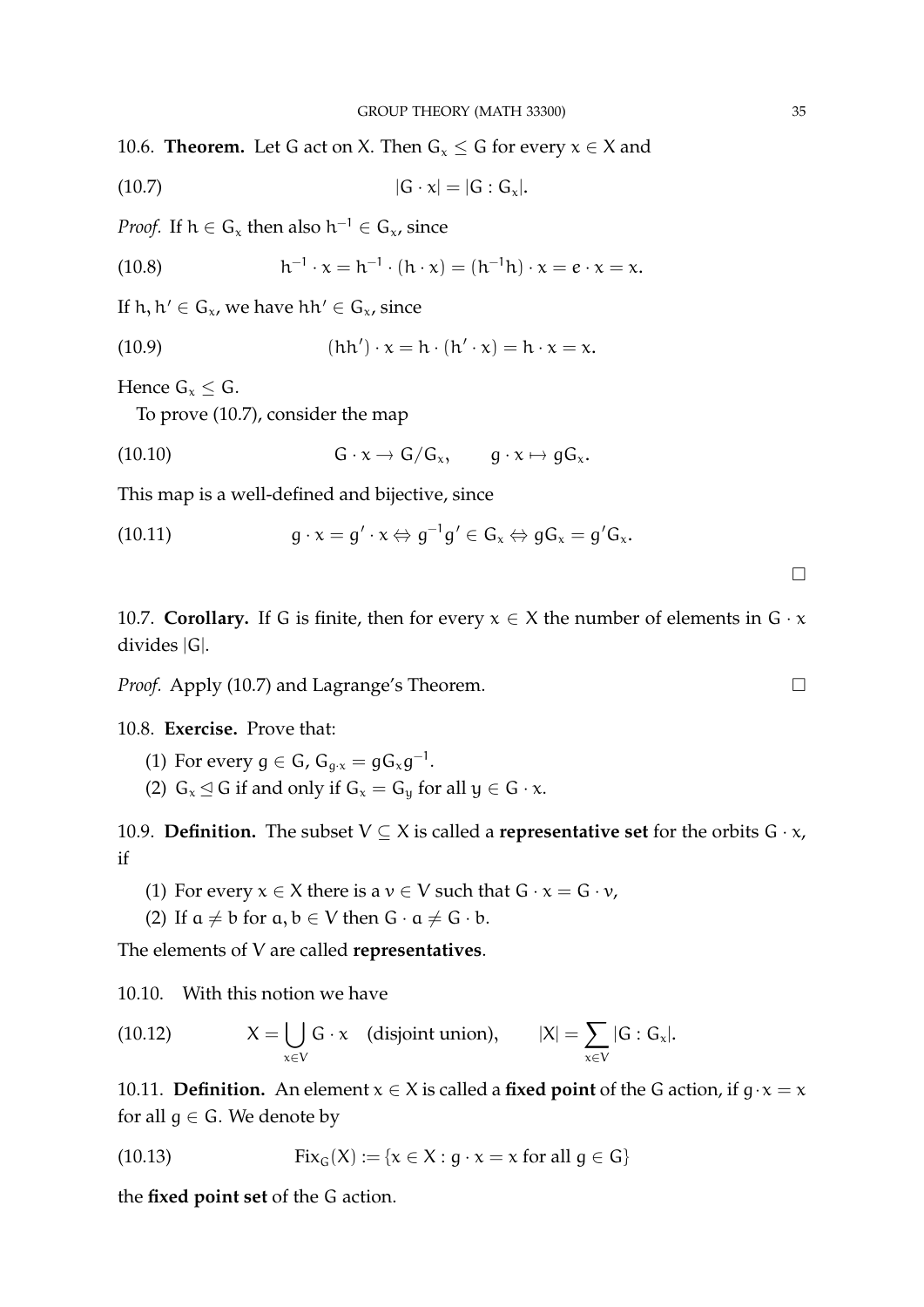**10.6. Theorem.** Let $G$ act on $X$. Then $G_x \leq G$ for every $x \in X$ and

$$|G \cdot x| = |G : G_x|. \tag{10.7}$$

*Proof.* If $h \in G_x$ then also $h^{-1} \in G_x$, since

$$h^{-1} \cdot x = h^{-1} \cdot (h \cdot x) = (h^{-1}h) \cdot x = e \cdot x = x. \tag{10.8}$$

If $h, h' \in G_x$, we have $hh' \in G_x$, since

$$(hh') \cdot x = h \cdot (h' \cdot x) = h \cdot x = x. \tag{10.9}$$

Hence $G_x \leq G$.

To prove (10.7), consider the map

$$G \cdot x \to G/G_x, \qquad g \cdot x \mapsto gG_x. \tag{10.10}$$

This map is a well-defined and bijective, since

$$g \cdot x = g' \cdot x \Leftrightarrow g^{-1}g' \in G_x \Leftrightarrow gG_x = g'G_x. \tag{10.11}$$

□

**10.7. Corollary.** If $G$ is finite, then for every $x \in X$ the number of elements in $G \cdot x$ divides $|G|$.

*Proof.* Apply (10.7) and Lagrange's Theorem. □

**10.8. Exercise.** Prove that:

1. For every $g \in G$, $G_{g \cdot x} = gG_xg^{-1}$.
2. $G_x \trianglelefteq G$ if and only if $G_x = G_y$ for all $y \in G \cdot x$.

**10.9. Definition.** The subset $V \subseteq X$ is called a **representative set** for the orbits $G \cdot x$, if

1. For every $x \in X$ there is a $v \in V$ such that $G \cdot x = G \cdot v$,
2. If $a \neq b$ for $a, b \in V$ then $G \cdot a \neq G \cdot b$.

The elements of $V$ are called **representatives**.

**10.10.** With this notion we have

$$X = \bigcup_{x \in V} G \cdot x \quad \text{(disjoint union)}, \qquad |X| = \sum_{x \in V} |G : G_x|. \tag{10.12}$$

**10.11. Definition.** An element $x \in X$ is called a **fixed point** of the $G$ action, if $g \cdot x = x$ for all $g \in G$. We denote by

$$\text{Fix}_G(X) := \{x \in X : g \cdot x = x \text{ for all } g \in G\} \tag{10.13}$$

the **fixed point set** of the $G$ action.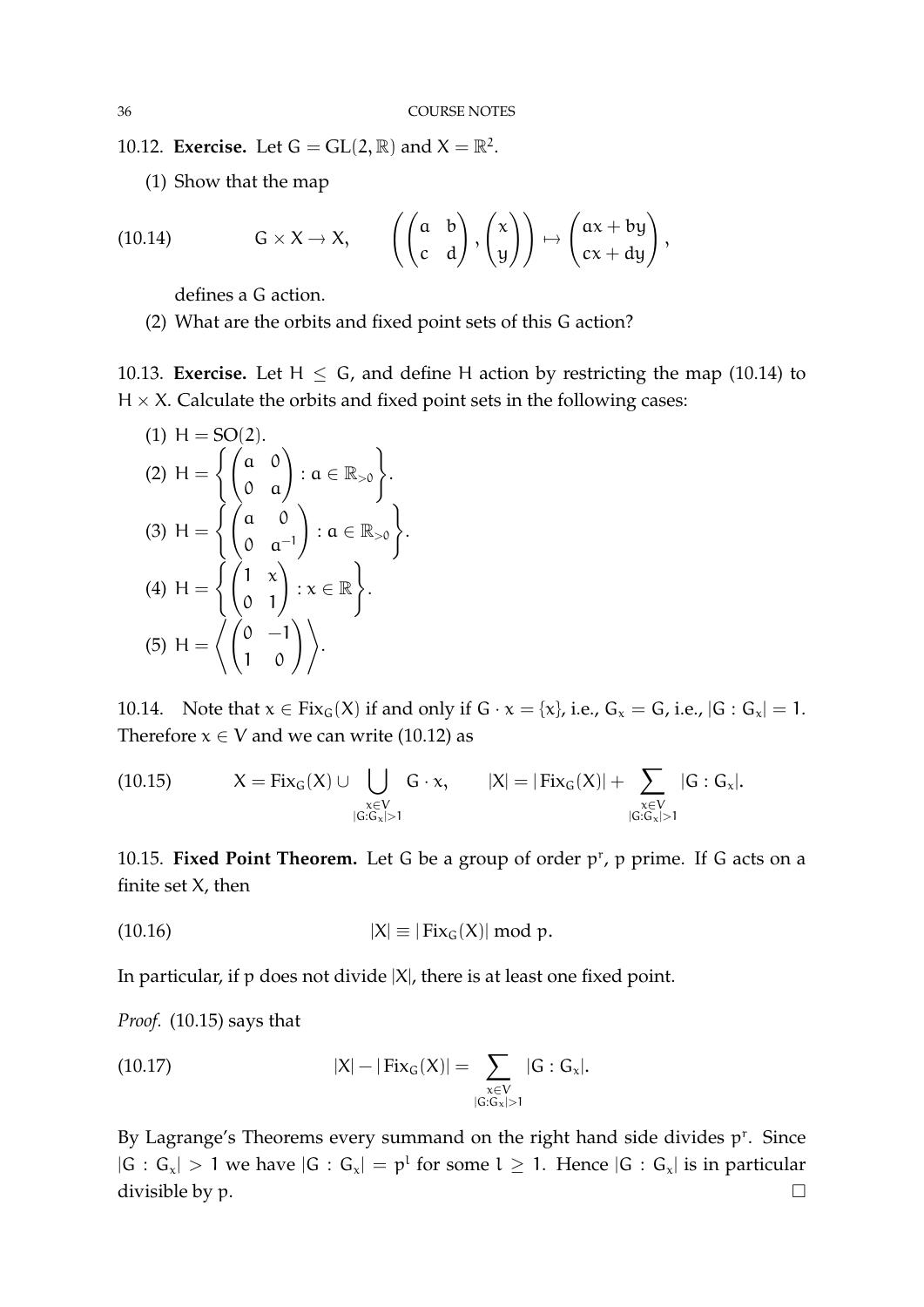**10.12. Exercise.** Let $G = GL(2, \mathbb{R})$ and $X = \mathbb{R}^2$.

(1) Show that the map

$$G \times X \to X, \qquad \left( \begin{pmatrix} a & b \\ c & d \end{pmatrix}, \begin{pmatrix} x \\ y \end{pmatrix} \right) \mapsto \begin{pmatrix} ax + by \\ cx + dy \end{pmatrix}, \tag{10.14}$$

defines a G action.

(2) What are the orbits and fixed point sets of this G action?

**10.13. Exercise.** Let $H \leq G$, and define H action by restricting the map (10.14) to $H \times X$. Calculate the orbits and fixed point sets in the following cases:

(1) $H = SO(2)$.

(2) $H = \left\{ \begin{pmatrix} a & 0 \\ 0 & a \end{pmatrix} : a \in \mathbb{R}_{>0} \right\}$.

(3) $H = \left\{ \begin{pmatrix} a & 0 \\ 0 & a^{-1} \end{pmatrix} : a \in \mathbb{R}_{>0} \right\}$.

(4) $H = \left\{ \begin{pmatrix} 1 & x \\ 0 & 1 \end{pmatrix} : x \in \mathbb{R} \right\}$.

(5) $H = \left\langle \begin{pmatrix} 0 & -1 \\ 1 & 0 \end{pmatrix} \right\rangle$.

**10.14.** Note that $x \in \mathrm{Fix}_G(X)$ if and only if $G \cdot x = \{x\}$, i.e., $G_x = G$, i.e., $|G : G_x| = 1$. Therefore $x \in V$ and we can write (10.12) as

$$X = \mathrm{Fix}_G(X) \cup \bigcup_{\substack{x \in V \\ |G:G_x|>1}} G \cdot x, \qquad |X| = |\mathrm{Fix}_G(X)| + \sum_{\substack{x \in V \\ |G:G_x|>1}} |G : G_x|. \tag{10.15}$$

**10.15. Fixed Point Theorem.** Let G be a group of order $p^r$, p prime. If G acts on a finite set X, then

$$|X| \equiv |\mathrm{Fix}_G(X)| \bmod p. \tag{10.16}$$

In particular, if p does not divide $|X|$, there is at least one fixed point.

*Proof.* (10.15) says that

$$|X| - |\mathrm{Fix}_G(X)| = \sum_{\substack{x \in V \\ |G:G_x|>1}} |G : G_x|. \tag{10.17}$$

By Lagrange's Theorems every summand on the right hand side divides $p^r$. Since $|G : G_x| > 1$ we have $|G : G_x| = p^l$ for some $l \geq 1$. Hence $|G : G_x|$ is in particular divisible by p. $\square$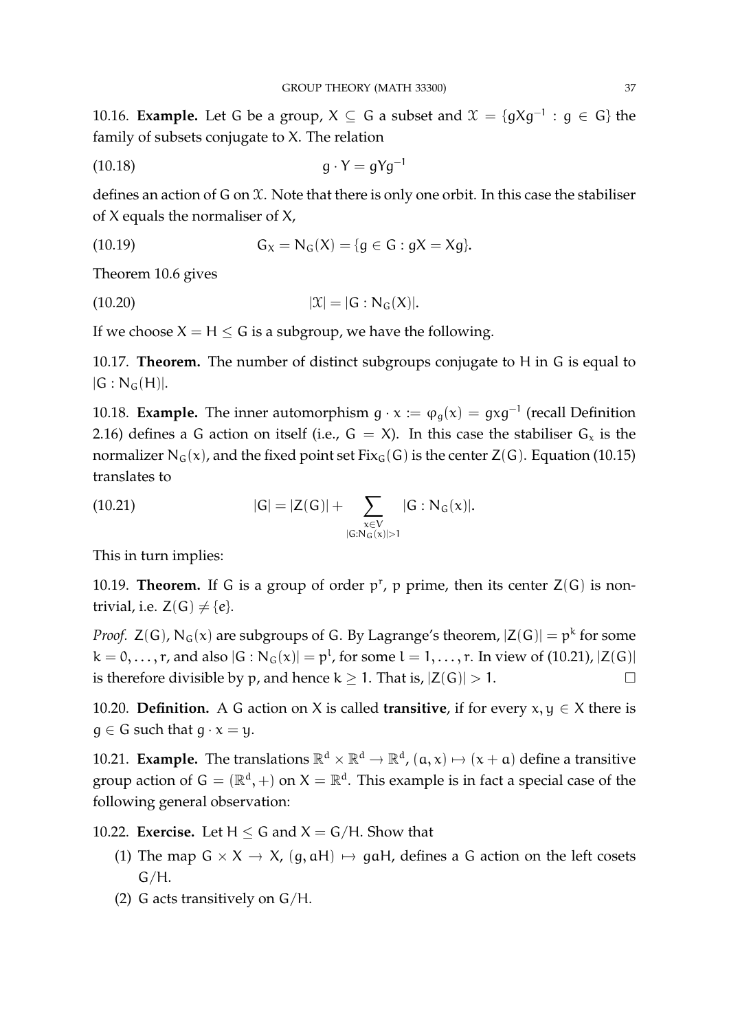**10.16. Example.** Let $G$ be a group, $X \subseteq G$ a subset and $\mathcal{X} = \{gXg^{-1} : g \in G\}$ the family of subsets conjugate to $X$. The relation

$$g \cdot Y = gYg^{-1} \tag{10.18}$$

defines an action of $G$ on $\mathcal{X}$. Note that there is only one orbit. In this case the stabiliser of $X$ equals the normaliser of $X$,

$$G_X = N_G(X) = \{g \in G : gX = Xg\}. \tag{10.19}$$

Theorem 10.6 gives

$$|\mathcal{X}| = |G : N_G(X)|. \tag{10.20}$$

If we choose $X = H \leq G$ is a subgroup, we have the following.

**10.17. Theorem.** The number of distinct subgroups conjugate to $H$ in $G$ is equal to $|G : N_G(H)|$.

**10.18. Example.** The inner automorphism $g \cdot x := \varphi_g(x) = gxg^{-1}$ (recall Definition 2.16) defines a $G$ action on itself (i.e., $G = X$). In this case the stabiliser $G_x$ is the normalizer $N_G(x)$, and the fixed point set $\mathrm{Fix}_G(G)$ is the center $Z(G)$. Equation (10.15) translates to

$$|G| = |Z(G)| + \sum_{\substack{x \in V \\ |G:N_G(x)|>1}} |G : N_G(x)|. \tag{10.21}$$

This in turn implies:

**10.19. Theorem.** If $G$ is a group of order $p^r$, $p$ prime, then its center $Z(G)$ is non-trivial, i.e. $Z(G) \neq \{e\}$.

*Proof.* $Z(G)$, $N_G(x)$ are subgroups of $G$. By Lagrange's theorem, $|Z(G)| = p^k$ for some $k = 0, \ldots, r$, and also $|G : N_G(x)| = p^l$, for some $l = 1, \ldots, r$. In view of (10.21), $|Z(G)|$ is therefore divisible by $p$, and hence $k \geq 1$. That is, $|Z(G)| > 1$. □

**10.20. Definition.** A $G$ action on $X$ is called **transitive**, if for every $x, y \in X$ there is $g \in G$ such that $g \cdot x = y$.

**10.21. Example.** The translations $\mathbb{R}^d \times \mathbb{R}^d \to \mathbb{R}^d$, $(a, x) \mapsto (x + a)$ define a transitive group action of $G = (\mathbb{R}^d, +)$ on $X = \mathbb{R}^d$. This example is in fact a special case of the following general observation:

**10.22. Exercise.** Let $H \leq G$ and $X = G/H$. Show that

1. The map $G \times X \to X$, $(g, aH) \mapsto gaH$, defines a $G$ action on the left cosets $G/H$.
2. $G$ acts transitively on $G/H$.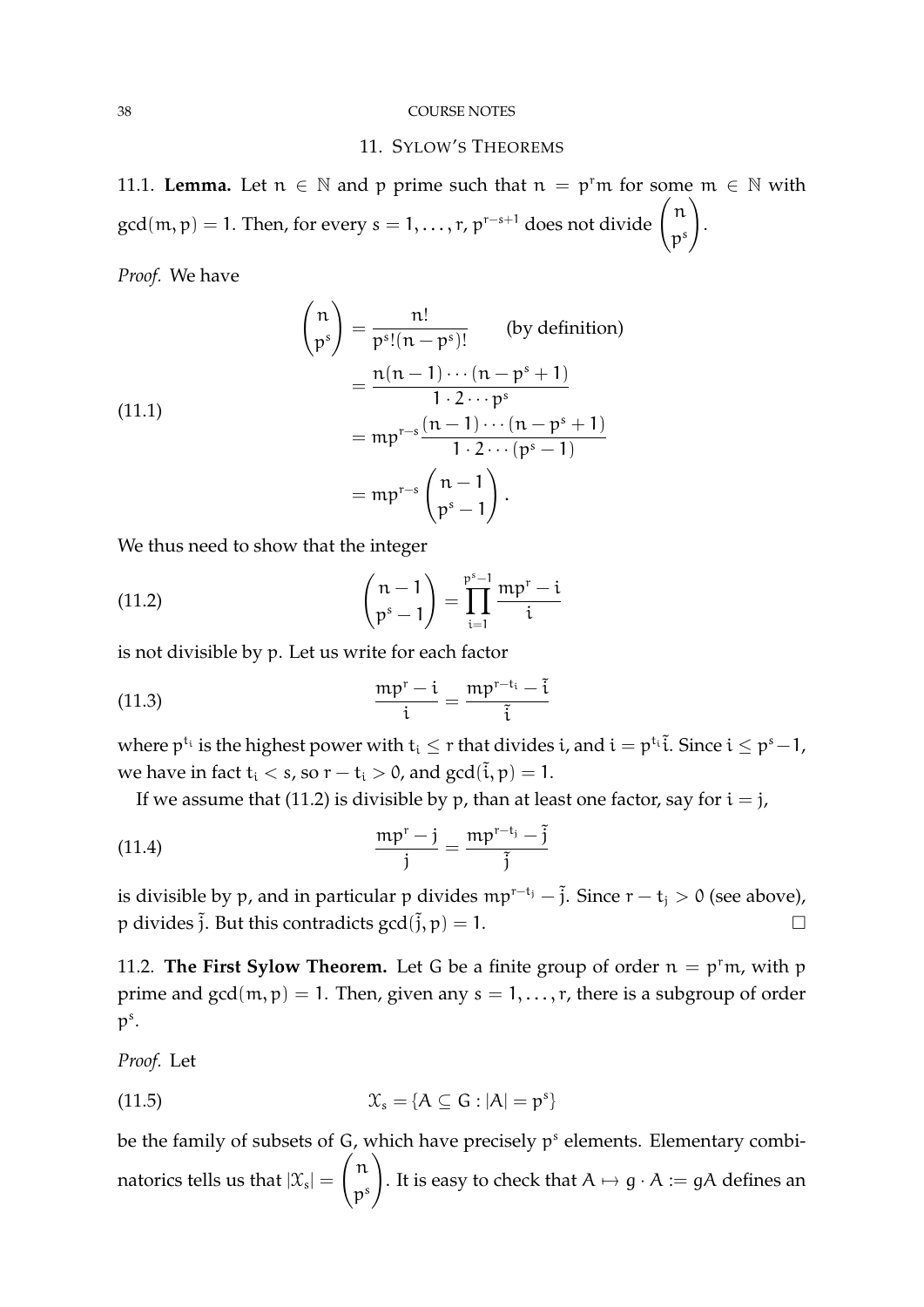## 11. Sylow's Theorems

11.1. **Lemma.** Let $n \in \mathbb{N}$ and $p$ prime such that $n = p^r m$ for some $m \in \mathbb{N}$ with $\gcd(m, p) = 1$. Then, for every $s = 1, \dots, r$, $p^{r-s+1}$ does not divide $\binom{n}{p^s}$.

*Proof.* We have

$$
\begin{aligned}
\binom{n}{p^s} &= \frac{n!}{p^s!(n-p^s)!} \qquad \text{(by definition)} \\
&= \frac{n(n-1)\cdots(n-p^s+1)}{1 \cdot 2 \cdots p^s} \\
&= mp^{r-s}\frac{(n-1)\cdots(n-p^s+1)}{1 \cdot 2 \cdots (p^s-1)} \\
&= mp^{r-s}\binom{n-1}{p^s-1}.
\end{aligned} \tag{11.1}
$$

We thus need to show that the integer

$$
\binom{n-1}{p^s-1} = \prod_{i=1}^{p^s-1} \frac{mp^r - i}{i} \tag{11.2}
$$

is not divisible by $p$. Let us write for each factor

$$
\frac{mp^r - i}{i} = \frac{mp^{r-t_i} - \tilde{i}}{\tilde{i}} \tag{11.3}
$$

where $p^{t_i}$ is the highest power with $t_i \leq r$ that divides $i$, and $i = p^{t_i}\tilde{i}$. Since $i \leq p^s - 1$, we have in fact $t_i < s$, so $r - t_i > 0$, and $\gcd(\tilde{i}, p) = 1$.

If we assume that (11.2) is divisible by $p$, than at least one factor, say for $i = j$,

$$
\frac{mp^r - j}{j} = \frac{mp^{r-t_j} - \tilde{j}}{\tilde{j}} \tag{11.4}
$$

is divisible by $p$, and in particular $p$ divides $mp^{r-t_j} - \tilde{j}$. Since $r - t_j > 0$ (see above), $p$ divides $\tilde{j}$. But this contradicts $\gcd(\tilde{j}, p) = 1$. $\square$

11.2. **The First Sylow Theorem.** Let $G$ be a finite group of order $n = p^r m$, with $p$ prime and $\gcd(m, p) = 1$. Then, given any $s = 1, \dots, r$, there is a subgroup of order $p^s$.

*Proof.* Let

$$
\mathcal{X}_s = \{A \subseteq G : |A| = p^s\} \tag{11.5}
$$

be the family of subsets of $G$, which have precisely $p^s$ elements. Elementary combinatorics tells us that $|\mathcal{X}_s| = \binom{n}{p^s}$. It is easy to check that $A \mapsto g \cdot A := gA$ defines an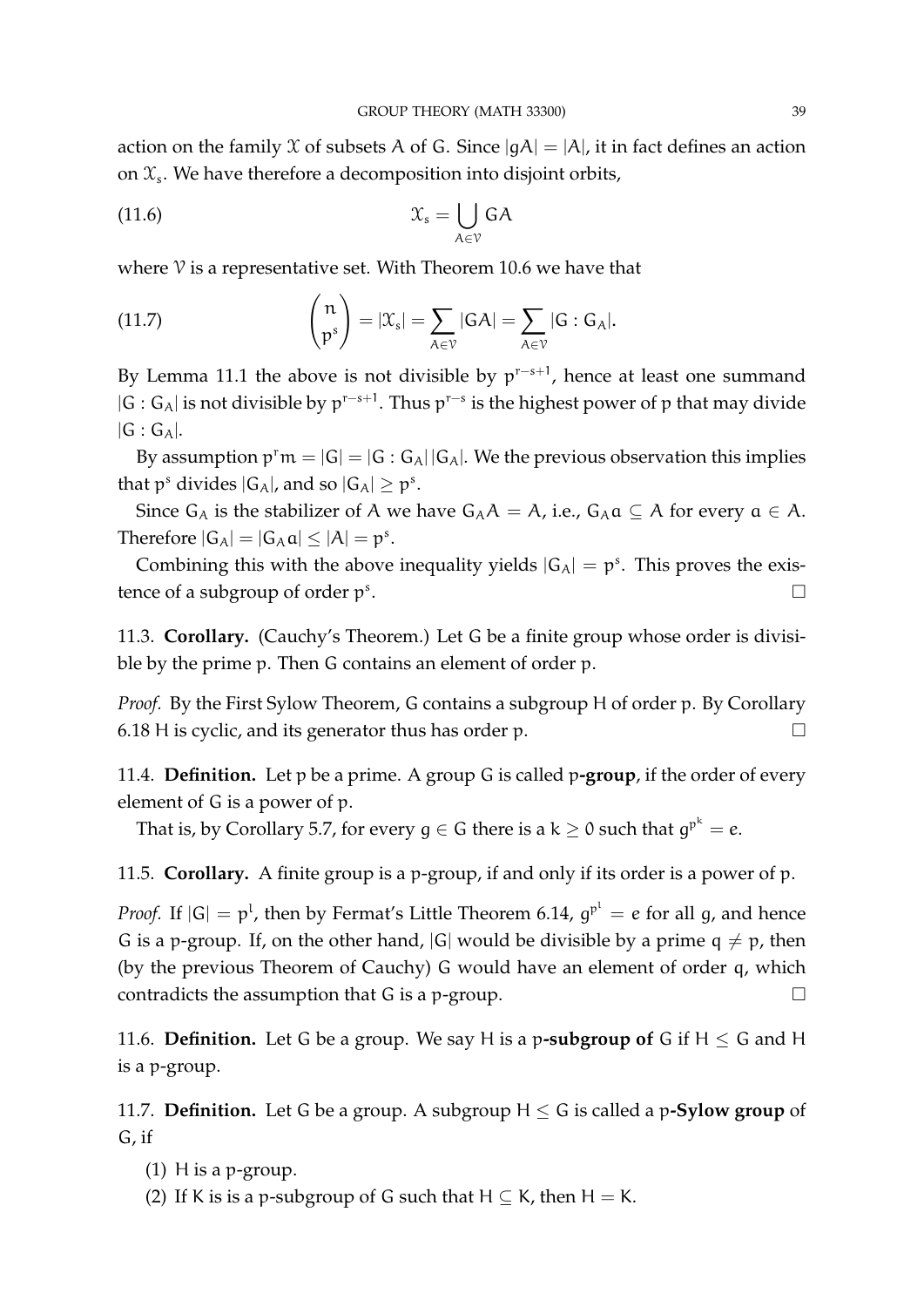action on the family $\mathcal{X}$ of subsets $A$ of $G$. Since $|gA| = |A|$, it in fact defines an action on $\mathcal{X}_s$. We have therefore a decomposition into disjoint orbits,

$$\mathcal{X}_s = \bigcup_{A \in \mathcal{V}} GA \tag{11.6}$$

where $\mathcal{V}$ is a representative set. With Theorem 10.6 we have that

$$\binom{n}{p^s} = |\mathcal{X}_s| = \sum_{A \in \mathcal{V}} |GA| = \sum_{A \in \mathcal{V}} |G : G_A|. \tag{11.7}$$

By Lemma 11.1 the above is not divisible by $p^{r-s+1}$, hence at least one summand $|G : G_A|$ is not divisible by $p^{r-s+1}$. Thus $p^{r-s}$ is the highest power of $p$ that may divide $|G : G_A|$.

By assumption $p^r m = |G| = |G : G_A||G_A|$. We the previous observation this implies that $p^s$ divides $|G_A|$, and so $|G_A| \geq p^s$.

Since $G_A$ is the stabilizer of $A$ we have $G_A A = A$, i.e., $G_A a \subseteq A$ for every $a \in A$. Therefore $|G_A| = |G_A a| \leq |A| = p^s$.

Combining this with the above inequality yields $|G_A| = p^s$. This proves the existence of a subgroup of order $p^s$. □

11.3. **Corollary.** (Cauchy's Theorem.) Let $G$ be a finite group whose order is divisible by the prime $p$. Then $G$ contains an element of order $p$.

*Proof.* By the First Sylow Theorem, $G$ contains a subgroup $H$ of order $p$. By Corollary 6.18 $H$ is cyclic, and its generator thus has order $p$. □

11.4. **Definition.** Let $p$ be a prime. A group $G$ is called $p$**-group**, if the order of every element of $G$ is a power of $p$.

That is, by Corollary 5.7, for every $g \in G$ there is a $k \geq 0$ such that $g^{p^k} = e$.

11.5. **Corollary.** A finite group is a $p$-group, if and only if its order is a power of $p$.

*Proof.* If $|G| = p^l$, then by Fermat's Little Theorem 6.14, $g^{p^l} = e$ for all $g$, and hence $G$ is a $p$-group. If, on the other hand, $|G|$ would be divisible by a prime $q \neq p$, then (by the previous Theorem of Cauchy) $G$ would have an element of order $q$, which contradicts the assumption that $G$ is a $p$-group. □

11.6. **Definition.** Let $G$ be a group. We say $H$ is a $p$**-subgroup of** $G$ if $H \leq G$ and $H$ is a $p$-group.

11.7. **Definition.** Let $G$ be a group. A subgroup $H \leq G$ is called a $p$**-Sylow group** of $G$, if

(1) $H$ is a $p$-group.
(2) If $K$ is is a $p$-subgroup of $G$ such that $H \subseteq K$, then $H = K$.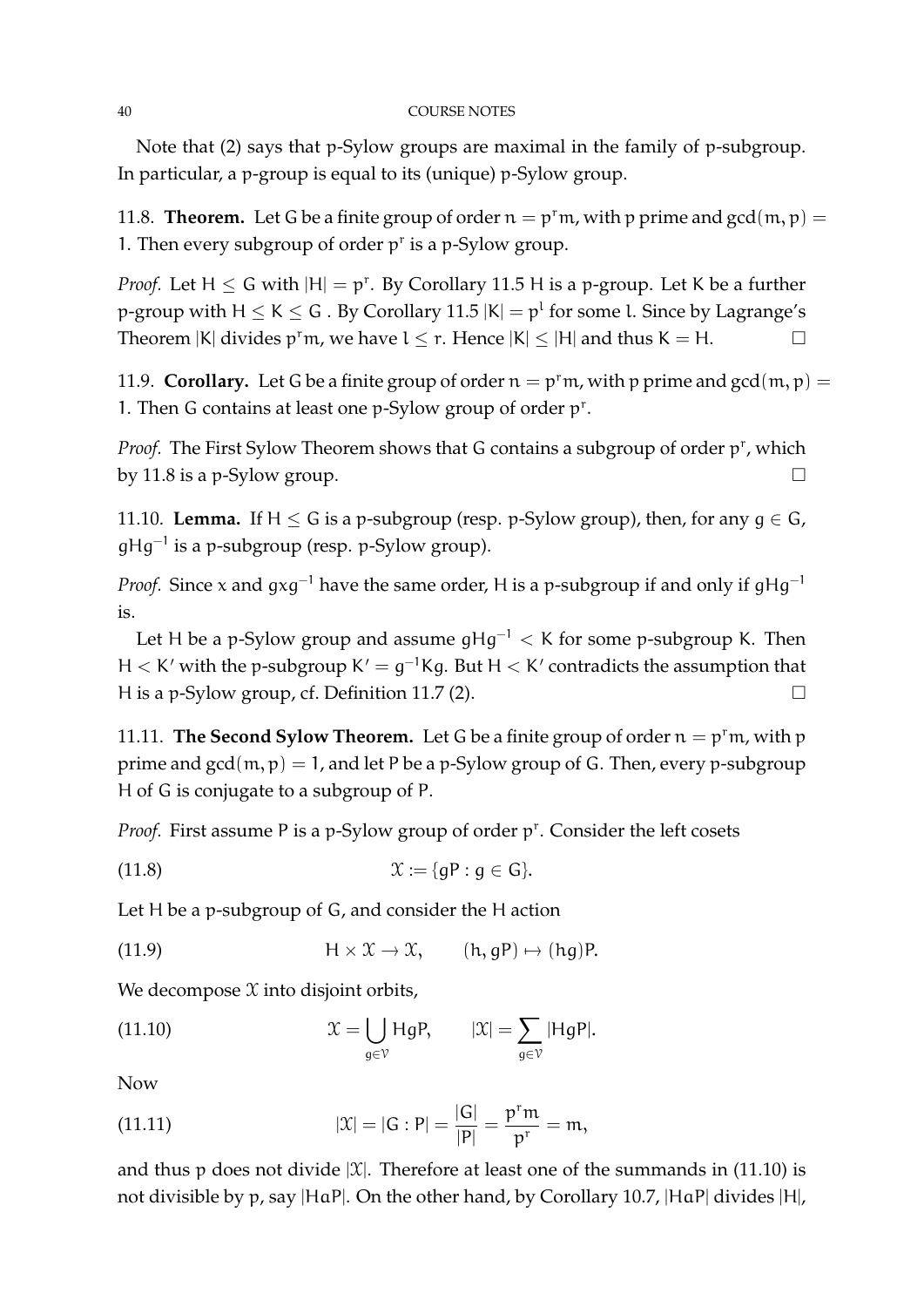Note that (2) says that p-Sylow groups are maximal in the family of p-subgroup. In particular, a p-group is equal to its (unique) p-Sylow group.

11.8. **Theorem.** Let G be a finite group of order $n = p^r m$, with p prime and $\gcd(m, p) = 1$. Then every subgroup of order $p^r$ is a p-Sylow group.

*Proof.* Let $H \leq G$ with $|H| = p^r$. By Corollary 11.5 H is a p-group. Let K be a further p-group with $H \leq K \leq G$ . By Corollary 11.5 $|K| = p^l$ for some l. Since by Lagrange's Theorem $|K|$ divides $p^r m$, we have $l \leq r$. Hence $|K| \leq |H|$ and thus $K = H$. □

11.9. **Corollary.** Let G be a finite group of order $n = p^r m$, with p prime and $\gcd(m, p) = 1$. Then G contains at least one p-Sylow group of order $p^r$.

*Proof.* The First Sylow Theorem shows that G contains a subgroup of order $p^r$, which by 11.8 is a p-Sylow group. □

11.10. **Lemma.** If $H \leq G$ is a p-subgroup (resp. p-Sylow group), then, for any $g \in G$, $gHg^{-1}$ is a p-subgroup (resp. p-Sylow group).

*Proof.* Since x and $gxg^{-1}$ have the same order, H is a p-subgroup if and only if $gHg^{-1}$ is.

Let H be a p-Sylow group and assume $gHg^{-1} < K$ for some p-subgroup K. Then $H < K'$ with the p-subgroup $K' = g^{-1}Kg$. But $H < K'$ contradicts the assumption that H is a p-Sylow group, cf. Definition 11.7 (2). □

11.11. **The Second Sylow Theorem.** Let G be a finite group of order $n = p^r m$, with p prime and $\gcd(m, p) = 1$, and let P be a p-Sylow group of G. Then, every p-subgroup H of G is conjugate to a subgroup of P.

*Proof.* First assume P is a p-Sylow group of order $p^r$. Consider the left cosets

$$\mathcal{X} := \{gP : g \in G\}. \tag{11.8}$$

Let H be a p-subgroup of G, and consider the H action

$$H \times \mathcal{X} \to \mathcal{X}, \qquad (h, gP) \mapsto (hg)P. \tag{11.9}$$

We decompose $\mathcal{X}$ into disjoint orbits,

$$\mathcal{X} = \bigcup_{g \in \mathcal{V}} HgP, \qquad |\mathcal{X}| = \sum_{g \in \mathcal{V}} |HgP|. \tag{11.10}$$

Now

$$|\mathcal{X}| = |G : P| = \frac{|G|}{|P|} = \frac{p^r m}{p^r} = m, \tag{11.11}$$

and thus p does not divide $|\mathcal{X}|$. Therefore at least one of the summands in (11.10) is not divisible by p, say $|HaP|$. On the other hand, by Corollary 10.7, $|HaP|$ divides $|H|$,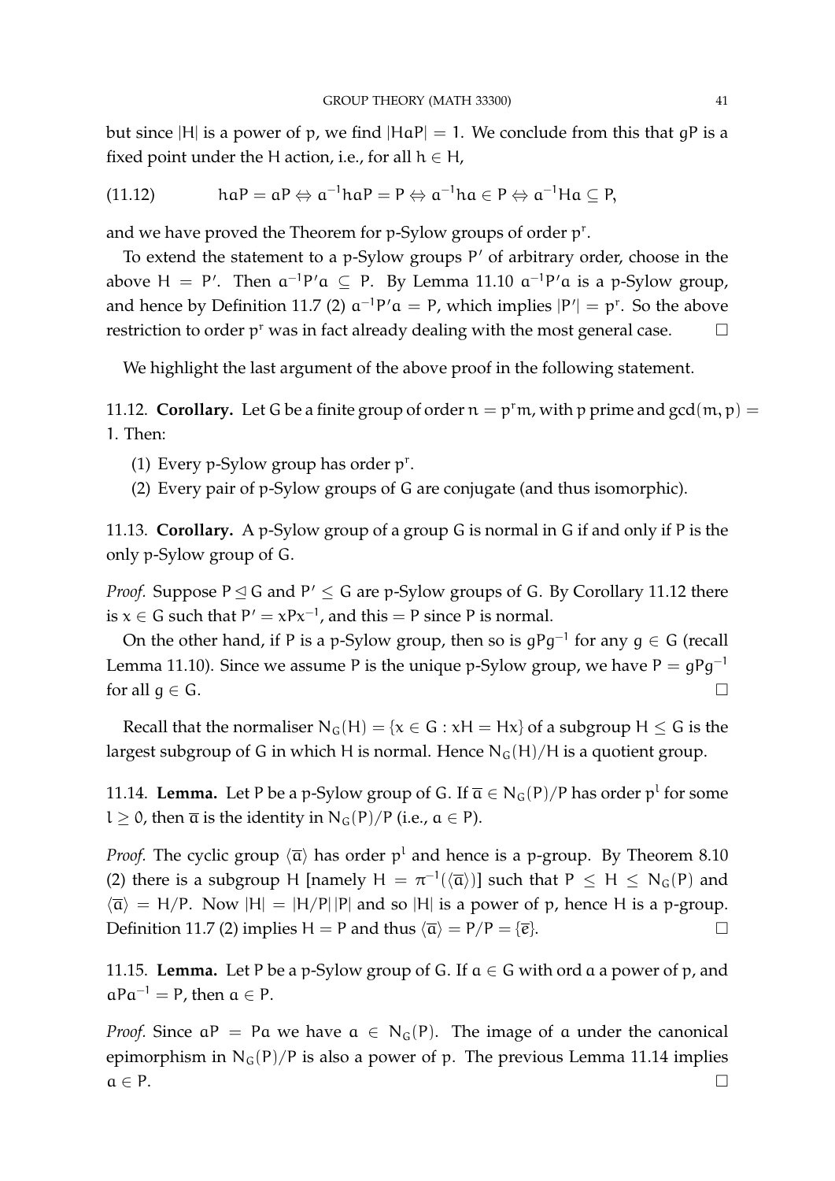but since $|H|$ is a power of $p$, we find $|HaP| = 1$. We conclude from this that $gP$ is a fixed point under the $H$ action, i.e., for all $h \in H$,

$$hP = aP \Leftrightarrow a^{-1}haP = P \Leftrightarrow a^{-1}ha \in P \Leftrightarrow a^{-1}Ha \subseteq P, \tag{11.12}$$

and we have proved the Theorem for $p$-Sylow groups of order $p^r$.

To extend the statement to a $p$-Sylow groups $P'$ of arbitrary order, choose in the above $H = P'$. Then $a^{-1}P'a \subseteq P$. By Lemma 11.10 $a^{-1}P'a$ is a $p$-Sylow group, and hence by Definition 11.7 (2) $a^{-1}P'a = P$, which implies $|P'| = p^r$. So the above restriction to order $p^r$ was in fact already dealing with the most general case. □

We highlight the last argument of the above proof in the following statement.

11.12. **Corollary.** Let $G$ be a finite group of order $n = p^r m$, with $p$ prime and $\gcd(m, p) = 1$. Then:

1. Every $p$-Sylow group has order $p^r$.
2. Every pair of $p$-Sylow groups of $G$ are conjugate (and thus isomorphic).

11.13. **Corollary.** A $p$-Sylow group of a group $G$ is normal in $G$ if and only if $P$ is the only $p$-Sylow group of $G$.

*Proof.* Suppose $P \trianglelefteq G$ and $P' \leq G$ are $p$-Sylow groups of $G$. By Corollary 11.12 there is $x \in G$ such that $P' = xPx^{-1}$, and this $= P$ since $P$ is normal.

On the other hand, if $P$ is a $p$-Sylow group, then so is $gPg^{-1}$ for any $g \in G$ (recall Lemma 11.10). Since we assume $P$ is the unique $p$-Sylow group, we have $P = gPg^{-1}$ for all $g \in G$. □

Recall that the normaliser $N_G(H) = \{x \in G : xH = Hx\}$ of a subgroup $H \leq G$ is the largest subgroup of $G$ in which $H$ is normal. Hence $N_G(H)/H$ is a quotient group.

11.14. **Lemma.** Let $P$ be a $p$-Sylow group of $G$. If $\overline{a} \in N_G(P)/P$ has order $p^l$ for some $l \geq 0$, then $\overline{a}$ is the identity in $N_G(P)/P$ (i.e., $a \in P$).

*Proof.* The cyclic group $\langle \overline{a} \rangle$ has order $p^l$ and hence is a $p$-group. By Theorem 8.10 (2) there is a subgroup $H$ [namely $H = \pi^{-1}(\langle \overline{a} \rangle)$] such that $P \leq H \leq N_G(P)$ and $\langle \overline{a} \rangle = H/P$. Now $|H| = |H/P|\,|P|$ and so $|H|$ is a power of $p$, hence $H$ is a $p$-group. Definition 11.7 (2) implies $H = P$ and thus $\langle \overline{a} \rangle = P/P = \{\overline{e}\}$. □

11.15. **Lemma.** Let $P$ be a $p$-Sylow group of $G$. If $a \in G$ with $\operatorname{ord} a$ a power of $p$, and $aPa^{-1} = P$, then $a \in P$.

*Proof.* Since $aP = Pa$ we have $a \in N_G(P)$. The image of $a$ under the canonical epimorphism in $N_G(P)/P$ is also a power of $p$. The previous Lemma 11.14 implies $a \in P$. □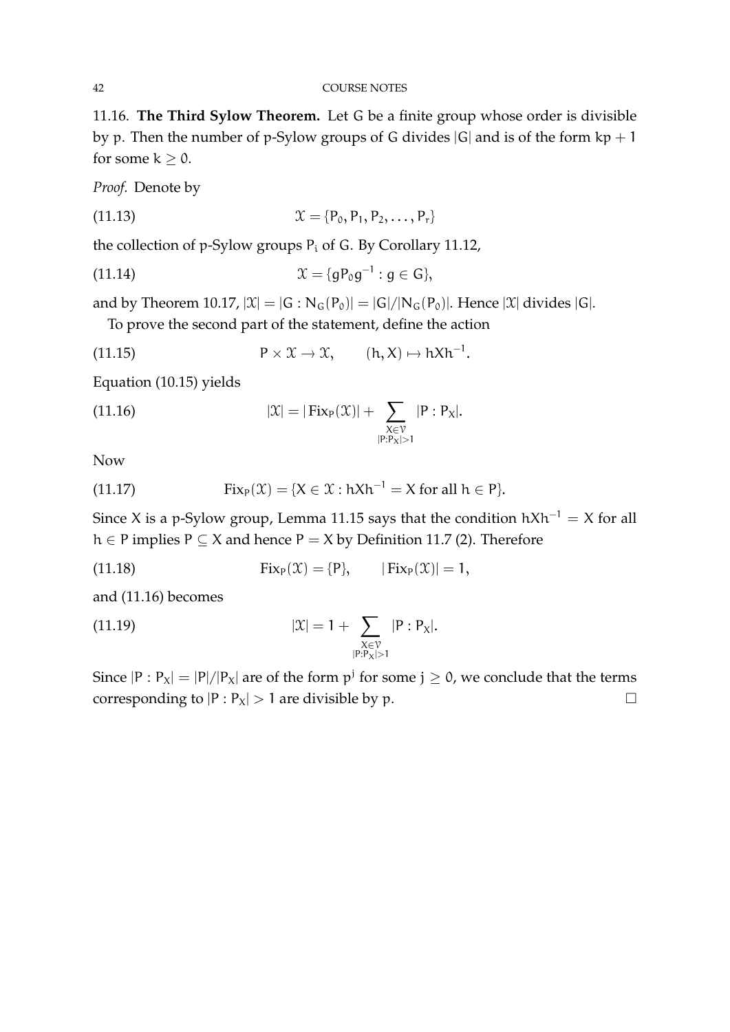11.16. **The Third Sylow Theorem.** Let G be a finite group whose order is divisible by p. Then the number of p-Sylow groups of G divides $|G|$ and is of the form $kp + 1$ for some $k \geq 0$.

*Proof.* Denote by

$$\mathcal{X} = \{P_0, P_1, P_2, \ldots, P_r\} \tag{11.13}$$

the collection of p-Sylow groups $P_i$ of G. By Corollary 11.12,

$$\mathcal{X} = \{gP_0g^{-1} : g \in G\}, \tag{11.14}$$

and by Theorem 10.17, $|\mathcal{X}| = |G : N_G(P_0)| = |G|/|N_G(P_0)|$. Hence $|\mathcal{X}|$ divides $|G|$.

To prove the second part of the statement, define the action

$$P \times \mathcal{X} \to \mathcal{X}, \qquad (h, X) \mapsto hXh^{-1}. \tag{11.15}$$

Equation (10.15) yields

$$|\mathcal{X}| = |\operatorname{Fix}_P(\mathcal{X})| + \sum_{\substack{X \in \mathcal{V} \\ |P:P_X|>1}} |P : P_X|. \tag{11.16}$$

Now

$$\operatorname{Fix}_P(\mathcal{X}) = \{X \in \mathcal{X} : hXh^{-1} = X \text{ for all } h \in P\}. \tag{11.17}$$

Since X is a p-Sylow group, Lemma 11.15 says that the condition $hXh^{-1} = X$ for all $h \in P$ implies $P \subseteq X$ and hence $P = X$ by Definition 11.7 (2). Therefore

$$\operatorname{Fix}_P(\mathcal{X}) = \{P\}, \qquad |\operatorname{Fix}_P(\mathcal{X})| = 1, \tag{11.18}$$

and (11.16) becomes

$$|\mathcal{X}| = 1 + \sum_{\substack{X \in \mathcal{V} \\ |P:P_X|>1}} |P : P_X|. \tag{11.19}$$

Since $|P : P_X| = |P|/|P_X|$ are of the form $p^j$ for some $j \geq 0$, we conclude that the terms corresponding to $|P : P_X| > 1$ are divisible by p. $\square$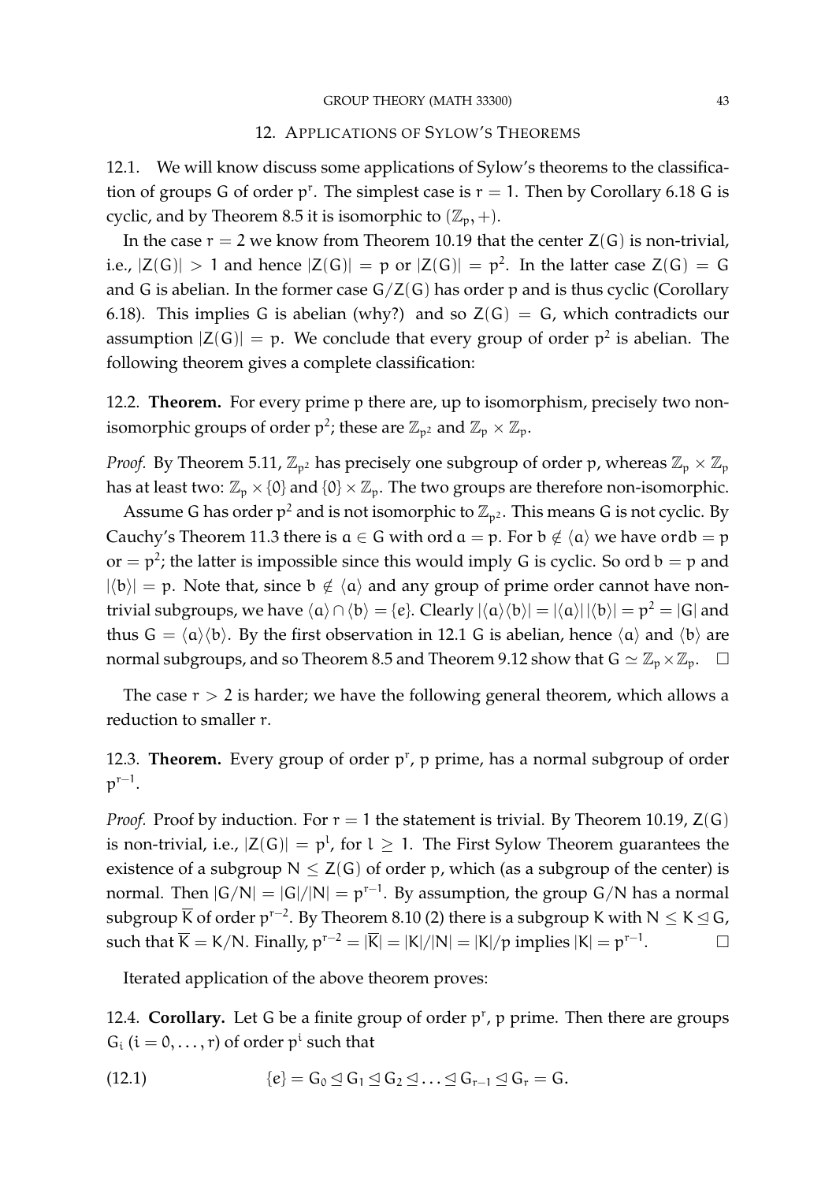## 12. Applications of Sylow's Theorems

12.1. We will know discuss some applications of Sylow's theorems to the classification of groups G of order $p^r$. The simplest case is $r = 1$. Then by Corollary 6.18 G is cyclic, and by Theorem 8.5 it is isomorphic to $(\mathbb{Z}_p, +)$.

In the case $r = 2$ we know from Theorem 10.19 that the center $Z(G)$ is non-trivial, i.e., $|Z(G)| > 1$ and hence $|Z(G)| = p$ or $|Z(G)| = p^2$. In the latter case $Z(G) = G$ and G is abelian. In the former case $G/Z(G)$ has order p and is thus cyclic (Corollary 6.18). This implies G is abelian (why?) and so $Z(G) = G$, which contradicts our assumption $|Z(G)| = p$. We conclude that every group of order $p^2$ is abelian. The following theorem gives a complete classification:

12.2. **Theorem.** For every prime p there are, up to isomorphism, precisely two non-isomorphic groups of order $p^2$; these are $\mathbb{Z}_{p^2}$ and $\mathbb{Z}_p \times \mathbb{Z}_p$.

*Proof.* By Theorem 5.11, $\mathbb{Z}_{p^2}$ has precisely one subgroup of order p, whereas $\mathbb{Z}_p \times \mathbb{Z}_p$ has at least two: $\mathbb{Z}_p \times \{0\}$ and $\{0\} \times \mathbb{Z}_p$. The two groups are therefore non-isomorphic.

Assume G has order $p^2$ and is not isomorphic to $\mathbb{Z}_{p^2}$. This means G is not cyclic. By Cauchy's Theorem 11.3 there is $a \in G$ with $\operatorname{ord} a = p$. For $b \notin \langle a \rangle$ we have $\operatorname{ord} b = p$ or $= p^2$; the latter is impossible since this would imply G is cyclic. So $\operatorname{ord} b = p$ and $|\langle b \rangle| = p$. Note that, since $b \notin \langle a \rangle$ and any group of prime order cannot have non-trivial subgroups, we have $\langle a \rangle \cap \langle b \rangle = \{e\}$. Clearly $|\langle a \rangle \langle b \rangle| = |\langle a \rangle| \, |\langle b \rangle| = p^2 = |G|$ and thus $G = \langle a \rangle \langle b \rangle$. By the first observation in 12.1 G is abelian, hence $\langle a \rangle$ and $\langle b \rangle$ are normal subgroups, and so Theorem 8.5 and Theorem 9.12 show that $G \simeq \mathbb{Z}_p \times \mathbb{Z}_p$. $\square$

The case $r > 2$ is harder; we have the following general theorem, which allows a reduction to smaller r.

12.3. **Theorem.** Every group of order $p^r$, p prime, has a normal subgroup of order $p^{r-1}$.

*Proof.* Proof by induction. For $r = 1$ the statement is trivial. By Theorem 10.19, $Z(G)$ is non-trivial, i.e., $|Z(G)| = p^l$, for $l \geq 1$. The First Sylow Theorem guarantees the existence of a subgroup $N \leq Z(G)$ of order p, which (as a subgroup of the center) is normal. Then $|G/N| = |G|/|N| = p^{r-1}$. By assumption, the group $G/N$ has a normal subgroup $\overline{K}$ of order $p^{r-2}$. By Theorem 8.10 (2) there is a subgroup K with $N \leq K \trianglelefteq G$, such that $\overline{K} = K/N$. Finally, $p^{r-2} = |\overline{K}| = |K|/|N| = |K|/p$ implies $|K| = p^{r-1}$. $\square$

Iterated application of the above theorem proves:

12.4. **Corollary.** Let G be a finite group of order $p^r$, p prime. Then there are groups $G_i$ $(i = 0, \ldots, r)$ of order $p^i$ such that

$$\{e\} = G_0 \trianglelefteq G_1 \trianglelefteq G_2 \trianglelefteq \ldots \trianglelefteq G_{r-1} \trianglelefteq G_r = G. \tag{12.1}$$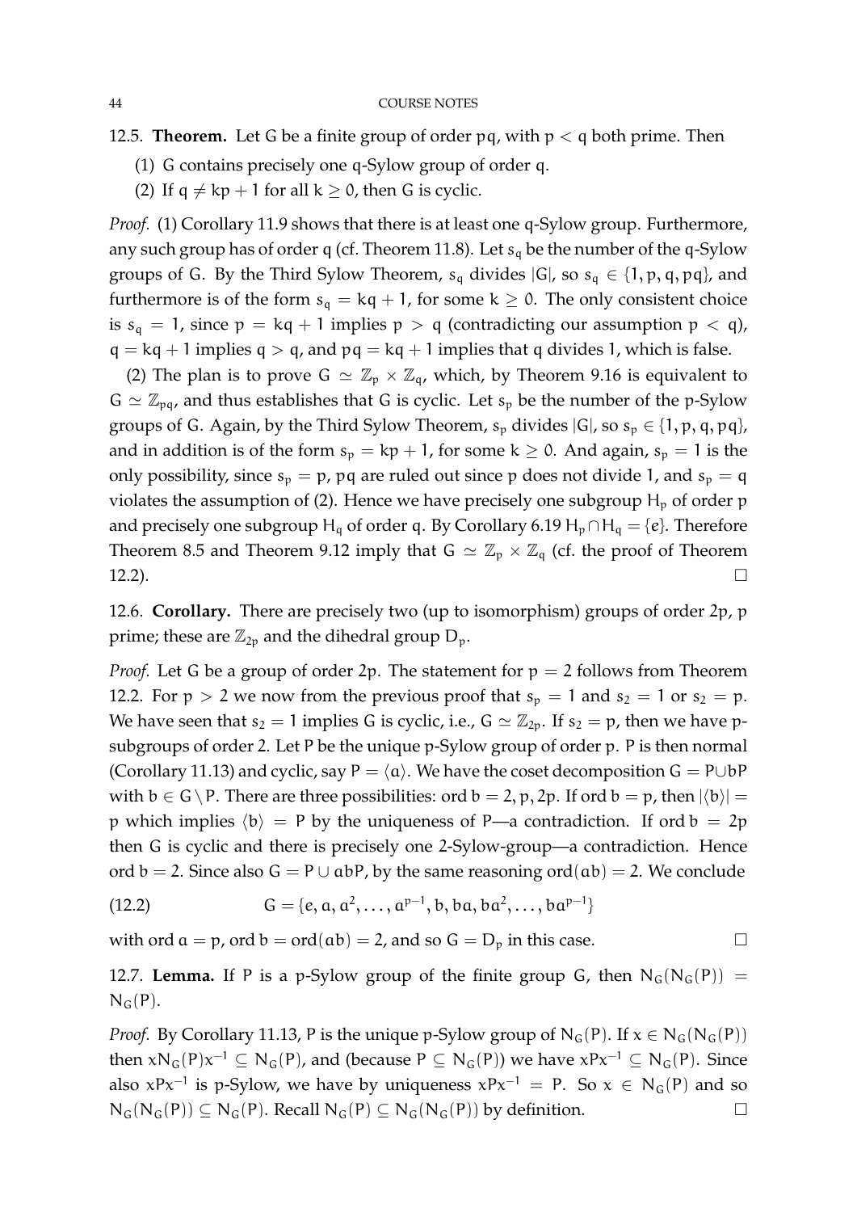**12.5. Theorem.** Let $G$ be a finite group of order $pq$, with $p < q$ both prime. Then

(1) $G$ contains precisely one $q$-Sylow group of order $q$.

(2) If $q \neq kp + 1$ for all $k \geq 0$, then $G$ is cyclic.

*Proof.* (1) Corollary 11.9 shows that there is at least one $q$-Sylow group. Furthermore, any such group has of order $q$ (cf. Theorem 11.8). Let $s_q$ be the number of the $q$-Sylow groups of $G$. By the Third Sylow Theorem, $s_q$ divides $|G|$, so $s_q \in \{1, p, q, pq\}$, and furthermore is of the form $s_q = kq + 1$, for some $k \geq 0$. The only consistent choice is $s_q = 1$, since $p = kq + 1$ implies $p > q$ (contradicting our assumption $p < q$), $q = kq + 1$ implies $q > q$, and $pq = kq + 1$ implies that $q$ divides 1, which is false.

(2) The plan is to prove $G \simeq \mathbb{Z}_p \times \mathbb{Z}_q$, which, by Theorem 9.16 is equivalent to $G \simeq \mathbb{Z}_{pq}$, and thus establishes that $G$ is cyclic. Let $s_p$ be the number of the $p$-Sylow groups of $G$. Again, by the Third Sylow Theorem, $s_p$ divides $|G|$, so $s_p \in \{1, p, q, pq\}$, and in addition is of the form $s_p = kp + 1$, for some $k \geq 0$. And again, $s_p = 1$ is the only possibility, since $s_p = p$, $pq$ are ruled out since $p$ does not divide 1, and $s_p = q$ violates the assumption of (2). Hence we have precisely one subgroup $H_p$ of order $p$ and precisely one subgroup $H_q$ of order $q$. By Corollary 6.19 $H_p \cap H_q = \{e\}$. Therefore Theorem 8.5 and Theorem 9.12 imply that $G \simeq \mathbb{Z}_p \times \mathbb{Z}_q$ (cf. the proof of Theorem 12.2). □

**12.6. Corollary.** There are precisely two (up to isomorphism) groups of order $2p$, $p$ prime; these are $\mathbb{Z}_{2p}$ and the dihedral group $D_p$.

*Proof.* Let $G$ be a group of order $2p$. The statement for $p = 2$ follows from Theorem 12.2. For $p > 2$ we now from the previous proof that $s_p = 1$ and $s_2 = 1$ or $s_2 = p$. We have seen that $s_2 = 1$ implies $G$ is cyclic, i.e., $G \simeq \mathbb{Z}_{2p}$. If $s_2 = p$, then we have $p$-subgroups of order 2. Let $P$ be the unique $p$-Sylow group of order $p$. $P$ is then normal (Corollary 11.13) and cyclic, say $P = \langle a \rangle$. We have the coset decomposition $G = P \cup bP$ with $b \in G \setminus P$. There are three possibilities: $\operatorname{ord} b = 2, p, 2p$. If $\operatorname{ord} b = p$, then $|\langle b \rangle| = p$ which implies $\langle b \rangle = P$ by the uniqueness of $P$—a contradiction. If $\operatorname{ord} b = 2p$ then $G$ is cyclic and there is precisely one 2-Sylow-group—a contradiction. Hence $\operatorname{ord} b = 2$. Since also $G = P \cup abP$, by the same reasoning $\operatorname{ord}(ab) = 2$. We conclude

$$G = \{e, a, a^2, \ldots, a^{p-1}, b, ba, ba^2, \ldots, ba^{p-1}\} \tag{12.2}$$

with $\operatorname{ord} a = p$, $\operatorname{ord} b = \operatorname{ord}(ab) = 2$, and so $G = D_p$ in this case. □

**12.7. Lemma.** If $P$ is a $p$-Sylow group of the finite group $G$, then $N_G(N_G(P)) = N_G(P)$.

*Proof.* By Corollary 11.13, $P$ is the unique $p$-Sylow group of $N_G(P)$. If $x \in N_G(N_G(P))$ then $xN_G(P)x^{-1} \subseteq N_G(P)$, and (because $P \subseteq N_G(P)$) we have $xPx^{-1} \subseteq N_G(P)$. Since also $xPx^{-1}$ is $p$-Sylow, we have by uniqueness $xPx^{-1} = P$. So $x \in N_G(P)$ and so $N_G(N_G(P)) \subseteq N_G(P)$. Recall $N_G(P) \subseteq N_G(N_G(P))$ by definition. □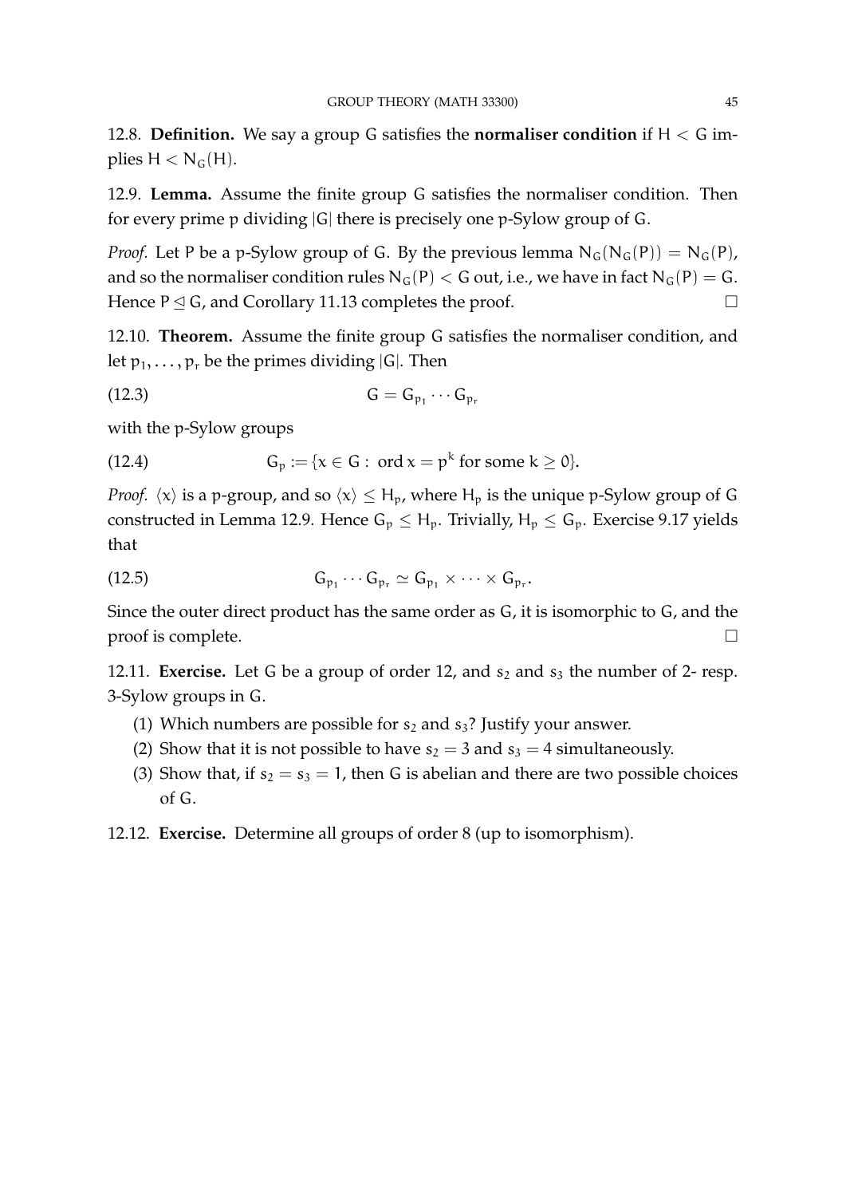12.8. **Definition.** We say a group $G$ satisfies the **normaliser condition** if $H < G$ implies $H < N_G(H)$.

12.9. **Lemma.** Assume the finite group $G$ satisfies the normaliser condition. Then for every prime $p$ dividing $|G|$ there is precisely one $p$-Sylow group of $G$.

*Proof.* Let $P$ be a $p$-Sylow group of $G$. By the previous lemma $N_G(N_G(P)) = N_G(P)$, and so the normaliser condition rules $N_G(P) < G$ out, i.e., we have in fact $N_G(P) = G$. Hence $P \trianglelefteq G$, and Corollary 11.13 completes the proof. □

12.10. **Theorem.** Assume the finite group $G$ satisfies the normaliser condition, and let $p_1, \ldots, p_r$ be the primes dividing $|G|$. Then

$$G = G_{p_1} \cdots G_{p_r} \tag{12.3}$$

with the $p$-Sylow groups

$$G_p := \{x \in G : \operatorname{ord} x = p^k \text{ for some } k \geq 0\}. \tag{12.4}$$

*Proof.* $\langle x \rangle$ is a $p$-group, and so $\langle x \rangle \leq H_p$, where $H_p$ is the unique $p$-Sylow group of $G$ constructed in Lemma 12.9. Hence $G_p \leq H_p$. Trivially, $H_p \leq G_p$. Exercise 9.17 yields that

$$G_{p_1} \cdots G_{p_r} \simeq G_{p_1} \times \cdots \times G_{p_r}. \tag{12.5}$$

Since the outer direct product has the same order as $G$, it is isomorphic to $G$, and the proof is complete. □

12.11. **Exercise.** Let $G$ be a group of order 12, and $s_2$ and $s_3$ the number of 2- resp. 3-Sylow groups in $G$.

(1) Which numbers are possible for $s_2$ and $s_3$? Justify your answer.
(2) Show that it is not possible to have $s_2 = 3$ and $s_3 = 4$ simultaneously.
(3) Show that, if $s_2 = s_3 = 1$, then $G$ is abelian and there are two possible choices of $G$.

12.12. **Exercise.** Determine all groups of order 8 (up to isomorphism).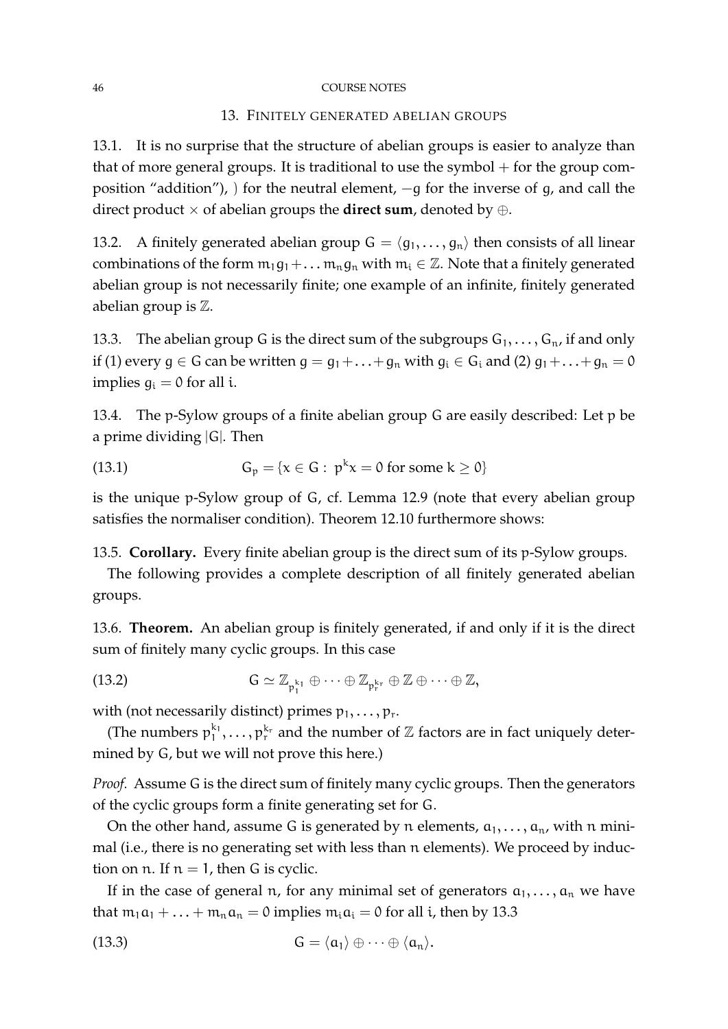## 13. Finitely generated abelian groups

13.1. It is no surprise that the structure of abelian groups is easier to analyze than that of more general groups. It is traditional to use the symbol $+$ for the group composition "addition"), ) for the neutral element, $-g$ for the inverse of $g$, and call the direct product $\times$ of abelian groups the **direct sum**, denoted by $\oplus$.

13.2. A finitely generated abelian group $G = \langle g_1, \dots, g_n \rangle$ then consists of all linear combinations of the form $m_1 g_1 + \dots m_n g_n$ with $m_i \in \mathbb{Z}$. Note that a finitely generated abelian group is not necessarily finite; one example of an infinite, finitely generated abelian group is $\mathbb{Z}$.

13.3. The abelian group $G$ is the direct sum of the subgroups $G_1, \dots, G_n$, if and only if (1) every $g \in G$ can be written $g = g_1 + \dots + g_n$ with $g_i \in G_i$ and (2) $g_1 + \dots + g_n = 0$ implies $g_i = 0$ for all $i$.

13.4. The $p$-Sylow groups of a finite abelian group $G$ are easily described: Let $p$ be a prime dividing $|G|$. Then

$$G_p = \{x \in G : \ p^k x = 0 \text{ for some } k \geq 0\} \tag{13.1}$$

is the unique $p$-Sylow group of $G$, cf. Lemma 12.9 (note that every abelian group satisfies the normaliser condition). Theorem 12.10 furthermore shows:

13.5. **Corollary.** Every finite abelian group is the direct sum of its $p$-Sylow groups.

The following provides a complete description of all finitely generated abelian groups.

13.6. **Theorem.** An abelian group is finitely generated, if and only if it is the direct sum of finitely many cyclic groups. In this case

$$G \simeq \mathbb{Z}_{p_1^{k_1}} \oplus \dots \oplus \mathbb{Z}_{p_r^{k_r}} \oplus \mathbb{Z} \oplus \dots \oplus \mathbb{Z}, \tag{13.2}$$

with (not necessarily distinct) primes $p_1, \dots, p_r$.

(The numbers $p_1^{k_1}, \dots, p_r^{k_r}$ and the number of $\mathbb{Z}$ factors are in fact uniquely determined by $G$, but we will not prove this here.)

*Proof.* Assume $G$ is the direct sum of finitely many cyclic groups. Then the generators of the cyclic groups form a finite generating set for $G$.

On the other hand, assume $G$ is generated by $n$ elements, $a_1, \dots, a_n$, with $n$ minimal (i.e., there is no generating set with less than $n$ elements). We proceed by induction on $n$. If $n = 1$, then $G$ is cyclic.

If in the case of general $n$, for any minimal set of generators $a_1, \dots, a_n$ we have that $m_1 a_1 + \dots + m_n a_n = 0$ implies $m_i a_i = 0$ for all $i$, then by 13.3

$$G = \langle a_1 \rangle \oplus \dots \oplus \langle a_n \rangle. \tag{13.3}$$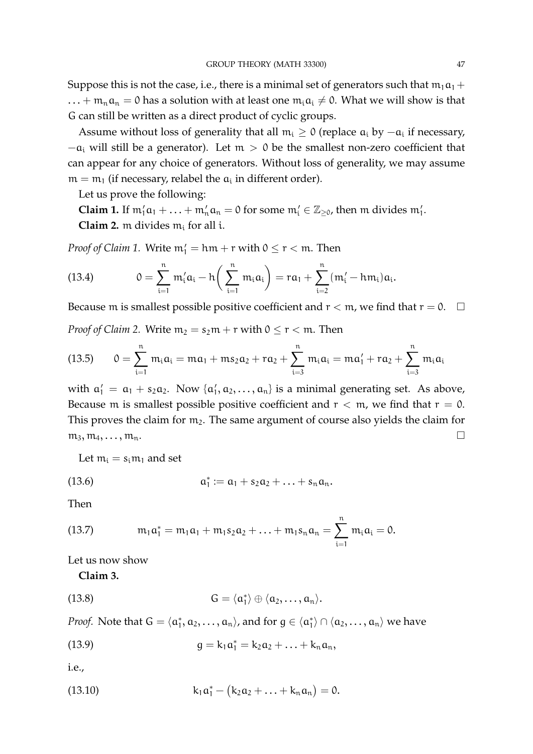Suppose this is not the case, i.e., there is a minimal set of generators such that $m_1 a_1 + \ldots + m_n a_n = 0$ has a solution with at least one $m_i a_i \neq 0$. What we will show is that $G$ can still be written as a direct product of cyclic groups.

Assume without loss of generality that all $m_i \geq 0$ (replace $a_i$ by $-a_i$ if necessary, $-a_i$ will still be a generator). Let $m > 0$ be the smallest non-zero coefficient that can appear for any choice of generators. Without loss of generality, we may assume $m = m_1$ (if necessary, relabel the $a_i$ in different order).

Let us prove the following:

**Claim 1.** If $m_1' a_1 + \ldots + m_n' a_n = 0$ for some $m_i' \in \mathbb{Z}_{\geq 0}$, then $m$ divides $m_1'$.

**Claim 2.** $m$ divides $m_i$ for all $i$.

*Proof of Claim 1.* Write $m_1' = hm + r$ with $0 \leq r < m$. Then

$$0 = \sum_{i=1}^{n} m_i' a_i - h\left(\sum_{i=1}^{n} m_i a_i\right) = r a_1 + \sum_{i=2}^{n} (m_i' - h m_i) a_i. \tag{13.4}$$

Because $m$ is smallest possible positive coefficient and $r < m$, we find that $r = 0$. $\square$

*Proof of Claim 2.* Write $m_2 = s_2 m + r$ with $0 \leq r < m$. Then

$$0 = \sum_{i=1}^{n} m_i a_i = m a_1 + m s_2 a_2 + r a_2 + \sum_{i=3}^{n} m_i a_i = m a_1' + r a_2 + \sum_{i=3}^{n} m_i a_i \tag{13.5}$$

with $a_1' = a_1 + s_2 a_2$. Now $\{a_1', a_2, \ldots, a_n\}$ is a minimal generating set. As above, Because $m$ is smallest possible positive coefficient and $r < m$, we find that $r = 0$. This proves the claim for $m_2$. The same argument of course also yields the claim for $m_3, m_4, \ldots, m_n$. $\square$

Let $m_i = s_i m_1$ and set

$$a_1^* := a_1 + s_2 a_2 + \ldots + s_n a_n. \tag{13.6}$$

Then

$$m_1 a_1^* = m_1 a_1 + m_1 s_2 a_2 + \ldots + m_1 s_n a_n = \sum_{i=1}^{n} m_i a_i = 0. \tag{13.7}$$

Let us now show

**Claim 3.**

$$G = \langle a_1^* \rangle \oplus \langle a_2, \ldots, a_n \rangle. \tag{13.8}$$

*Proof.* Note that $G = \langle a_1^*, a_2, \ldots, a_n \rangle$, and for $g \in \langle a_1^* \rangle \cap \langle a_2, \ldots, a_n \rangle$ we have

$$g = k_1 a_1^* = k_2 a_2 + \ldots + k_n a_n, \tag{13.9}$$

i.e.,

$$k_1 a_1^* - \left(k_2 a_2 + \ldots + k_n a_n\right) = 0. \tag{13.10}$$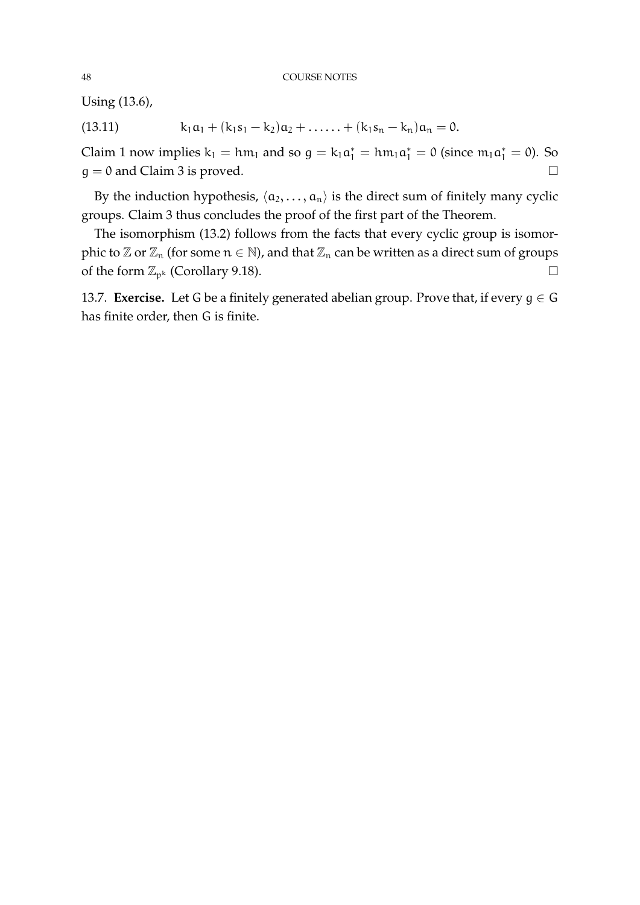Using (13.6),

$$k_1 a_1 + (k_1 s_1 - k_2) a_2 + \ldots\ldots + (k_1 s_n - k_n) a_n = 0. \tag{13.11}$$

Claim 1 now implies $k_1 = hm_1$ and so $g = k_1 a_1^* = hm_1 a_1^* = 0$ (since $m_1 a_1^* = 0$). So $g = 0$ and Claim 3 is proved. □

By the induction hypothesis, $\langle a_2, \ldots, a_n \rangle$ is the direct sum of finitely many cyclic groups. Claim 3 thus concludes the proof of the first part of the Theorem.

The isomorphism (13.2) follows from the facts that every cyclic group is isomorphic to $\mathbb{Z}$ or $\mathbb{Z}_n$ (for some $n \in \mathbb{N}$), and that $\mathbb{Z}_n$ can be written as a direct sum of groups of the form $\mathbb{Z}_{p^k}$ (Corollary 9.18). □

13.7. **Exercise.** Let $G$ be a finitely generated abelian group. Prove that, if every $g \in G$ has finite order, then $G$ is finite.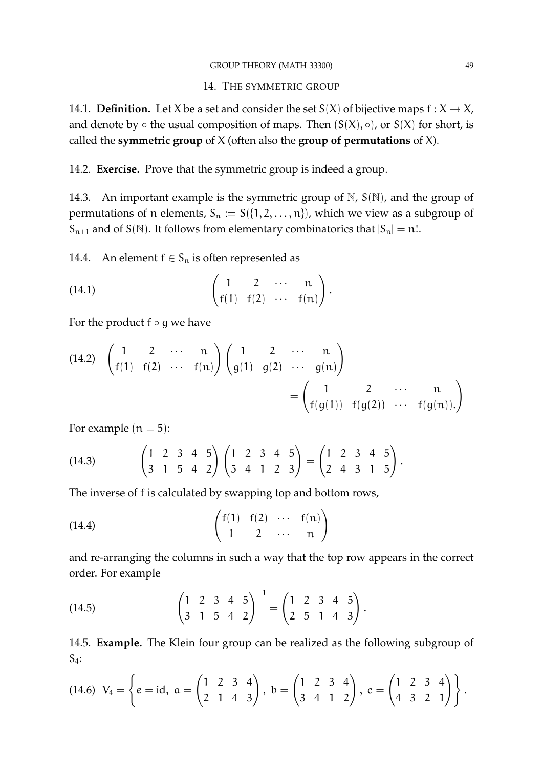## 14. The symmetric group

14.1. **Definition.** Let $X$ be a set and consider the set $S(X)$ of bijective maps $f : X \to X$, and denote by $\circ$ the usual composition of maps. Then $(S(X), \circ)$, or $S(X)$ for short, is called the **symmetric group** of $X$ (often also the **group of permutations** of $X$).

14.2. **Exercise.** Prove that the symmetric group is indeed a group.

14.3. An important example is the symmetric group of $\mathbb{N}$, $S(\mathbb{N})$, and the group of permutations of $n$ elements, $S_n := S(\{1, 2, \ldots, n\})$, which we view as a subgroup of $S_{n+1}$ and of $S(\mathbb{N})$. It follows from elementary combinatorics that $|S_n| = n!$.

14.4. An element $f \in S_n$ is often represented as

$$\begin{pmatrix} 1 & 2 & \cdots & n \\ f(1) & f(2) & \cdots & f(n) \end{pmatrix}. \tag{14.1}$$

For the product $f \circ g$ we have

$$\begin{pmatrix} 1 & 2 & \cdots & n \\ f(1) & f(2) & \cdots & f(n) \end{pmatrix} \begin{pmatrix} 1 & 2 & \cdots & n \\ g(1) & g(2) & \cdots & g(n) \end{pmatrix} = \begin{pmatrix} 1 & 2 & \cdots & n \\ f(g(1)) & f(g(2)) & \cdots & f(g(n)). \end{pmatrix} \tag{14.2}$$

For example ($n = 5$):

$$\begin{pmatrix} 1 & 2 & 3 & 4 & 5 \\ 3 & 1 & 5 & 4 & 2 \end{pmatrix} \begin{pmatrix} 1 & 2 & 3 & 4 & 5 \\ 5 & 4 & 1 & 2 & 3 \end{pmatrix} = \begin{pmatrix} 1 & 2 & 3 & 4 & 5 \\ 2 & 4 & 3 & 1 & 5 \end{pmatrix}. \tag{14.3}$$

The inverse of $f$ is calculated by swapping top and bottom rows,

$$\begin{pmatrix} f(1) & f(2) & \cdots & f(n) \\ 1 & 2 & \cdots & n \end{pmatrix} \tag{14.4}$$

and re-arranging the columns in such a way that the top row appears in the correct order. For example

$$\begin{pmatrix} 1 & 2 & 3 & 4 & 5 \\ 3 & 1 & 5 & 4 & 2 \end{pmatrix}^{-1} = \begin{pmatrix} 1 & 2 & 3 & 4 & 5 \\ 2 & 5 & 1 & 4 & 3 \end{pmatrix}. \tag{14.5}$$

14.5. **Example.** The Klein four group can be realized as the following subgroup of $S_4$:

$$V_4 = \left\{ e = \mathrm{id},\ a = \begin{pmatrix} 1 & 2 & 3 & 4 \\ 2 & 1 & 4 & 3 \end{pmatrix},\ b = \begin{pmatrix} 1 & 2 & 3 & 4 \\ 3 & 4 & 1 & 2 \end{pmatrix},\ c = \begin{pmatrix} 1 & 2 & 3 & 4 \\ 4 & 3 & 2 & 1 \end{pmatrix} \right\}. \tag{14.6}$$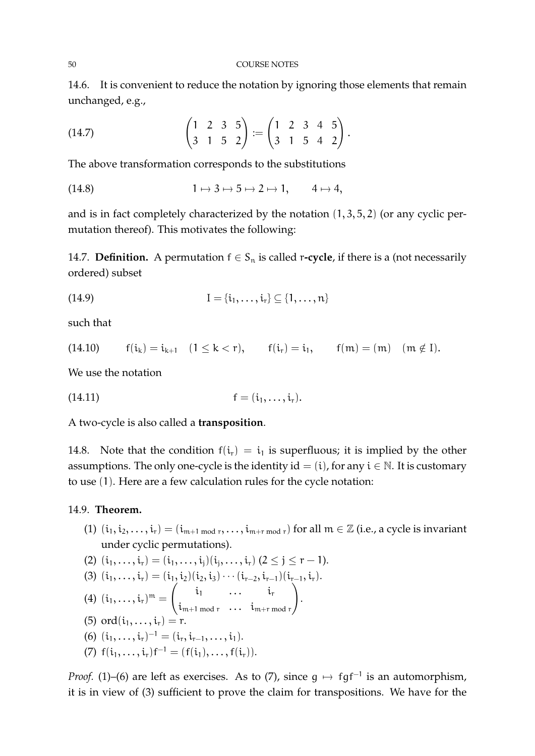14.6. It is convenient to reduce the notation by ignoring those elements that remain unchanged, e.g.,

$$\begin{pmatrix} 1 & 2 & 3 & 5 \\ 3 & 1 & 5 & 2 \end{pmatrix} := \begin{pmatrix} 1 & 2 & 3 & 4 & 5 \\ 3 & 1 & 5 & 4 & 2 \end{pmatrix}. \tag{14.7}$$

The above transformation corresponds to the substitutions

$$1 \mapsto 3 \mapsto 5 \mapsto 2 \mapsto 1, \qquad 4 \mapsto 4, \tag{14.8}$$

and is in fact completely characterized by the notation $(1, 3, 5, 2)$ (or any cyclic permutation thereof). This motivates the following:

14.7. **Definition.** A permutation $f \in S_n$ is called $r$**-cycle**, if there is a (not necessarily ordered) subset

$$I = \{i_1, \ldots, i_r\} \subseteq \{1, \ldots, n\} \tag{14.9}$$

such that

$$f(i_k) = i_{k+1} \quad (1 \leq k < r), \qquad f(i_r) = i_1, \qquad f(m) = (m) \quad (m \notin I). \tag{14.10}$$

We use the notation

$$f = (i_1, \ldots, i_r). \tag{14.11}$$

A two-cycle is also called a **transposition**.

14.8. Note that the condition $f(i_r) = i_1$ is superfluous; it is implied by the other assumptions. The only one-cycle is the identity $\mathrm{id} = (i)$, for any $i \in \mathbb{N}$. It is customary to use $(1)$. Here are a few calculation rules for the cycle notation:

14.9. **Theorem.**

(1) $(i_1, i_2, \ldots, i_r) = (i_{m+1 \bmod r}, \ldots, i_{m+r \bmod r})$ for all $m \in \mathbb{Z}$ (i.e., a cycle is invariant under cyclic permutations).

(2) $(i_1, \ldots, i_r) = (i_1, \ldots, i_j)(i_j, \ldots, i_r)$ $(2 \leq j \leq r-1)$.

(3) $(i_1, \ldots, i_r) = (i_1, i_2)(i_2, i_3) \cdots (i_{r-2}, i_{r-1})(i_{r-1}, i_r)$.

(4) $(i_1, \ldots, i_r)^m = \begin{pmatrix} i_1 & \ldots & i_r \\ i_{m+1 \bmod r} & \ldots & i_{m+r \bmod r} \end{pmatrix}$.

(5) $\mathrm{ord}(i_1, \ldots, i_r) = r$.

(6) $(i_1, \ldots, i_r)^{-1} = (i_r, i_{r-1}, \ldots, i_1)$.

(7) $f(i_1, \ldots, i_r)f^{-1} = (f(i_1), \ldots, f(i_r))$.

*Proof.* (1)–(6) are left as exercises. As to (7), since $g \mapsto fgf^{-1}$ is an automorphism, it is in view of (3) sufficient to prove the claim for transpositions. We have for the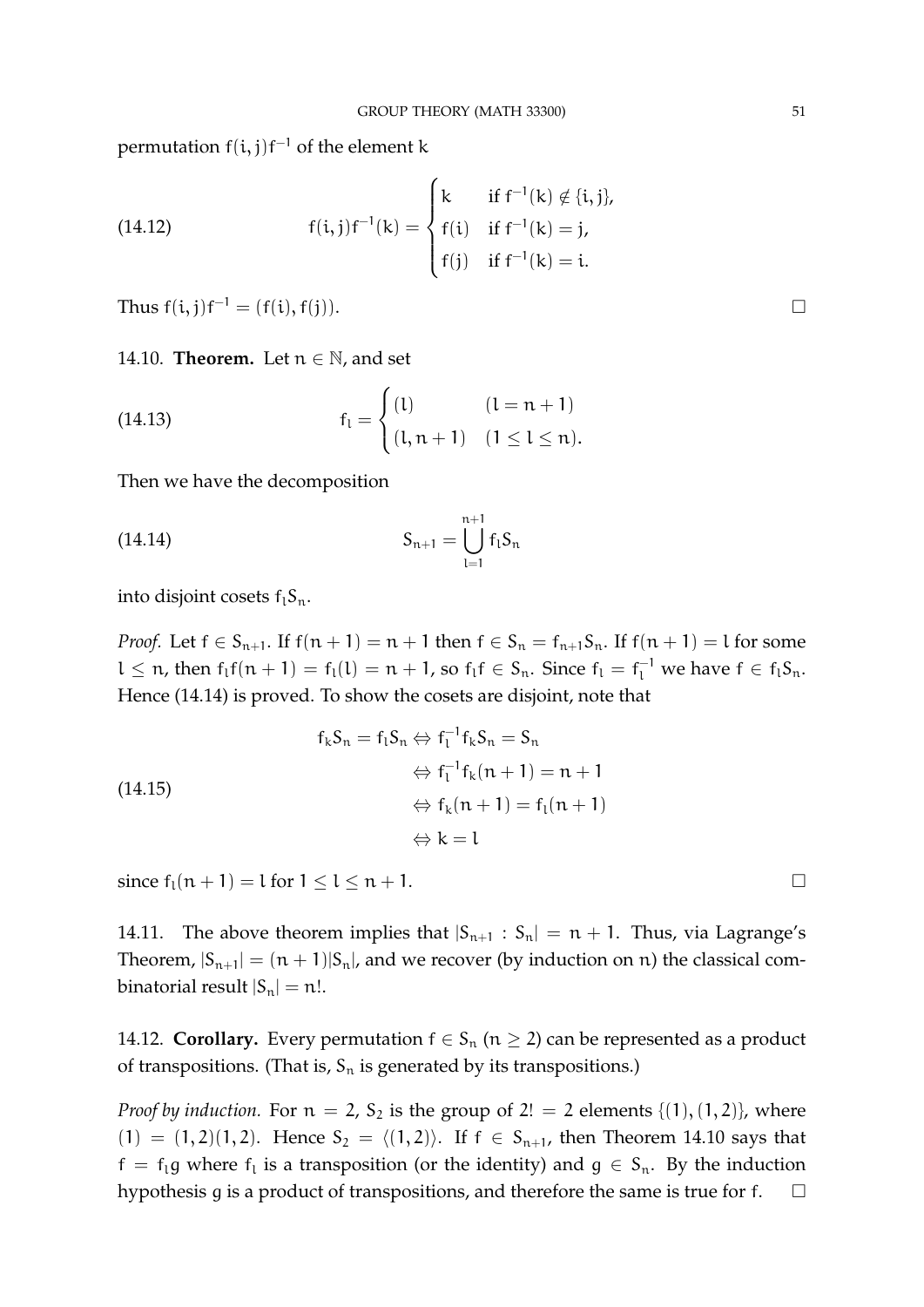permutation $f(i,j)f^{-1}$ of the element $k$

$$f(i,j)f^{-1}(k) = \begin{cases} k & \text{if } f^{-1}(k) \notin \{i,j\}, \\ f(i) & \text{if } f^{-1}(k) = j, \\ f(j) & \text{if } f^{-1}(k) = i. \end{cases} \tag{14.12}$$

Thus $f(i,j)f^{-1} = (f(i), f(j))$. □

14.10. **Theorem.** Let $n \in \mathbb{N}$, and set

$$f_l = \begin{cases} (l) & (l = n+1) \\ (l, n+1) & (1 \leq l \leq n). \end{cases} \tag{14.13}$$

Then we have the decomposition

$$S_{n+1} = \bigcup_{l=1}^{n+1} f_l S_n \tag{14.14}$$

into disjoint cosets $f_l S_n$.

*Proof.* Let $f \in S_{n+1}$. If $f(n+1) = n+1$ then $f \in S_n = f_{n+1}S_n$. If $f(n+1) = l$ for some $l \leq n$, then $f_l f(n+1) = f_l(l) = n+1$, so $f_l f \in S_n$. Since $f_l = f_l^{-1}$ we have $f \in f_l S_n$. Hence (14.14) is proved. To show the cosets are disjoint, note that

$$\begin{aligned} f_k S_n = f_l S_n &\Leftrightarrow f_l^{-1} f_k S_n = S_n \\ &\Leftrightarrow f_l^{-1} f_k (n+1) = n+1 \\ &\Leftrightarrow f_k(n+1) = f_l(n+1) \\ &\Leftrightarrow k = l \end{aligned} \tag{14.15}$$

since $f_l(n+1) = l$ for $1 \leq l \leq n+1$. □

14.11. The above theorem implies that $|S_{n+1} : S_n| = n+1$. Thus, via Lagrange's Theorem, $|S_{n+1}| = (n+1)|S_n|$, and we recover (by induction on $n$) the classical combinatorial result $|S_n| = n!$.

14.12. **Corollary.** Every permutation $f \in S_n$ ($n \geq 2$) can be represented as a product of transpositions. (That is, $S_n$ is generated by its transpositions.)

*Proof by induction.* For $n = 2$, $S_2$ is the group of $2! = 2$ elements $\{(1), (1,2)\}$, where $(1) = (1,2)(1,2)$. Hence $S_2 = \langle (1,2) \rangle$. If $f \in S_{n+1}$, then Theorem 14.10 says that $f = f_l g$ where $f_l$ is a transposition (or the identity) and $g \in S_n$. By the induction hypothesis $g$ is a product of transpositions, and therefore the same is true for $f$. □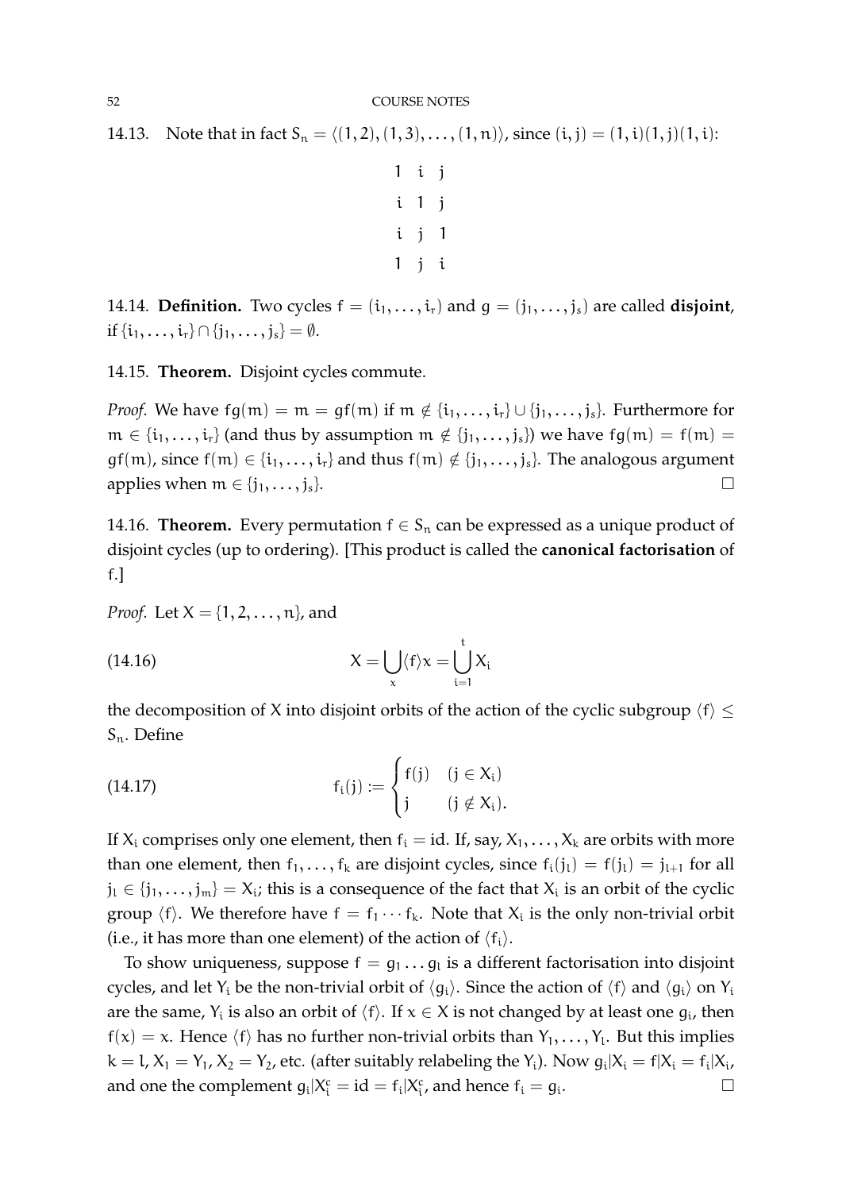14.13. Note that in fact $S_n = \langle (1,2), (1,3), \dots, (1,n) \rangle$, since $(i,j) = (1,i)(1,j)(1,i)$:

$$
\begin{array}{ccc}
1 & i & j \\
i & 1 & j \\
i & j & 1 \\
1 & j & i
\end{array}
$$

14.14. **Definition.** Two cycles $f = (i_1, \dots, i_r)$ and $g = (j_1, \dots, j_s)$ are called **disjoint**, if $\{i_1, \dots, i_r\} \cap \{j_1, \dots, j_s\} = \emptyset$.

14.15. **Theorem.** Disjoint cycles commute.

*Proof.* We have $fg(m) = m = gf(m)$ if $m \notin \{i_1, \dots, i_r\} \cup \{j_1, \dots, j_s\}$. Furthermore for $m \in \{i_1, \dots, i_r\}$ (and thus by assumption $m \notin \{j_1, \dots, j_s\}$) we have $fg(m) = f(m) = gf(m)$, since $f(m) \in \{i_1, \dots, i_r\}$ and thus $f(m) \notin \{j_1, \dots, j_s\}$. The analogous argument applies when $m \in \{j_1, \dots, j_s\}$. $\square$

14.16. **Theorem.** Every permutation $f \in S_n$ can be expressed as a unique product of disjoint cycles (up to ordering). [This product is called the **canonical factorisation** of $f$.]

*Proof.* Let $X = \{1, 2, \dots, n\}$, and

$$
X = \bigcup_x \langle f \rangle x = \bigcup_{i=1}^{t} X_i \tag{14.16}
$$

the decomposition of $X$ into disjoint orbits of the action of the cyclic subgroup $\langle f \rangle \leq S_n$. Define

$$
f_i(j) := \begin{cases} f(j) & (j \in X_i) \\ j & (j \notin X_i). \end{cases} \tag{14.17}
$$

If $X_i$ comprises only one element, then $f_i = \text{id}$. If, say, $X_1, \dots, X_k$ are orbits with more than one element, then $f_1, \dots, f_k$ are disjoint cycles, since $f_i(j_l) = f(j_l) = j_{l+1}$ for all $j_l \in \{j_1, \dots, j_m\} = X_i$; this is a consequence of the fact that $X_i$ is an orbit of the cyclic group $\langle f \rangle$. We therefore have $f = f_1 \cdots f_k$. Note that $X_i$ is the only non-trivial orbit (i.e., it has more than one element) of the action of $\langle f_i \rangle$.

To show uniqueness, suppose $f = g_1 \dots g_l$ is a different factorisation into disjoint cycles, and let $Y_i$ be the non-trivial orbit of $\langle g_i \rangle$. Since the action of $\langle f \rangle$ and $\langle g_i \rangle$ on $Y_i$ are the same, $Y_i$ is also an orbit of $\langle f \rangle$. If $x \in X$ is not changed by at least one $g_i$, then $f(x) = x$. Hence $\langle f \rangle$ has no further non-trivial orbits than $Y_1, \dots, Y_l$. But this implies $k = l$, $X_1 = Y_1$, $X_2 = Y_2$, etc. (after suitably relabeling the $Y_i$). Now $g_i|X_i = f|X_i = f_i|X_i$, and one the complement $g_i|X_i^c = \text{id} = f_i|X_i^c$, and hence $f_i = g_i$. $\square$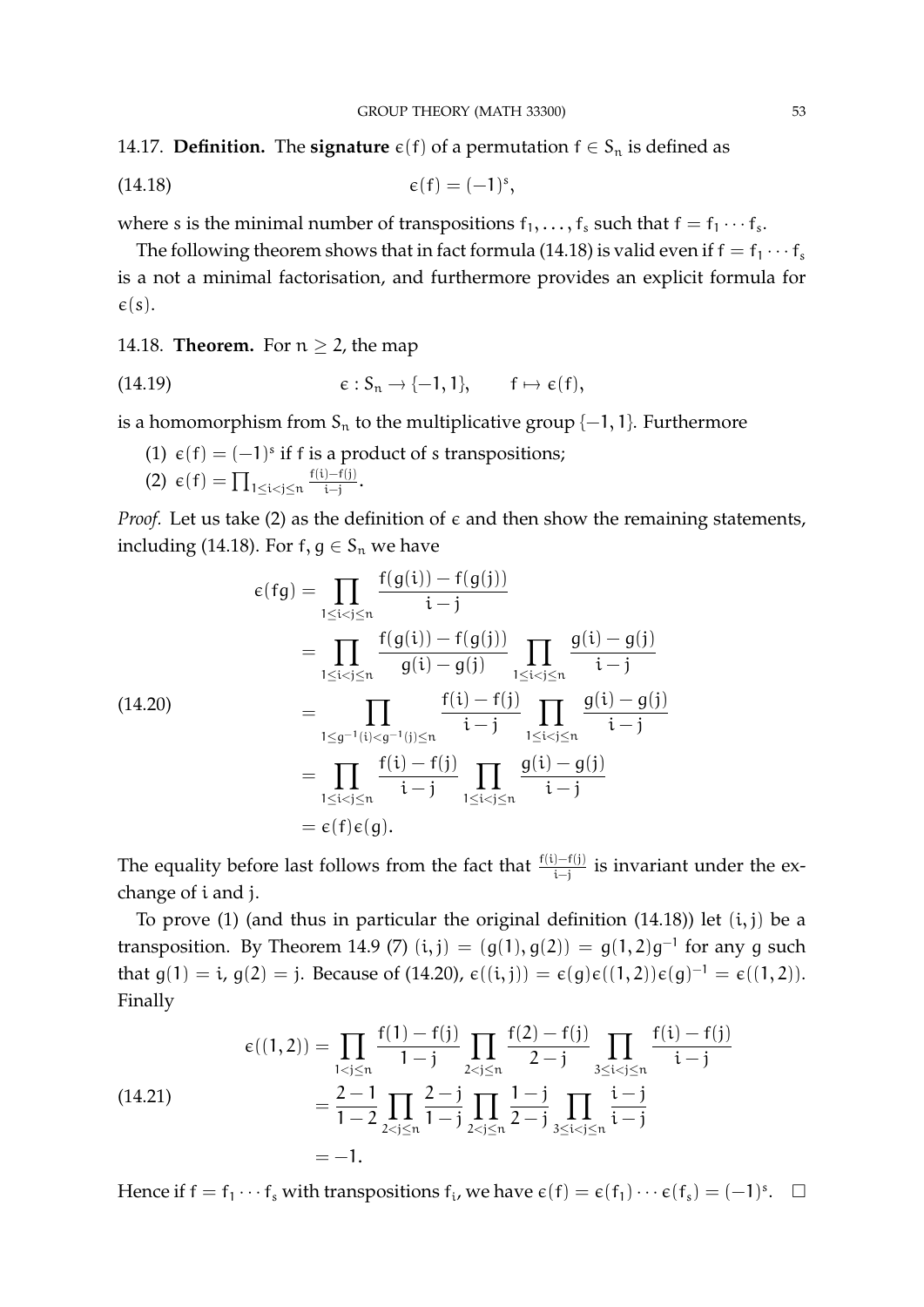**14.17. Definition.** The **signature** $\epsilon(f)$ of a permutation $f \in S_n$ is defined as

$$\epsilon(f) = (-1)^s, \tag{14.18}$$

where $s$ is the minimal number of transpositions $f_1, \ldots, f_s$ such that $f = f_1 \cdots f_s$.

The following theorem shows that in fact formula (14.18) is valid even if $f = f_1 \cdots f_s$ is a not a minimal factorisation, and furthermore provides an explicit formula for $\epsilon(s)$.

**14.18. Theorem.** For $n \geq 2$, the map

$$\epsilon : S_n \to \{-1, 1\}, \qquad f \mapsto \epsilon(f), \tag{14.19}$$

is a homomorphism from $S_n$ to the multiplicative group $\{-1, 1\}$. Furthermore

(1) $\epsilon(f) = (-1)^s$ if $f$ is a product of $s$ transpositions;
(2) $\epsilon(f) = \prod_{1 \leq i < j \leq n} \frac{f(i) - f(j)}{i - j}$.

*Proof.* Let us take (2) as the definition of $\epsilon$ and then show the remaining statements, including (14.18). For $f, g \in S_n$ we have

$$\begin{aligned}
\epsilon(fg) &= \prod_{1 \leq i < j \leq n} \frac{f(g(i)) - f(g(j))}{i - j} \\
&= \prod_{1 \leq i < j \leq n} \frac{f(g(i)) - f(g(j))}{g(i) - g(j)} \prod_{1 \leq i < j \leq n} \frac{g(i) - g(j)}{i - j} \\
&= \prod_{1 \leq g^{-1}(i) < g^{-1}(j) \leq n} \frac{f(i) - f(j)}{i - j} \prod_{1 \leq i < j \leq n} \frac{g(i) - g(j)}{i - j} \\
&= \prod_{1 \leq i < j \leq n} \frac{f(i) - f(j)}{i - j} \prod_{1 \leq i < j \leq n} \frac{g(i) - g(j)}{i - j} \\
&= \epsilon(f)\epsilon(g).
\end{aligned} \tag{14.20}$$

The equality before last follows from the fact that $\frac{f(i)-f(j)}{i-j}$ is invariant under the exchange of $i$ and $j$.

To prove (1) (and thus in particular the original definition (14.18)) let $(i, j)$ be a transposition. By Theorem 14.9 (7) $(i, j) = (g(1), g(2)) = g(1, 2)g^{-1}$ for any $g$ such that $g(1) = i$, $g(2) = j$. Because of (14.20), $\epsilon((i, j)) = \epsilon(g)\epsilon((1, 2))\epsilon(g)^{-1} = \epsilon((1, 2))$. Finally

$$\begin{aligned}
\epsilon((1, 2)) &= \prod_{1 < j \leq n} \frac{f(1) - f(j)}{1 - j} \prod_{2 < j \leq n} \frac{f(2) - f(j)}{2 - j} \prod_{3 \leq i < j \leq n} \frac{f(i) - f(j)}{i - j} \\
&= \frac{2 - 1}{1 - 2} \prod_{2 < j \leq n} \frac{2 - j}{1 - j} \prod_{2 < j \leq n} \frac{1 - j}{2 - j} \prod_{3 \leq i < j \leq n} \frac{i - j}{i - j} \\
&= -1.
\end{aligned} \tag{14.21}$$

Hence if $f = f_1 \cdots f_s$ with transpositions $f_i$, we have $\epsilon(f) = \epsilon(f_1) \cdots \epsilon(f_s) = (-1)^s$. $\square$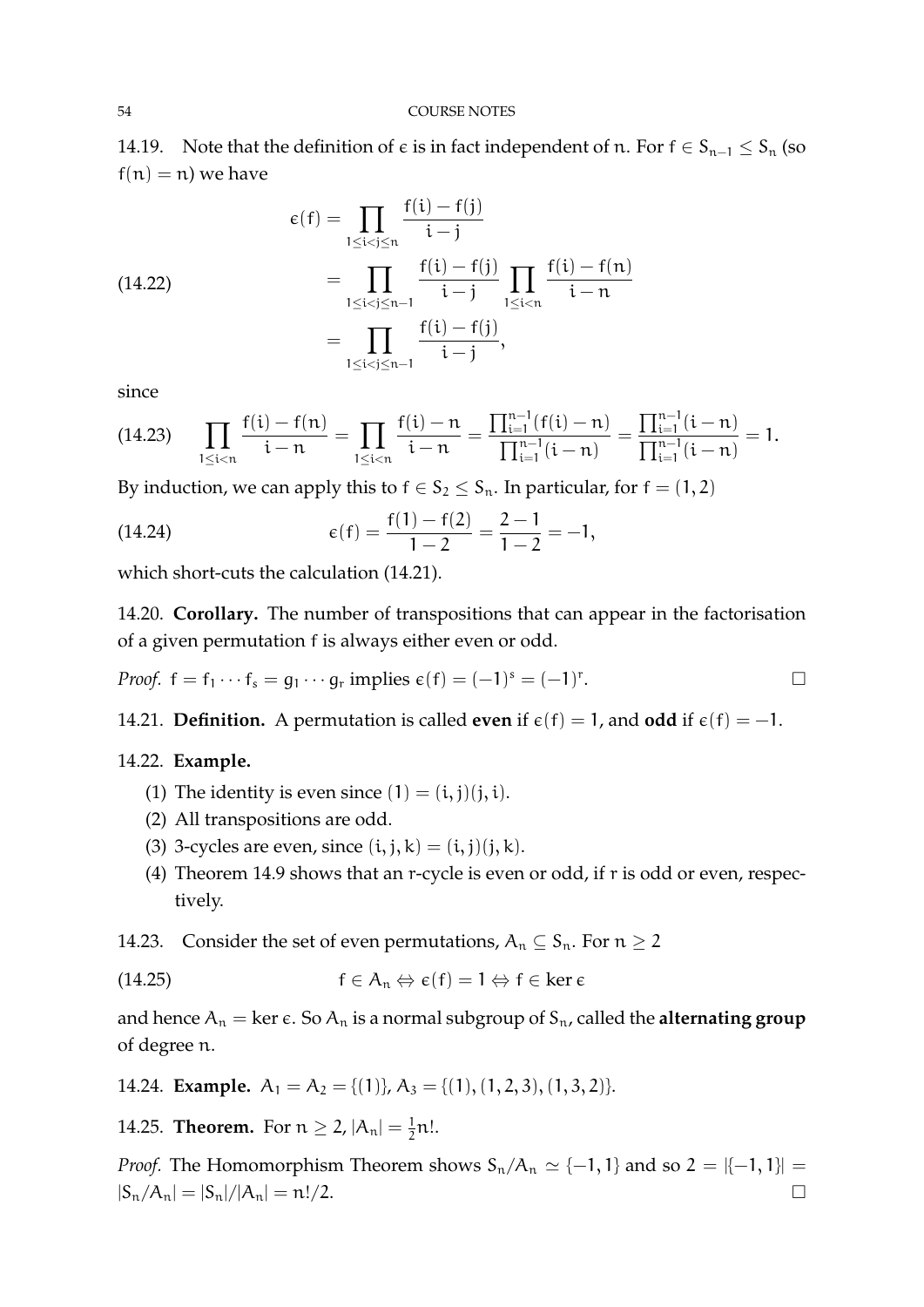14.19. Note that the definition of $\epsilon$ is in fact independent of $n$. For $f \in S_{n-1} \leq S_n$ (so $f(n) = n$) we have

$$
\begin{aligned}
\epsilon(f) &= \prod_{1 \leq i < j \leq n} \frac{f(i) - f(j)}{i - j} \\
&= \prod_{1 \leq i < j \leq n-1} \frac{f(i) - f(j)}{i - j} \prod_{1 \leq i < n} \frac{f(i) - f(n)}{i - n} \\
&= \prod_{1 \leq i < j \leq n-1} \frac{f(i) - f(j)}{i - j},
\end{aligned} \tag{14.22}
$$

since

$$
\prod_{1 \leq i < n} \frac{f(i) - f(n)}{i - n} = \prod_{1 \leq i < n} \frac{f(i) - n}{i - n} = \frac{\prod_{i=1}^{n-1}(f(i) - n)}{\prod_{i=1}^{n-1}(i - n)} = \frac{\prod_{i=1}^{n-1}(i - n)}{\prod_{i=1}^{n-1}(i - n)} = 1. \tag{14.23}
$$

By induction, we can apply this to $f \in S_2 \leq S_n$. In particular, for $f = (1, 2)$

$$
\epsilon(f) = \frac{f(1) - f(2)}{1 - 2} = \frac{2 - 1}{1 - 2} = -1, \tag{14.24}
$$

which short-cuts the calculation (14.21).

14.20. **Corollary.** The number of transpositions that can appear in the factorisation of a given permutation $f$ is always either even or odd.

*Proof.* $f = f_1 \cdots f_s = g_1 \cdots g_r$ implies $\epsilon(f) = (-1)^s = (-1)^r$. □

14.21. **Definition.** A permutation is called **even** if $\epsilon(f) = 1$, and **odd** if $\epsilon(f) = -1$.

14.22. **Example.**

(1) The identity is even since $(1) = (i, j)(j, i)$.
(2) All transpositions are odd.
(3) 3-cycles are even, since $(i, j, k) = (i, j)(j, k)$.
(4) Theorem 14.9 shows that an $r$-cycle is even or odd, if $r$ is odd or even, respectively.

14.23. Consider the set of even permutations, $A_n \subseteq S_n$. For $n \geq 2$

$$
f \in A_n \Leftrightarrow \epsilon(f) = 1 \Leftrightarrow f \in \ker \epsilon \tag{14.25}
$$

and hence $A_n = \ker \epsilon$. So $A_n$ is a normal subgroup of $S_n$, called the **alternating group** of degree $n$.

14.24. **Example.** $A_1 = A_2 = \{(1)\}$, $A_3 = \{(1), (1, 2, 3), (1, 3, 2)\}$.

14.25. **Theorem.** For $n \geq 2$, $|A_n| = \frac{1}{2}n!$.

*Proof.* The Homomorphism Theorem shows $S_n/A_n \simeq \{-1, 1\}$ and so $2 = |\{-1, 1\}| = |S_n/A_n| = |S_n|/|A_n| = n!/2$. □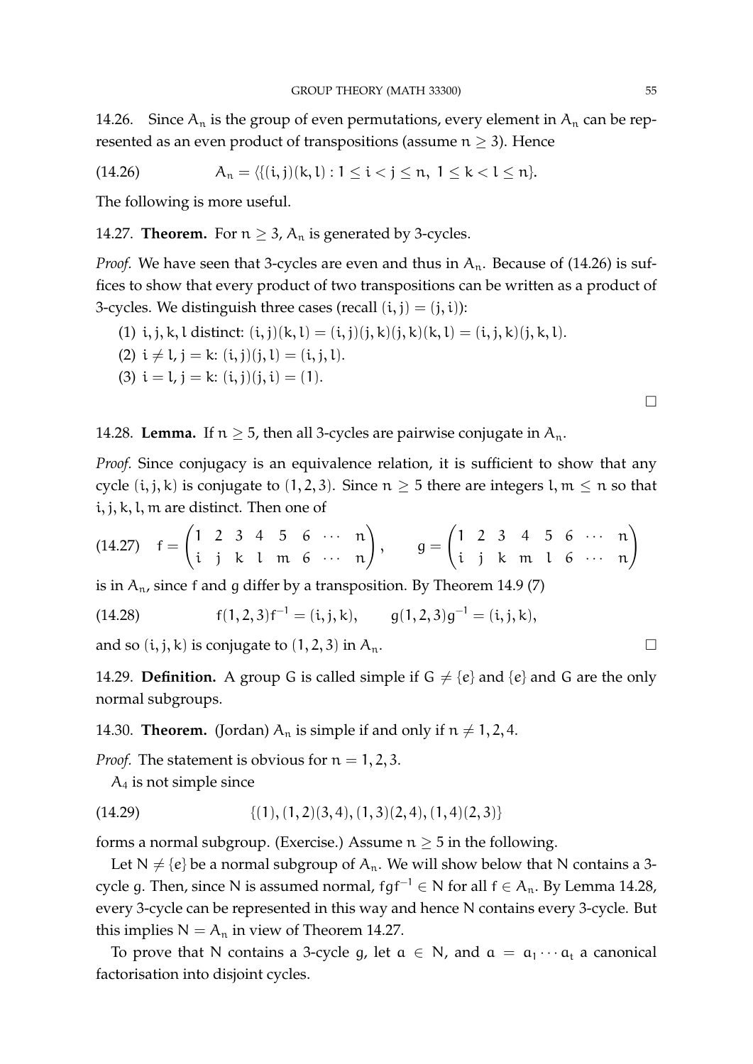14.26. Since $A_n$ is the group of even permutations, every element in $A_n$ can be represented as an even product of transpositions (assume $n \geq 3$). Hence

$$A_n = \langle \{(i,j)(k,l) : 1 \leq i < j \leq n,\ 1 \leq k < l \leq n\}. \tag{14.26}$$

The following is more useful.

14.27. **Theorem.** For $n \geq 3$, $A_n$ is generated by 3-cycles.

*Proof.* We have seen that 3-cycles are even and thus in $A_n$. Because of (14.26) is suffices to show that every product of two transpositions can be written as a product of 3-cycles. We distinguish three cases (recall $(i,j) = (j,i)$):

(1) $i, j, k, l$ distinct: $(i,j)(k,l) = (i,j)(j,k)(j,k)(k,l) = (i,j,k)(j,k,l)$.

(2) $i \neq l$, $j = k$: $(i,j)(j,l) = (i,j,l)$.

(3) $i = l$, $j = k$: $(i,j)(j,i) = (1)$.

□

14.28. **Lemma.** If $n \geq 5$, then all 3-cycles are pairwise conjugate in $A_n$.

*Proof.* Since conjugacy is an equivalence relation, it is sufficient to show that any cycle $(i,j,k)$ is conjugate to $(1,2,3)$. Since $n \geq 5$ there are integers $l, m \leq n$ so that $i, j, k, l, m$ are distinct. Then one of

$$f = \begin{pmatrix} 1 & 2 & 3 & 4 & 5 & 6 & \cdots & n \\ i & j & k & l & m & 6 & \cdots & n \end{pmatrix}, \qquad g = \begin{pmatrix} 1 & 2 & 3 & 4 & 5 & 6 & \cdots & n \\ i & j & k & m & l & 6 & \cdots & n \end{pmatrix} \tag{14.27}$$

is in $A_n$, since $f$ and $g$ differ by a transposition. By Theorem 14.9 (7)

$$f(1,2,3)f^{-1} = (i,j,k), \qquad g(1,2,3)g^{-1} = (i,j,k), \tag{14.28}$$

and so $(i,j,k)$ is conjugate to $(1,2,3)$ in $A_n$. □

14.29. **Definition.** A group $G$ is called simple if $G \neq \{e\}$ and $\{e\}$ and $G$ are the only normal subgroups.

14.30. **Theorem.** (Jordan) $A_n$ is simple if and only if $n \neq 1, 2, 4$.

*Proof.* The statement is obvious for $n = 1, 2, 3$.

$A_4$ is not simple since

$$\{(1), (1,2)(3,4), (1,3)(2,4), (1,4)(2,3)\} \tag{14.29}$$

forms a normal subgroup. (Exercise.) Assume $n \geq 5$ in the following.

Let $N \neq \{e\}$ be a normal subgroup of $A_n$. We will show below that $N$ contains a 3-cycle $g$. Then, since $N$ is assumed normal, $fgf^{-1} \in N$ for all $f \in A_n$. By Lemma 14.28, every 3-cycle can be represented in this way and hence $N$ contains every 3-cycle. But this implies $N = A_n$ in view of Theorem 14.27.

To prove that $N$ contains a 3-cycle $g$, let $a \in N$, and $a = a_1 \cdots a_t$ a canonical factorisation into disjoint cycles.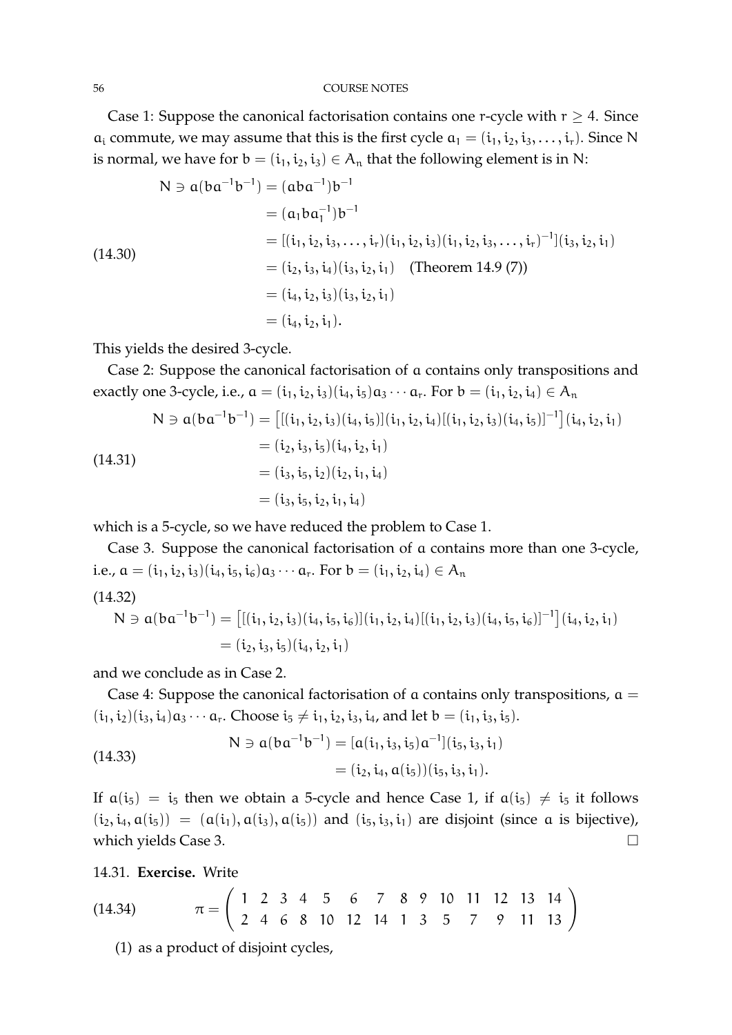Case 1: Suppose the canonical factorisation contains one $r$-cycle with $r \geq 4$. Since $a_i$ commute, we may assume that this is the first cycle $a_1 = (i_1, i_2, i_3, \ldots, i_r)$. Since $N$ is normal, we have for $b = (i_1, i_2, i_3) \in A_n$ that the following element is in $N$:

$$
\begin{aligned}
N \ni a(ba^{-1}b^{-1}) &= (aba^{-1})b^{-1} \\
&= (a_1 b a_1^{-1})b^{-1} \\
&= [(i_1, i_2, i_3, \ldots, i_r)(i_1, i_2, i_3)(i_1, i_2, i_3, \ldots, i_r)^{-1}](i_3, i_2, i_1) \\
&= (i_2, i_3, i_4)(i_3, i_2, i_1) \quad \text{(Theorem 14.9 (7))} \\
&= (i_4, i_2, i_3)(i_3, i_2, i_1) \\
&= (i_4, i_2, i_1).
\end{aligned} \tag{14.30}
$$

This yields the desired 3-cycle.

Case 2: Suppose the canonical factorisation of $a$ contains only transpositions and exactly one 3-cycle, i.e., $a = (i_1, i_2, i_3)(i_4, i_5)a_3 \cdots a_r$. For $b = (i_1, i_2, i_4) \in A_n$

$$
\begin{aligned}
N \ni a(ba^{-1}b^{-1}) &= \big[[(i_1, i_2, i_3)(i_4, i_5)](i_1, i_2, i_4)[(i_1, i_2, i_3)(i_4, i_5)]^{-1}\big](i_4, i_2, i_1) \\
&= (i_2, i_3, i_5)(i_4, i_2, i_1) \\
&= (i_3, i_5, i_2)(i_2, i_1, i_4) \\
&= (i_3, i_5, i_2, i_1, i_4)
\end{aligned} \tag{14.31}
$$

which is a 5-cycle, so we have reduced the problem to Case 1.

Case 3. Suppose the canonical factorisation of $a$ contains more than one 3-cycle, i.e., $a = (i_1, i_2, i_3)(i_4, i_5, i_6)a_3 \cdots a_r$. For $b = (i_1, i_2, i_4) \in A_n$

$$
\begin{aligned}
N \ni a(ba^{-1}b^{-1}) &= \big[[(i_1, i_2, i_3)(i_4, i_5, i_6)](i_1, i_2, i_4)[(i_1, i_2, i_3)(i_4, i_5, i_6)]^{-1}\big](i_4, i_2, i_1) \\
&= (i_2, i_3, i_5)(i_4, i_2, i_1)
\end{aligned} \tag{14.32}
$$

and we conclude as in Case 2.

Case 4: Suppose the canonical factorisation of $a$ contains only transpositions, $a = (i_1, i_2)(i_3, i_4)a_3 \cdots a_r$. Choose $i_5 \neq i_1, i_2, i_3, i_4$, and let $b = (i_1, i_3, i_5)$.

$$
\begin{aligned}
N \ni a(ba^{-1}b^{-1}) &= [a(i_1, i_3, i_5)a^{-1}](i_5, i_3, i_1) \\
&= (i_2, i_4, a(i_5))(i_5, i_3, i_1).
\end{aligned} \tag{14.33}
$$

If $a(i_5) = i_5$ then we obtain a 5-cycle and hence Case 1, if $a(i_5) \neq i_5$ it follows $(i_2, i_4, a(i_5)) = (a(i_1), a(i_3), a(i_5))$ and $(i_5, i_3, i_1)$ are disjoint (since $a$ is bijective), which yields Case 3. $\square$

14.31. **Exercise.** Write

$$
\pi = \begin{pmatrix} 1 & 2 & 3 & 4 & 5 & 6 & 7 & 8 & 9 & 10 & 11 & 12 & 13 & 14 \\ 2 & 4 & 6 & 8 & 10 & 12 & 14 & 1 & 3 & 5 & 7 & 9 & 11 & 13 \end{pmatrix} \tag{14.34}
$$

(1) as a product of disjoint cycles,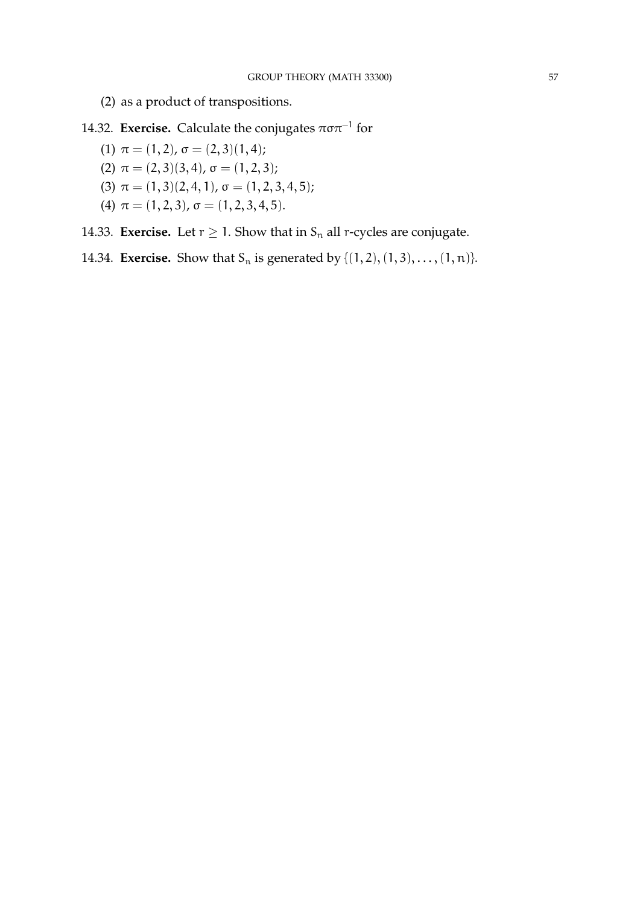(2) as a product of transpositions.

14.32. **Exercise.** Calculate the conjugates $\pi\sigma\pi^{-1}$ for

(1) $\pi = (1, 2)$, $\sigma = (2, 3)(1, 4)$;
(2) $\pi = (2, 3)(3, 4)$, $\sigma = (1, 2, 3)$;
(3) $\pi = (1, 3)(2, 4, 1)$, $\sigma = (1, 2, 3, 4, 5)$;
(4) $\pi = (1, 2, 3)$, $\sigma = (1, 2, 3, 4, 5)$.

14.33. **Exercise.** Let $r \geq 1$. Show that in $S_n$ all $r$-cycles are conjugate.

14.34. **Exercise.** Show that $S_n$ is generated by $\{(1, 2), (1, 3), \ldots, (1, n)\}$.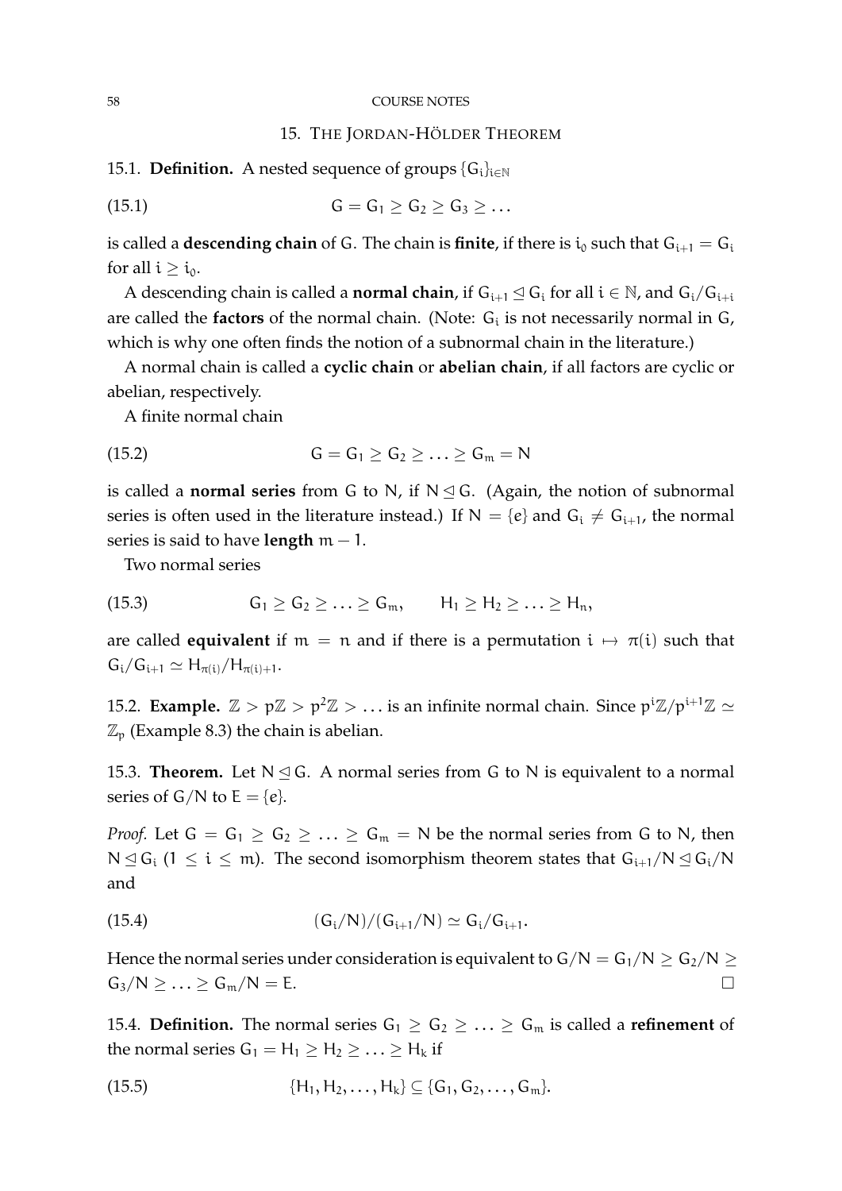## 15. The Jordan-Hölder Theorem

15.1. **Definition.** A nested sequence of groups $\{G_i\}_{i\in\mathbb{N}}$

$$G = G_1 \geq G_2 \geq G_3 \geq \dots \tag{15.1}$$

is called a **descending chain** of $G$. The chain is **finite**, if there is $i_0$ such that $G_{i+1} = G_i$ for all $i \geq i_0$.

A descending chain is called a **normal chain**, if $G_{i+1} \trianglelefteq G_i$ for all $i \in \mathbb{N}$, and $G_i/G_{i+i}$ are called the **factors** of the normal chain. (Note: $G_i$ is not necessarily normal in $G$, which is why one often finds the notion of a subnormal chain in the literature.)

A normal chain is called a **cyclic chain** or **abelian chain**, if all factors are cyclic or abelian, respectively.

A finite normal chain

$$G = G_1 \geq G_2 \geq \dots \geq G_m = N \tag{15.2}$$

is called a **normal series** from $G$ to $N$, if $N \trianglelefteq G$. (Again, the notion of subnormal series is often used in the literature instead.) If $N = \{e\}$ and $G_i \neq G_{i+1}$, the normal series is said to have **length** $m - 1$.

Two normal series

$$G_1 \geq G_2 \geq \dots \geq G_m, \qquad H_1 \geq H_2 \geq \dots \geq H_n, \tag{15.3}$$

are called **equivalent** if $m = n$ and if there is a permutation $i \mapsto \pi(i)$ such that $G_i/G_{i+1} \simeq H_{\pi(i)}/H_{\pi(i)+1}$.

15.2. **Example.** $\mathbb{Z} > p\mathbb{Z} > p^2\mathbb{Z} > \dots$ is an infinite normal chain. Since $p^i\mathbb{Z}/p^{i+1}\mathbb{Z} \simeq \mathbb{Z}_p$ (Example 8.3) the chain is abelian.

15.3. **Theorem.** Let $N \trianglelefteq G$. A normal series from $G$ to $N$ is equivalent to a normal series of $G/N$ to $E = \{e\}$.

*Proof.* Let $G = G_1 \geq G_2 \geq \dots \geq G_m = N$ be the normal series from $G$ to $N$, then $N \trianglelefteq G_i$ ($1 \leq i \leq m$). The second isomorphism theorem states that $G_{i+1}/N \trianglelefteq G_i/N$ and

$$(G_i/N)/(G_{i+1}/N) \simeq G_i/G_{i+1}. \tag{15.4}$$

Hence the normal series under consideration is equivalent to $G/N = G_1/N \geq G_2/N \geq G_3/N \geq \dots \geq G_m/N = E$. □

15.4. **Definition.** The normal series $G_1 \geq G_2 \geq \dots \geq G_m$ is called a **refinement** of the normal series $G_1 = H_1 \geq H_2 \geq \dots \geq H_k$ if

$$\{H_1, H_2, \dots, H_k\} \subseteq \{G_1, G_2, \dots, G_m\}. \tag{15.5}$$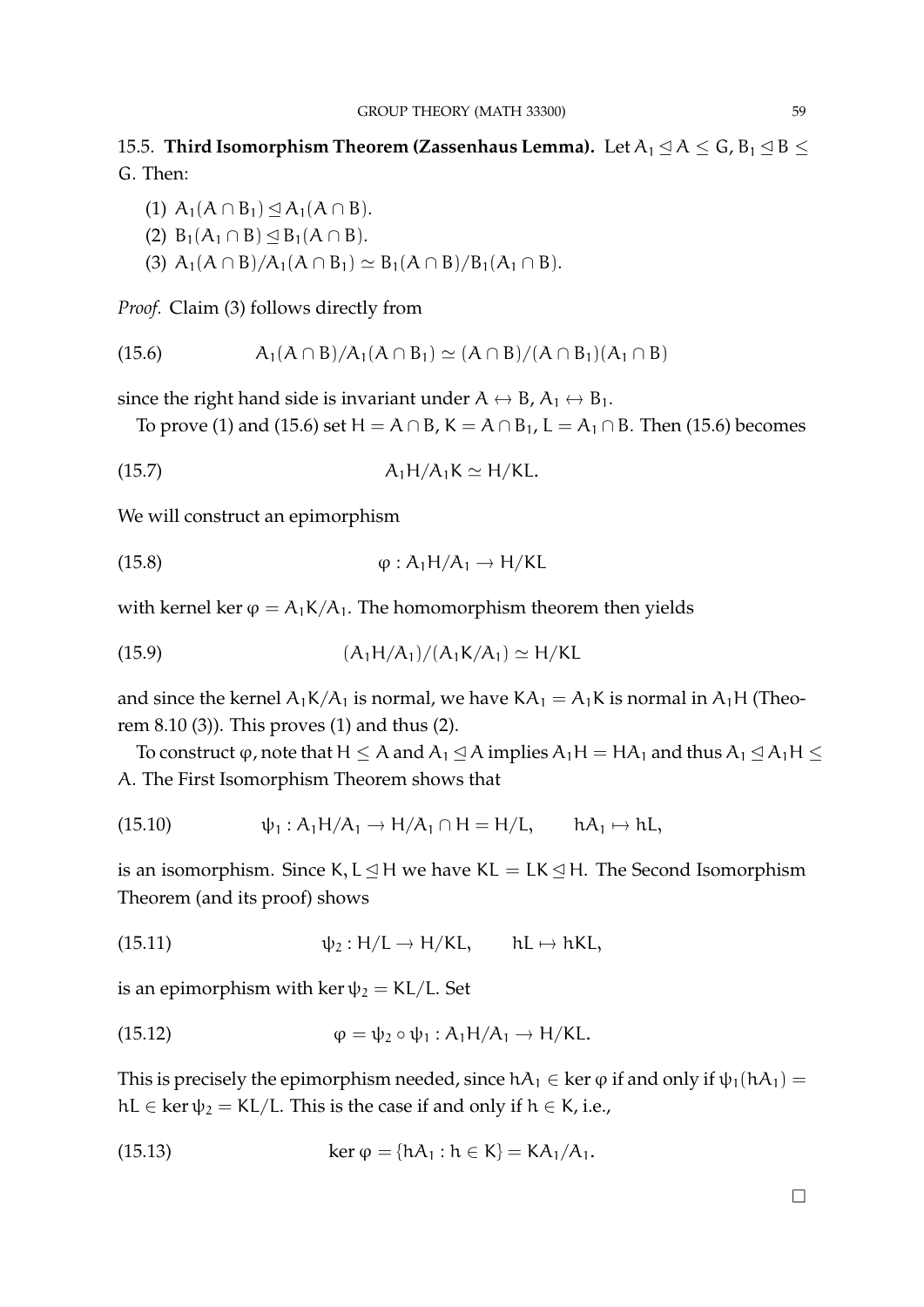15.5. **Third Isomorphism Theorem (Zassenhaus Lemma).** Let $A_1 \trianglelefteq A \leq G$, $B_1 \trianglelefteq B \leq G$. Then:

(1) $A_1(A \cap B_1) \trianglelefteq A_1(A \cap B)$.
(2) $B_1(A_1 \cap B) \trianglelefteq B_1(A \cap B)$.
(3) $A_1(A \cap B)/A_1(A \cap B_1) \simeq B_1(A \cap B)/B_1(A_1 \cap B)$.

*Proof.* Claim (3) follows directly from

$$A_1(A \cap B)/A_1(A \cap B_1) \simeq (A \cap B)/(A \cap B_1)(A_1 \cap B) \tag{15.6}$$

since the right hand side is invariant under $A \leftrightarrow B$, $A_1 \leftrightarrow B_1$.

To prove (1) and (15.6) set $H = A \cap B$, $K = A \cap B_1$, $L = A_1 \cap B$. Then (15.6) becomes

$$A_1H/A_1K \simeq H/KL. \tag{15.7}$$

We will construct an epimorphism

$$\varphi : A_1H/A_1 \to H/KL \tag{15.8}$$

with kernel $\ker \varphi = A_1K/A_1$. The homomorphism theorem then yields

$$(A_1H/A_1)/(A_1K/A_1) \simeq H/KL \tag{15.9}$$

and since the kernel $A_1K/A_1$ is normal, we have $KA_1 = A_1K$ is normal in $A_1H$ (Theorem 8.10 (3)). This proves (1) and thus (2).

To construct $\varphi$, note that $H \leq A$ and $A_1 \trianglelefteq A$ implies $A_1H = HA_1$ and thus $A_1 \trianglelefteq A_1H \leq A$. The First Isomorphism Theorem shows that

$$\psi_1 : A_1H/A_1 \to H/A_1 \cap H = H/L, \qquad hA_1 \mapsto hL, \tag{15.10}$$

is an isomorphism. Since $K, L \trianglelefteq H$ we have $KL = LK \trianglelefteq H$. The Second Isomorphism Theorem (and its proof) shows

$$\psi_2 : H/L \to H/KL, \qquad hL \mapsto hKL, \tag{15.11}$$

is an epimorphism with $\ker \psi_2 = KL/L$. Set

$$\varphi = \psi_2 \circ \psi_1 : A_1H/A_1 \to H/KL. \tag{15.12}$$

This is precisely the epimorphism needed, since $hA_1 \in \ker \varphi$ if and only if $\psi_1(hA_1) = hL \in \ker \psi_2 = KL/L$. This is the case if and only if $h \in K$, i.e.,

$$\ker \varphi = \{hA_1 : h \in K\} = KA_1/A_1. \tag{15.13}$$

□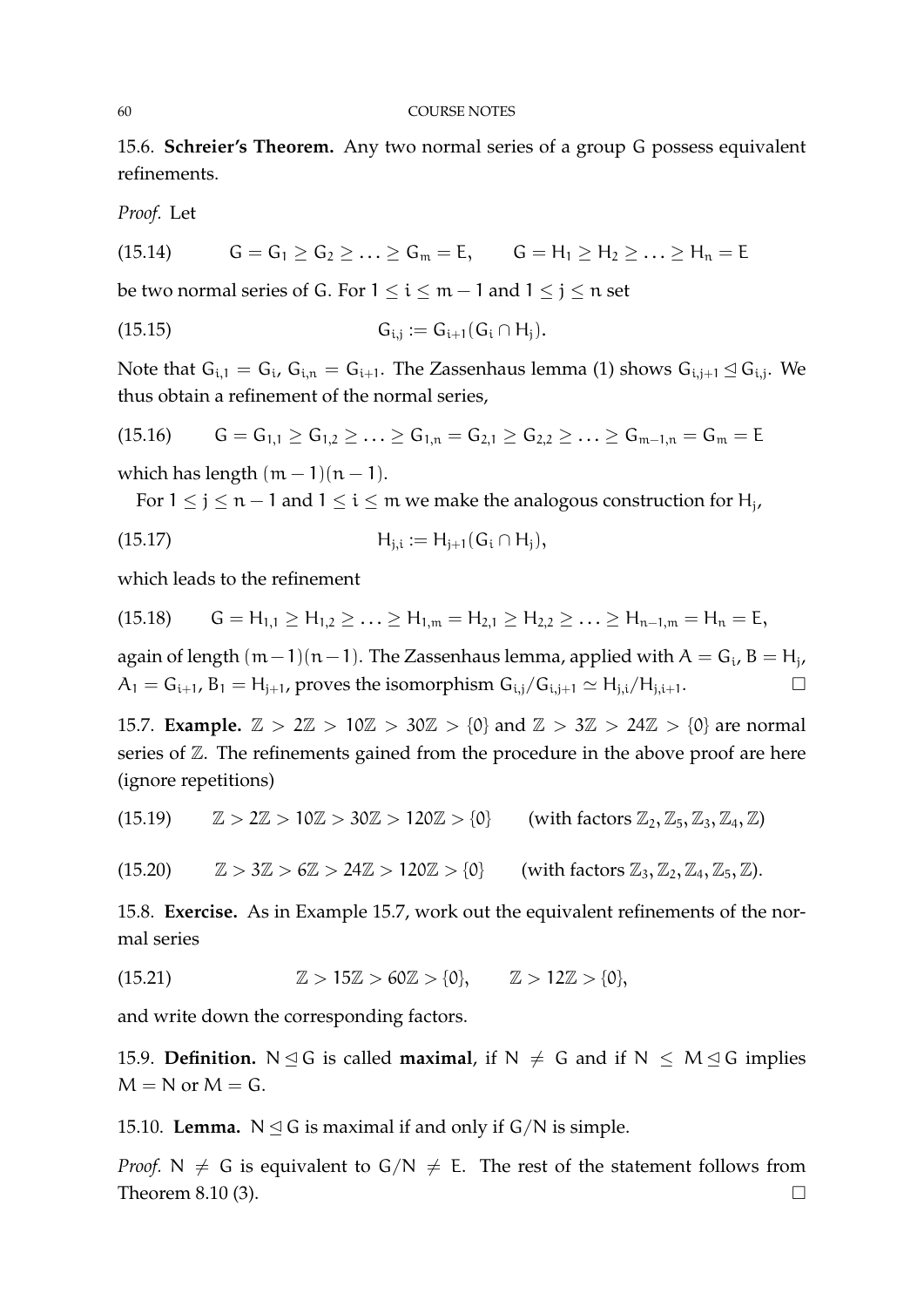15.6. **Schreier's Theorem.** Any two normal series of a group $G$ possess equivalent refinements.

*Proof.* Let

$$G = G_1 \geq G_2 \geq \ldots \geq G_m = E, \qquad G = H_1 \geq H_2 \geq \ldots \geq H_n = E \tag{15.14}$$

be two normal series of $G$. For $1 \leq i \leq m-1$ and $1 \leq j \leq n$ set

$$G_{i,j} := G_{i+1}(G_i \cap H_j). \tag{15.15}$$

Note that $G_{i,1} = G_i$, $G_{i,n} = G_{i+1}$. The Zassenhaus lemma (1) shows $G_{i,j+1} \trianglelefteq G_{i,j}$. We thus obtain a refinement of the normal series,

$$G = G_{1,1} \geq G_{1,2} \geq \ldots \geq G_{1,n} = G_{2,1} \geq G_{2,2} \geq \ldots \geq G_{m-1,n} = G_m = E \tag{15.16}$$

which has length $(m-1)(n-1)$.

For $1 \leq j \leq n-1$ and $1 \leq i \leq m$ we make the analogous construction for $H_j$,

$$H_{j,i} := H_{j+1}(G_i \cap H_j), \tag{15.17}$$

which leads to the refinement

$$G = H_{1,1} \geq H_{1,2} \geq \ldots \geq H_{1,m} = H_{2,1} \geq H_{2,2} \geq \ldots \geq H_{n-1,m} = H_n = E, \tag{15.18}$$

again of length $(m-1)(n-1)$. The Zassenhaus lemma, applied with $A = G_i$, $B = H_j$, $A_1 = G_{i+1}$, $B_1 = H_{j+1}$, proves the isomorphism $G_{i,j}/G_{i,j+1} \simeq H_{j,i}/H_{j,i+1}$. □

15.7. **Example.** $\mathbb{Z} > 2\mathbb{Z} > 10\mathbb{Z} > 30\mathbb{Z} > \{0\}$ and $\mathbb{Z} > 3\mathbb{Z} > 24\mathbb{Z} > \{0\}$ are normal series of $\mathbb{Z}$. The refinements gained from the procedure in the above proof are here (ignore repetitions)

$$\mathbb{Z} > 2\mathbb{Z} > 10\mathbb{Z} > 30\mathbb{Z} > 120\mathbb{Z} > \{0\} \qquad (\text{with factors } \mathbb{Z}_2, \mathbb{Z}_5, \mathbb{Z}_3, \mathbb{Z}_4, \mathbb{Z}) \tag{15.19}$$

$$\mathbb{Z} > 3\mathbb{Z} > 6\mathbb{Z} > 24\mathbb{Z} > 120\mathbb{Z} > \{0\} \qquad (\text{with factors } \mathbb{Z}_3, \mathbb{Z}_2, \mathbb{Z}_4, \mathbb{Z}_5, \mathbb{Z}). \tag{15.20}$$

15.8. **Exercise.** As in Example 15.7, work out the equivalent refinements of the normal series

$$\mathbb{Z} > 15\mathbb{Z} > 60\mathbb{Z} > \{0\}, \qquad \mathbb{Z} > 12\mathbb{Z} > \{0\}, \tag{15.21}$$

and write down the corresponding factors.

15.9. **Definition.** $N \trianglelefteq G$ is called **maximal**, if $N \neq G$ and if $N \leq M \trianglelefteq G$ implies $M = N$ or $M = G$.

15.10. **Lemma.** $N \trianglelefteq G$ is maximal if and only if $G/N$ is simple.

*Proof.* $N \neq G$ is equivalent to $G/N \neq E$. The rest of the statement follows from Theorem 8.10 (3). □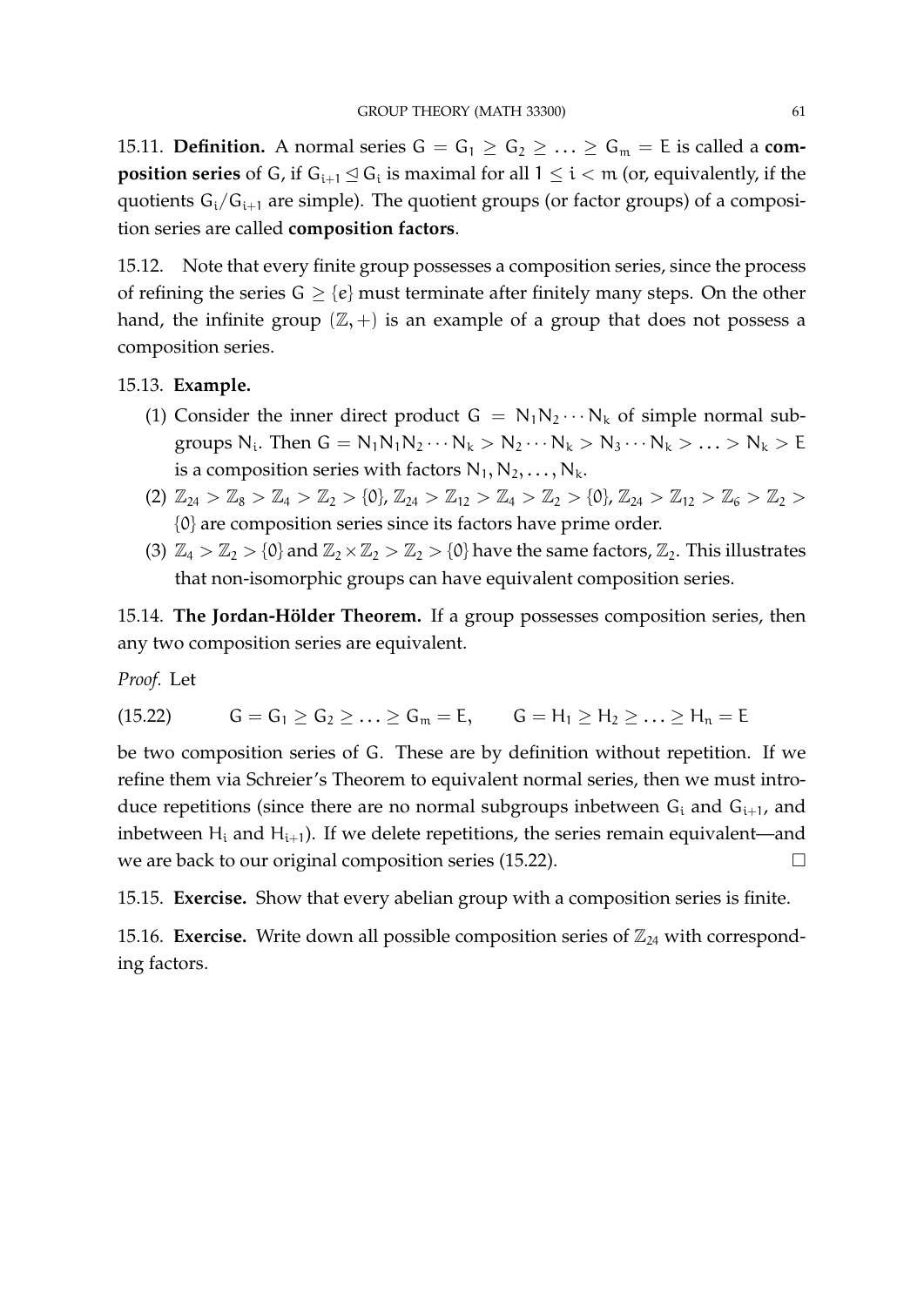15.11. **Definition.** A normal series $G = G_1 \geq G_2 \geq \ldots \geq G_m = E$ is called a **composition series** of $G$, if $G_{i+1} \trianglelefteq G_i$ is maximal for all $1 \leq i < m$ (or, equivalently, if the quotients $G_i/G_{i+1}$ are simple). The quotient groups (or factor groups) of a composition series are called **composition factors**.

15.12. Note that every finite group possesses a composition series, since the process of refining the series $G \geq \{e\}$ must terminate after finitely many steps. On the other hand, the infinite group $(\mathbb{Z}, +)$ is an example of a group that does not possess a composition series.

15.13. **Example.**

(1) Consider the inner direct product $G = N_1 N_2 \cdots N_k$ of simple normal subgroups $N_i$. Then $G = N_1 N_1 N_2 \cdots N_k > N_2 \cdots N_k > N_3 \cdots N_k > \ldots > N_k > E$ is a composition series with factors $N_1, N_2, \ldots, N_k$.

(2) $\mathbb{Z}_{24} > \mathbb{Z}_8 > \mathbb{Z}_4 > \mathbb{Z}_2 > \{0\}$, $\mathbb{Z}_{24} > \mathbb{Z}_{12} > \mathbb{Z}_4 > \mathbb{Z}_2 > \{0\}$, $\mathbb{Z}_{24} > \mathbb{Z}_{12} > \mathbb{Z}_6 > \mathbb{Z}_2 > \{0\}$ are composition series since its factors have prime order.

(3) $\mathbb{Z}_4 > \mathbb{Z}_2 > \{0\}$ and $\mathbb{Z}_2 \times \mathbb{Z}_2 > \mathbb{Z}_2 > \{0\}$ have the same factors, $\mathbb{Z}_2$. This illustrates that non-isomorphic groups can have equivalent composition series.

15.14. **The Jordan-Hölder Theorem.** If a group possesses composition series, then any two composition series are equivalent.

*Proof.* Let

$$G = G_1 \geq G_2 \geq \ldots \geq G_m = E, \qquad G = H_1 \geq H_2 \geq \ldots \geq H_n = E \tag{15.22}$$

be two composition series of $G$. These are by definition without repetition. If we refine them via Schreier's Theorem to equivalent normal series, then we must introduce repetitions (since there are no normal subgroups inbetween $G_i$ and $G_{i+1}$, and inbetween $H_i$ and $H_{i+1}$). If we delete repetitions, the series remain equivalent—and we are back to our original composition series (15.22). $\square$

15.15. **Exercise.** Show that every abelian group with a composition series is finite.

15.16. **Exercise.** Write down all possible composition series of $\mathbb{Z}_{24}$ with corresponding factors.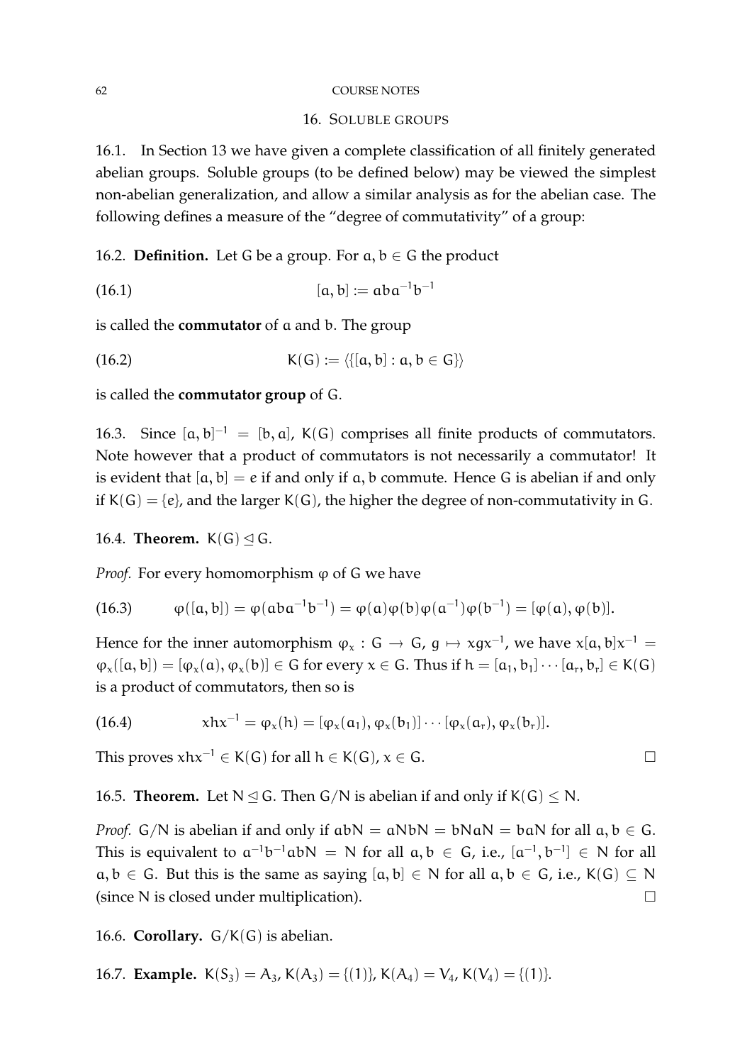## 16. Soluble groups

16.1. In Section 13 we have given a complete classification of all finitely generated abelian groups. Soluble groups (to be defined below) may be viewed the simplest non-abelian generalization, and allow a similar analysis as for the abelian case. The following defines a measure of the "degree of commutativity" of a group:

16.2. **Definition.** Let $G$ be a group. For $a, b \in G$ the product

$$[a, b] := aba^{-1}b^{-1} \tag{16.1}$$

is called the **commutator** of $a$ and $b$. The group

$$K(G) := \langle \{[a, b] : a, b \in G\} \rangle \tag{16.2}$$

is called the **commutator group** of $G$.

16.3. Since $[a, b]^{-1} = [b, a]$, $K(G)$ comprises all finite products of commutators. Note however that a product of commutators is not necessarily a commutator! It is evident that $[a, b] = e$ if and only if $a, b$ commute. Hence $G$ is abelian if and only if $K(G) = \{e\}$, and the larger $K(G)$, the higher the degree of non-commutativity in $G$.

16.4. **Theorem.** $K(G) \trianglelefteq G$.

*Proof.* For every homomorphism $\varphi$ of $G$ we have

$$\varphi([a, b]) = \varphi(aba^{-1}b^{-1}) = \varphi(a)\varphi(b)\varphi(a^{-1})\varphi(b^{-1}) = [\varphi(a), \varphi(b)]. \tag{16.3}$$

Hence for the inner automorphism $\varphi_x : G \to G$, $g \mapsto xgx^{-1}$, we have $x[a, b]x^{-1} = \varphi_x([a, b]) = [\varphi_x(a), \varphi_x(b)] \in G$ for every $x \in G$. Thus if $h = [a_1, b_1] \cdots [a_r, b_r] \in K(G)$ is a product of commutators, then so is

$$xhx^{-1} = \varphi_x(h) = [\varphi_x(a_1), \varphi_x(b_1)] \cdots [\varphi_x(a_r), \varphi_x(b_r)]. \tag{16.4}$$

This proves $xhx^{-1} \in K(G)$ for all $h \in K(G)$, $x \in G$. □

16.5. **Theorem.** Let $N \trianglelefteq G$. Then $G/N$ is abelian if and only if $K(G) \leq N$.

*Proof.* $G/N$ is abelian if and only if $abN = aNbN = bNaN = baN$ for all $a, b \in G$. This is equivalent to $a^{-1}b^{-1}abN = N$ for all $a, b \in G$, i.e., $[a^{-1}, b^{-1}] \in N$ for all $a, b \in G$. But this is the same as saying $[a, b] \in N$ for all $a, b \in G$, i.e., $K(G) \subseteq N$ (since $N$ is closed under multiplication). □

16.6. **Corollary.** $G/K(G)$ is abelian.

16.7. **Example.** $K(S_3) = A_3$, $K(A_3) = \{(1)\}$, $K(A_4) = V_4$, $K(V_4) = \{(1)\}$.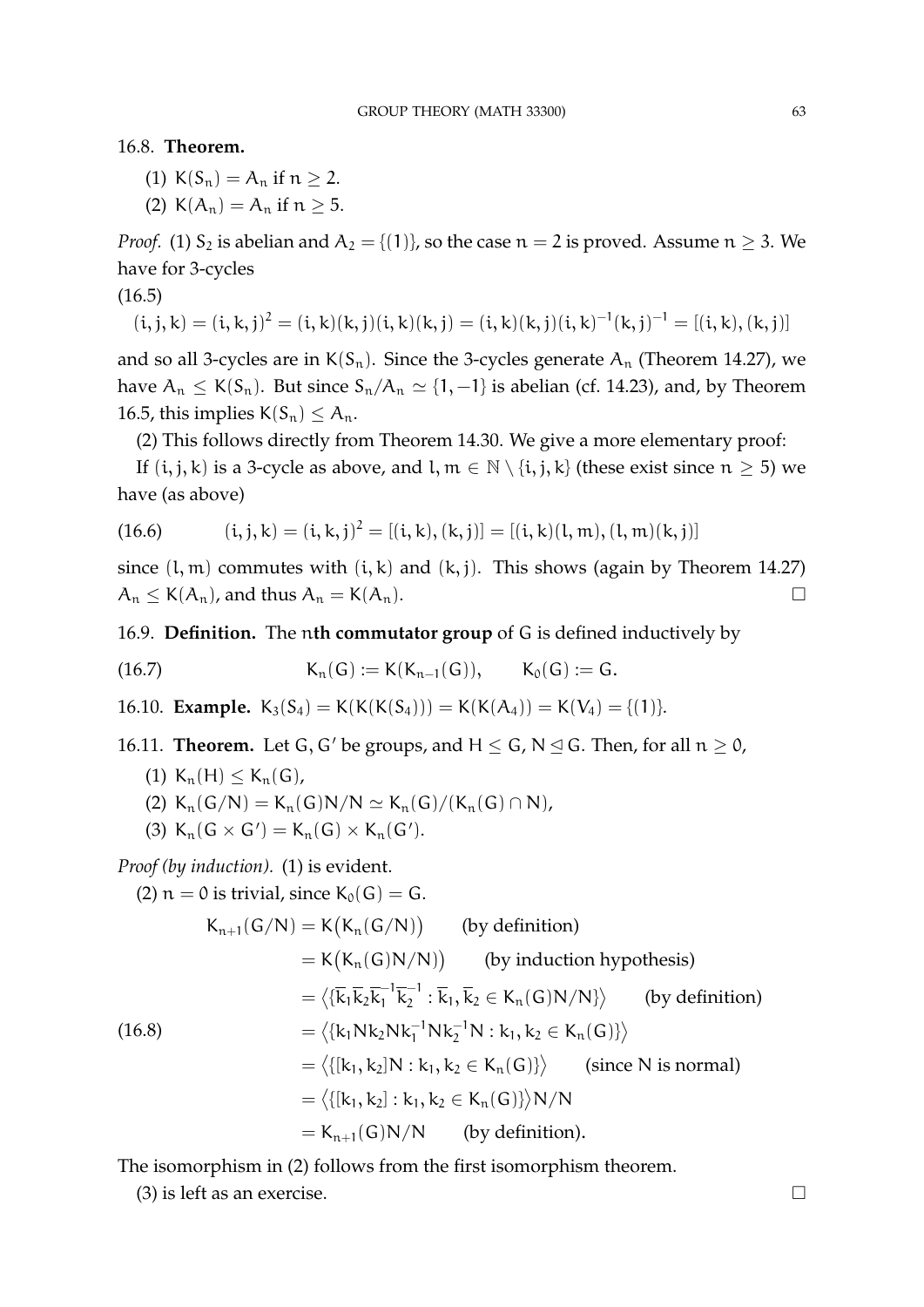16.8. **Theorem.**

(1) $K(S_n) = A_n$ if $n \geq 2$.

(2) $K(A_n) = A_n$ if $n \geq 5$.

*Proof.* (1) $S_2$ is abelian and $A_2 = \{(1)\}$, so the case $n = 2$ is proved. Assume $n \geq 3$. We have for 3-cycles

(16.5)

$$(i, j, k) = (i, k, j)^2 = (i, k)(k, j)(i, k)(k, j) = (i, k)(k, j)(i, k)^{-1}(k, j)^{-1} = [(i, k), (k, j)]$$

and so all 3-cycles are in $K(S_n)$. Since the 3-cycles generate $A_n$ (Theorem 14.27), we have $A_n \leq K(S_n)$. But since $S_n/A_n \simeq \{1, -1\}$ is abelian (cf. 14.23), and, by Theorem 16.5, this implies $K(S_n) \leq A_n$.

(2) This follows directly from Theorem 14.30. We give a more elementary proof:

If $(i, j, k)$ is a 3-cycle as above, and $l, m \in \mathbb{N} \setminus \{i, j, k\}$ (these exist since $n \geq 5$) we have (as above)

$$(i, j, k) = (i, k, j)^2 = [(i, k), (k, j)] = [(i, k)(l, m), (l, m)(k, j)] \qquad (16.6)$$

since $(l, m)$ commutes with $(i, k)$ and $(k, j)$. This shows (again by Theorem 14.27) $A_n \leq K(A_n)$, and thus $A_n = K(A_n)$. □

16.9. **Definition.** The $n$**th commutator group** of $G$ is defined inductively by

$$K_n(G) := K(K_{n-1}(G)), \qquad K_0(G) := G. \qquad (16.7)$$

16.10. **Example.** $K_3(S_4) = K(K(K(S_4))) = K(K(A_4)) = K(V_4) = \{(1)\}$.

16.11. **Theorem.** Let $G, G'$ be groups, and $H \leq G$, $N \trianglelefteq G$. Then, for all $n \geq 0$,

(1) $K_n(H) \leq K_n(G)$,

(2) $K_n(G/N) = K_n(G)N/N \simeq K_n(G)/(K_n(G) \cap N)$,

(3) $K_n(G \times G') = K_n(G) \times K_n(G')$.

*Proof (by induction).* (1) is evident.

(2) $n = 0$ is trivial, since $K_0(G) = G$.

$$\begin{aligned}
K_{n+1}(G/N) &= K\big(K_n(G/N)\big) \qquad \text{(by definition)} \\
&= K\big(K_n(G)N/N\big) \qquad \text{(by induction hypothesis)} \\
&= \big\langle \{\overline{k}_1\overline{k}_2\overline{k}_1^{-1}\overline{k}_2^{-1} : \overline{k}_1, \overline{k}_2 \in K_n(G)N/N\} \big\rangle \qquad \text{(by definition)} \\
&= \big\langle \{k_1Nk_2Nk_1^{-1}Nk_2^{-1}N : k_1, k_2 \in K_n(G)\} \big\rangle \\
&= \big\langle \{[k_1, k_2]N : k_1, k_2 \in K_n(G)\} \big\rangle \qquad \text{(since } N \text{ is normal)} \\
&= \big\langle \{[k_1, k_2] : k_1, k_2 \in K_n(G)\} \big\rangle N/N \\
&= K_{n+1}(G)N/N \qquad \text{(by definition).}
\end{aligned} \qquad (16.8)$$

The isomorphism in (2) follows from the first isomorphism theorem.

(3) is left as an exercise. □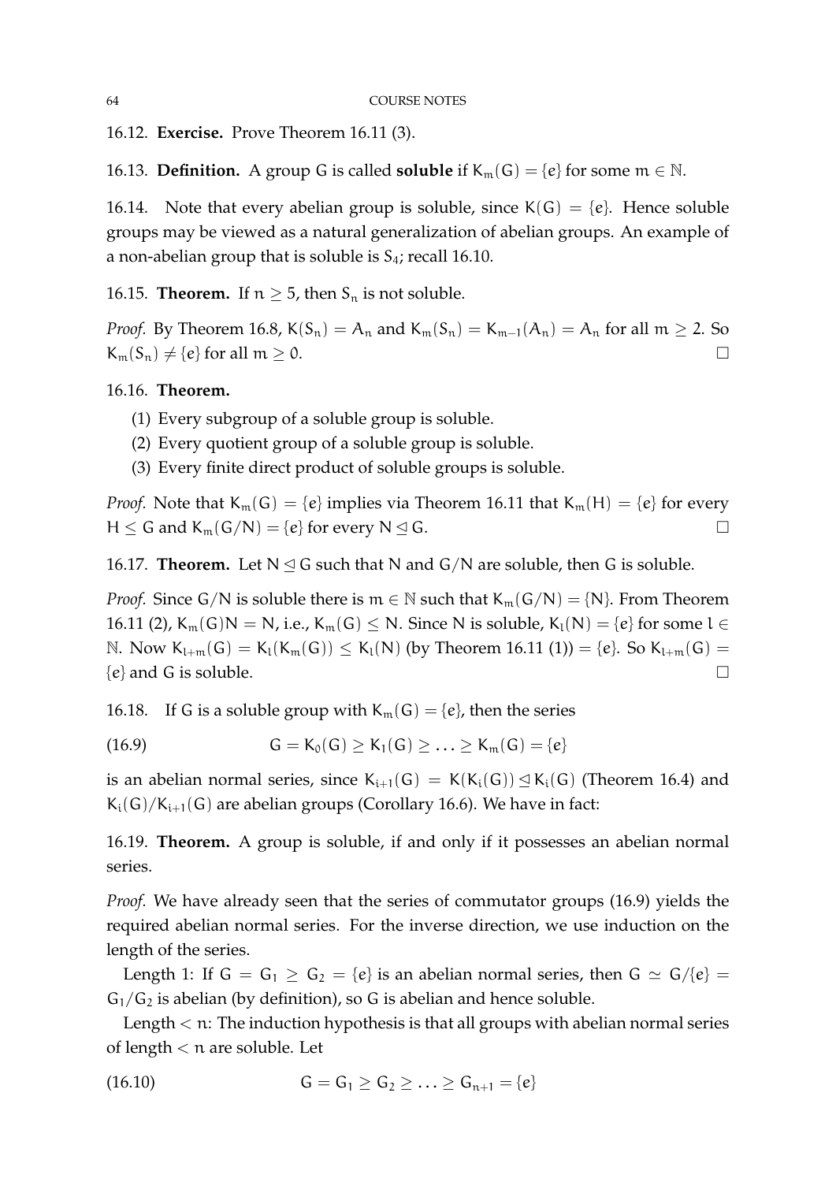16.12. **Exercise.** Prove Theorem 16.11 (3).

16.13. **Definition.** A group $G$ is called **soluble** if $K_m(G) = \{e\}$ for some $m \in \mathbb{N}$.

16.14. Note that every abelian group is soluble, since $K(G) = \{e\}$. Hence soluble groups may be viewed as a natural generalization of abelian groups. An example of a non-abelian group that is soluble is $S_4$; recall 16.10.

16.15. **Theorem.** If $n \geq 5$, then $S_n$ is not soluble.

*Proof.* By Theorem 16.8, $K(S_n) = A_n$ and $K_m(S_n) = K_{m-1}(A_n) = A_n$ for all $m \geq 2$. So $K_m(S_n) \neq \{e\}$ for all $m \geq 0$. $\square$

16.16. **Theorem.**

(1) Every subgroup of a soluble group is soluble.
(2) Every quotient group of a soluble group is soluble.
(3) Every finite direct product of soluble groups is soluble.

*Proof.* Note that $K_m(G) = \{e\}$ implies via Theorem 16.11 that $K_m(H) = \{e\}$ for every $H \leq G$ and $K_m(G/N) = \{e\}$ for every $N \trianglelefteq G$. $\square$

16.17. **Theorem.** Let $N \trianglelefteq G$ such that $N$ and $G/N$ are soluble, then $G$ is soluble.

*Proof.* Since $G/N$ is soluble there is $m \in \mathbb{N}$ such that $K_m(G/N) = \{N\}$. From Theorem 16.11 (2), $K_m(G)N = N$, i.e., $K_m(G) \leq N$. Since $N$ is soluble, $K_l(N) = \{e\}$ for some $l \in \mathbb{N}$. Now $K_{l+m}(G) = K_l(K_m(G)) \leq K_l(N)$ (by Theorem 16.11 (1)) $= \{e\}$. So $K_{l+m}(G) = \{e\}$ and $G$ is soluble. $\square$

16.18. If $G$ is a soluble group with $K_m(G) = \{e\}$, then the series

$$G = K_0(G) \geq K_1(G) \geq \ldots \geq K_m(G) = \{e\} \tag{16.9}$$

is an abelian normal series, since $K_{i+1}(G) = K(K_i(G)) \trianglelefteq K_i(G)$ (Theorem 16.4) and $K_i(G)/K_{i+1}(G)$ are abelian groups (Corollary 16.6). We have in fact:

16.19. **Theorem.** A group is soluble, if and only if it possesses an abelian normal series.

*Proof.* We have already seen that the series of commutator groups (16.9) yields the required abelian normal series. For the inverse direction, we use induction on the length of the series.

Length 1: If $G = G_1 \geq G_2 = \{e\}$ is an abelian normal series, then $G \simeq G/\{e\} = G_1/G_2$ is abelian (by definition), so $G$ is abelian and hence soluble.

Length $< n$: The induction hypothesis is that all groups with abelian normal series of length $< n$ are soluble. Let

$$G = G_1 \geq G_2 \geq \ldots \geq G_{n+1} = \{e\} \tag{16.10}$$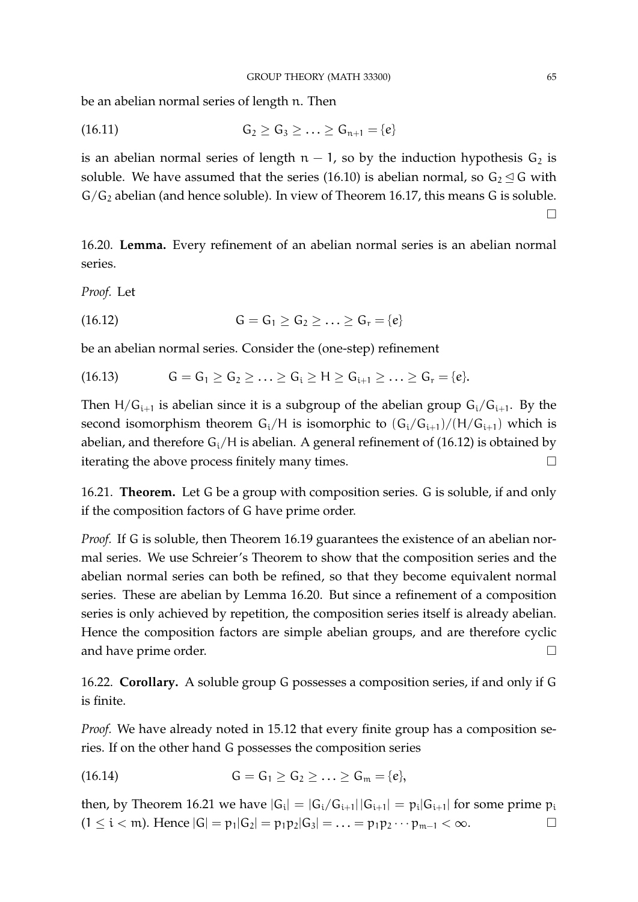be an abelian normal series of length $n$. Then

$$G_2 \geq G_3 \geq \ldots \geq G_{n+1} = \{e\} \tag{16.11}$$

is an abelian normal series of length $n-1$, so by the induction hypothesis $G_2$ is soluble. We have assumed that the series (16.10) is abelian normal, so $G_2 \trianglelefteq G$ with $G/G_2$ abelian (and hence soluble). In view of Theorem 16.17, this means $G$ is soluble. □

16.20. **Lemma.** Every refinement of an abelian normal series is an abelian normal series.

*Proof.* Let

$$G = G_1 \geq G_2 \geq \ldots \geq G_r = \{e\} \tag{16.12}$$

be an abelian normal series. Consider the (one-step) refinement

$$G = G_1 \geq G_2 \geq \ldots \geq G_i \geq H \geq G_{i+1} \geq \ldots \geq G_r = \{e\}. \tag{16.13}$$

Then $H/G_{i+1}$ is abelian since it is a subgroup of the abelian group $G_i/G_{i+1}$. By the second isomorphism theorem $G_i/H$ is isomorphic to $(G_i/G_{i+1})/(H/G_{i+1})$ which is abelian, and therefore $G_i/H$ is abelian. A general refinement of (16.12) is obtained by iterating the above process finitely many times. □

16.21. **Theorem.** Let $G$ be a group with composition series. $G$ is soluble, if and only if the composition factors of $G$ have prime order.

*Proof.* If $G$ is soluble, then Theorem 16.19 guarantees the existence of an abelian normal series. We use Schreier's Theorem to show that the composition series and the abelian normal series can both be refined, so that they become equivalent normal series. These are abelian by Lemma 16.20. But since a refinement of a composition series is only achieved by repetition, the composition series itself is already abelian. Hence the composition factors are simple abelian groups, and are therefore cyclic and have prime order. □

16.22. **Corollary.** A soluble group $G$ possesses a composition series, if and only if $G$ is finite.

*Proof.* We have already noted in 15.12 that every finite group has a composition series. If on the other hand $G$ possesses the composition series

$$G = G_1 \geq G_2 \geq \ldots \geq G_m = \{e\}, \tag{16.14}$$

then, by Theorem 16.21 we have $|G_i| = |G_i/G_{i+1}||G_{i+1}| = p_i|G_{i+1}|$ for some prime $p_i$ ($1 \leq i < m$). Hence $|G| = p_1|G_2| = p_1p_2|G_3| = \ldots = p_1p_2\cdots p_{m-1} < \infty$. □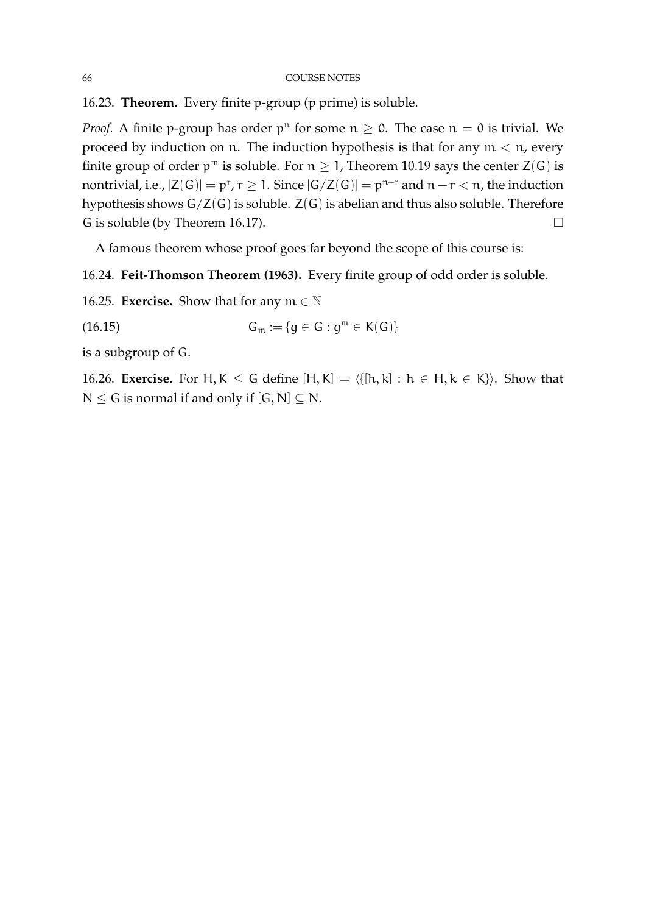16.23. **Theorem.** Every finite $p$-group ($p$ prime) is soluble.

*Proof.* A finite $p$-group has order $p^n$ for some $n \geq 0$. The case $n = 0$ is trivial. We proceed by induction on $n$. The induction hypothesis is that for any $m < n$, every finite group of order $p^m$ is soluble. For $n \geq 1$, Theorem 10.19 says the center $Z(G)$ is nontrivial, i.e., $|Z(G)| = p^r$, $r \geq 1$. Since $|G/Z(G)| = p^{n-r}$ and $n - r < n$, the induction hypothesis shows $G/Z(G)$ is soluble. $Z(G)$ is abelian and thus also soluble. Therefore $G$ is soluble (by Theorem 16.17). $\square$

A famous theorem whose proof goes far beyond the scope of this course is:

16.24. **Feit-Thomson Theorem (1963).** Every finite group of odd order is soluble.

16.25. **Exercise.** Show that for any $m \in \mathbb{N}$

$$G_m := \{g \in G : g^m \in K(G)\} \tag{16.15}$$

is a subgroup of $G$.

16.26. **Exercise.** For $H, K \leq G$ define $[H, K] = \langle\{[h, k] : h \in H, k \in K\}\rangle$. Show that $N \leq G$ is normal if and only if $[G, N] \subseteq N$.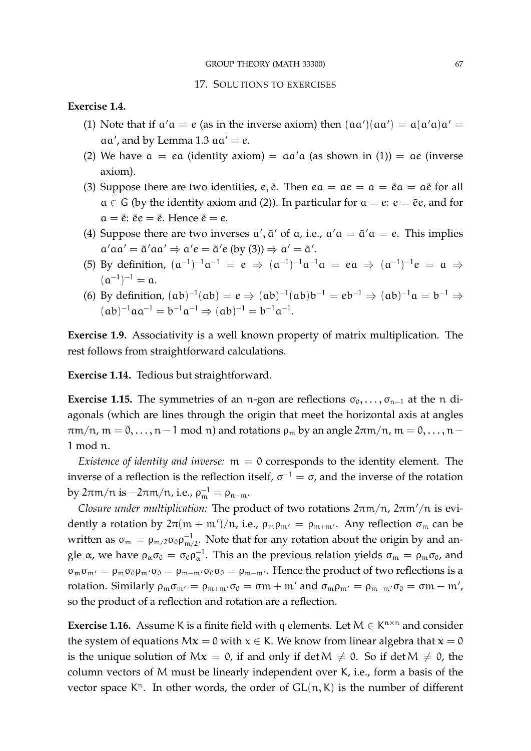## 17. Solutions to exercises

**Exercise 1.4.**

1. Note that if $a'a = e$ (as in the inverse axiom) then $(aa')(aa') = a(a'a)a' = aa'$, and by Lemma 1.3 $aa' = e$.
2. We have $a = ea$ (identity axiom) $= aa'a$ (as shown in (1)) $= ae$ (inverse axiom).
3. Suppose there are two identities, $e, \tilde{e}$. Then $ea = ae = a = \tilde{e}a = a\tilde{e}$ for all $a \in G$ (by the identity axiom and (2)). In particular for $a = e$: $e = \tilde{e}e$, and for $a = \tilde{e}$: $\tilde{e}e = \tilde{e}$. Hence $\tilde{e} = e$.
4. Suppose there are two inverses $a', \tilde{a}'$ of $a$, i.e., $a'a = \tilde{a}'a = e$. This implies $a'aa' = \tilde{a}'aa' \Rightarrow a'e = \tilde{a}'e$ (by (3)) $\Rightarrow a' = \tilde{a}'$.
5. By definition, $(a^{-1})^{-1}a^{-1} = e \Rightarrow (a^{-1})^{-1}a^{-1}a = ea \Rightarrow (a^{-1})^{-1}e = a \Rightarrow (a^{-1})^{-1} = a$.
6. By definition, $(ab)^{-1}(ab) = e \Rightarrow (ab)^{-1}(ab)b^{-1} = eb^{-1} \Rightarrow (ab)^{-1}a = b^{-1} \Rightarrow (ab)^{-1}aa^{-1} = b^{-1}a^{-1} \Rightarrow (ab)^{-1} = b^{-1}a^{-1}$.

**Exercise 1.9.** Associativity is a well known property of matrix multiplication. The rest follows from straightforward calculations.

**Exercise 1.14.** Tedious but straightforward.

**Exercise 1.15.** The symmetries of an $n$-gon are reflections $\sigma_0, \ldots, \sigma_{n-1}$ at the $n$ diagonals (which are lines through the origin that meet the horizontal axis at angles $\pi m/n$, $m = 0, \ldots, n-1 \bmod n$) and rotations $\rho_m$ by an angle $2\pi m/n$, $m = 0, \ldots, n-1 \bmod n$.

*Existence of identity and inverse:* $m = 0$ corresponds to the identity element. The inverse of a reflection is the reflection itself, $\sigma^{-1} = \sigma$, and the inverse of the rotation by $2\pi m/n$ is $-2\pi m/n$, i.e., $\rho_m^{-1} = \rho_{n-m}$.

*Closure under multiplication:* The product of two rotations $2\pi m/n$, $2\pi m'/n$ is evidently a rotation by $2\pi(m+m')/n$, i.e., $\rho_m \rho_{m'} = \rho_{m+m'}$. Any reflection $\sigma_m$ can be written as $\sigma_m = \rho_{m/2}\sigma_0\rho_{m/2}^{-1}$. Note that for any rotation about the origin by and angle $\alpha$, we have $\rho_\alpha \sigma_0 = \sigma_0 \rho_\alpha^{-1}$. This an the previous relation yields $\sigma_m = \rho_m \sigma_0$, and $\sigma_m \sigma_{m'} = \rho_m \sigma_0 \rho_{m'} \sigma_0 = \rho_{m-m'}\sigma_0\sigma_0 = \rho_{m-m'}$. Hence the product of two reflections is a rotation. Similarly $\rho_m \sigma_{m'} = \rho_{m+m'}\sigma_0 = \sigma m + m'$ and $\sigma_m \rho_{m'} = \rho_{m-m'}\sigma_0 = \sigma m - m'$, so the product of a reflection and rotation are a reflection.

**Exercise 1.16.** Assume $K$ is a finite field with $q$ elements. Let $M \in K^{n\times n}$ and consider the system of equations $M\mathbf{x} = 0$ with $x \in K$. We know from linear algebra that $\mathbf{x} = 0$ is the unique solution of $M\mathbf{x} = 0$, if and only if $\det M \neq 0$. So if $\det M \neq 0$, the column vectors of $M$ must be linearly independent over $K$, i.e., form a basis of the vector space $K^n$. In other words, the order of $\mathrm{GL}(n, K)$ is the number of different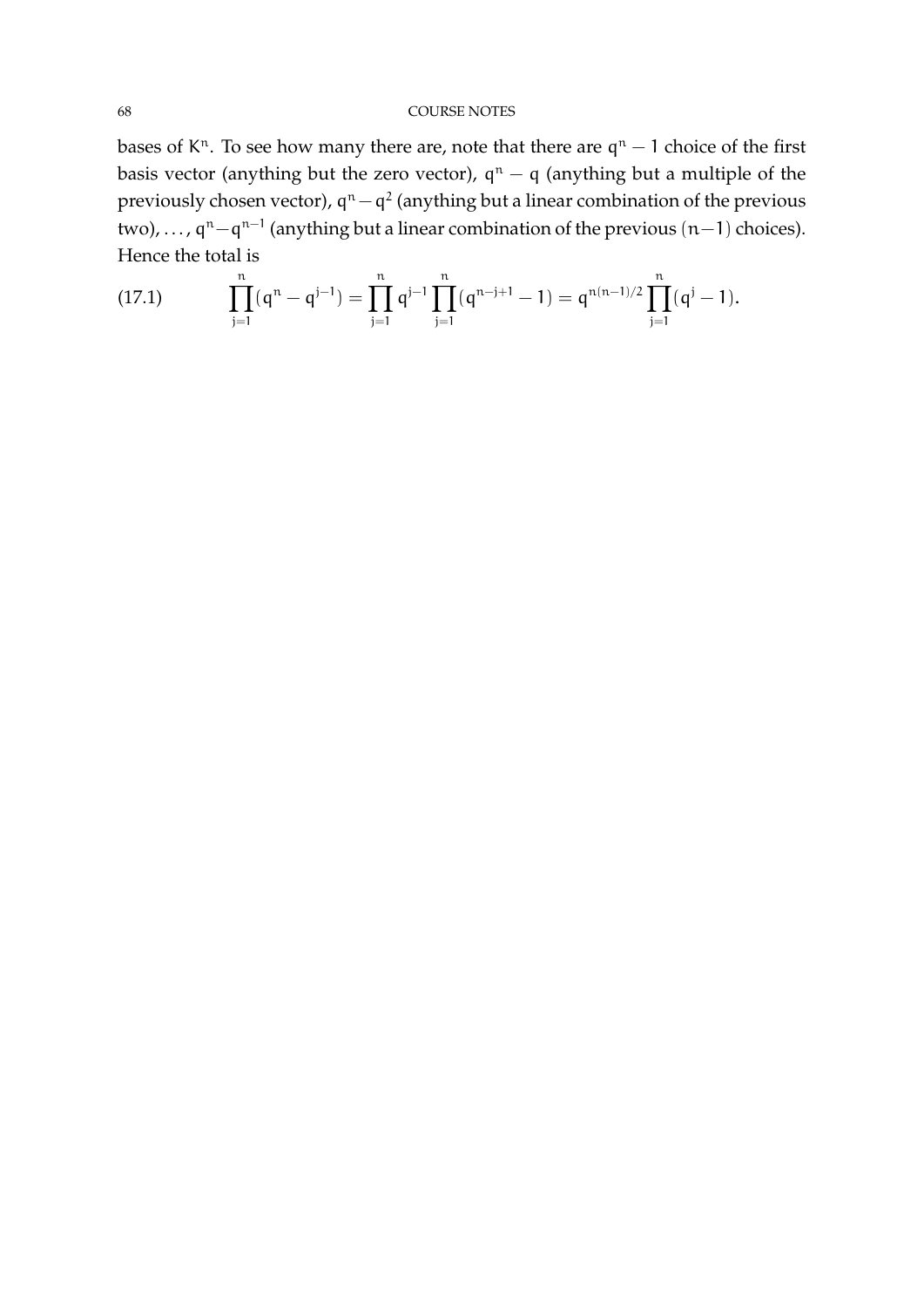bases of $K^n$. To see how many there are, note that there are $q^n - 1$ choice of the first basis vector (anything but the zero vector), $q^n - q$ (anything but a multiple of the previously chosen vector), $q^n - q^2$ (anything but a linear combination of the previous two), ..., $q^n - q^{n-1}$ (anything but a linear combination of the previous $(n-1)$ choices). Hence the total is

$$\prod_{j=1}^{n}(q^n - q^{j-1}) = \prod_{j=1}^{n} q^{j-1} \prod_{j=1}^{n}(q^{n-j+1} - 1) = q^{n(n-1)/2} \prod_{j=1}^{n}(q^j - 1). \tag{17.1}$$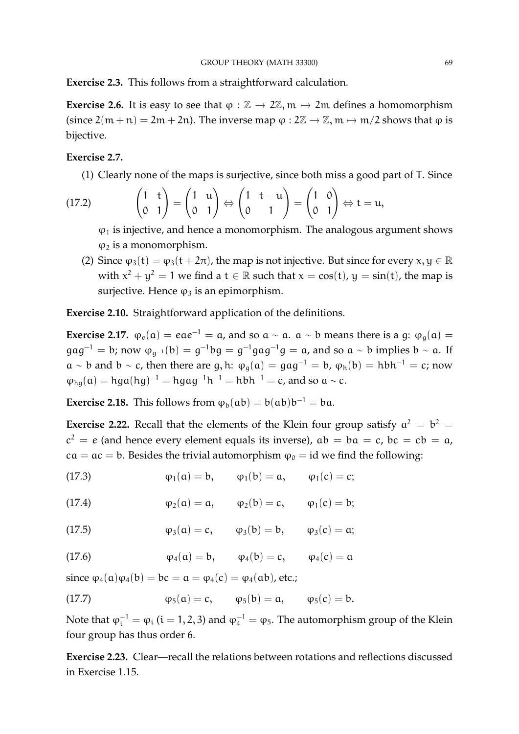**Exercise 2.3.** This follows from a straightforward calculation.

**Exercise 2.6.** It is easy to see that $\varphi : \mathbb{Z} \to 2\mathbb{Z}, m \mapsto 2m$ defines a homomorphism (since $2(m+n) = 2m + 2n$). The inverse map $\varphi : 2\mathbb{Z} \to \mathbb{Z}, m \mapsto m/2$ shows that $\varphi$ is bijective.

**Exercise 2.7.**

(1) Clearly none of the maps is surjective, since both miss a good part of T. Since

$$\begin{pmatrix} 1 & t \\ 0 & 1 \end{pmatrix} = \begin{pmatrix} 1 & u \\ 0 & 1 \end{pmatrix} \Leftrightarrow \begin{pmatrix} 1 & t-u \\ 0 & 1 \end{pmatrix} = \begin{pmatrix} 1 & 0 \\ 0 & 1 \end{pmatrix} \Leftrightarrow t = u, \tag{17.2}$$

$\varphi_1$ is injective, and hence a monomorphism. The analogous argument shows $\varphi_2$ is a monomorphism.

(2) Since $\varphi_3(t) = \varphi_3(t + 2\pi)$, the map is not injective. But since for every $x, y \in \mathbb{R}$ with $x^2 + y^2 = 1$ we find a $t \in \mathbb{R}$ such that $x = \cos(t)$, $y = \sin(t)$, the map is surjective. Hence $\varphi_3$ is an epimorphism.

**Exercise 2.10.** Straightforward application of the definitions.

**Exercise 2.17.** $\varphi_e(a) = eae^{-1} = a$, and so $a \sim a$. $a \sim b$ means there is a $g$: $\varphi_g(a) = gag^{-1} = b$; now $\varphi_{g^{-1}}(b) = g^{-1}bg = g^{-1}gag^{-1}g = a$, and so $a \sim b$ implies $b \sim a$. If $a \sim b$ and $b \sim c$, then there are $g, h$: $\varphi_g(a) = gag^{-1} = b$, $\varphi_h(b) = hbh^{-1} = c$; now $\varphi_{hg}(a) = hga(hg)^{-1} = hgag^{-1}h^{-1} = hbh^{-1} = c$, and so $a \sim c$.

**Exercise 2.18.** This follows from $\varphi_b(ab) = b(ab)b^{-1} = ba$.

**Exercise 2.22.** Recall that the elements of the Klein four group satisfy $a^2 = b^2 = c^2 = e$ (and hence every element equals its inverse), $ab = ba = c$, $bc = cb = a$, $ca = ac = b$. Besides the trivial automorphism $\varphi_0 = \text{id}$ we find the following:

$$\varphi_1(a) = b, \qquad \varphi_1(b) = a, \qquad \varphi_1(c) = c; \tag{17.3}$$

$$\varphi_2(a) = a, \qquad \varphi_2(b) = c, \qquad \varphi_1(c) = b; \tag{17.4}$$

$$\varphi_3(a) = c, \qquad \varphi_3(b) = b, \qquad \varphi_3(c) = a; \tag{17.5}$$

$$\varphi_4(a) = b, \qquad \varphi_4(b) = c, \qquad \varphi_4(c) = a \tag{17.6}$$

since $\varphi_4(a)\varphi_4(b) = bc = a = \varphi_4(c) = \varphi_4(ab)$, etc.;

$$\varphi_5(a) = c, \qquad \varphi_5(b) = a, \qquad \varphi_5(c) = b. \tag{17.7}$$

Note that $\varphi_i^{-1} = \varphi_i$ $(i = 1, 2, 3)$ and $\varphi_4^{-1} = \varphi_5$. The automorphism group of the Klein four group has thus order 6.

**Exercise 2.23.** Clear—recall the relations between rotations and reflections discussed in Exercise 1.15.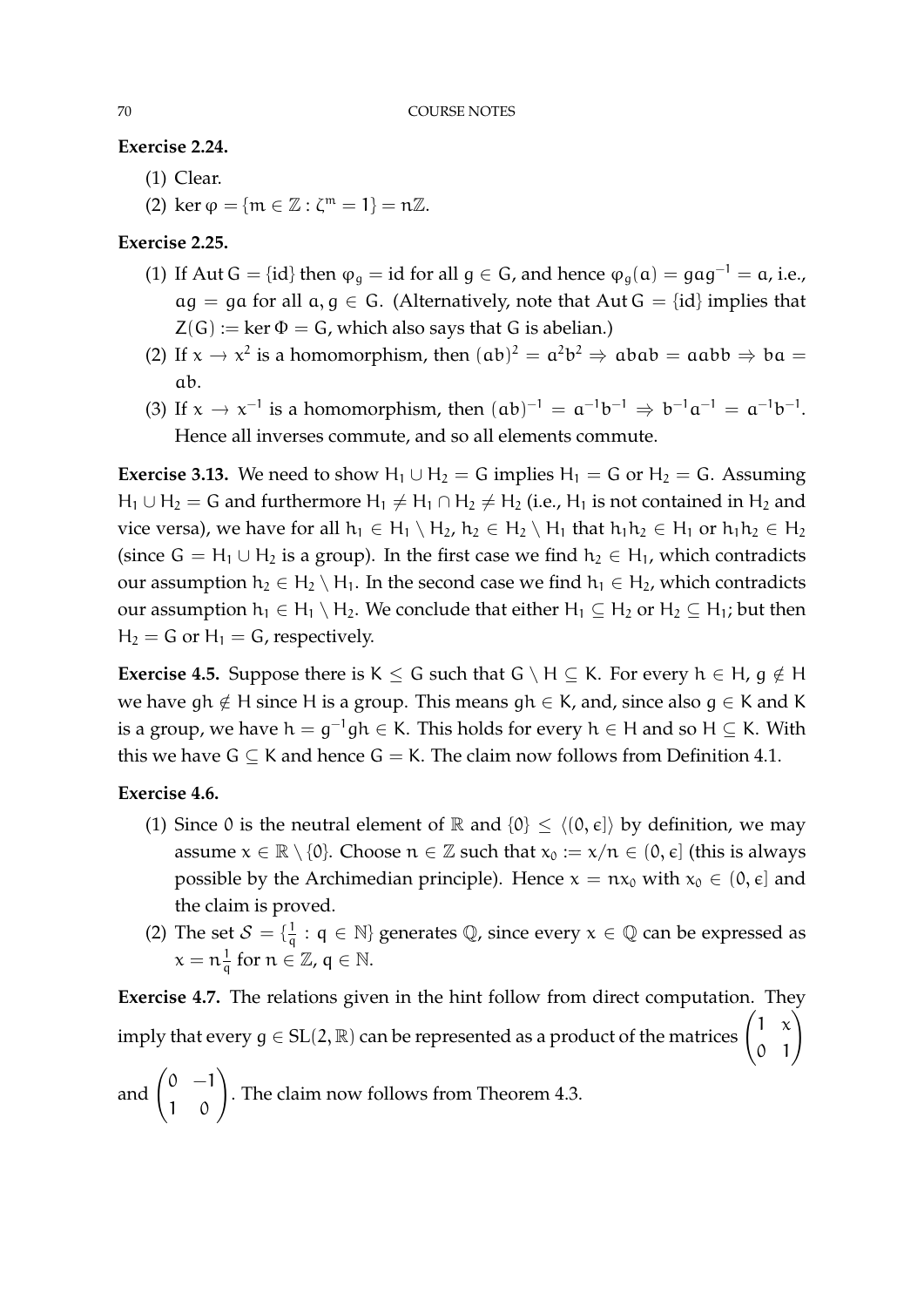**Exercise 2.24.**

(1) Clear.
(2) $\ker \varphi = \{m \in \mathbb{Z} : \zeta^m = 1\} = n\mathbb{Z}$.

**Exercise 2.25.**

(1) If $\operatorname{Aut} G = \{\mathrm{id}\}$ then $\varphi_g = \mathrm{id}$ for all $g \in G$, and hence $\varphi_g(a) = gag^{-1} = a$, i.e., $ag = ga$ for all $a, g \in G$. (Alternatively, note that $\operatorname{Aut} G = \{\mathrm{id}\}$ implies that $Z(G) := \ker \Phi = G$, which also says that $G$ is abelian.)
(2) If $x \to x^2$ is a homomorphism, then $(ab)^2 = a^2b^2 \Rightarrow abab = aabb \Rightarrow ba = ab$.
(3) If $x \to x^{-1}$ is a homomorphism, then $(ab)^{-1} = a^{-1}b^{-1} \Rightarrow b^{-1}a^{-1} = a^{-1}b^{-1}$. Hence all inverses commute, and so all elements commute.

**Exercise 3.13.** We need to show $H_1 \cup H_2 = G$ implies $H_1 = G$ or $H_2 = G$. Assuming $H_1 \cup H_2 = G$ and furthermore $H_1 \neq H_1 \cap H_2 \neq H_2$ (i.e., $H_1$ is not contained in $H_2$ and vice versa), we have for all $h_1 \in H_1 \setminus H_2$, $h_2 \in H_2 \setminus H_1$ that $h_1h_2 \in H_1$ or $h_1h_2 \in H_2$ (since $G = H_1 \cup H_2$ is a group). In the first case we find $h_2 \in H_1$, which contradicts our assumption $h_2 \in H_2 \setminus H_1$. In the second case we find $h_1 \in H_2$, which contradicts our assumption $h_1 \in H_1 \setminus H_2$. We conclude that either $H_1 \subseteq H_2$ or $H_2 \subseteq H_1$; but then $H_2 = G$ or $H_1 = G$, respectively.

**Exercise 4.5.** Suppose there is $K \leq G$ such that $G \setminus H \subseteq K$. For every $h \in H$, $g \notin H$ we have $gh \notin H$ since $H$ is a group. This means $gh \in K$, and, since also $g \in K$ and $K$ is a group, we have $h = g^{-1}gh \in K$. This holds for every $h \in H$ and so $H \subseteq K$. With this we have $G \subseteq K$ and hence $G = K$. The claim now follows from Definition 4.1.

**Exercise 4.6.**

(1) Since $0$ is the neutral element of $\mathbb{R}$ and $\{0\} \leq \langle (0, \epsilon] \rangle$ by definition, we may assume $x \in \mathbb{R} \setminus \{0\}$. Choose $n \in \mathbb{Z}$ such that $x_0 := x/n \in (0, \epsilon]$ (this is always possible by the Archimedian principle). Hence $x = nx_0$ with $x_0 \in (0, \epsilon]$ and the claim is proved.
(2) The set $\mathcal{S} = \{\frac{1}{q} : q \in \mathbb{N}\}$ generates $\mathbb{Q}$, since every $x \in \mathbb{Q}$ can be expressed as $x = n\frac{1}{q}$ for $n \in \mathbb{Z}$, $q \in \mathbb{N}$.

**Exercise 4.7.** The relations given in the hint follow from direct computation. They imply that every $g \in \mathrm{SL}(2, \mathbb{R})$ can be represented as a product of the matrices $\begin{pmatrix} 1 & x \\ 0 & 1 \end{pmatrix}$ and $\begin{pmatrix} 0 & -1 \\ 1 & 0 \end{pmatrix}$. The claim now follows from Theorem 4.3.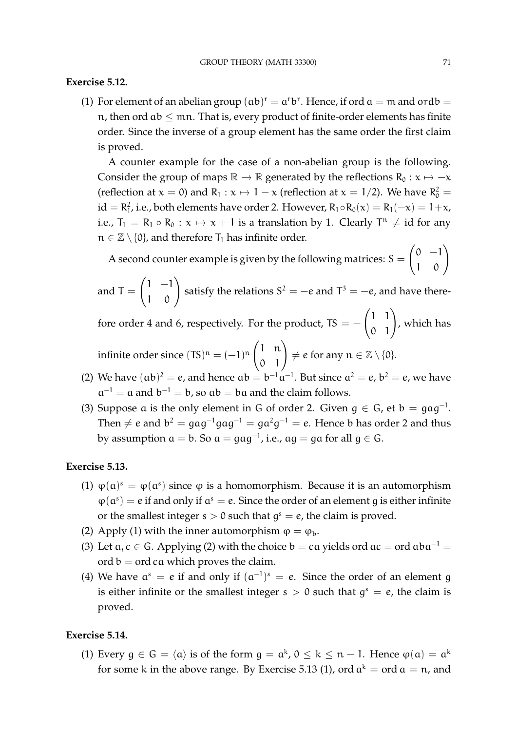**Exercise 5.12.**

(1) For element of an abelian group $(ab)^r = a^r b^r$. Hence, if ord $a = m$ and $\text{ord} b = n$, then ord $ab \leq mn$. That is, every product of finite-order elements has finite order. Since the inverse of a group element has the same order the first claim is proved.

A counter example for the case of a non-abelian group is the following. Consider the group of maps $\mathbb{R} \to \mathbb{R}$ generated by the reflections $R_0 : x \mapsto -x$ (reflection at $x = 0$) and $R_1 : x \mapsto 1 - x$ (reflection at $x = 1/2$). We have $R_0^2 = \text{id} = R_1^2$, i.e., both elements have order 2. However, $R_1 \circ R_0(x) = R_1(-x) = 1 + x$, i.e., $T_1 = R_1 \circ R_0 : x \mapsto x + 1$ is a translation by 1. Clearly $T^n \neq \text{id}$ for any $n \in \mathbb{Z} \setminus \{0\}$, and therefore $T_1$ has infinite order.

A second counter example is given by the following matrices: $S = \begin{pmatrix} 0 & -1 \\ 1 & 0 \end{pmatrix}$ and $T = \begin{pmatrix} 1 & -1 \\ 1 & 0 \end{pmatrix}$ satisfy the relations $S^2 = -e$ and $T^3 = -e$, and have therefore order 4 and 6, respectively. For the product, $TS = -\begin{pmatrix} 1 & 1 \\ 0 & 1 \end{pmatrix}$, which has infinite order since $(TS)^n = (-1)^n \begin{pmatrix} 1 & n \\ 0 & 1 \end{pmatrix} \neq e$ for any $n \in \mathbb{Z} \setminus \{0\}$.

(2) We have $(ab)^2 = e$, and hence $ab = b^{-1}a^{-1}$. But since $a^2 = e$, $b^2 = e$, we have $a^{-1} = a$ and $b^{-1} = b$, so $ab = ba$ and the claim follows.

(3) Suppose $a$ is the only element in $G$ of order 2. Given $g \in G$, et $b = gag^{-1}$. Then $\neq e$ and $b^2 = gag^{-1}gag^{-1} = ga^2g^{-1} = e$. Hence $b$ has order 2 and thus by assumption $a = b$. So $a = gag^{-1}$, i.e., $ag = ga$ for all $g \in G$.

**Exercise 5.13.**

(1) $\varphi(a)^s = \varphi(a^s)$ since $\varphi$ is a homomorphism. Because it is an automorphism $\varphi(a^s) = e$ if and only if $a^s = e$. Since the order of an element $g$ is either infinite or the smallest integer $s > 0$ such that $g^s = e$, the claim is proved.

(2) Apply (1) with the inner automorphism $\varphi = \varphi_b$.

(3) Let $a, c \in G$. Applying (2) with the choice $b = ca$ yields ord $ac = \text{ord}\, aba^{-1} = \text{ord}\, b = \text{ord}\, ca$ which proves the claim.

(4) We have $a^s = e$ if and only if $(a^{-1})^s = e$. Since the order of an element $g$ is either infinite or the smallest integer $s > 0$ such that $g^s = e$, the claim is proved.

**Exercise 5.14.**

(1) Every $g \in G = \langle a \rangle$ is of the form $g = a^k$, $0 \leq k \leq n - 1$. Hence $\varphi(a) = a^k$ for some $k$ in the above range. By Exercise 5.13 (1), ord $a^k = \text{ord}\, a = n$, and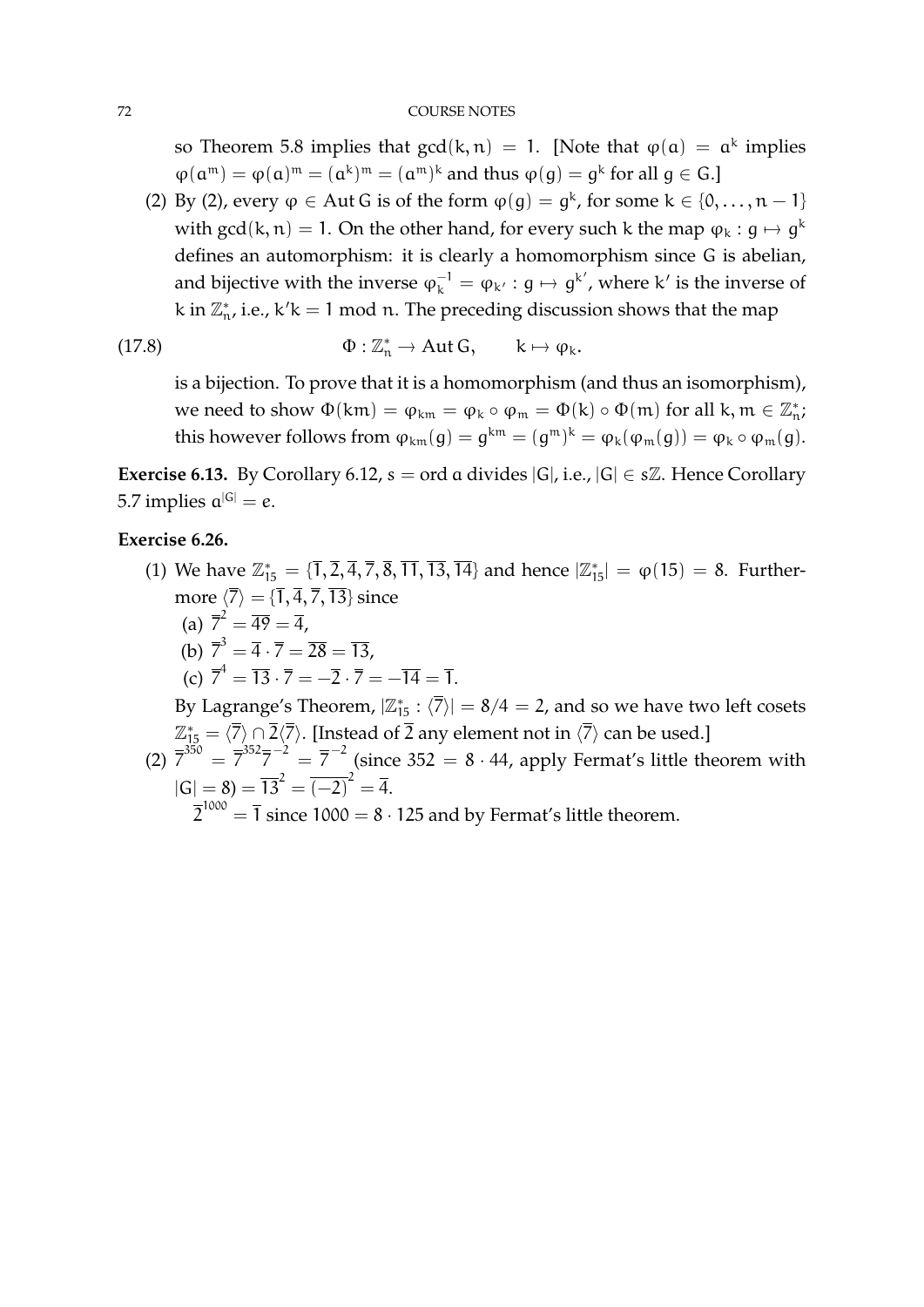so Theorem 5.8 implies that $\gcd(k, n) = 1$. [Note that $\varphi(a) = a^k$ implies $\varphi(a^m) = \varphi(a)^m = (a^k)^m = (a^m)^k$ and thus $\varphi(g) = g^k$ for all $g \in G$.]

(2) By (2), every $\varphi \in \operatorname{Aut} G$ is of the form $\varphi(g) = g^k$, for some $k \in \{0, \dots, n-1\}$ with $\gcd(k, n) = 1$. On the other hand, for every such $k$ the map $\varphi_k : g \mapsto g^k$ defines an automorphism: it is clearly a homomorphism since $G$ is abelian, and bijective with the inverse $\varphi_k^{-1} = \varphi_{k'} : g \mapsto g^{k'}$, where $k'$ is the inverse of $k$ in $\mathbb{Z}_n^*$, i.e., $k'k = 1 \bmod n$. The preceding discussion shows that the map

$$\Phi : \mathbb{Z}_n^* \to \operatorname{Aut} G, \qquad k \mapsto \varphi_k. \tag{17.8}$$

is a bijection. To prove that it is a homomorphism (and thus an isomorphism), we need to show $\Phi(km) = \varphi_{km} = \varphi_k \circ \varphi_m = \Phi(k) \circ \Phi(m)$ for all $k, m \in \mathbb{Z}_n^*$; this however follows from $\varphi_{km}(g) = g^{km} = (g^m)^k = \varphi_k(\varphi_m(g)) = \varphi_k \circ \varphi_m(g)$.

**Exercise 6.13.** By Corollary 6.12, $s = \operatorname{ord} a$ divides $|G|$, i.e., $|G| \in s\mathbb{Z}$. Hence Corollary 5.7 implies $a^{|G|} = e$.

**Exercise 6.26.**

(1) We have $\mathbb{Z}_{15}^* = \{\overline{1}, \overline{2}, \overline{4}, \overline{7}, \overline{8}, \overline{11}, \overline{13}, \overline{14}\}$ and hence $|\mathbb{Z}_{15}^*| = \varphi(15) = 8$. Furthermore $\langle \overline{7} \rangle = \{\overline{1}, \overline{4}, \overline{7}, \overline{13}\}$ since

   (a) $\overline{7}^2 = \overline{49} = \overline{4}$,

   (b) $\overline{7}^3 = \overline{4} \cdot \overline{7} = \overline{28} = \overline{13}$,

   (c) $\overline{7}^4 = \overline{13} \cdot \overline{7} = -\overline{2} \cdot \overline{7} = -\overline{14} = \overline{1}$.

   By Lagrange's Theorem, $|\mathbb{Z}_{15}^* : \langle \overline{7} \rangle| = 8/4 = 2$, and so we have two left cosets $\mathbb{Z}_{15}^* = \langle \overline{7} \rangle \cap \overline{2}\langle \overline{7} \rangle$. [Instead of $\overline{2}$ any element not in $\langle \overline{7} \rangle$ can be used.]

(2) $\overline{7}^{350} = \overline{7}^{352}\overline{7}^{-2} = \overline{7}^{-2}$ (since $352 = 8 \cdot 44$, apply Fermat's little theorem with $|G| = 8) = \overline{13}^2 = \overline{(-2)}^2 = \overline{4}$.

   $\overline{2}^{1000} = \overline{1}$ since $1000 = 8 \cdot 125$ and by Fermat's little theorem.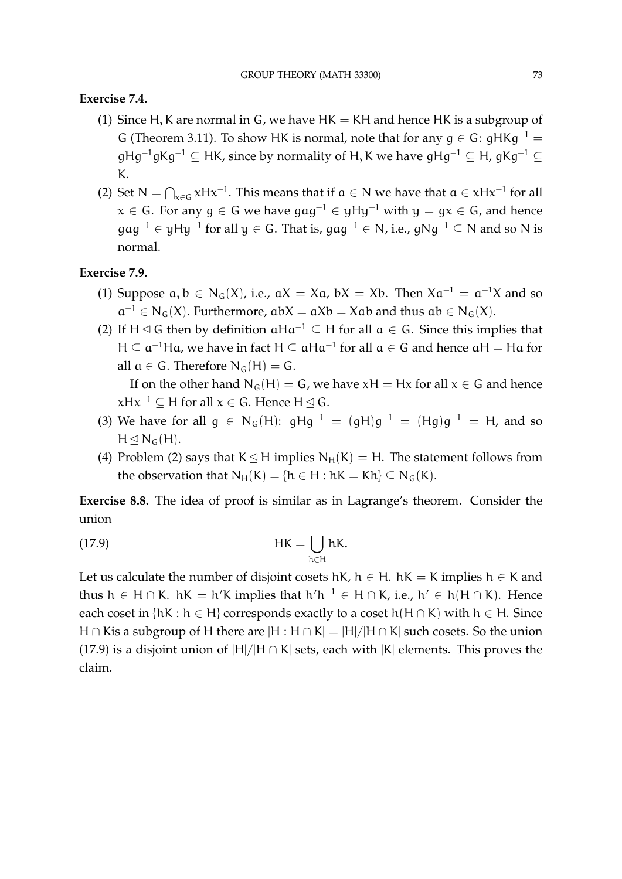**Exercise 7.4.**

(1) Since $H, K$ are normal in $G$, we have $HK = KH$ and hence $HK$ is a subgroup of $G$ (Theorem 3.11). To show $HK$ is normal, note that for any $g \in G$: $gHKg^{-1} = gHg^{-1}gKg^{-1} \subseteq HK$, since by normality of $H, K$ we have $gHg^{-1} \subseteq H$, $gKg^{-1} \subseteq K$.

(2) Set $N = \bigcap_{x \in G} xHx^{-1}$. This means that if $a \in N$ we have that $a \in xHx^{-1}$ for all $x \in G$. For any $g \in G$ we have $gag^{-1} \in yHy^{-1}$ with $y = gx \in G$, and hence $gag^{-1} \in yHy^{-1}$ for all $y \in G$. That is, $gag^{-1} \in N$, i.e., $gNg^{-1} \subseteq N$ and so $N$ is normal.

**Exercise 7.9.**

(1) Suppose $a, b \in N_G(X)$, i.e., $aX = Xa$, $bX = Xb$. Then $Xa^{-1} = a^{-1}X$ and so $a^{-1} \in N_G(X)$. Furthermore, $abX = aXb = Xab$ and thus $ab \in N_G(X)$.

(2) If $H \trianglelefteq G$ then by definition $aHa^{-1} \subseteq H$ for all $a \in G$. Since this implies that $H \subseteq a^{-1}Ha$, we have in fact $H \subseteq aHa^{-1}$ for all $a \in G$ and hence $aH = Ha$ for all $a \in G$. Therefore $N_G(H) = G$.

   If on the other hand $N_G(H) = G$, we have $xH = Hx$ for all $x \in G$ and hence $xHx^{-1} \subseteq H$ for all $x \in G$. Hence $H \trianglelefteq G$.

(3) We have for all $g \in N_G(H)$: $gHg^{-1} = (gH)g^{-1} = (Hg)g^{-1} = H$, and so $H \trianglelefteq N_G(H)$.

(4) Problem (2) says that $K \trianglelefteq H$ implies $N_H(K) = H$. The statement follows from the observation that $N_H(K) = \{h \in H : hK = Kh\} \subseteq N_G(K)$.

**Exercise 8.8.** The idea of proof is similar as in Lagrange's theorem. Consider the union

$$HK = \bigcup_{h \in H} hK. \tag{17.9}$$

Let us calculate the number of disjoint cosets $hK$, $h \in H$. $hK = K$ implies $h \in K$ and thus $h \in H \cap K$. $hK = h'K$ implies that $h'h^{-1} \in H \cap K$, i.e., $h' \in h(H \cap K)$. Hence each coset in $\{hK : h \in H\}$ corresponds exactly to a coset $h(H \cap K)$ with $h \in H$. Since $H \cap K$is a subgroup of $H$ there are $|H : H \cap K| = |H|/|H \cap K|$ such cosets. So the union (17.9) is a disjoint union of $|H|/|H \cap K|$ sets, each with $|K|$ elements. This proves the claim.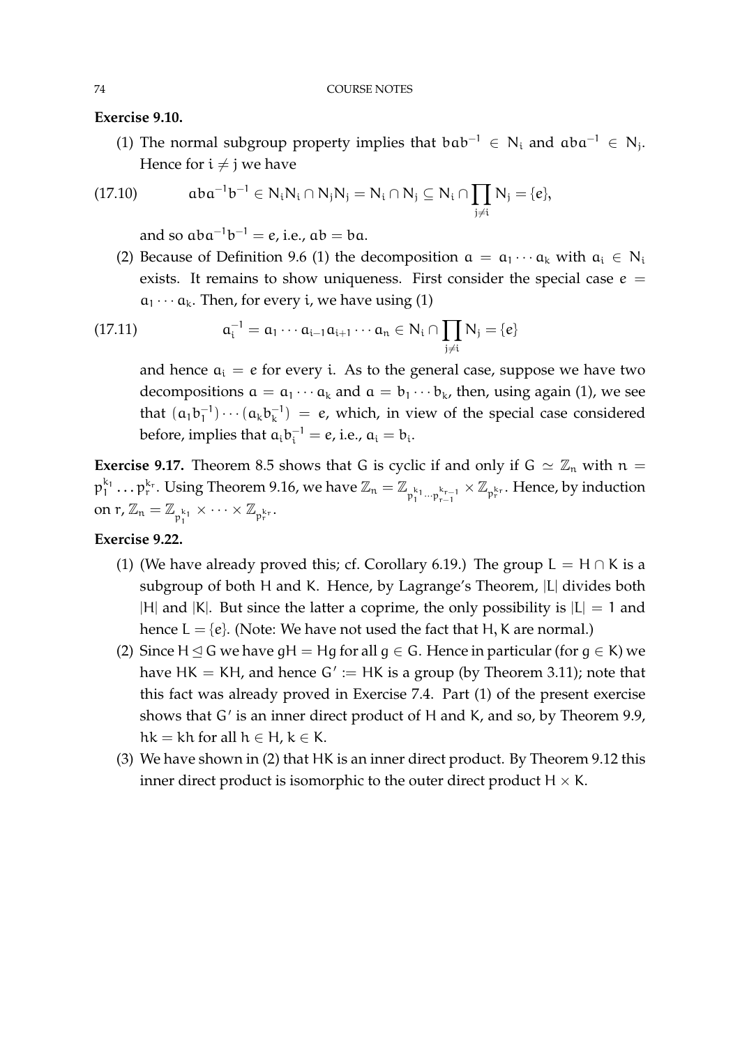**Exercise 9.10.**

(1) The normal subgroup property implies that $bab^{-1} \in N_i$ and $aba^{-1} \in N_j$. Hence for $i \neq j$ we have

$$aba^{-1}b^{-1} \in N_iN_i \cap N_jN_j = N_i \cap N_j \subseteq N_i \cap \prod_{j \neq i} N_j = \{e\}, \tag{17.10}$$

and so $aba^{-1}b^{-1} = e$, i.e., $ab = ba$.

(2) Because of Definition 9.6 (1) the decomposition $a = a_1 \cdots a_k$ with $a_i \in N_i$ exists. It remains to show uniqueness. First consider the special case $e = a_1 \cdots a_k$. Then, for every $i$, we have using (1)

$$a_i^{-1} = a_1 \cdots a_{i-1}a_{i+1} \cdots a_n \in N_i \cap \prod_{j \neq i} N_j = \{e\} \tag{17.11}$$

and hence $a_i = e$ for every $i$. As to the general case, suppose we have two decompositions $a = a_1 \cdots a_k$ and $a = b_1 \cdots b_k$, then, using again (1), we see that $(a_1 b_1^{-1}) \cdots (a_k b_k^{-1}) = e$, which, in view of the special case considered before, implies that $a_i b_i^{-1} = e$, i.e., $a_i = b_i$.

**Exercise 9.17.** Theorem 8.5 shows that $G$ is cyclic if and only if $G \simeq \mathbb{Z}_n$ with $n = p_1^{k_1} \ldots p_r^{k_r}$. Using Theorem 9.16, we have $\mathbb{Z}_n = \mathbb{Z}_{p_1^{k_1} \cdots p_{r-1}^{k_{r-1}}} \times \mathbb{Z}_{p_r^{k_r}}$. Hence, by induction on $r$, $\mathbb{Z}_n = \mathbb{Z}_{p_1^{k_1}} \times \cdots \times \mathbb{Z}_{p_r^{k_r}}$.

**Exercise 9.22.**

(1) (We have already proved this; cf. Corollary 6.19.) The group $L = H \cap K$ is a subgroup of both $H$ and $K$. Hence, by Lagrange's Theorem, $|L|$ divides both $|H|$ and $|K|$. But since the latter a coprime, the only possibility is $|L| = 1$ and hence $L = \{e\}$. (Note: We have not used the fact that $H, K$ are normal.)

(2) Since $H \trianglelefteq G$ we have $gH = Hg$ for all $g \in G$. Hence in particular (for $g \in K$) we have $HK = KH$, and hence $G' := HK$ is a group (by Theorem 3.11); note that this fact was already proved in Exercise 7.4. Part (1) of the present exercise shows that $G'$ is an inner direct product of $H$ and $K$, and so, by Theorem 9.9, $hk = kh$ for all $h \in H$, $k \in K$.

(3) We have shown in (2) that $HK$ is an inner direct product. By Theorem 9.12 this inner direct product is isomorphic to the outer direct product $H \times K$.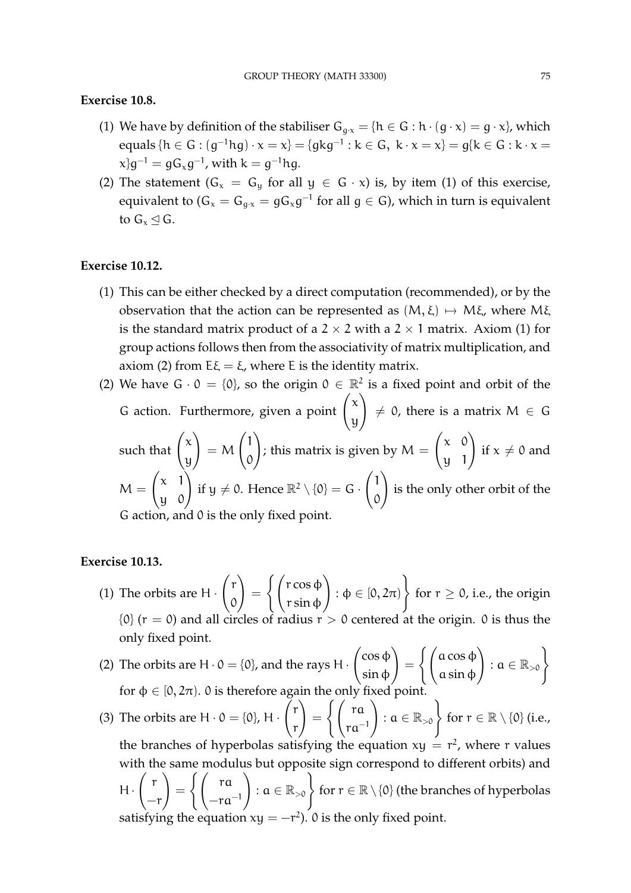**Exercise 10.8.**

(1) We have by definition of the stabiliser $G_{g\cdot x} = \{h \in G : h \cdot (g \cdot x) = g \cdot x\}$, which equals $\{h \in G : (g^{-1}hg) \cdot x = x\} = \{gkg^{-1} : k \in G,\ k \cdot x = x\} = g\{k \in G : k \cdot x = x\}g^{-1} = gG_x g^{-1}$, with $k = g^{-1}hg$.

(2) The statement ($G_x = G_y$ for all $y \in G \cdot x$) is, by item (1) of this exercise, equivalent to ($G_x = G_{g\cdot x} = gG_x g^{-1}$ for all $g \in G$), which in turn is equivalent to $G_x \trianglelefteq G$.

**Exercise 10.12.**

(1) This can be either checked by a direct computation (recommended), or by the observation that the action can be represented as $(M, \xi) \mapsto M\xi$, where $M\xi$ is the standard matrix product of a $2 \times 2$ with a $2 \times 1$ matrix. Axiom (1) for group actions follows then from the associativity of matrix multiplication, and axiom (2) from $E\xi = \xi$, where $E$ is the identity matrix.

(2) We have $G \cdot 0 = \{0\}$, so the origin $0 \in \mathbb{R}^2$ is a fixed point and orbit of the $G$ action. Furthermore, given a point $\begin{pmatrix} x \\ y \end{pmatrix} \neq 0$, there is a matrix $M \in G$ such that $\begin{pmatrix} x \\ y \end{pmatrix} = M \begin{pmatrix} 1 \\ 0 \end{pmatrix}$; this matrix is given by $M = \begin{pmatrix} x & 0 \\ y & 1 \end{pmatrix}$ if $x \neq 0$ and $M = \begin{pmatrix} x & 1 \\ y & 0 \end{pmatrix}$ if $y \neq 0$. Hence $\mathbb{R}^2 \setminus \{0\} = G \cdot \begin{pmatrix} 1 \\ 0 \end{pmatrix}$ is the only other orbit of the $G$ action, and $0$ is the only fixed point.

**Exercise 10.13.**

(1) The orbits are $H \cdot \begin{pmatrix} r \\ 0 \end{pmatrix} = \left\{ \begin{pmatrix} r\cos\phi \\ r\sin\phi \end{pmatrix} : \phi \in [0, 2\pi) \right\}$ for $r \geq 0$, i.e., the origin $\{0\}$ ($r = 0$) and all circles of radius $r > 0$ centered at the origin. $0$ is thus the only fixed point.

(2) The orbits are $H \cdot 0 = \{0\}$, and the rays $H \cdot \begin{pmatrix} \cos\phi \\ \sin\phi \end{pmatrix} = \left\{ \begin{pmatrix} a\cos\phi \\ a\sin\phi \end{pmatrix} : a \in \mathbb{R}_{>0} \right\}$ for $\phi \in [0, 2\pi)$. $0$ is therefore again the only fixed point.

(3) The orbits are $H \cdot 0 = \{0\}$, $H \cdot \begin{pmatrix} r \\ r \end{pmatrix} = \left\{ \begin{pmatrix} ra \\ ra^{-1} \end{pmatrix} : a \in \mathbb{R}_{>0} \right\}$ for $r \in \mathbb{R} \setminus \{0\}$ (i.e., the branches of hyperbolas satisfying the equation $xy = r^2$, where $r$ values with the same modulus but opposite sign correspond to different orbits) and $H \cdot \begin{pmatrix} r \\ -r \end{pmatrix} = \left\{ \begin{pmatrix} ra \\ -ra^{-1} \end{pmatrix} : a \in \mathbb{R}_{>0} \right\}$ for $r \in \mathbb{R} \setminus \{0\}$ (the branches of hyperbolas satisfying the equation $xy = -r^2$). $0$ is the only fixed point.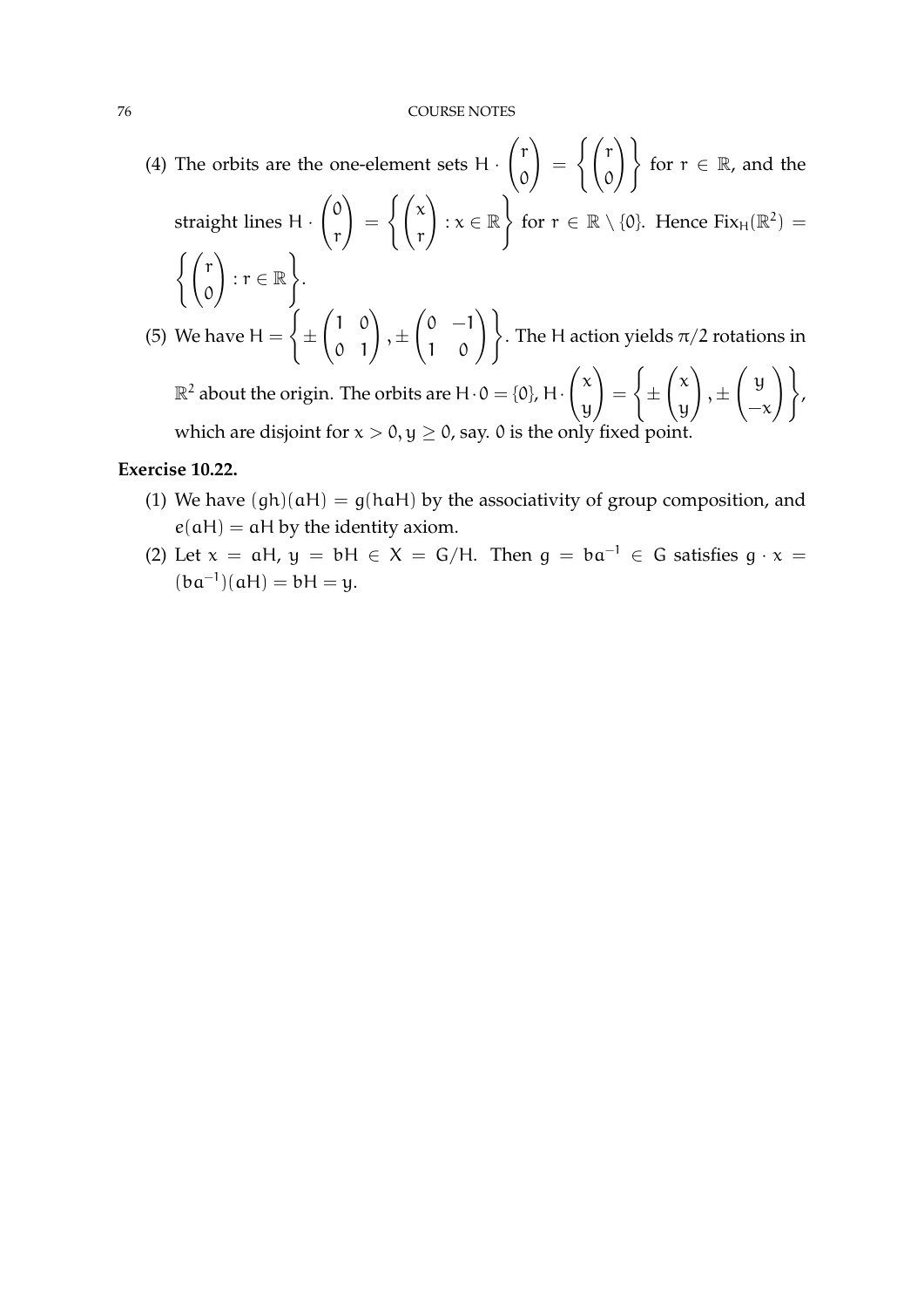(4) The orbits are the one-element sets $H \cdot \begin{pmatrix} r \\ 0 \end{pmatrix} = \left\{ \begin{pmatrix} r \\ 0 \end{pmatrix} \right\}$ for $r \in \mathbb{R}$, and the straight lines $H \cdot \begin{pmatrix} 0 \\ r \end{pmatrix} = \left\{ \begin{pmatrix} x \\ r \end{pmatrix} : x \in \mathbb{R} \right\}$ for $r \in \mathbb{R} \setminus \{0\}$. Hence $\mathrm{Fix}_H(\mathbb{R}^2) = \left\{ \begin{pmatrix} r \\ 0 \end{pmatrix} : r \in \mathbb{R} \right\}$.

(5) We have $H = \left\{ \pm \begin{pmatrix} 1 & 0 \\ 0 & 1 \end{pmatrix}, \pm \begin{pmatrix} 0 & -1 \\ 1 & 0 \end{pmatrix} \right\}$. The $H$ action yields $\pi/2$ rotations in $\mathbb{R}^2$ about the origin. The orbits are $H \cdot 0 = \{0\}$, $H \cdot \begin{pmatrix} x \\ y \end{pmatrix} = \left\{ \pm \begin{pmatrix} x \\ y \end{pmatrix}, \pm \begin{pmatrix} y \\ -x \end{pmatrix} \right\}$, which are disjoint for $x > 0, y \geq 0$, say. $0$ is the only fixed point.

**Exercise 10.22.**

(1) We have $(gh)(aH) = g(haH)$ by the associativity of group composition, and $e(aH) = aH$ by the identity axiom.

(2) Let $x = aH$, $y = bH \in X = G/H$. Then $g = ba^{-1} \in G$ satisfies $g \cdot x = (ba^{-1})(aH) = bH = y$.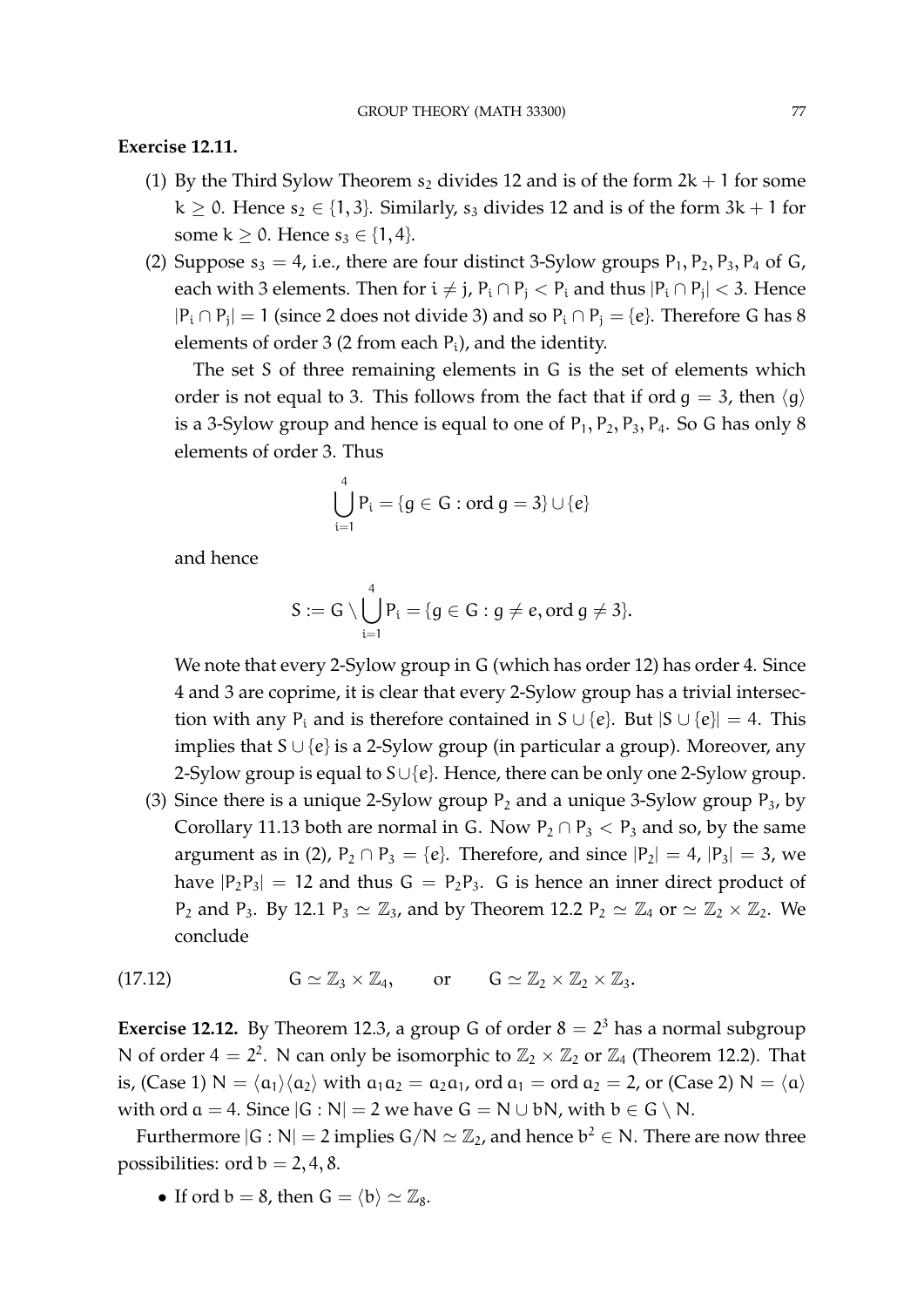**Exercise 12.11.**

(1) By the Third Sylow Theorem $s_2$ divides 12 and is of the form $2k + 1$ for some $k \geq 0$. Hence $s_2 \in \{1, 3\}$. Similarly, $s_3$ divides 12 and is of the form $3k + 1$ for some $k \geq 0$. Hence $s_3 \in \{1, 4\}$.

(2) Suppose $s_3 = 4$, i.e., there are four distinct 3-Sylow groups $P_1, P_2, P_3, P_4$ of $G$, each with 3 elements. Then for $i \neq j$, $P_i \cap P_j < P_i$ and thus $|P_i \cap P_j| < 3$. Hence $|P_i \cap P_j| = 1$ (since 2 does not divide 3) and so $P_i \cap P_j = \{e\}$. Therefore $G$ has 8 elements of order 3 (2 from each $P_i$), and the identity.

The set $S$ of three remaining elements in $G$ is the set of elements which order is not equal to 3. This follows from the fact that if $\operatorname{ord} g = 3$, then $\langle g \rangle$ is a 3-Sylow group and hence is equal to one of $P_1, P_2, P_3, P_4$. So $G$ has only 8 elements of order 3. Thus

$$\bigcup_{i=1}^{4} P_i = \{g \in G : \operatorname{ord} g = 3\} \cup \{e\}$$

and hence

$$S := G \setminus \bigcup_{i=1}^{4} P_i = \{g \in G : g \neq e, \operatorname{ord} g \neq 3\}.$$

We note that every 2-Sylow group in $G$ (which has order 12) has order 4. Since 4 and 3 are coprime, it is clear that every 2-Sylow group has a trivial intersection with any $P_i$ and is therefore contained in $S \cup \{e\}$. But $|S \cup \{e\}| = 4$. This implies that $S \cup \{e\}$ is a 2-Sylow group (in particular a group). Moreover, any 2-Sylow group is equal to $S \cup \{e\}$. Hence, there can be only one 2-Sylow group.

(3) Since there is a unique 2-Sylow group $P_2$ and a unique 3-Sylow group $P_3$, by Corollary 11.13 both are normal in $G$. Now $P_2 \cap P_3 < P_3$ and so, by the same argument as in (2), $P_2 \cap P_3 = \{e\}$. Therefore, and since $|P_2| = 4$, $|P_3| = 3$, we have $|P_2 P_3| = 12$ and thus $G = P_2 P_3$. $G$ is hence an inner direct product of $P_2$ and $P_3$. By 12.1 $P_3 \simeq \mathbb{Z}_3$, and by Theorem 12.2 $P_2 \simeq \mathbb{Z}_4$ or $\simeq \mathbb{Z}_2 \times \mathbb{Z}_2$. We conclude

$$G \simeq \mathbb{Z}_3 \times \mathbb{Z}_4, \qquad \text{or} \qquad G \simeq \mathbb{Z}_2 \times \mathbb{Z}_2 \times \mathbb{Z}_3. \tag{17.12}$$

**Exercise 12.12.** By Theorem 12.3, a group $G$ of order $8 = 2^3$ has a normal subgroup $N$ of order $4 = 2^2$. $N$ can only be isomorphic to $\mathbb{Z}_2 \times \mathbb{Z}_2$ or $\mathbb{Z}_4$ (Theorem 12.2). That is, (Case 1) $N = \langle a_1 \rangle \langle a_2 \rangle$ with $a_1 a_2 = a_2 a_1$, $\operatorname{ord} a_1 = \operatorname{ord} a_2 = 2$, or (Case 2) $N = \langle a \rangle$ with $\operatorname{ord} a = 4$. Since $|G : N| = 2$ we have $G = N \cup bN$, with $b \in G \setminus N$.

Furthermore $|G : N| = 2$ implies $G/N \simeq \mathbb{Z}_2$, and hence $b^2 \in N$. There are now three possibilities: $\operatorname{ord} b = 2, 4, 8$.

- If $\operatorname{ord} b = 8$, then $G = \langle b \rangle \simeq \mathbb{Z}_8$.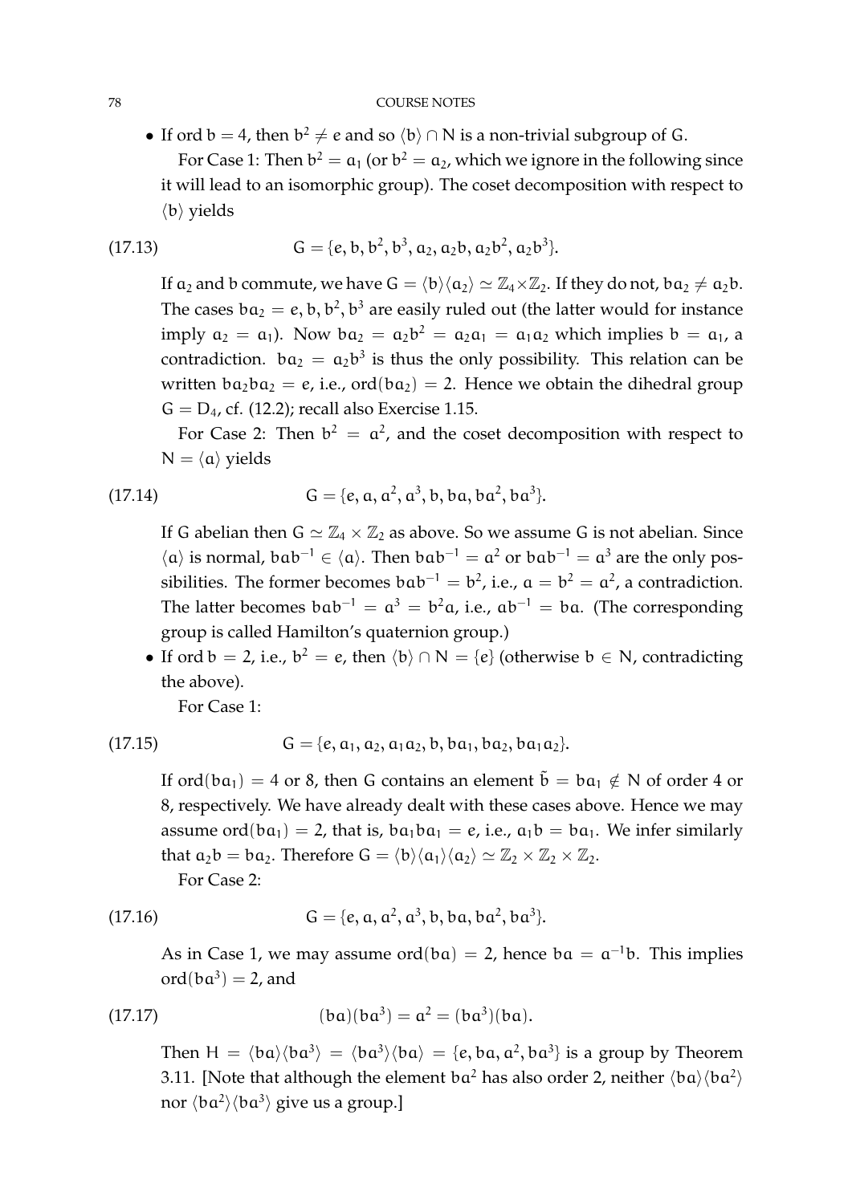- If $\operatorname{ord} b = 4$, then $b^2 \neq e$ and so $\langle b \rangle \cap N$ is a non-trivial subgroup of $G$.

  For Case 1: Then $b^2 = a_1$ (or $b^2 = a_2$, which we ignore in the following since it will lead to an isomorphic group). The coset decomposition with respect to $\langle b \rangle$ yields

$$G = \{e, b, b^2, b^3, a_2, a_2 b, a_2 b^2, a_2 b^3\}. \tag{17.13}$$

  If $a_2$ and $b$ commute, we have $G = \langle b \rangle \langle a_2 \rangle \simeq \mathbb{Z}_4 \times \mathbb{Z}_2$. If they do not, $b a_2 \neq a_2 b$. The cases $b a_2 = e, b, b^2, b^3$ are easily ruled out (the latter would for instance imply $a_2 = a_1$). Now $b a_2 = a_2 b^2 = a_2 a_1 = a_1 a_2$ which implies $b = a_1$, a contradiction. $b a_2 = a_2 b^3$ is thus the only possibility. This relation can be written $b a_2 b a_2 = e$, i.e., $\operatorname{ord}(b a_2) = 2$. Hence we obtain the dihedral group $G = D_4$, cf. (12.2); recall also Exercise 1.15.

  For Case 2: Then $b^2 = a^2$, and the coset decomposition with respect to $N = \langle a \rangle$ yields

$$G = \{e, a, a^2, a^3, b, ba, ba^2, ba^3\}. \tag{17.14}$$

  If $G$ abelian then $G \simeq \mathbb{Z}_4 \times \mathbb{Z}_2$ as above. So we assume $G$ is not abelian. Since $\langle a \rangle$ is normal, $bab^{-1} \in \langle a \rangle$. Then $bab^{-1} = a^2$ or $bab^{-1} = a^3$ are the only possibilities. The former becomes $bab^{-1} = b^2$, i.e., $a = b^2 = a^2$, a contradiction. The latter becomes $bab^{-1} = a^3 = b^2 a$, i.e., $ab^{-1} = ba$. (The corresponding group is called Hamilton's quaternion group.)

- If $\operatorname{ord} b = 2$, i.e., $b^2 = e$, then $\langle b \rangle \cap N = \{e\}$ (otherwise $b \in N$, contradicting the above).

  For Case 1:

$$G = \{e, a_1, a_2, a_1 a_2, b, b a_1, b a_2, b a_1 a_2\}. \tag{17.15}$$

  If $\operatorname{ord}(b a_1) = 4$ or $8$, then $G$ contains an element $\tilde{b} = b a_1 \notin N$ of order 4 or 8, respectively. We have already dealt with these cases above. Hence we may assume $\operatorname{ord}(b a_1) = 2$, that is, $b a_1 b a_1 = e$, i.e., $a_1 b = b a_1$. We infer similarly that $a_2 b = b a_2$. Therefore $G = \langle b \rangle \langle a_1 \rangle \langle a_2 \rangle \simeq \mathbb{Z}_2 \times \mathbb{Z}_2 \times \mathbb{Z}_2$.

  For Case 2:

$$G = \{e, a, a^2, a^3, b, ba, ba^2, ba^3\}. \tag{17.16}$$

  As in Case 1, we may assume $\operatorname{ord}(ba) = 2$, hence $ba = a^{-1} b$. This implies $\operatorname{ord}(ba^3) = 2$, and

$$(ba)(ba^3) = a^2 = (ba^3)(ba). \tag{17.17}$$

  Then $H = \langle ba \rangle \langle ba^3 \rangle = \langle ba^3 \rangle \langle ba \rangle = \{e, ba, a^2, ba^3\}$ is a group by Theorem 3.11. [Note that although the element $ba^2$ has also order 2, neither $\langle ba \rangle \langle ba^2 \rangle$ nor $\langle ba^2 \rangle \langle ba^3 \rangle$ give us a group.]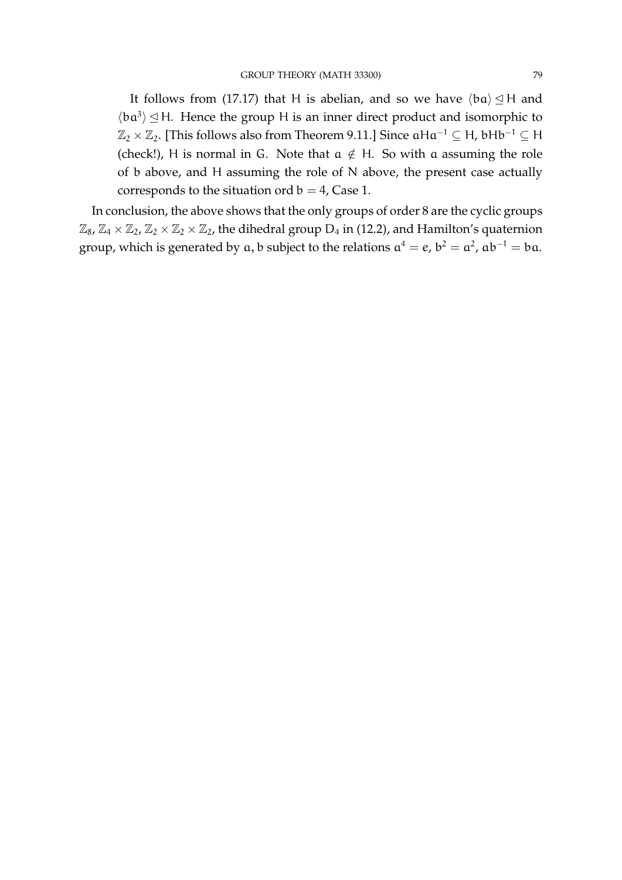It follows from (17.17) that $H$ is abelian, and so we have $\langle ba \rangle \trianglelefteq H$ and $\langle ba^3 \rangle \trianglelefteq H$. Hence the group $H$ is an inner direct product and isomorphic to $\mathbb{Z}_2 \times \mathbb{Z}_2$. [This follows also from Theorem 9.11.] Since $aHa^{-1} \subseteq H$, $bHb^{-1} \subseteq H$ (check!), $H$ is normal in $G$. Note that $a \notin H$. So with $a$ assuming the role of $b$ above, and $H$ assuming the role of $N$ above, the present case actually corresponds to the situation $\operatorname{ord} b = 4$, Case 1.

In conclusion, the above shows that the only groups of order 8 are the cyclic groups $\mathbb{Z}_8$, $\mathbb{Z}_4 \times \mathbb{Z}_2$, $\mathbb{Z}_2 \times \mathbb{Z}_2 \times \mathbb{Z}_2$, the dihedral group $D_4$ in (12.2), and Hamilton's quaternion group, which is generated by $a, b$ subject to the relations $a^4 = e$, $b^2 = a^2$, $ab^{-1} = ba$.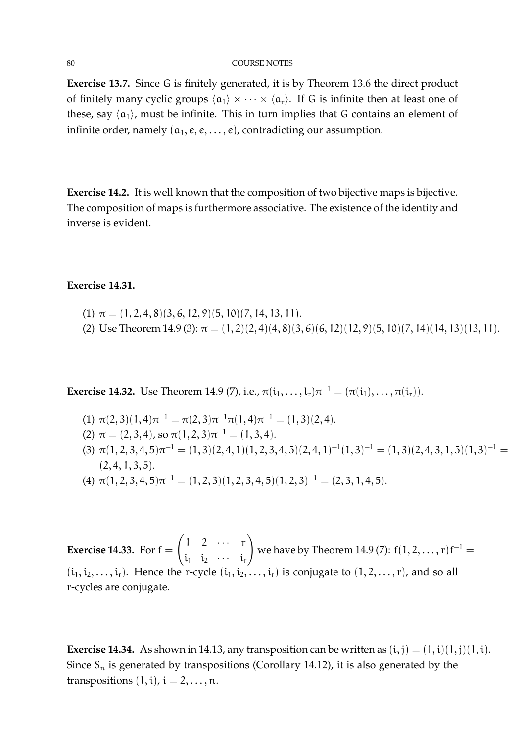**Exercise 13.7.** Since $G$ is finitely generated, it is by Theorem 13.6 the direct product of finitely many cyclic groups $\langle a_1 \rangle \times \cdots \times \langle a_r \rangle$. If $G$ is infinite then at least one of these, say $\langle a_1 \rangle$, must be infinite. This in turn implies that $G$ contains an element of infinite order, namely $(a_1, e, e, \ldots, e)$, contradicting our assumption.

**Exercise 14.2.** It is well known that the composition of two bijective maps is bijective. The composition of maps is furthermore associative. The existence of the identity and inverse is evident.

**Exercise 14.31.**

(1) $\pi = (1, 2, 4, 8)(3, 6, 12, 9)(5, 10)(7, 14, 13, 11)$.
(2) Use Theorem 14.9 (3): $\pi = (1, 2)(2, 4)(4, 8)(3, 6)(6, 12)(12, 9)(5, 10)(7, 14)(14, 13)(13, 11)$.

**Exercise 14.32.** Use Theorem 14.9 (7), i.e., $\pi(i_1, \ldots, l_r)\pi^{-1} = (\pi(i_1), \ldots, \pi(i_r))$.

(1) $\pi(2, 3)(1, 4)\pi^{-1} = \pi(2, 3)\pi^{-1}\pi(1, 4)\pi^{-1} = (1, 3)(2, 4)$.
(2) $\pi = (2, 3, 4)$, so $\pi(1, 2, 3)\pi^{-1} = (1, 3, 4)$.
(3) $\pi(1, 2, 3, 4, 5)\pi^{-1} = (1, 3)(2, 4, 1)(1, 2, 3, 4, 5)(2, 4, 1)^{-1}(1, 3)^{-1} = (1, 3)(2, 4, 3, 1, 5)(1, 3)^{-1} = (2, 4, 1, 3, 5)$.
(4) $\pi(1, 2, 3, 4, 5)\pi^{-1} = (1, 2, 3)(1, 2, 3, 4, 5)(1, 2, 3)^{-1} = (2, 3, 1, 4, 5)$.

**Exercise 14.33.** For $f = \begin{pmatrix} 1 & 2 & \cdots & r \\ i_1 & i_2 & \cdots & i_r \end{pmatrix}$ we have by Theorem 14.9 (7): $f(1, 2, \ldots, r)f^{-1} = (i_1, i_2, \ldots, i_r)$. Hence the $r$-cycle $(i_1, i_2, \ldots, i_r)$ is conjugate to $(1, 2, \ldots, r)$, and so all $r$-cycles are conjugate.

**Exercise 14.34.** As shown in 14.13, any transposition can be written as $(i, j) = (1, i)(1, j)(1, i)$. Since $S_n$ is generated by transpositions (Corollary 14.12), it is also generated by the transpositions $(1, i)$, $i = 2, \ldots, n$.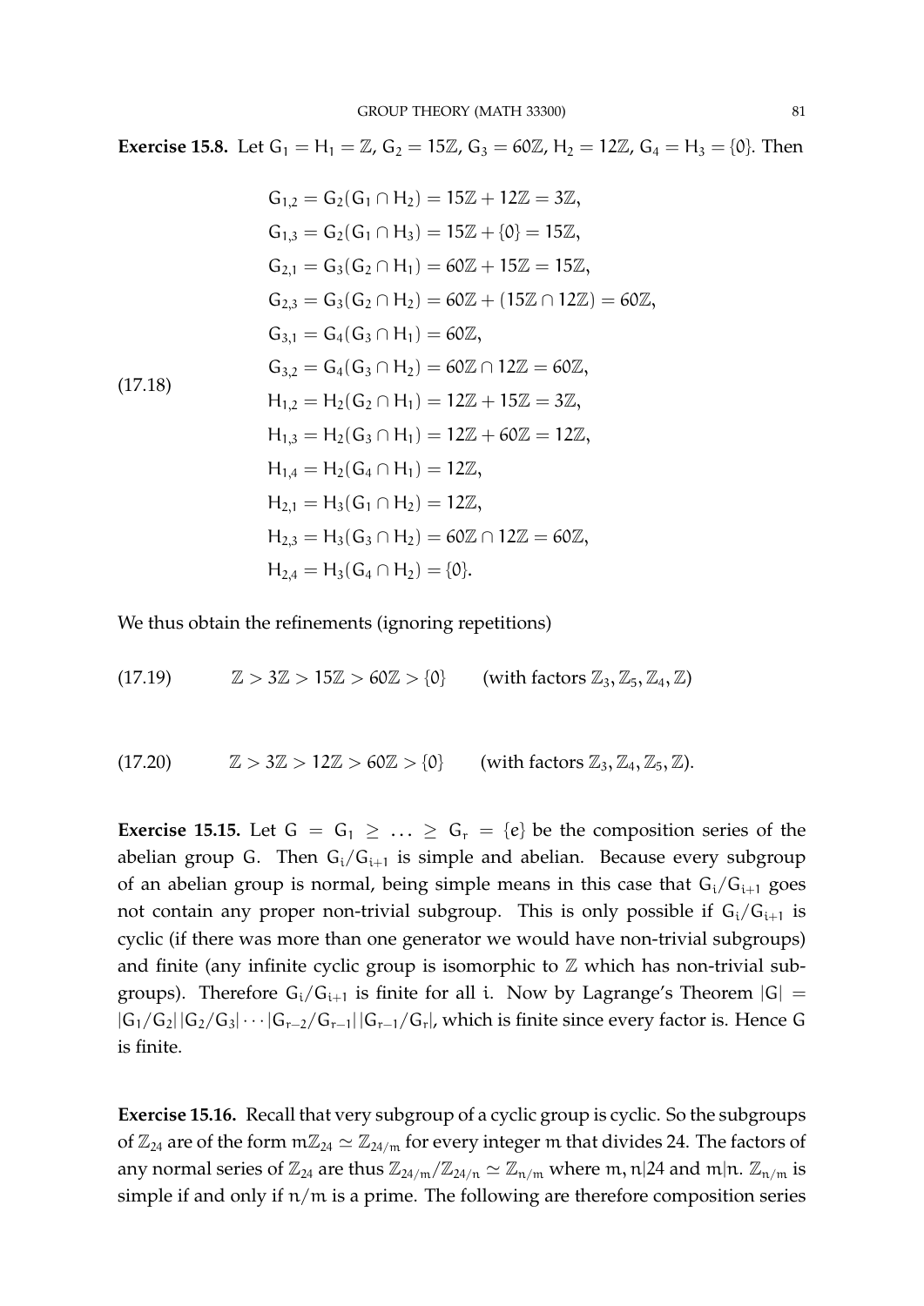**Exercise 15.8.** Let $G_1 = H_1 = \mathbb{Z}$, $G_2 = 15\mathbb{Z}$, $G_3 = 60\mathbb{Z}$, $H_2 = 12\mathbb{Z}$, $G_4 = H_3 = \{0\}$. Then

$$
\begin{aligned}
G_{1,2} &= G_2(G_1 \cap H_2) = 15\mathbb{Z} + 12\mathbb{Z} = 3\mathbb{Z},\\
G_{1,3} &= G_2(G_1 \cap H_3) = 15\mathbb{Z} + \{0\} = 15\mathbb{Z},\\
G_{2,1} &= G_3(G_2 \cap H_1) = 60\mathbb{Z} + 15\mathbb{Z} = 15\mathbb{Z},\\
G_{2,3} &= G_3(G_2 \cap H_2) = 60\mathbb{Z} + (15\mathbb{Z} \cap 12\mathbb{Z}) = 60\mathbb{Z},\\
G_{3,1} &= G_4(G_3 \cap H_1) = 60\mathbb{Z},\\
G_{3,2} &= G_4(G_3 \cap H_2) = 60\mathbb{Z} \cap 12\mathbb{Z} = 60\mathbb{Z},\\
H_{1,2} &= H_2(G_2 \cap H_1) = 12\mathbb{Z} + 15\mathbb{Z} = 3\mathbb{Z},\\
H_{1,3} &= H_2(G_3 \cap H_1) = 12\mathbb{Z} + 60\mathbb{Z} = 12\mathbb{Z},\\
H_{1,4} &= H_2(G_4 \cap H_1) = 12\mathbb{Z},\\
H_{2,1} &= H_3(G_1 \cap H_2) = 12\mathbb{Z},\\
H_{2,3} &= H_3(G_3 \cap H_2) = 60\mathbb{Z} \cap 12\mathbb{Z} = 60\mathbb{Z},\\
H_{2,4} &= H_3(G_4 \cap H_2) = \{0\}.
\end{aligned}
\tag{17.18}
$$

We thus obtain the refinements (ignoring repetitions)

$$\mathbb{Z} > 3\mathbb{Z} > 15\mathbb{Z} > 60\mathbb{Z} > \{0\} \qquad \text{(with factors } \mathbb{Z}_3, \mathbb{Z}_5, \mathbb{Z}_4, \mathbb{Z}) \tag{17.19}$$

$$\mathbb{Z} > 3\mathbb{Z} > 12\mathbb{Z} > 60\mathbb{Z} > \{0\} \qquad \text{(with factors } \mathbb{Z}_3, \mathbb{Z}_4, \mathbb{Z}_5, \mathbb{Z}). \tag{17.20}$$

**Exercise 15.15.** Let $G = G_1 \geq \ldots \geq G_r = \{e\}$ be the composition series of the abelian group $G$. Then $G_i/G_{i+1}$ is simple and abelian. Because every subgroup of an abelian group is normal, being simple means in this case that $G_i/G_{i+1}$ goes not contain any proper non-trivial subgroup. This is only possible if $G_i/G_{i+1}$ is cyclic (if there was more than one generator we would have non-trivial subgroups) and finite (any infinite cyclic group is isomorphic to $\mathbb{Z}$ which has non-trivial subgroups). Therefore $G_i/G_{i+1}$ is finite for all $i$. Now by Lagrange's Theorem $|G| = |G_1/G_2|\,|G_2/G_3| \cdots |G_{r-2}/G_{r-1}|\,|G_{r-1}/G_r|$, which is finite since every factor is. Hence $G$ is finite.

**Exercise 15.16.** Recall that very subgroup of a cyclic group is cyclic. So the subgroups of $\mathbb{Z}_{24}$ are of the form $m\mathbb{Z}_{24} \simeq \mathbb{Z}_{24/m}$ for every integer $m$ that divides 24. The factors of any normal series of $\mathbb{Z}_{24}$ are thus $\mathbb{Z}_{24/m}/\mathbb{Z}_{24/n} \simeq \mathbb{Z}_{n/m}$ where $m, n|24$ and $m|n$. $\mathbb{Z}_{n/m}$ is simple if and only if $n/m$ is a prime. The following are therefore composition series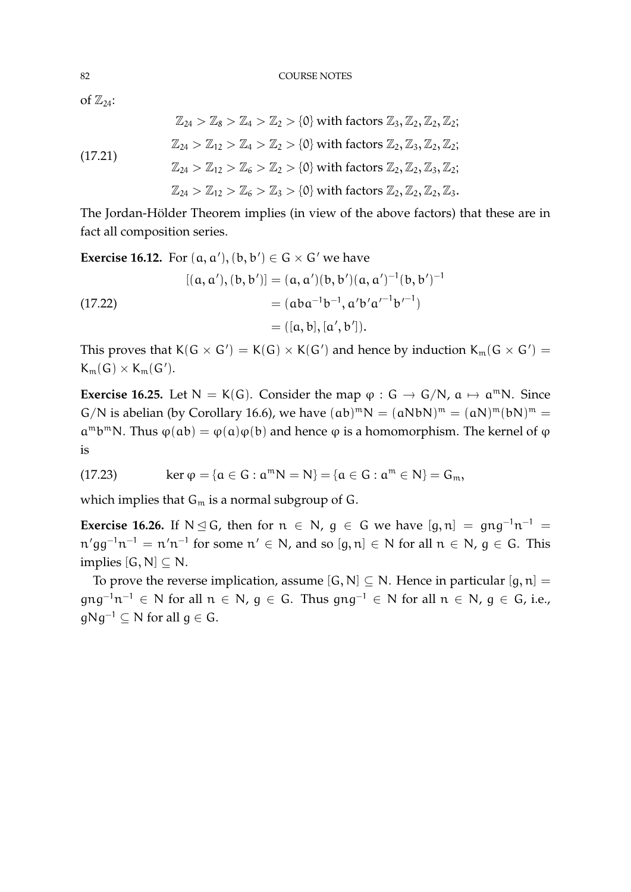of $\mathbb{Z}_{24}$:

$$
\begin{aligned}
&\mathbb{Z}_{24} > \mathbb{Z}_8 > \mathbb{Z}_4 > \mathbb{Z}_2 > \{0\} \text{ with factors } \mathbb{Z}_3, \mathbb{Z}_2, \mathbb{Z}_2, \mathbb{Z}_2;\\
&\mathbb{Z}_{24} > \mathbb{Z}_{12} > \mathbb{Z}_4 > \mathbb{Z}_2 > \{0\} \text{ with factors } \mathbb{Z}_2, \mathbb{Z}_3, \mathbb{Z}_2, \mathbb{Z}_2;\\
&\mathbb{Z}_{24} > \mathbb{Z}_{12} > \mathbb{Z}_6 > \mathbb{Z}_2 > \{0\} \text{ with factors } \mathbb{Z}_2, \mathbb{Z}_2, \mathbb{Z}_3, \mathbb{Z}_2;\\
&\mathbb{Z}_{24} > \mathbb{Z}_{12} > \mathbb{Z}_6 > \mathbb{Z}_3 > \{0\} \text{ with factors } \mathbb{Z}_2, \mathbb{Z}_2, \mathbb{Z}_2, \mathbb{Z}_3.
\end{aligned}
\tag{17.21}
$$

The Jordan-Hölder Theorem implies (in view of the above factors) that these are in fact all composition series.

**Exercise 16.12.** For $(a, a'), (b, b') \in G \times G'$ we have

$$
\begin{aligned}
[(a, a'), (b, b')] &= (a, a')(b, b')(a, a')^{-1}(b, b')^{-1}\\
&= (aba^{-1}b^{-1}, a'b'a'^{-1}b'^{-1})\\
&= ([a, b], [a', b']).
\end{aligned}
\tag{17.22}
$$

This proves that $K(G \times G') = K(G) \times K(G')$ and hence by induction $K_m(G \times G') = K_m(G) \times K_m(G')$.

**Exercise 16.25.** Let $N = K(G)$. Consider the map $\varphi : G \to G/N$, $a \mapsto a^m N$. Since $G/N$ is abelian (by Corollary 16.6), we have $(ab)^m N = (aNbN)^m = (aN)^m(bN)^m = a^m b^m N$. Thus $\varphi(ab) = \varphi(a)\varphi(b)$ and hence $\varphi$ is a homomorphism. The kernel of $\varphi$ is

$$
\ker \varphi = \{a \in G : a^m N = N\} = \{a \in G : a^m \in N\} = G_m,
\tag{17.23}
$$

which implies that $G_m$ is a normal subgroup of $G$.

**Exercise 16.26.** If $N \trianglelefteq G$, then for $n \in N$, $g \in G$ we have $[g, n] = gng^{-1}n^{-1} = n'gg^{-1}n^{-1} = n'n^{-1}$ for some $n' \in N$, and so $[g, n] \in N$ for all $n \in N$, $g \in G$. This implies $[G, N] \subseteq N$.

To prove the reverse implication, assume $[G, N] \subseteq N$. Hence in particular $[g, n] = gng^{-1}n^{-1} \in N$ for all $n \in N$, $g \in G$. Thus $gng^{-1} \in N$ for all $n \in N$, $g \in G$, i.e., $gNg^{-1} \subseteq N$ for all $g \in G$.